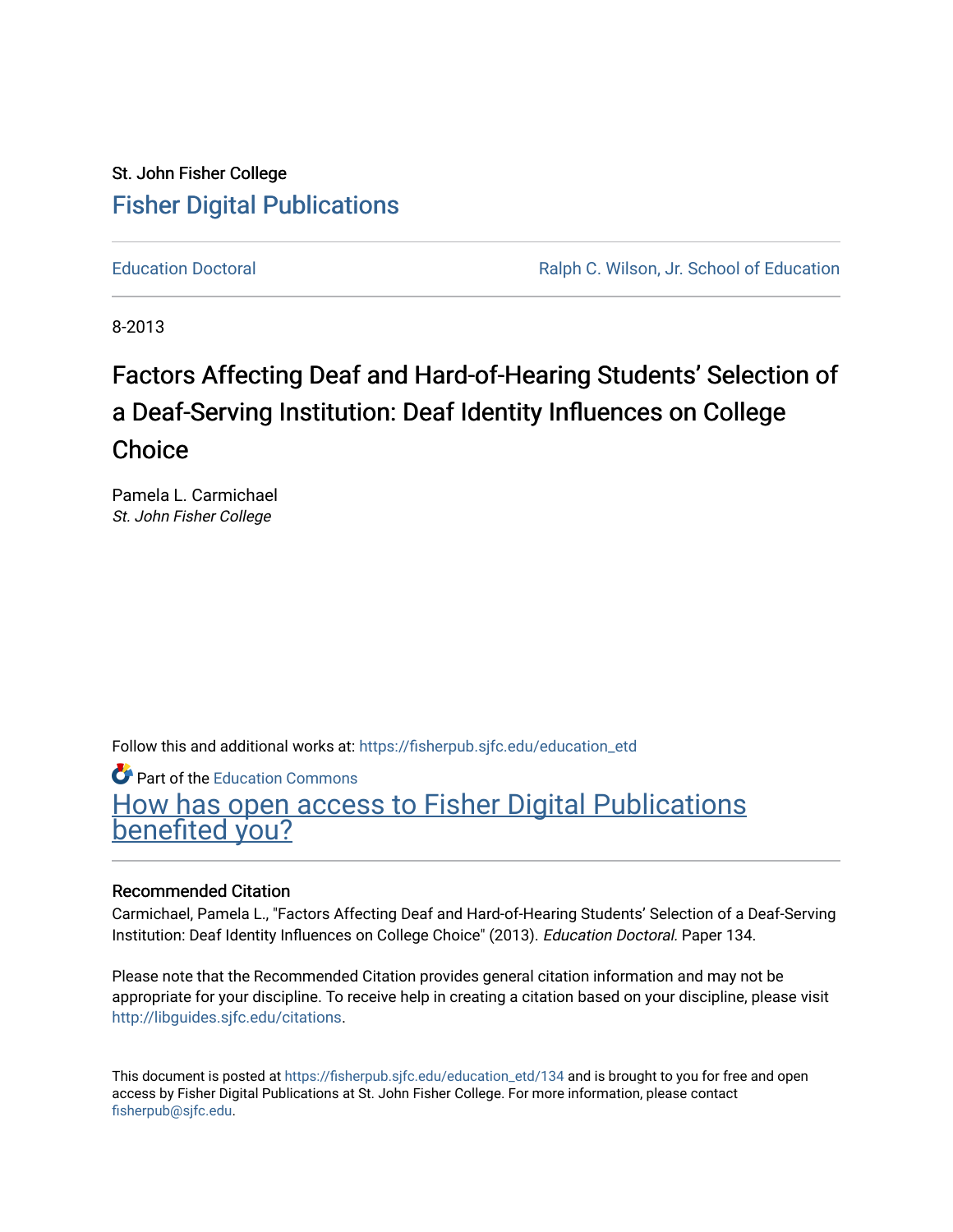St. John Fisher College

# Fisher Digital Publications

Education Doctoral | Ralph C. Wilson, Jr. School of Education

8-2013

## Factors Affecting Deaf and Hard-of-Hearing Students’ Selection of a Deaf-Serving Institution: Deaf Identity Influences on College Choice

Pamela L. Carmichael
*St. John Fisher College*

Follow this and additional works at: https://fisherpub.sjfc.edu/education_etd

Part of the Education Commons

How has open access to Fisher Digital Publications benefited you?

### Recommended Citation

Carmichael, Pamela L., "Factors Affecting Deaf and Hard-of-Hearing Students’ Selection of a Deaf-Serving Institution: Deaf Identity Influences on College Choice" (2013). *Education Doctoral.* Paper 134.

Please note that the Recommended Citation provides general citation information and may not be appropriate for your discipline. To receive help in creating a citation based on your discipline, please visit http://libguides.sjfc.edu/citations.

This document is posted at https://fisherpub.sjfc.edu/education_etd/134 and is brought to you for free and open access by Fisher Digital Publications at St. John Fisher College. For more information, please contact fisherpub@sjfc.edu.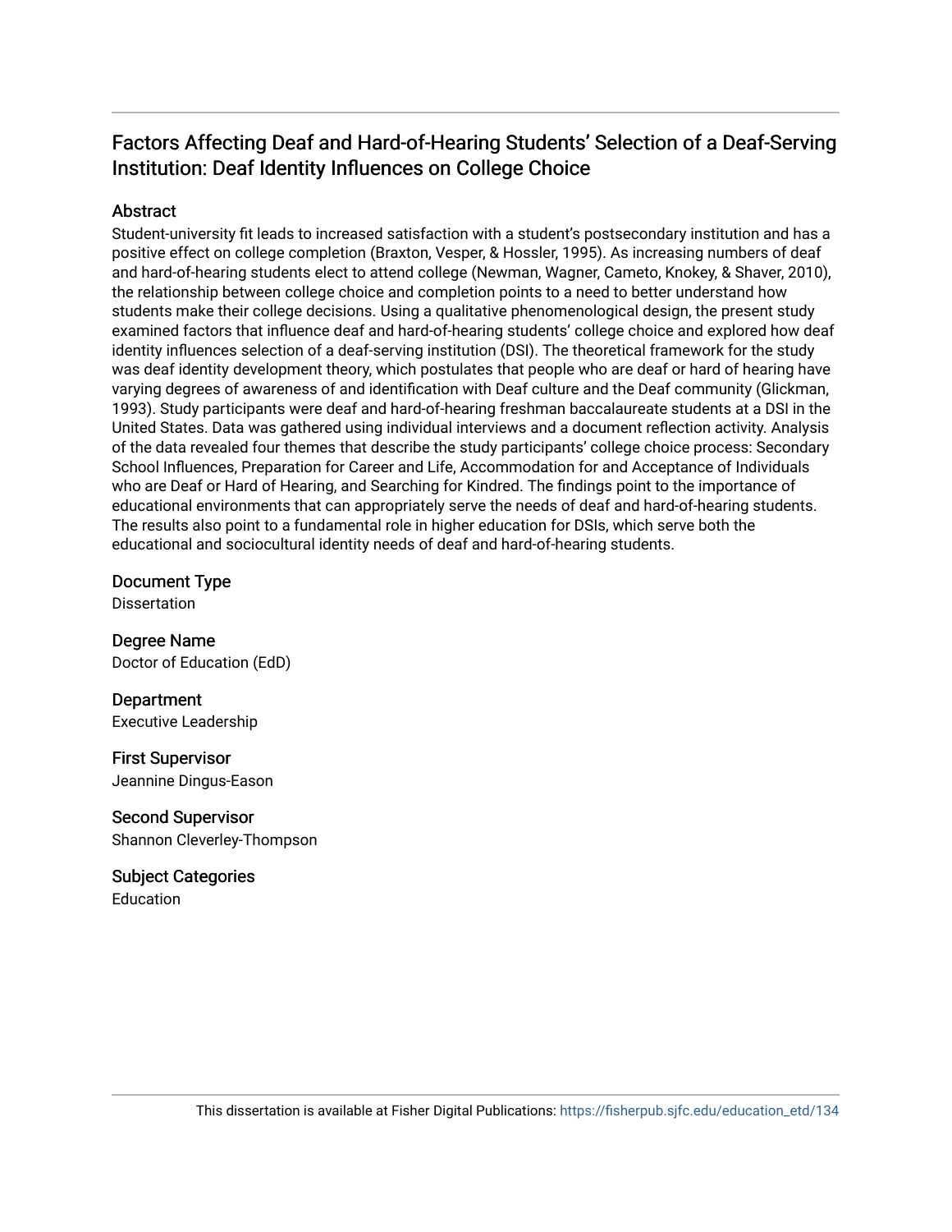# Factors Affecting Deaf and Hard-of-Hearing Students' Selection of a Deaf-Serving Institution: Deaf Identity Influences on College Choice

## Abstract

Student-university fit leads to increased satisfaction with a student's postsecondary institution and has a positive effect on college completion (Braxton, Vesper, & Hossler, 1995). As increasing numbers of deaf and hard-of-hearing students elect to attend college (Newman, Wagner, Cameto, Knokey, & Shaver, 2010), the relationship between college choice and completion points to a need to better understand how students make their college decisions. Using a qualitative phenomenological design, the present study examined factors that influence deaf and hard-of-hearing students' college choice and explored how deaf identity influences selection of a deaf-serving institution (DSI). The theoretical framework for the study was deaf identity development theory, which postulates that people who are deaf or hard of hearing have varying degrees of awareness of and identification with Deaf culture and the Deaf community (Glickman, 1993). Study participants were deaf and hard-of-hearing freshman baccalaureate students at a DSI in the United States. Data was gathered using individual interviews and a document reflection activity. Analysis of the data revealed four themes that describe the study participants' college choice process: Secondary School Influences, Preparation for Career and Life, Accommodation for and Acceptance of Individuals who are Deaf or Hard of Hearing, and Searching for Kindred. The findings point to the importance of educational environments that can appropriately serve the needs of deaf and hard-of-hearing students. The results also point to a fundamental role in higher education for DSIs, which serve both the educational and sociocultural identity needs of deaf and hard-of-hearing students.

## Document Type

Dissertation

## Degree Name

Doctor of Education (EdD)

## Department

Executive Leadership

## First Supervisor

Jeannine Dingus-Eason

## Second Supervisor

Shannon Cleverley-Thompson

## Subject Categories

Education

This dissertation is available at Fisher Digital Publications: https://fisherpub.sjfc.edu/education_etd/134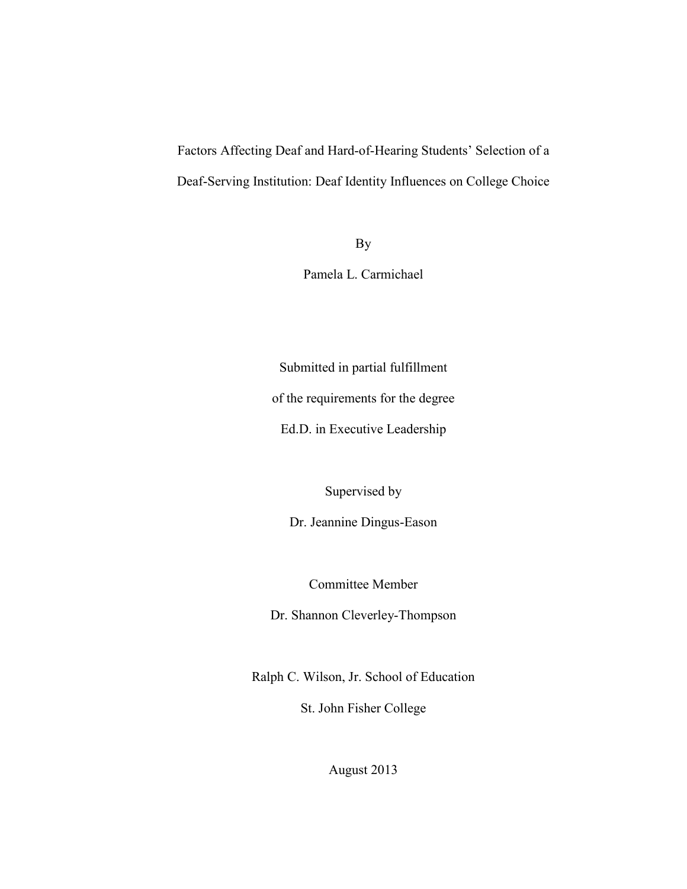# Factors Affecting Deaf and Hard-of-Hearing Students' Selection of a Deaf-Serving Institution: Deaf Identity Influences on College Choice

By

Pamela L. Carmichael

Submitted in partial fulfillment

of the requirements for the degree

Ed.D. in Executive Leadership

Supervised by

Dr. Jeannine Dingus-Eason

Committee Member

Dr. Shannon Cleverley-Thompson

Ralph C. Wilson, Jr. School of Education

St. John Fisher College

August 2013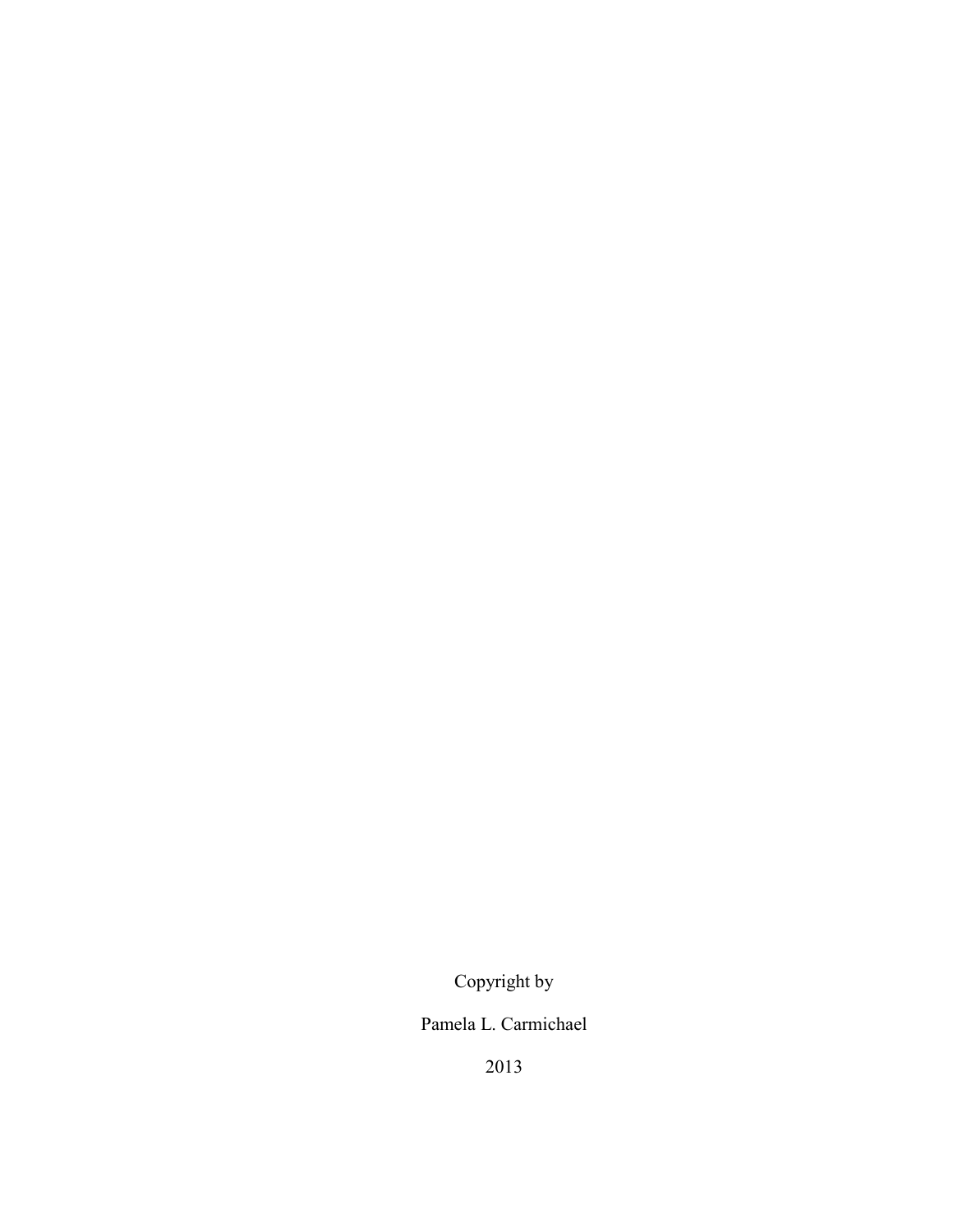Copyright by

Pamela L. Carmichael

2013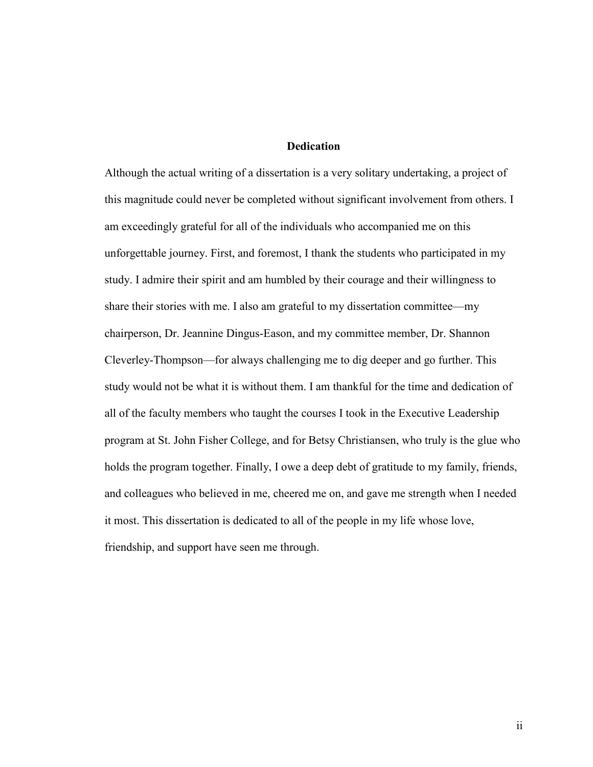## Dedication

Although the actual writing of a dissertation is a very solitary undertaking, a project of this magnitude could never be completed without significant involvement from others. I am exceedingly grateful for all of the individuals who accompanied me on this unforgettable journey. First, and foremost, I thank the students who participated in my study. I admire their spirit and am humbled by their courage and their willingness to share their stories with me. I also am grateful to my dissertation committee—my chairperson, Dr. Jeannine Dingus-Eason, and my committee member, Dr. Shannon Cleverley-Thompson—for always challenging me to dig deeper and go further. This study would not be what it is without them. I am thankful for the time and dedication of all of the faculty members who taught the courses I took in the Executive Leadership program at St. John Fisher College, and for Betsy Christiansen, who truly is the glue who holds the program together. Finally, I owe a deep debt of gratitude to my family, friends, and colleagues who believed in me, cheered me on, and gave me strength when I needed it most. This dissertation is dedicated to all of the people in my life whose love, friendship, and support have seen me through.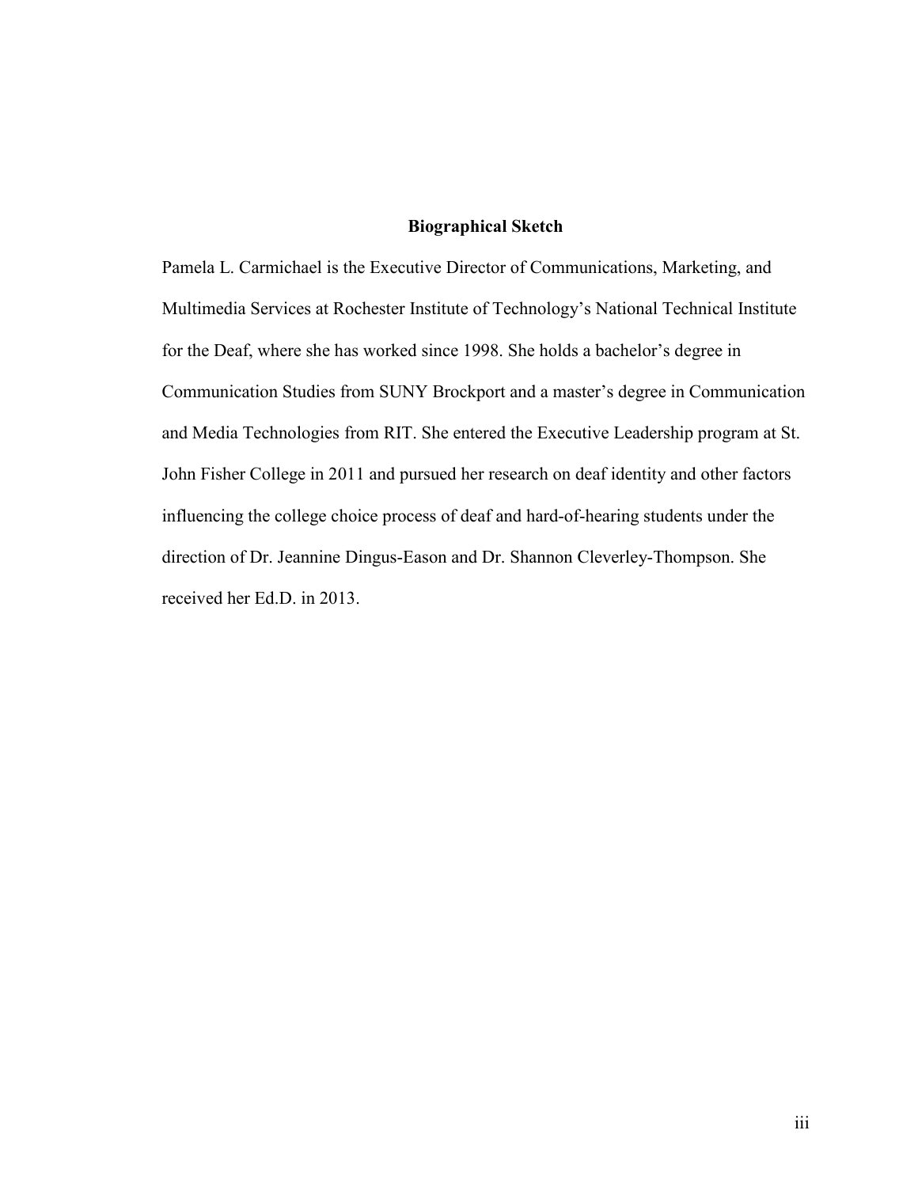## Biographical Sketch

Pamela L. Carmichael is the Executive Director of Communications, Marketing, and Multimedia Services at Rochester Institute of Technology's National Technical Institute for the Deaf, where she has worked since 1998. She holds a bachelor's degree in Communication Studies from SUNY Brockport and a master's degree in Communication and Media Technologies from RIT. She entered the Executive Leadership program at St. John Fisher College in 2011 and pursued her research on deaf identity and other factors influencing the college choice process of deaf and hard-of-hearing students under the direction of Dr. Jeannine Dingus-Eason and Dr. Shannon Cleverley-Thompson. She received her Ed.D. in 2013.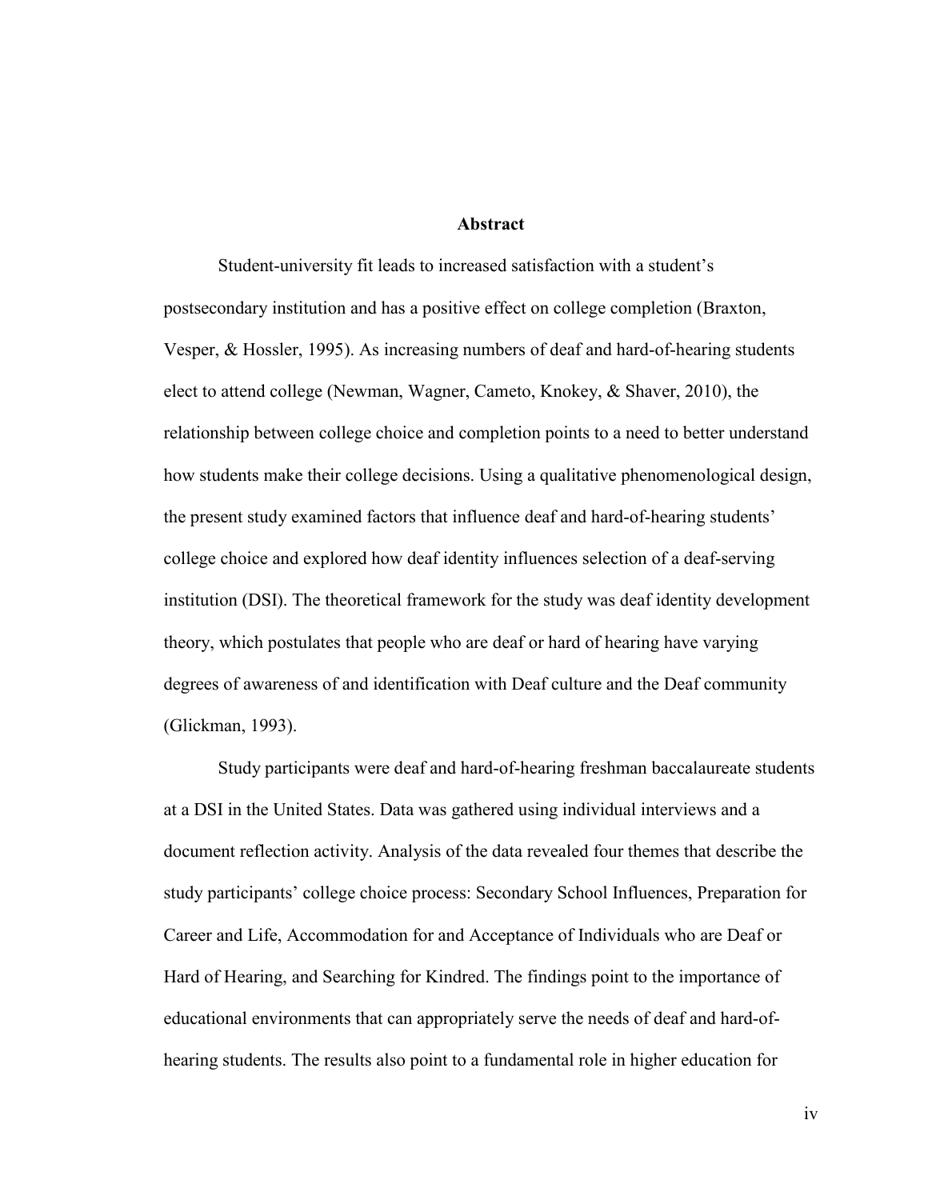# Abstract

Student-university fit leads to increased satisfaction with a student's postsecondary institution and has a positive effect on college completion (Braxton, Vesper, & Hossler, 1995). As increasing numbers of deaf and hard-of-hearing students elect to attend college (Newman, Wagner, Cameto, Knokey, & Shaver, 2010), the relationship between college choice and completion points to a need to better understand how students make their college decisions. Using a qualitative phenomenological design, the present study examined factors that influence deaf and hard-of-hearing students' college choice and explored how deaf identity influences selection of a deaf-serving institution (DSI). The theoretical framework for the study was deaf identity development theory, which postulates that people who are deaf or hard of hearing have varying degrees of awareness of and identification with Deaf culture and the Deaf community (Glickman, 1993).

Study participants were deaf and hard-of-hearing freshman baccalaureate students at a DSI in the United States. Data was gathered using individual interviews and a document reflection activity. Analysis of the data revealed four themes that describe the study participants' college choice process: Secondary School Influences, Preparation for Career and Life, Accommodation for and Acceptance of Individuals who are Deaf or Hard of Hearing, and Searching for Kindred. The findings point to the importance of educational environments that can appropriately serve the needs of deaf and hard-of-hearing students. The results also point to a fundamental role in higher education for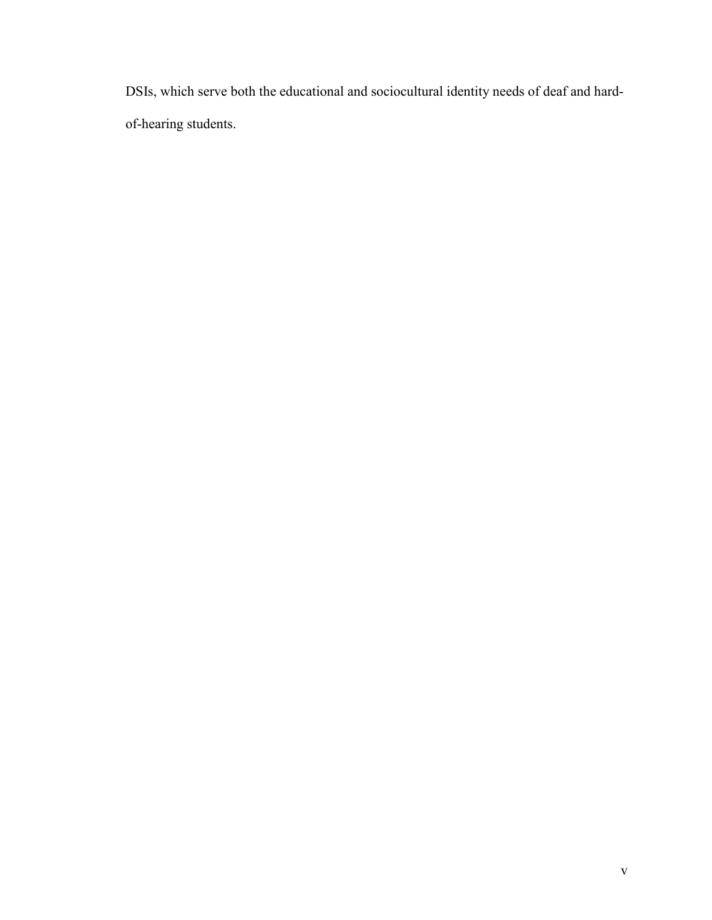DSIs, which serve both the educational and sociocultural identity needs of deaf and hard-of-hearing students.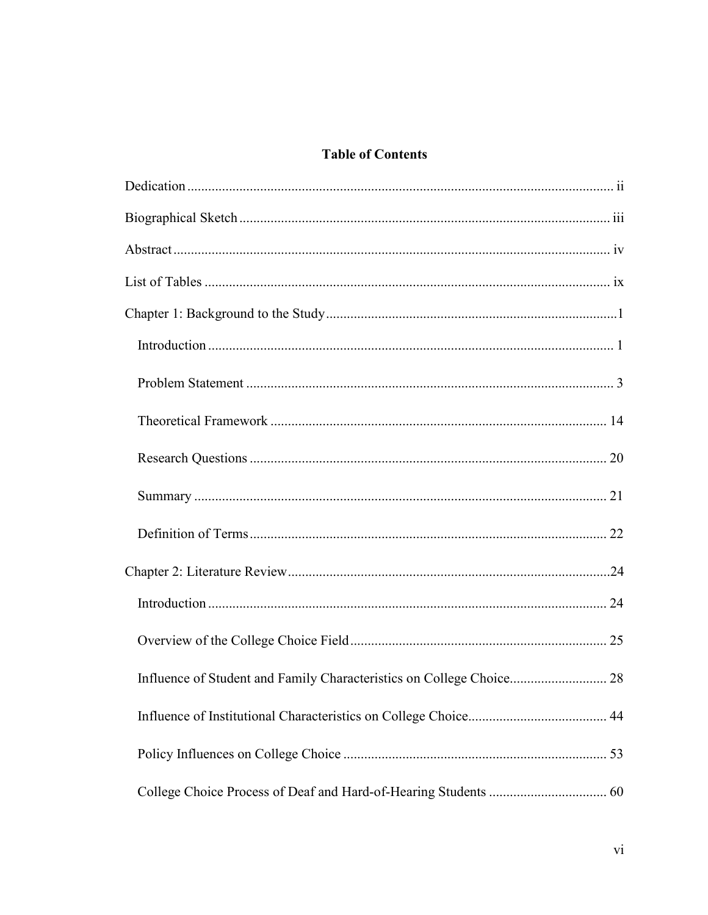## Table of Contents

Dedication ..... ii

Biographical Sketch ..... iii

Abstract ..... iv

List of Tables ..... ix

Chapter 1: Background to the Study ..... 1

- Introduction ..... 1
- Problem Statement ..... 3
- Theoretical Framework ..... 14
- Research Questions ..... 20
- Summary ..... 21
- Definition of Terms ..... 22

Chapter 2: Literature Review ..... 24

- Introduction ..... 24
- Overview of the College Choice Field ..... 25
- Influence of Student and Family Characteristics on College Choice ..... 28
- Influence of Institutional Characteristics on College Choice ..... 44
- Policy Influences on College Choice ..... 53
- College Choice Process of Deaf and Hard-of-Hearing Students ..... 60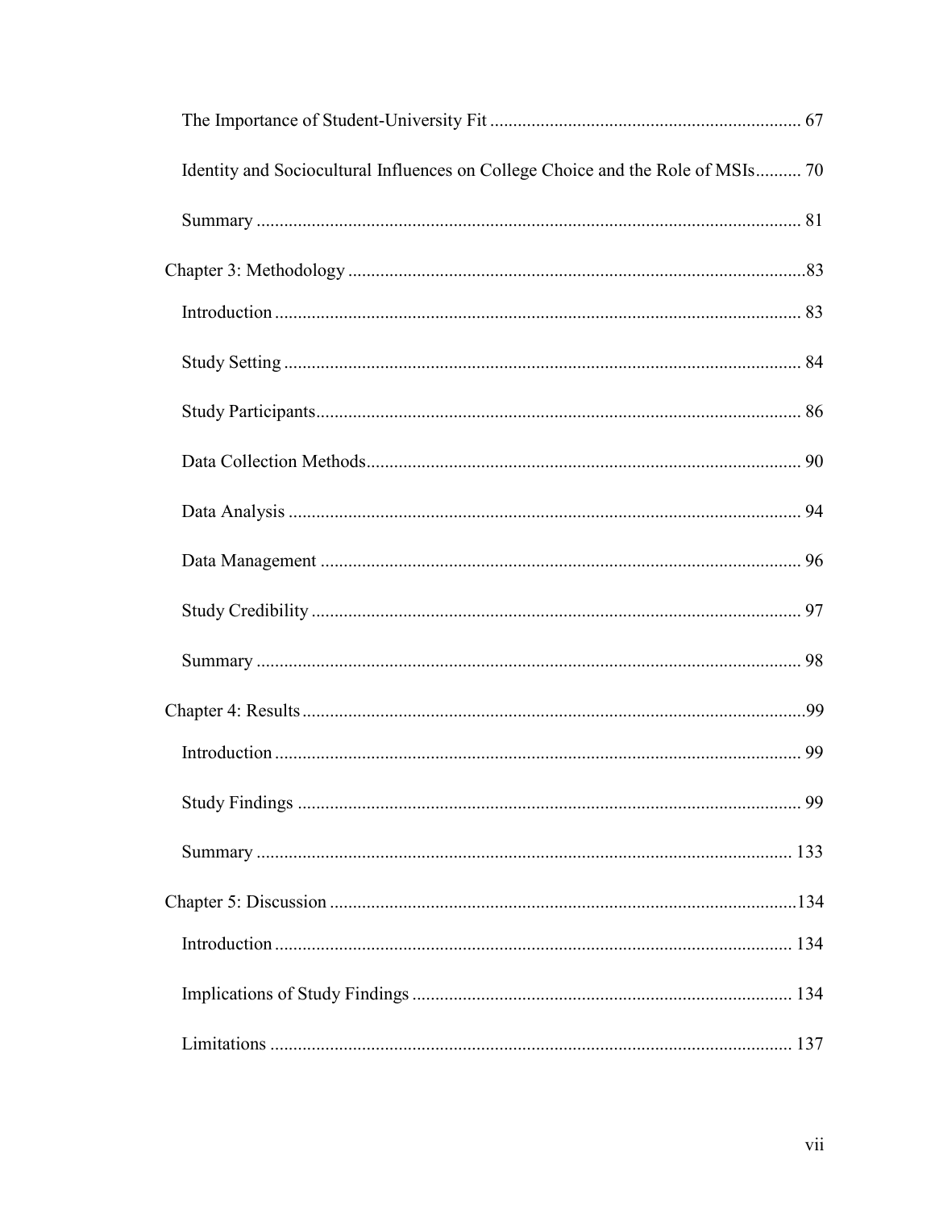The Importance of Student-University Fit ........................................................ 67

Identity and Sociocultural Influences on College Choice and the Role of MSIs.......... 70

Summary ........................................................................................................ 81

Chapter 3: Methodology ......................................................................................83

Introduction .................................................................................................... 83

Study Setting .................................................................................................. 84

Study Participants............................................................................................ 86

Data Collection Methods.................................................................................. 90

Data Analysis .................................................................................................. 94

Data Management ........................................................................................... 96

Study Credibility ............................................................................................. 97

Summary ........................................................................................................ 98

Chapter 4: Results ..............................................................................................99

Introduction .................................................................................................... 99

Study Findings ................................................................................................ 99

Summary ...................................................................................................... 133

Chapter 5: Discussion .......................................................................................134

Introduction .................................................................................................. 134

Implications of Study Findings ...................................................................... 134

Limitations ................................................................................................... 137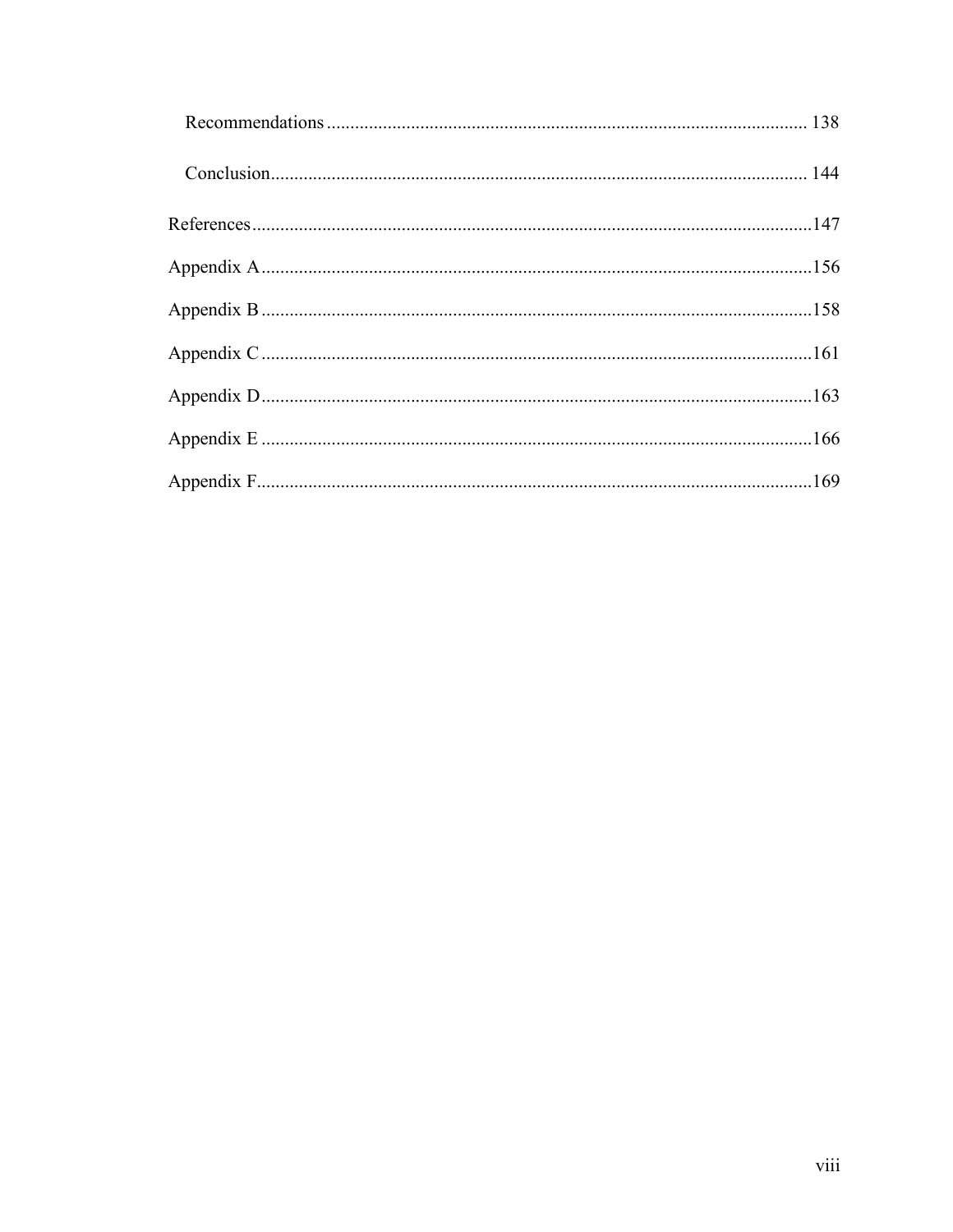Recommendations ........................................................................................................ 138

Conclusion................................................................................................................. 144

References......................................................................................................................147

Appendix A....................................................................................................................156

Appendix B ....................................................................................................................158

Appendix C ....................................................................................................................161

Appendix D....................................................................................................................163

Appendix E ....................................................................................................................166

Appendix F.....................................................................................................................169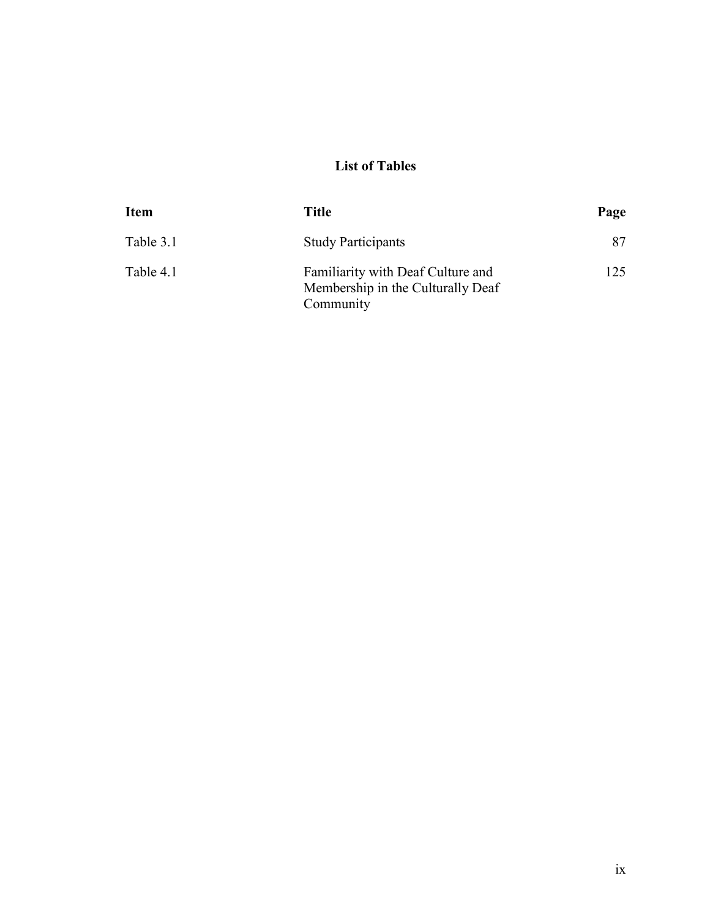# List of Tables

| Item | Title | Page |
| --- | --- | --- |
| Table 3.1 | Study Participants | 87 |
| Table 4.1 | Familiarity with Deaf Culture and Membership in the Culturally Deaf Community | 125 |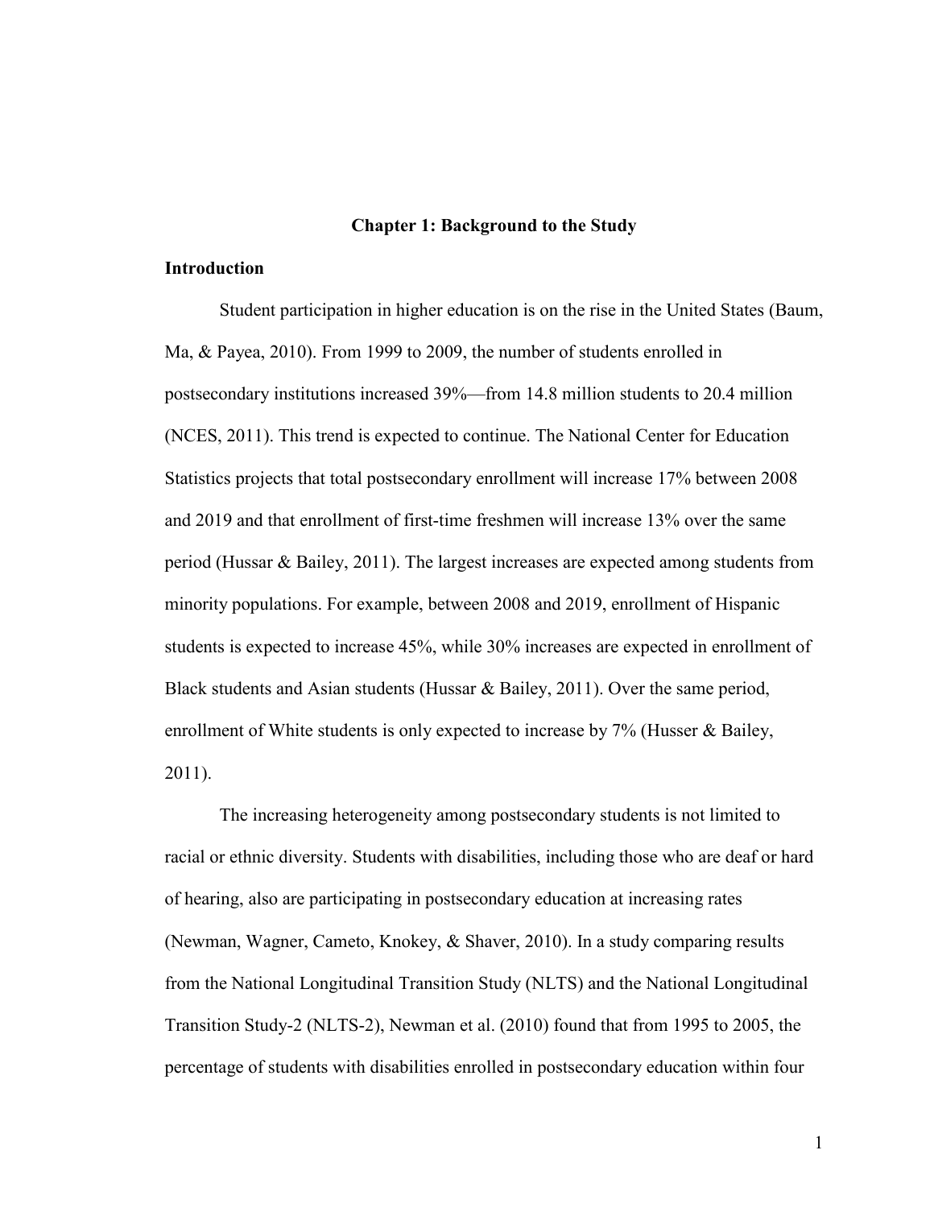# Chapter 1: Background to the Study

## Introduction

Student participation in higher education is on the rise in the United States (Baum, Ma, & Payea, 2010). From 1999 to 2009, the number of students enrolled in postsecondary institutions increased 39%—from 14.8 million students to 20.4 million (NCES, 2011). This trend is expected to continue. The National Center for Education Statistics projects that total postsecondary enrollment will increase 17% between 2008 and 2019 and that enrollment of first-time freshmen will increase 13% over the same period (Hussar & Bailey, 2011). The largest increases are expected among students from minority populations. For example, between 2008 and 2019, enrollment of Hispanic students is expected to increase 45%, while 30% increases are expected in enrollment of Black students and Asian students (Hussar & Bailey, 2011). Over the same period, enrollment of White students is only expected to increase by 7% (Husser & Bailey, 2011).

The increasing heterogeneity among postsecondary students is not limited to racial or ethnic diversity. Students with disabilities, including those who are deaf or hard of hearing, also are participating in postsecondary education at increasing rates (Newman, Wagner, Cameto, Knokey, & Shaver, 2010). In a study comparing results from the National Longitudinal Transition Study (NLTS) and the National Longitudinal Transition Study-2 (NLTS-2), Newman et al. (2010) found that from 1995 to 2005, the percentage of students with disabilities enrolled in postsecondary education within four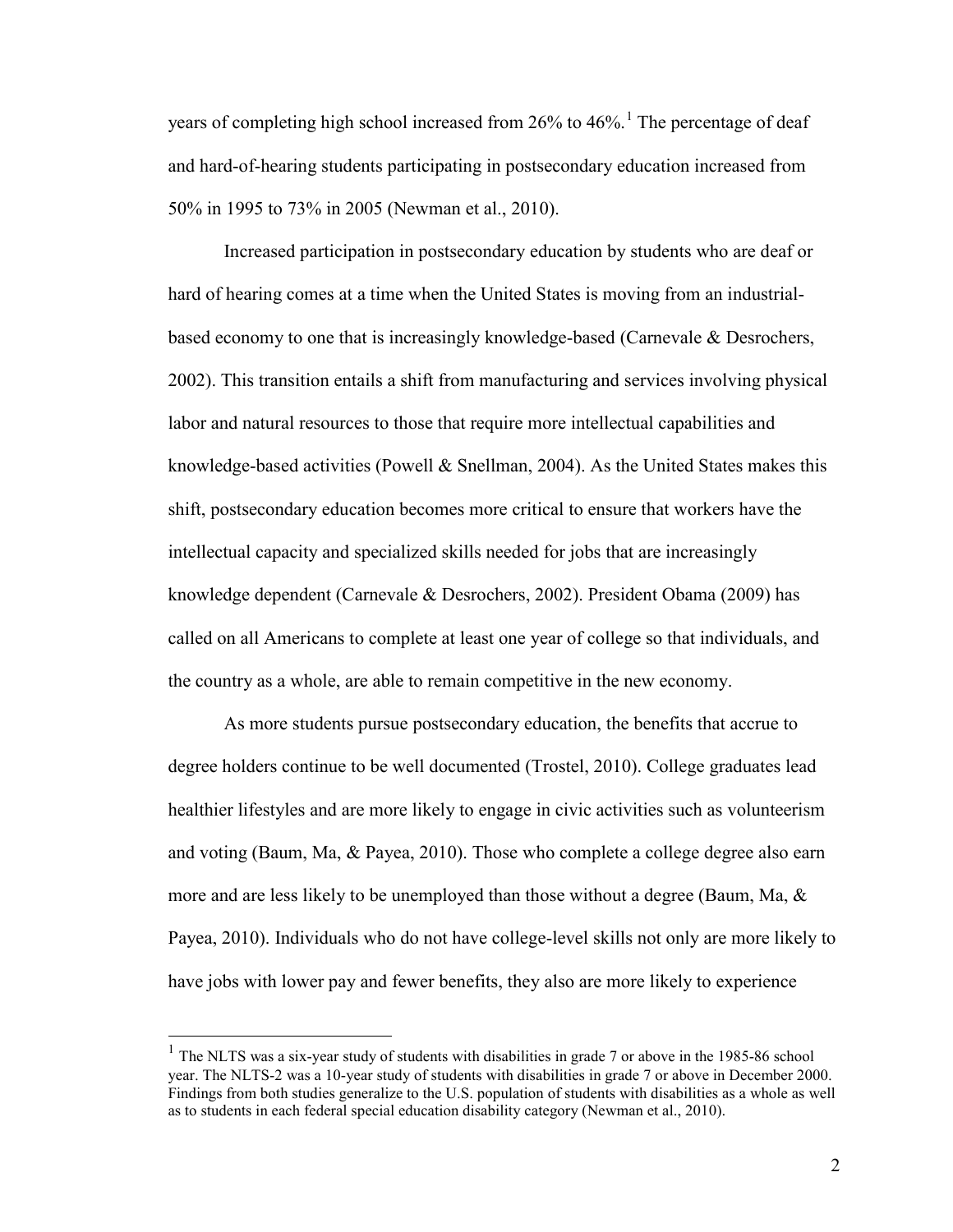years of completing high school increased from 26% to 46%.[1] The percentage of deaf and hard-of-hearing students participating in postsecondary education increased from 50% in 1995 to 73% in 2005 (Newman et al., 2010).

Increased participation in postsecondary education by students who are deaf or hard of hearing comes at a time when the United States is moving from an industrial-based economy to one that is increasingly knowledge-based (Carnevale & Desrochers, 2002). This transition entails a shift from manufacturing and services involving physical labor and natural resources to those that require more intellectual capabilities and knowledge-based activities (Powell & Snellman, 2004). As the United States makes this shift, postsecondary education becomes more critical to ensure that workers have the intellectual capacity and specialized skills needed for jobs that are increasingly knowledge dependent (Carnevale & Desrochers, 2002). President Obama (2009) has called on all Americans to complete at least one year of college so that individuals, and the country as a whole, are able to remain competitive in the new economy.

As more students pursue postsecondary education, the benefits that accrue to degree holders continue to be well documented (Trostel, 2010). College graduates lead healthier lifestyles and are more likely to engage in civic activities such as volunteerism and voting (Baum, Ma, & Payea, 2010). Those who complete a college degree also earn more and are less likely to be unemployed than those without a degree (Baum, Ma, & Payea, 2010). Individuals who do not have college-level skills not only are more likely to have jobs with lower pay and fewer benefits, they also are more likely to experience

---

[1] The NLTS was a six-year study of students with disabilities in grade 7 or above in the 1985-86 school year. The NLTS-2 was a 10-year study of students with disabilities in grade 7 or above in December 2000. Findings from both studies generalize to the U.S. population of students with disabilities as a whole as well as to students in each federal special education disability category (Newman et al., 2010).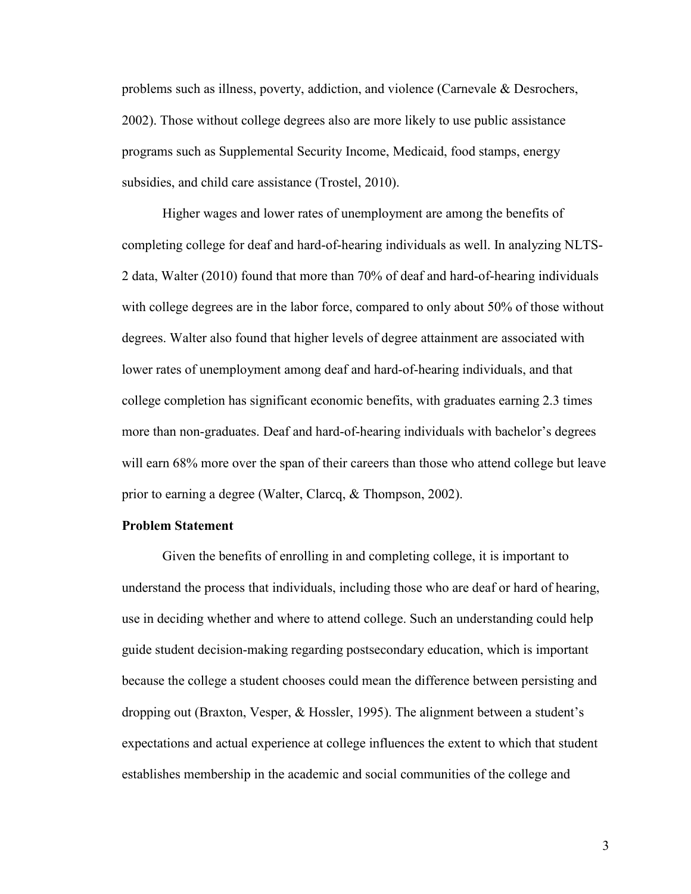problems such as illness, poverty, addiction, and violence (Carnevale & Desrochers, 2002). Those without college degrees also are more likely to use public assistance programs such as Supplemental Security Income, Medicaid, food stamps, energy subsidies, and child care assistance (Trostel, 2010).

Higher wages and lower rates of unemployment are among the benefits of completing college for deaf and hard-of-hearing individuals as well. In analyzing NLTS-2 data, Walter (2010) found that more than 70% of deaf and hard-of-hearing individuals with college degrees are in the labor force, compared to only about 50% of those without degrees. Walter also found that higher levels of degree attainment are associated with lower rates of unemployment among deaf and hard-of-hearing individuals, and that college completion has significant economic benefits, with graduates earning 2.3 times more than non-graduates. Deaf and hard-of-hearing individuals with bachelor's degrees will earn 68% more over the span of their careers than those who attend college but leave prior to earning a degree (Walter, Clarcq, & Thompson, 2002).

**Problem Statement**

Given the benefits of enrolling in and completing college, it is important to understand the process that individuals, including those who are deaf or hard of hearing, use in deciding whether and where to attend college. Such an understanding could help guide student decision-making regarding postsecondary education, which is important because the college a student chooses could mean the difference between persisting and dropping out (Braxton, Vesper, & Hossler, 1995). The alignment between a student's expectations and actual experience at college influences the extent to which that student establishes membership in the academic and social communities of the college and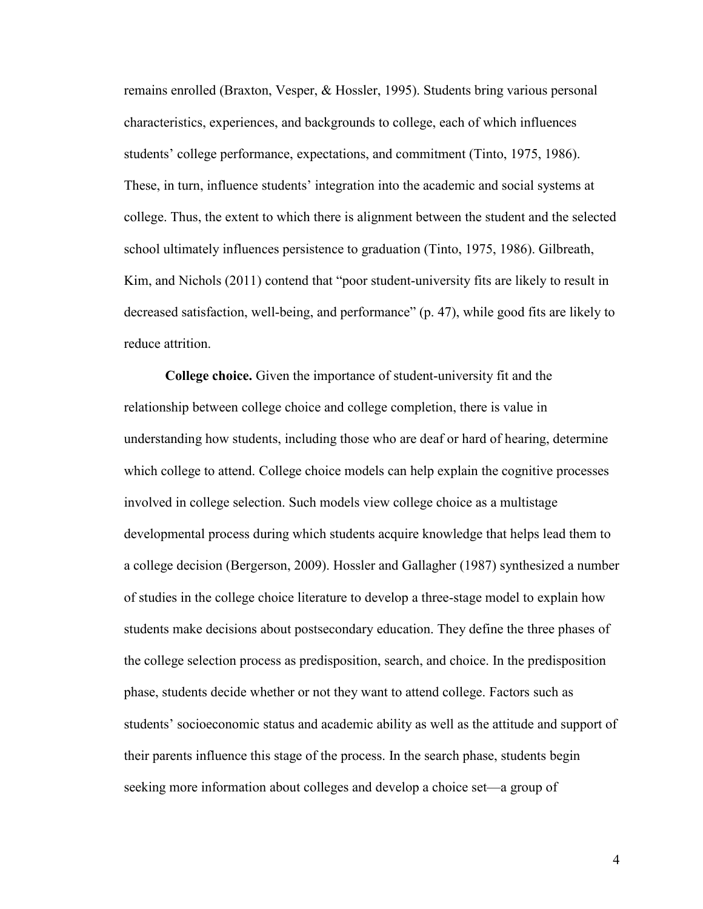remains enrolled (Braxton, Vesper, & Hossler, 1995). Students bring various personal characteristics, experiences, and backgrounds to college, each of which influences students' college performance, expectations, and commitment (Tinto, 1975, 1986). These, in turn, influence students' integration into the academic and social systems at college. Thus, the extent to which there is alignment between the student and the selected school ultimately influences persistence to graduation (Tinto, 1975, 1986). Gilbreath, Kim, and Nichols (2011) contend that "poor student-university fits are likely to result in decreased satisfaction, well-being, and performance" (p. 47), while good fits are likely to reduce attrition.

**College choice.** Given the importance of student-university fit and the relationship between college choice and college completion, there is value in understanding how students, including those who are deaf or hard of hearing, determine which college to attend. College choice models can help explain the cognitive processes involved in college selection. Such models view college choice as a multistage developmental process during which students acquire knowledge that helps lead them to a college decision (Bergerson, 2009). Hossler and Gallagher (1987) synthesized a number of studies in the college choice literature to develop a three-stage model to explain how students make decisions about postsecondary education. They define the three phases of the college selection process as predisposition, search, and choice. In the predisposition phase, students decide whether or not they want to attend college. Factors such as students' socioeconomic status and academic ability as well as the attitude and support of their parents influence this stage of the process. In the search phase, students begin seeking more information about colleges and develop a choice set—a group of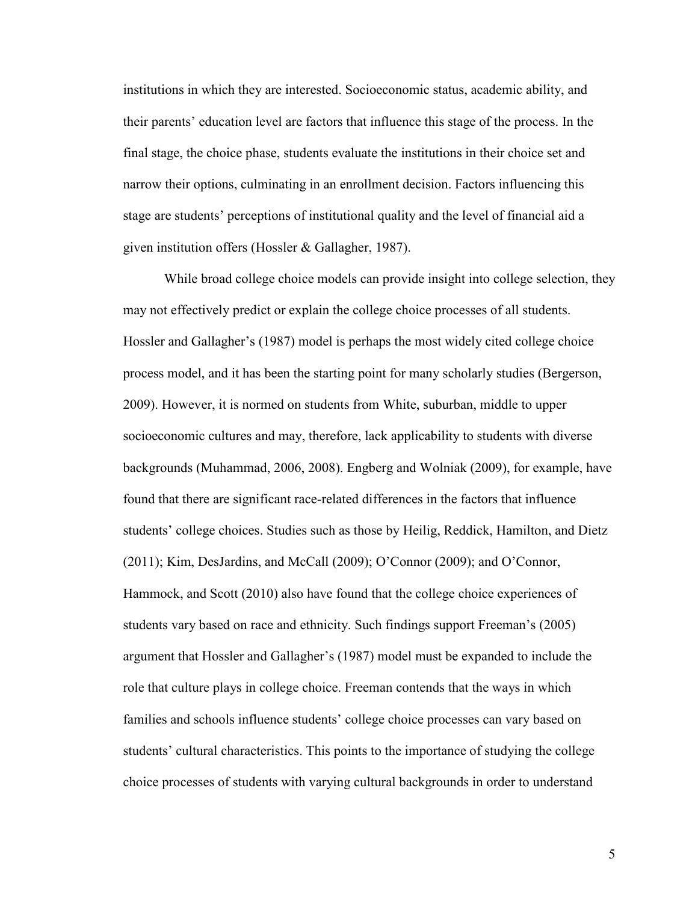institutions in which they are interested. Socioeconomic status, academic ability, and their parents' education level are factors that influence this stage of the process. In the final stage, the choice phase, students evaluate the institutions in their choice set and narrow their options, culminating in an enrollment decision. Factors influencing this stage are students' perceptions of institutional quality and the level of financial aid a given institution offers (Hossler & Gallagher, 1987).

While broad college choice models can provide insight into college selection, they may not effectively predict or explain the college choice processes of all students. Hossler and Gallagher's (1987) model is perhaps the most widely cited college choice process model, and it has been the starting point for many scholarly studies (Bergerson, 2009). However, it is normed on students from White, suburban, middle to upper socioeconomic cultures and may, therefore, lack applicability to students with diverse backgrounds (Muhammad, 2006, 2008). Engberg and Wolniak (2009), for example, have found that there are significant race-related differences in the factors that influence students' college choices. Studies such as those by Heilig, Reddick, Hamilton, and Dietz (2011); Kim, DesJardins, and McCall (2009); O'Connor (2009); and O'Connor, Hammock, and Scott (2010) also have found that the college choice experiences of students vary based on race and ethnicity. Such findings support Freeman's (2005) argument that Hossler and Gallagher's (1987) model must be expanded to include the role that culture plays in college choice. Freeman contends that the ways in which families and schools influence students' college choice processes can vary based on students' cultural characteristics. This points to the importance of studying the college choice processes of students with varying cultural backgrounds in order to understand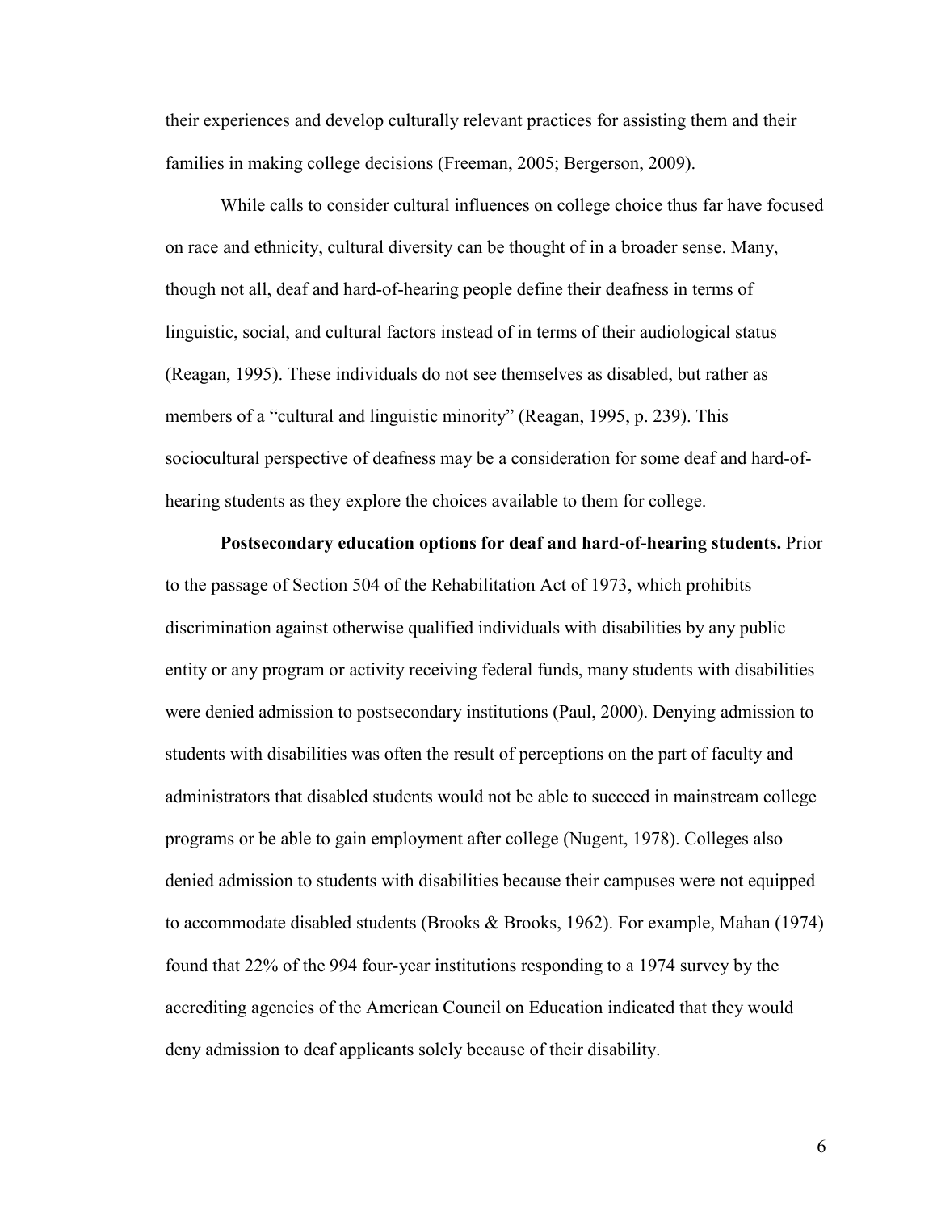their experiences and develop culturally relevant practices for assisting them and their families in making college decisions (Freeman, 2005; Bergerson, 2009).

While calls to consider cultural influences on college choice thus far have focused on race and ethnicity, cultural diversity can be thought of in a broader sense. Many, though not all, deaf and hard-of-hearing people define their deafness in terms of linguistic, social, and cultural factors instead of in terms of their audiological status (Reagan, 1995). These individuals do not see themselves as disabled, but rather as members of a "cultural and linguistic minority" (Reagan, 1995, p. 239). This sociocultural perspective of deafness may be a consideration for some deaf and hard-of-hearing students as they explore the choices available to them for college.

**Postsecondary education options for deaf and hard-of-hearing students.** Prior to the passage of Section 504 of the Rehabilitation Act of 1973, which prohibits discrimination against otherwise qualified individuals with disabilities by any public entity or any program or activity receiving federal funds, many students with disabilities were denied admission to postsecondary institutions (Paul, 2000). Denying admission to students with disabilities was often the result of perceptions on the part of faculty and administrators that disabled students would not be able to succeed in mainstream college programs or be able to gain employment after college (Nugent, 1978). Colleges also denied admission to students with disabilities because their campuses were not equipped to accommodate disabled students (Brooks & Brooks, 1962). For example, Mahan (1974) found that 22% of the 994 four-year institutions responding to a 1974 survey by the accrediting agencies of the American Council on Education indicated that they would deny admission to deaf applicants solely because of their disability.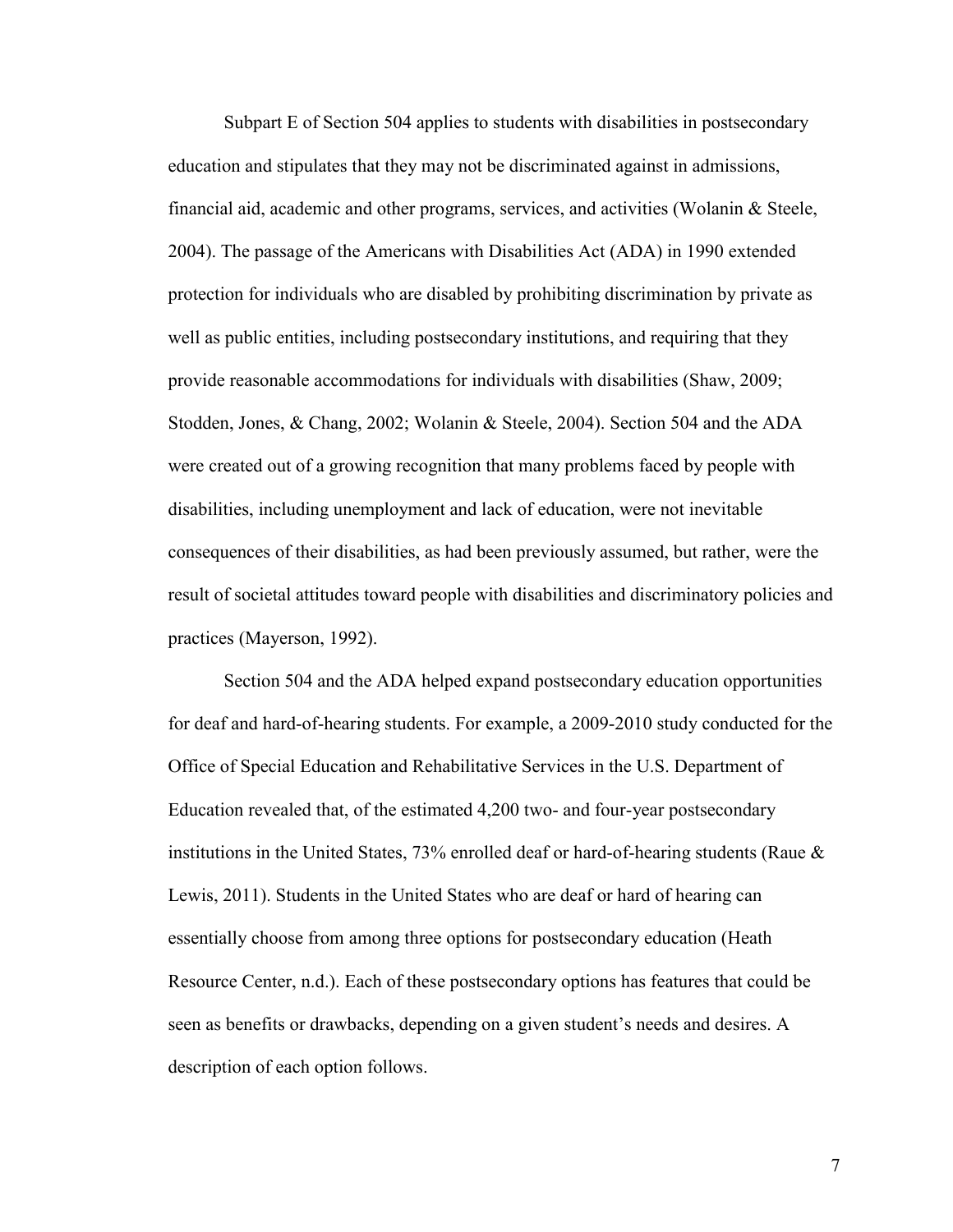Subpart E of Section 504 applies to students with disabilities in postsecondary education and stipulates that they may not be discriminated against in admissions, financial aid, academic and other programs, services, and activities (Wolanin & Steele, 2004). The passage of the Americans with Disabilities Act (ADA) in 1990 extended protection for individuals who are disabled by prohibiting discrimination by private as well as public entities, including postsecondary institutions, and requiring that they provide reasonable accommodations for individuals with disabilities (Shaw, 2009; Stodden, Jones, & Chang, 2002; Wolanin & Steele, 2004). Section 504 and the ADA were created out of a growing recognition that many problems faced by people with disabilities, including unemployment and lack of education, were not inevitable consequences of their disabilities, as had been previously assumed, but rather, were the result of societal attitudes toward people with disabilities and discriminatory policies and practices (Mayerson, 1992).

Section 504 and the ADA helped expand postsecondary education opportunities for deaf and hard-of-hearing students. For example, a 2009-2010 study conducted for the Office of Special Education and Rehabilitative Services in the U.S. Department of Education revealed that, of the estimated 4,200 two- and four-year postsecondary institutions in the United States, 73% enrolled deaf or hard-of-hearing students (Raue & Lewis, 2011). Students in the United States who are deaf or hard of hearing can essentially choose from among three options for postsecondary education (Heath Resource Center, n.d.). Each of these postsecondary options has features that could be seen as benefits or drawbacks, depending on a given student's needs and desires. A description of each option follows.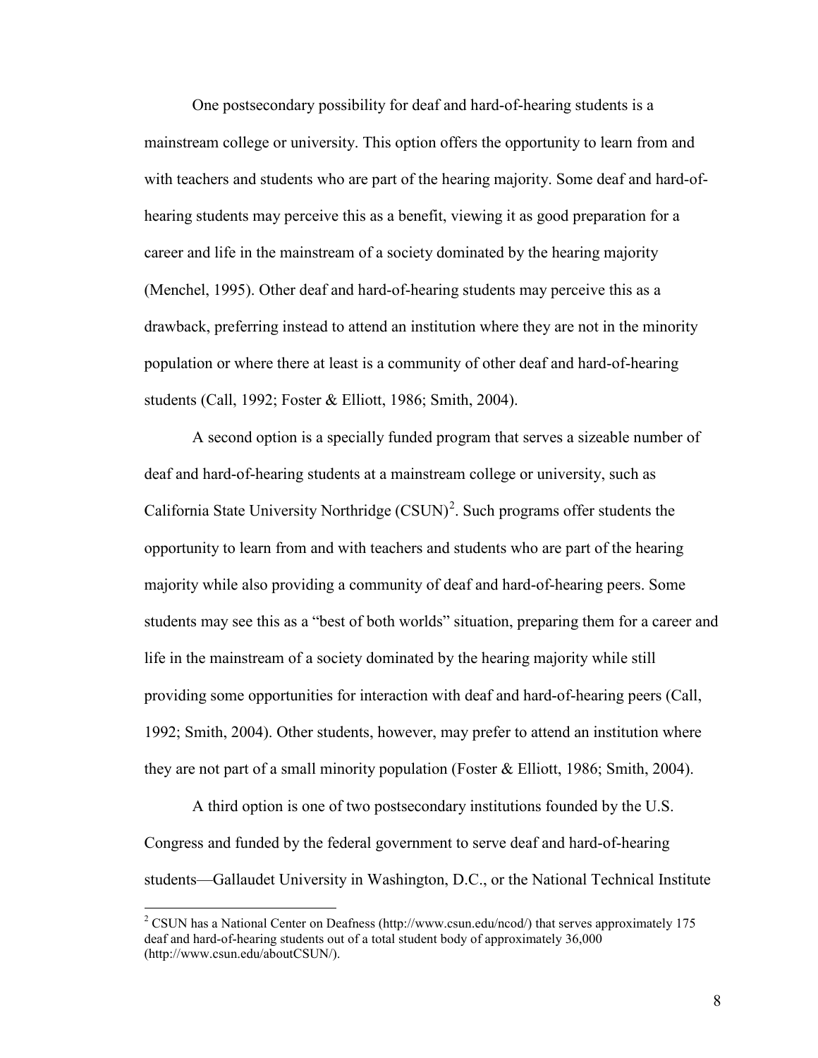One postsecondary possibility for deaf and hard-of-hearing students is a mainstream college or university. This option offers the opportunity to learn from and with teachers and students who are part of the hearing majority. Some deaf and hard-of-hearing students may perceive this as a benefit, viewing it as good preparation for a career and life in the mainstream of a society dominated by the hearing majority (Menchel, 1995). Other deaf and hard-of-hearing students may perceive this as a drawback, preferring instead to attend an institution where they are not in the minority population or where there at least is a community of other deaf and hard-of-hearing students (Call, 1992; Foster & Elliott, 1986; Smith, 2004).

A second option is a specially funded program that serves a sizeable number of deaf and hard-of-hearing students at a mainstream college or university, such as California State University Northridge (CSUN)[2]. Such programs offer students the opportunity to learn from and with teachers and students who are part of the hearing majority while also providing a community of deaf and hard-of-hearing peers. Some students may see this as a "best of both worlds" situation, preparing them for a career and life in the mainstream of a society dominated by the hearing majority while still providing some opportunities for interaction with deaf and hard-of-hearing peers (Call, 1992; Smith, 2004). Other students, however, may prefer to attend an institution where they are not part of a small minority population (Foster & Elliott, 1986; Smith, 2004).

A third option is one of two postsecondary institutions founded by the U.S. Congress and funded by the federal government to serve deaf and hard-of-hearing students—Gallaudet University in Washington, D.C., or the National Technical Institute

[2] CSUN has a National Center on Deafness (http://www.csun.edu/ncod/) that serves approximately 175 deaf and hard-of-hearing students out of a total student body of approximately 36,000 (http://www.csun.edu/aboutCSUN/).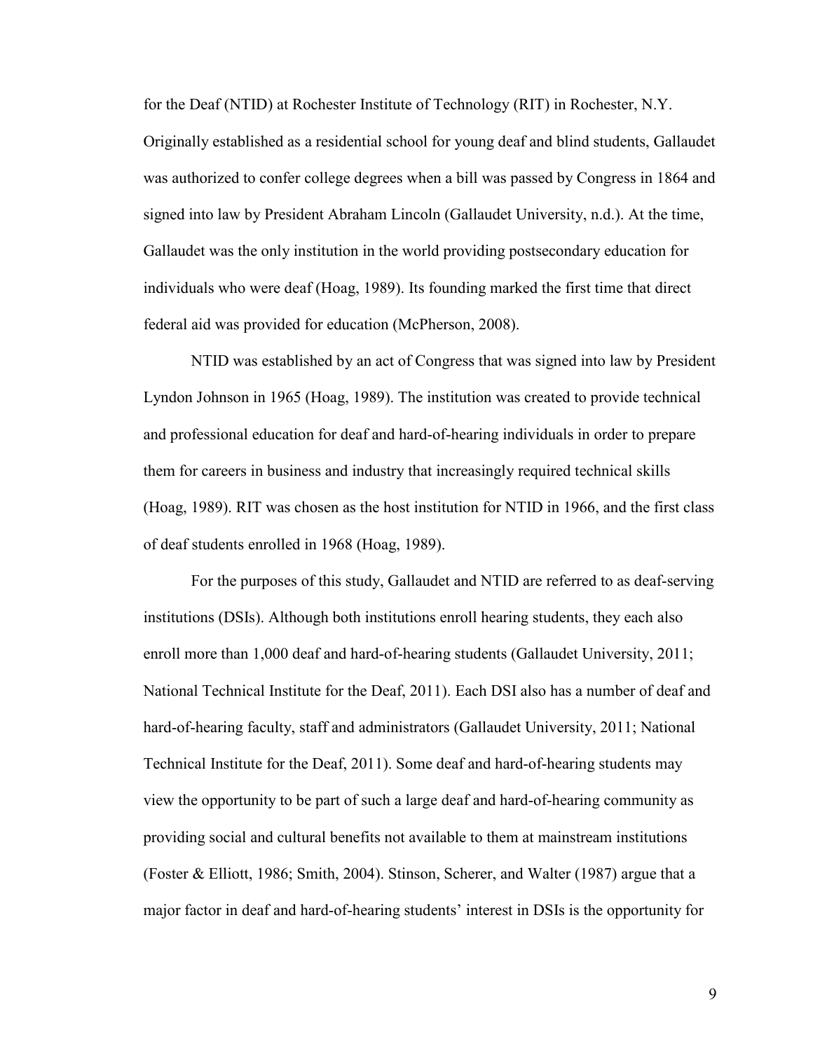for the Deaf (NTID) at Rochester Institute of Technology (RIT) in Rochester, N.Y. Originally established as a residential school for young deaf and blind students, Gallaudet was authorized to confer college degrees when a bill was passed by Congress in 1864 and signed into law by President Abraham Lincoln (Gallaudet University, n.d.). At the time, Gallaudet was the only institution in the world providing postsecondary education for individuals who were deaf (Hoag, 1989). Its founding marked the first time that direct federal aid was provided for education (McPherson, 2008).

NTID was established by an act of Congress that was signed into law by President Lyndon Johnson in 1965 (Hoag, 1989). The institution was created to provide technical and professional education for deaf and hard-of-hearing individuals in order to prepare them for careers in business and industry that increasingly required technical skills (Hoag, 1989). RIT was chosen as the host institution for NTID in 1966, and the first class of deaf students enrolled in 1968 (Hoag, 1989).

For the purposes of this study, Gallaudet and NTID are referred to as deaf-serving institutions (DSIs). Although both institutions enroll hearing students, they each also enroll more than 1,000 deaf and hard-of-hearing students (Gallaudet University, 2011; National Technical Institute for the Deaf, 2011). Each DSI also has a number of deaf and hard-of-hearing faculty, staff and administrators (Gallaudet University, 2011; National Technical Institute for the Deaf, 2011). Some deaf and hard-of-hearing students may view the opportunity to be part of such a large deaf and hard-of-hearing community as providing social and cultural benefits not available to them at mainstream institutions (Foster & Elliott, 1986; Smith, 2004). Stinson, Scherer, and Walter (1987) argue that a major factor in deaf and hard-of-hearing students' interest in DSIs is the opportunity for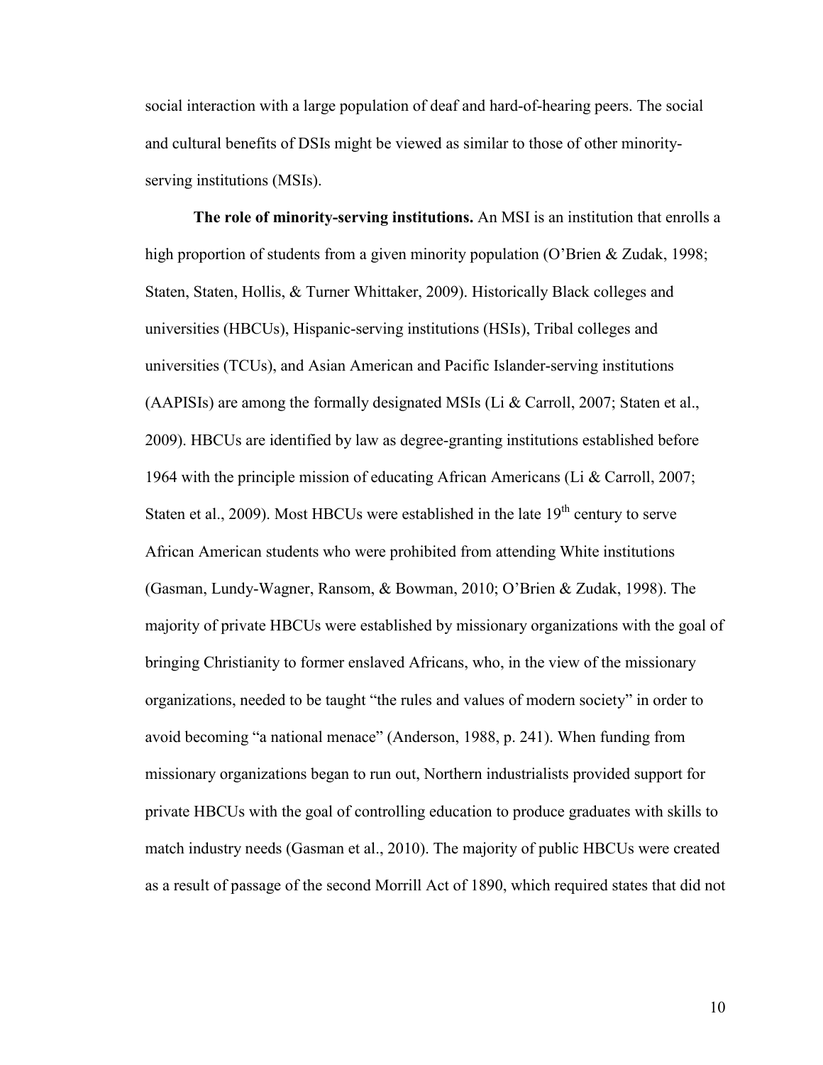social interaction with a large population of deaf and hard-of-hearing peers. The social and cultural benefits of DSIs might be viewed as similar to those of other minority-serving institutions (MSIs).

**The role of minority-serving institutions.** An MSI is an institution that enrolls a high proportion of students from a given minority population (O'Brien & Zudak, 1998; Staten, Staten, Hollis, & Turner Whittaker, 2009). Historically Black colleges and universities (HBCUs), Hispanic-serving institutions (HSIs), Tribal colleges and universities (TCUs), and Asian American and Pacific Islander-serving institutions (AAPISIs) are among the formally designated MSIs (Li & Carroll, 2007; Staten et al., 2009). HBCUs are identified by law as degree-granting institutions established before 1964 with the principle mission of educating African Americans (Li & Carroll, 2007; Staten et al., 2009). Most HBCUs were established in the late 19th century to serve African American students who were prohibited from attending White institutions (Gasman, Lundy-Wagner, Ransom, & Bowman, 2010; O'Brien & Zudak, 1998). The majority of private HBCUs were established by missionary organizations with the goal of bringing Christianity to former enslaved Africans, who, in the view of the missionary organizations, needed to be taught "the rules and values of modern society" in order to avoid becoming "a national menace" (Anderson, 1988, p. 241). When funding from missionary organizations began to run out, Northern industrialists provided support for private HBCUs with the goal of controlling education to produce graduates with skills to match industry needs (Gasman et al., 2010). The majority of public HBCUs were created as a result of passage of the second Morrill Act of 1890, which required states that did not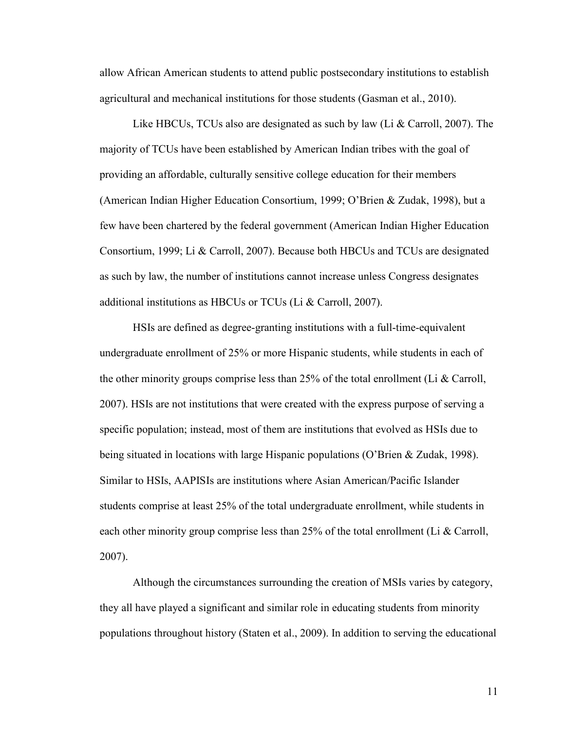allow African American students to attend public postsecondary institutions to establish agricultural and mechanical institutions for those students (Gasman et al., 2010).

Like HBCUs, TCUs also are designated as such by law (Li & Carroll, 2007). The majority of TCUs have been established by American Indian tribes with the goal of providing an affordable, culturally sensitive college education for their members (American Indian Higher Education Consortium, 1999; O'Brien & Zudak, 1998), but a few have been chartered by the federal government (American Indian Higher Education Consortium, 1999; Li & Carroll, 2007). Because both HBCUs and TCUs are designated as such by law, the number of institutions cannot increase unless Congress designates additional institutions as HBCUs or TCUs (Li & Carroll, 2007).

HSIs are defined as degree-granting institutions with a full-time-equivalent undergraduate enrollment of 25% or more Hispanic students, while students in each of the other minority groups comprise less than 25% of the total enrollment (Li & Carroll, 2007). HSIs are not institutions that were created with the express purpose of serving a specific population; instead, most of them are institutions that evolved as HSIs due to being situated in locations with large Hispanic populations (O'Brien & Zudak, 1998). Similar to HSIs, AAPISIs are institutions where Asian American/Pacific Islander students comprise at least 25% of the total undergraduate enrollment, while students in each other minority group comprise less than 25% of the total enrollment (Li & Carroll, 2007).

Although the circumstances surrounding the creation of MSIs varies by category, they all have played a significant and similar role in educating students from minority populations throughout history (Staten et al., 2009). In addition to serving the educational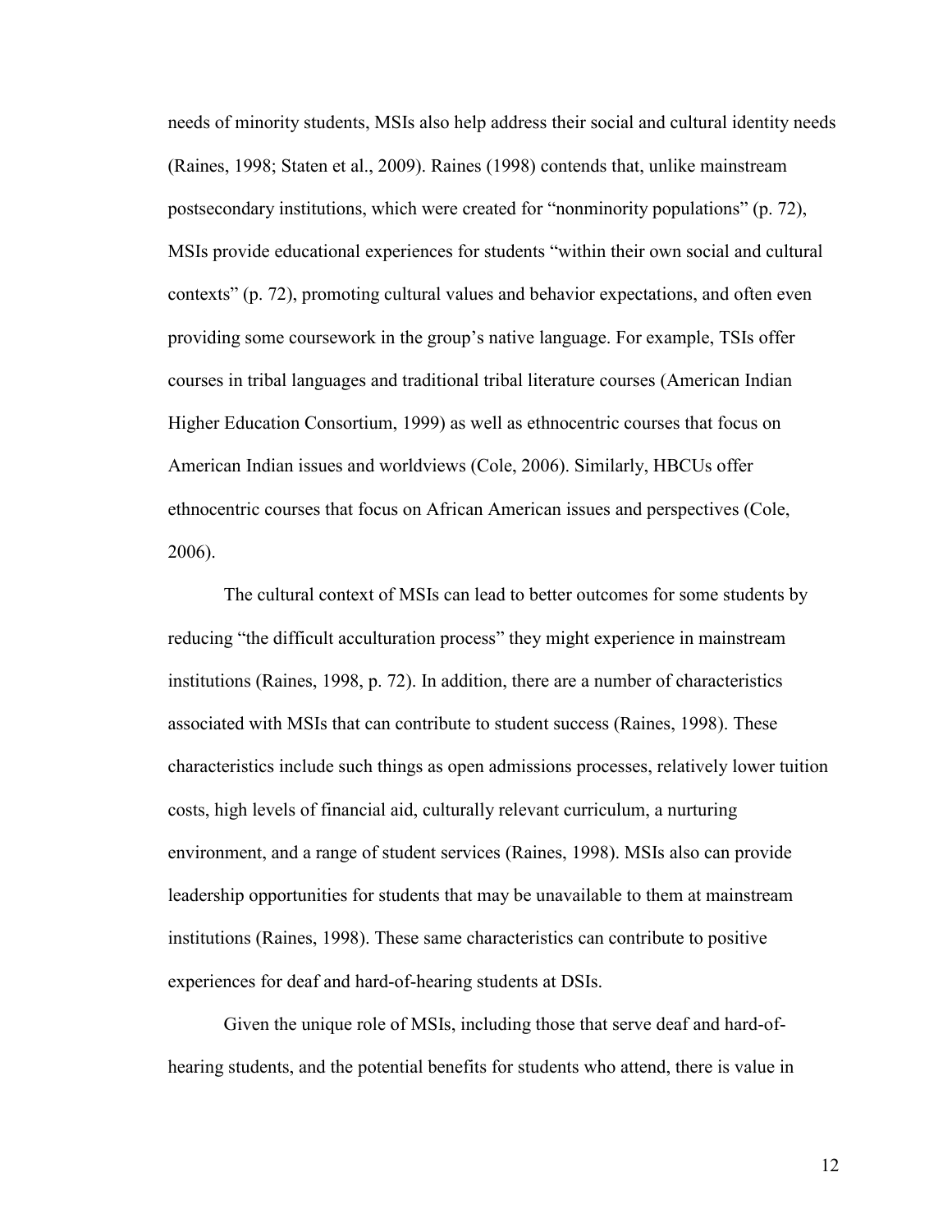needs of minority students, MSIs also help address their social and cultural identity needs (Raines, 1998; Staten et al., 2009). Raines (1998) contends that, unlike mainstream postsecondary institutions, which were created for "nonminority populations" (p. 72), MSIs provide educational experiences for students "within their own social and cultural contexts" (p. 72), promoting cultural values and behavior expectations, and often even providing some coursework in the group's native language. For example, TSIs offer courses in tribal languages and traditional tribal literature courses (American Indian Higher Education Consortium, 1999) as well as ethnocentric courses that focus on American Indian issues and worldviews (Cole, 2006). Similarly, HBCUs offer ethnocentric courses that focus on African American issues and perspectives (Cole, 2006).

The cultural context of MSIs can lead to better outcomes for some students by reducing "the difficult acculturation process" they might experience in mainstream institutions (Raines, 1998, p. 72). In addition, there are a number of characteristics associated with MSIs that can contribute to student success (Raines, 1998). These characteristics include such things as open admissions processes, relatively lower tuition costs, high levels of financial aid, culturally relevant curriculum, a nurturing environment, and a range of student services (Raines, 1998). MSIs also can provide leadership opportunities for students that may be unavailable to them at mainstream institutions (Raines, 1998). These same characteristics can contribute to positive experiences for deaf and hard-of-hearing students at DSIs.

Given the unique role of MSIs, including those that serve deaf and hard-of-hearing students, and the potential benefits for students who attend, there is value in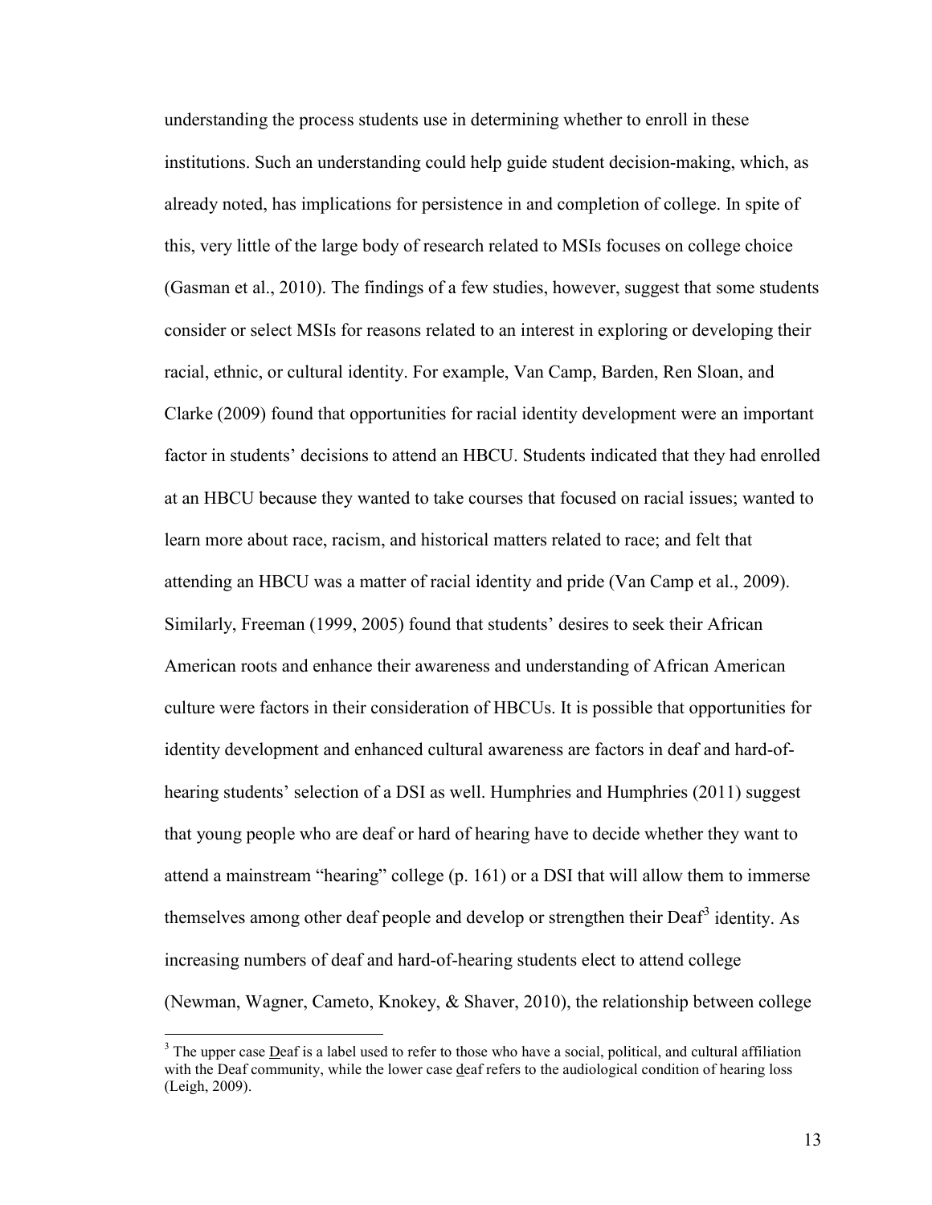understanding the process students use in determining whether to enroll in these institutions. Such an understanding could help guide student decision-making, which, as already noted, has implications for persistence in and completion of college. In spite of this, very little of the large body of research related to MSIs focuses on college choice (Gasman et al., 2010). The findings of a few studies, however, suggest that some students consider or select MSIs for reasons related to an interest in exploring or developing their racial, ethnic, or cultural identity. For example, Van Camp, Barden, Ren Sloan, and Clarke (2009) found that opportunities for racial identity development were an important factor in students' decisions to attend an HBCU. Students indicated that they had enrolled at an HBCU because they wanted to take courses that focused on racial issues; wanted to learn more about race, racism, and historical matters related to race; and felt that attending an HBCU was a matter of racial identity and pride (Van Camp et al., 2009). Similarly, Freeman (1999, 2005) found that students' desires to seek their African American roots and enhance their awareness and understanding of African American culture were factors in their consideration of HBCUs. It is possible that opportunities for identity development and enhanced cultural awareness are factors in deaf and hard-of-hearing students' selection of a DSI as well. Humphries and Humphries (2011) suggest that young people who are deaf or hard of hearing have to decide whether they want to attend a mainstream "hearing" college (p. 161) or a DSI that will allow them to immerse themselves among other deaf people and develop or strengthen their Deaf[3] identity. As increasing numbers of deaf and hard-of-hearing students elect to attend college (Newman, Wagner, Cameto, Knokey, & Shaver, 2010), the relationship between college

[3] The upper case Deaf is a label used to refer to those who have a social, political, and cultural affiliation with the Deaf community, while the lower case deaf refers to the audiological condition of hearing loss (Leigh, 2009).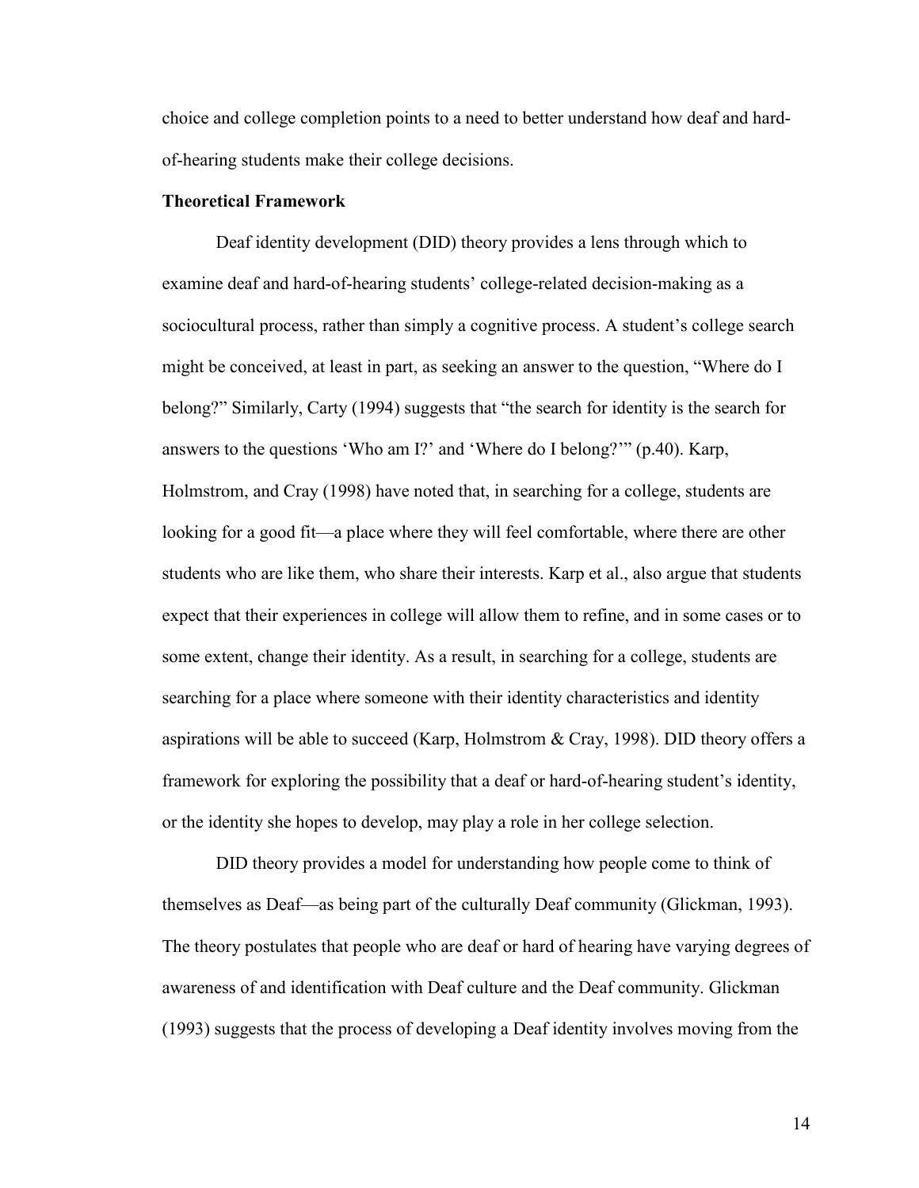choice and college completion points to a need to better understand how deaf and hard-of-hearing students make their college decisions.

**Theoretical Framework**

Deaf identity development (DID) theory provides a lens through which to examine deaf and hard-of-hearing students' college-related decision-making as a sociocultural process, rather than simply a cognitive process. A student's college search might be conceived, at least in part, as seeking an answer to the question, "Where do I belong?" Similarly, Carty (1994) suggests that "the search for identity is the search for answers to the questions 'Who am I?' and 'Where do I belong?'" (p.40). Karp, Holmstrom, and Cray (1998) have noted that, in searching for a college, students are looking for a good fit—a place where they will feel comfortable, where there are other students who are like them, who share their interests. Karp et al., also argue that students expect that their experiences in college will allow them to refine, and in some cases or to some extent, change their identity. As a result, in searching for a college, students are searching for a place where someone with their identity characteristics and identity aspirations will be able to succeed (Karp, Holmstrom & Cray, 1998). DID theory offers a framework for exploring the possibility that a deaf or hard-of-hearing student's identity, or the identity she hopes to develop, may play a role in her college selection.

DID theory provides a model for understanding how people come to think of themselves as Deaf—as being part of the culturally Deaf community (Glickman, 1993). The theory postulates that people who are deaf or hard of hearing have varying degrees of awareness of and identification with Deaf culture and the Deaf community. Glickman (1993) suggests that the process of developing a Deaf identity involves moving from the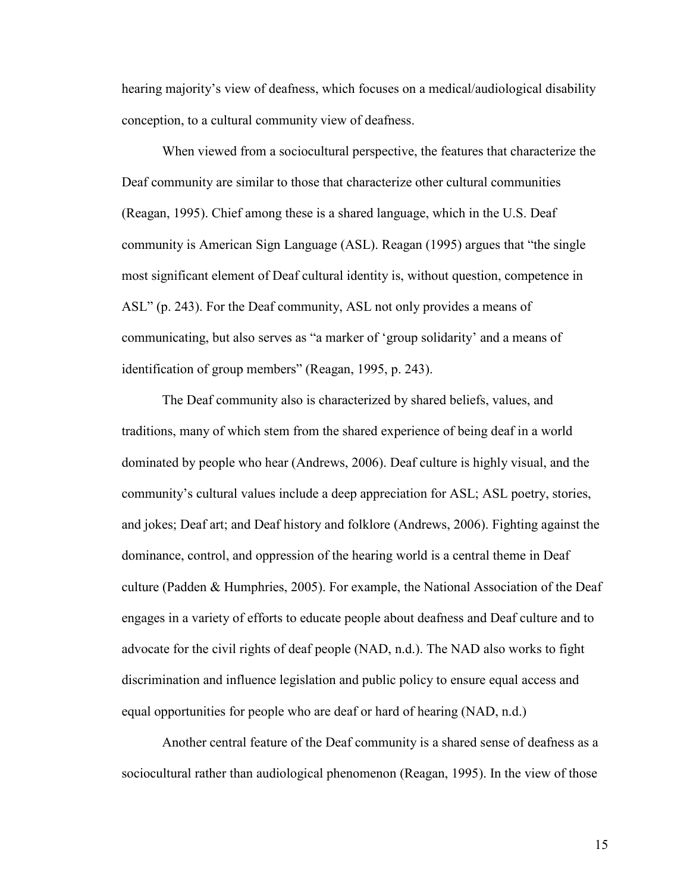hearing majority's view of deafness, which focuses on a medical/audiological disability conception, to a cultural community view of deafness.

When viewed from a sociocultural perspective, the features that characterize the Deaf community are similar to those that characterize other cultural communities (Reagan, 1995). Chief among these is a shared language, which in the U.S. Deaf community is American Sign Language (ASL). Reagan (1995) argues that "the single most significant element of Deaf cultural identity is, without question, competence in ASL" (p. 243). For the Deaf community, ASL not only provides a means of communicating, but also serves as "a marker of 'group solidarity' and a means of identification of group members" (Reagan, 1995, p. 243).

The Deaf community also is characterized by shared beliefs, values, and traditions, many of which stem from the shared experience of being deaf in a world dominated by people who hear (Andrews, 2006). Deaf culture is highly visual, and the community's cultural values include a deep appreciation for ASL; ASL poetry, stories, and jokes; Deaf art; and Deaf history and folklore (Andrews, 2006). Fighting against the dominance, control, and oppression of the hearing world is a central theme in Deaf culture (Padden & Humphries, 2005). For example, the National Association of the Deaf engages in a variety of efforts to educate people about deafness and Deaf culture and to advocate for the civil rights of deaf people (NAD, n.d.). The NAD also works to fight discrimination and influence legislation and public policy to ensure equal access and equal opportunities for people who are deaf or hard of hearing (NAD, n.d.)

Another central feature of the Deaf community is a shared sense of deafness as a sociocultural rather than audiological phenomenon (Reagan, 1995). In the view of those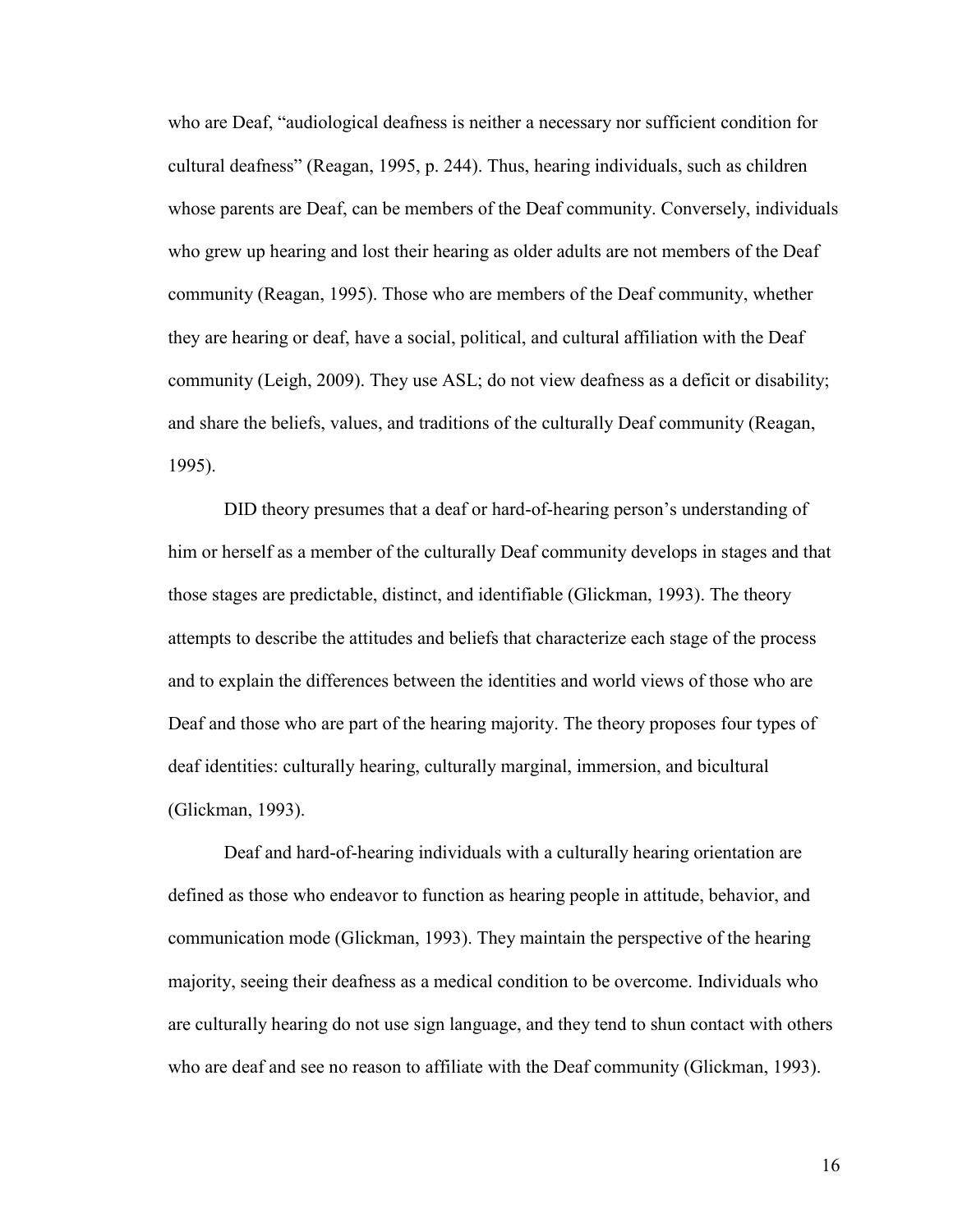who are Deaf, "audiological deafness is neither a necessary nor sufficient condition for cultural deafness" (Reagan, 1995, p. 244). Thus, hearing individuals, such as children whose parents are Deaf, can be members of the Deaf community. Conversely, individuals who grew up hearing and lost their hearing as older adults are not members of the Deaf community (Reagan, 1995). Those who are members of the Deaf community, whether they are hearing or deaf, have a social, political, and cultural affiliation with the Deaf community (Leigh, 2009). They use ASL; do not view deafness as a deficit or disability; and share the beliefs, values, and traditions of the culturally Deaf community (Reagan, 1995).

DID theory presumes that a deaf or hard-of-hearing person's understanding of him or herself as a member of the culturally Deaf community develops in stages and that those stages are predictable, distinct, and identifiable (Glickman, 1993). The theory attempts to describe the attitudes and beliefs that characterize each stage of the process and to explain the differences between the identities and world views of those who are Deaf and those who are part of the hearing majority. The theory proposes four types of deaf identities: culturally hearing, culturally marginal, immersion, and bicultural (Glickman, 1993).

Deaf and hard-of-hearing individuals with a culturally hearing orientation are defined as those who endeavor to function as hearing people in attitude, behavior, and communication mode (Glickman, 1993). They maintain the perspective of the hearing majority, seeing their deafness as a medical condition to be overcome. Individuals who are culturally hearing do not use sign language, and they tend to shun contact with others who are deaf and see no reason to affiliate with the Deaf community (Glickman, 1993).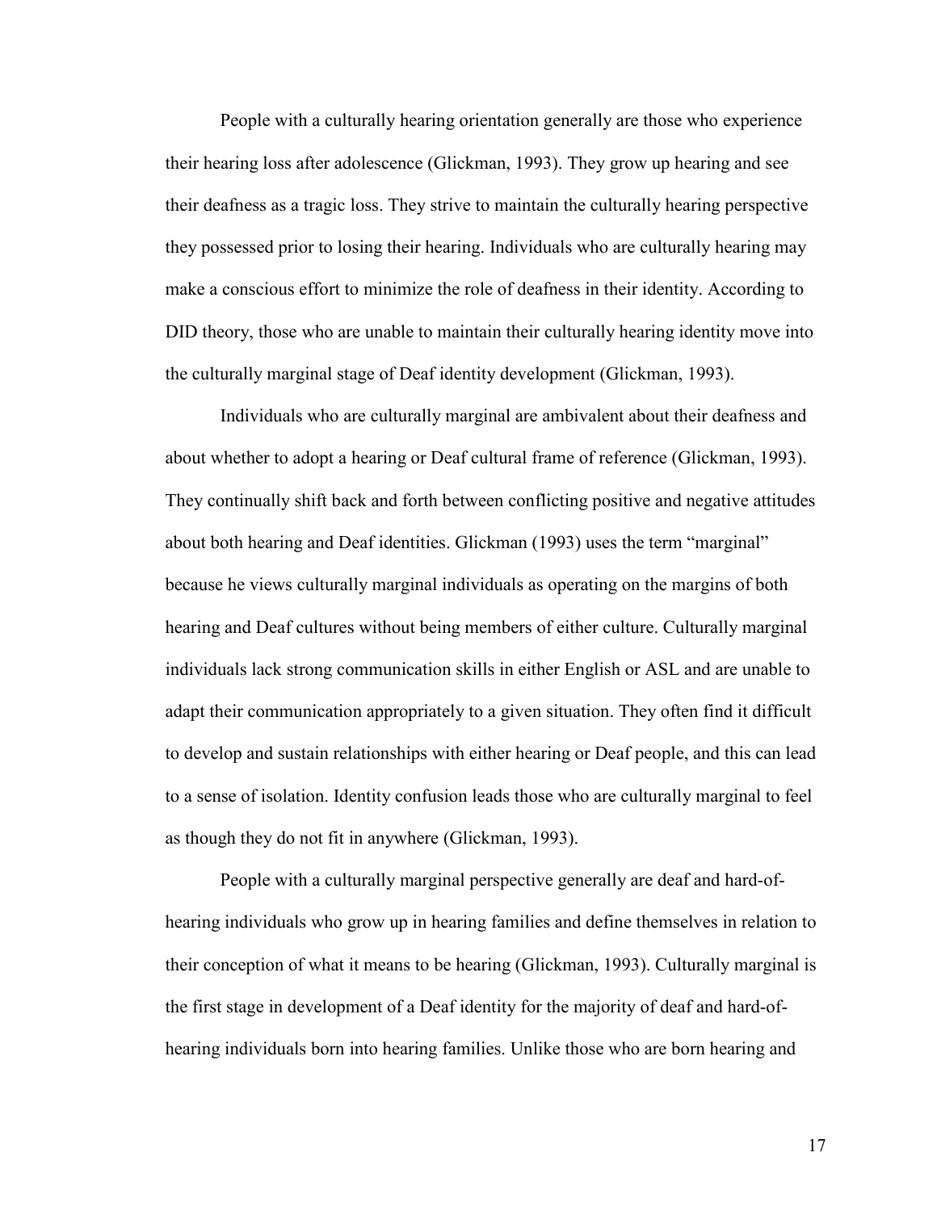People with a culturally hearing orientation generally are those who experience their hearing loss after adolescence (Glickman, 1993). They grow up hearing and see their deafness as a tragic loss. They strive to maintain the culturally hearing perspective they possessed prior to losing their hearing. Individuals who are culturally hearing may make a conscious effort to minimize the role of deafness in their identity. According to DID theory, those who are unable to maintain their culturally hearing identity move into the culturally marginal stage of Deaf identity development (Glickman, 1993).

Individuals who are culturally marginal are ambivalent about their deafness and about whether to adopt a hearing or Deaf cultural frame of reference (Glickman, 1993). They continually shift back and forth between conflicting positive and negative attitudes about both hearing and Deaf identities. Glickman (1993) uses the term "marginal" because he views culturally marginal individuals as operating on the margins of both hearing and Deaf cultures without being members of either culture. Culturally marginal individuals lack strong communication skills in either English or ASL and are unable to adapt their communication appropriately to a given situation. They often find it difficult to develop and sustain relationships with either hearing or Deaf people, and this can lead to a sense of isolation. Identity confusion leads those who are culturally marginal to feel as though they do not fit in anywhere (Glickman, 1993).

People with a culturally marginal perspective generally are deaf and hard-of-hearing individuals who grow up in hearing families and define themselves in relation to their conception of what it means to be hearing (Glickman, 1993). Culturally marginal is the first stage in development of a Deaf identity for the majority of deaf and hard-of-hearing individuals born into hearing families. Unlike those who are born hearing and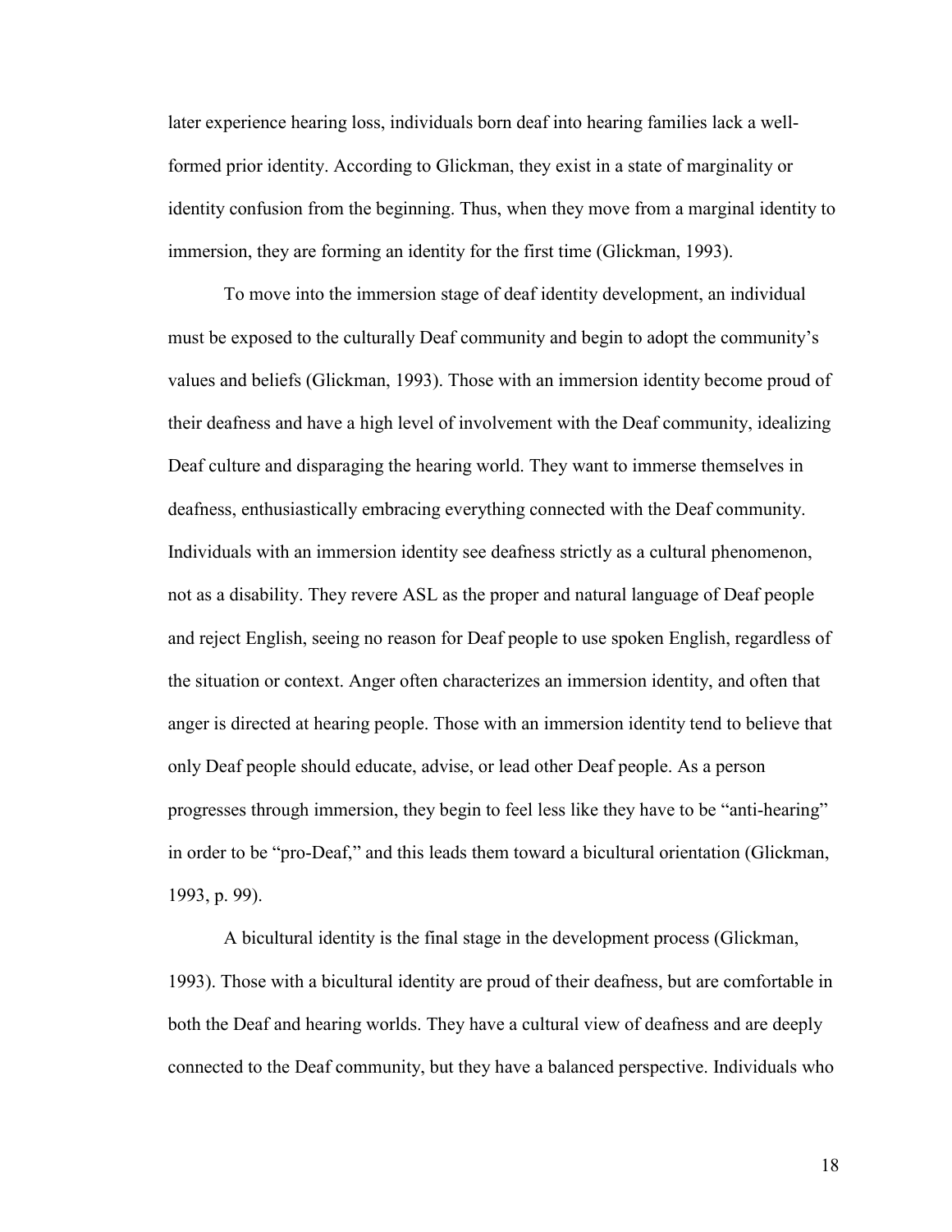later experience hearing loss, individuals born deaf into hearing families lack a well-formed prior identity. According to Glickman, they exist in a state of marginality or identity confusion from the beginning. Thus, when they move from a marginal identity to immersion, they are forming an identity for the first time (Glickman, 1993).

To move into the immersion stage of deaf identity development, an individual must be exposed to the culturally Deaf community and begin to adopt the community's values and beliefs (Glickman, 1993). Those with an immersion identity become proud of their deafness and have a high level of involvement with the Deaf community, idealizing Deaf culture and disparaging the hearing world. They want to immerse themselves in deafness, enthusiastically embracing everything connected with the Deaf community. Individuals with an immersion identity see deafness strictly as a cultural phenomenon, not as a disability. They revere ASL as the proper and natural language of Deaf people and reject English, seeing no reason for Deaf people to use spoken English, regardless of the situation or context. Anger often characterizes an immersion identity, and often that anger is directed at hearing people. Those with an immersion identity tend to believe that only Deaf people should educate, advise, or lead other Deaf people. As a person progresses through immersion, they begin to feel less like they have to be "anti-hearing" in order to be "pro-Deaf," and this leads them toward a bicultural orientation (Glickman, 1993, p. 99).

A bicultural identity is the final stage in the development process (Glickman, 1993). Those with a bicultural identity are proud of their deafness, but are comfortable in both the Deaf and hearing worlds. They have a cultural view of deafness and are deeply connected to the Deaf community, but they have a balanced perspective. Individuals who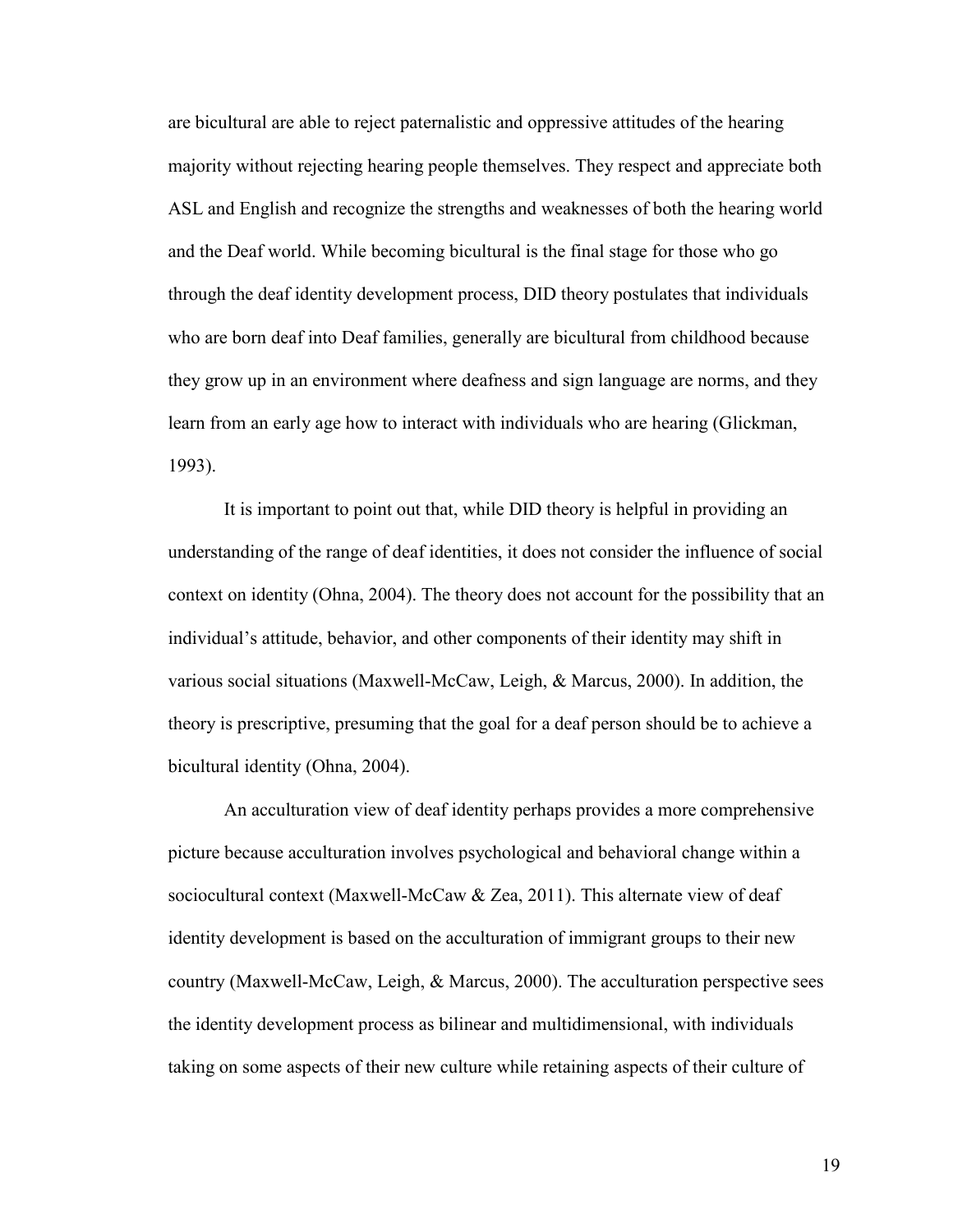are bicultural are able to reject paternalistic and oppressive attitudes of the hearing majority without rejecting hearing people themselves. They respect and appreciate both ASL and English and recognize the strengths and weaknesses of both the hearing world and the Deaf world. While becoming bicultural is the final stage for those who go through the deaf identity development process, DID theory postulates that individuals who are born deaf into Deaf families, generally are bicultural from childhood because they grow up in an environment where deafness and sign language are norms, and they learn from an early age how to interact with individuals who are hearing (Glickman, 1993).

It is important to point out that, while DID theory is helpful in providing an understanding of the range of deaf identities, it does not consider the influence of social context on identity (Ohna, 2004). The theory does not account for the possibility that an individual's attitude, behavior, and other components of their identity may shift in various social situations (Maxwell-McCaw, Leigh, & Marcus, 2000). In addition, the theory is prescriptive, presuming that the goal for a deaf person should be to achieve a bicultural identity (Ohna, 2004).

An acculturation view of deaf identity perhaps provides a more comprehensive picture because acculturation involves psychological and behavioral change within a sociocultural context (Maxwell-McCaw & Zea, 2011). This alternate view of deaf identity development is based on the acculturation of immigrant groups to their new country (Maxwell-McCaw, Leigh, & Marcus, 2000). The acculturation perspective sees the identity development process as bilinear and multidimensional, with individuals taking on some aspects of their new culture while retaining aspects of their culture of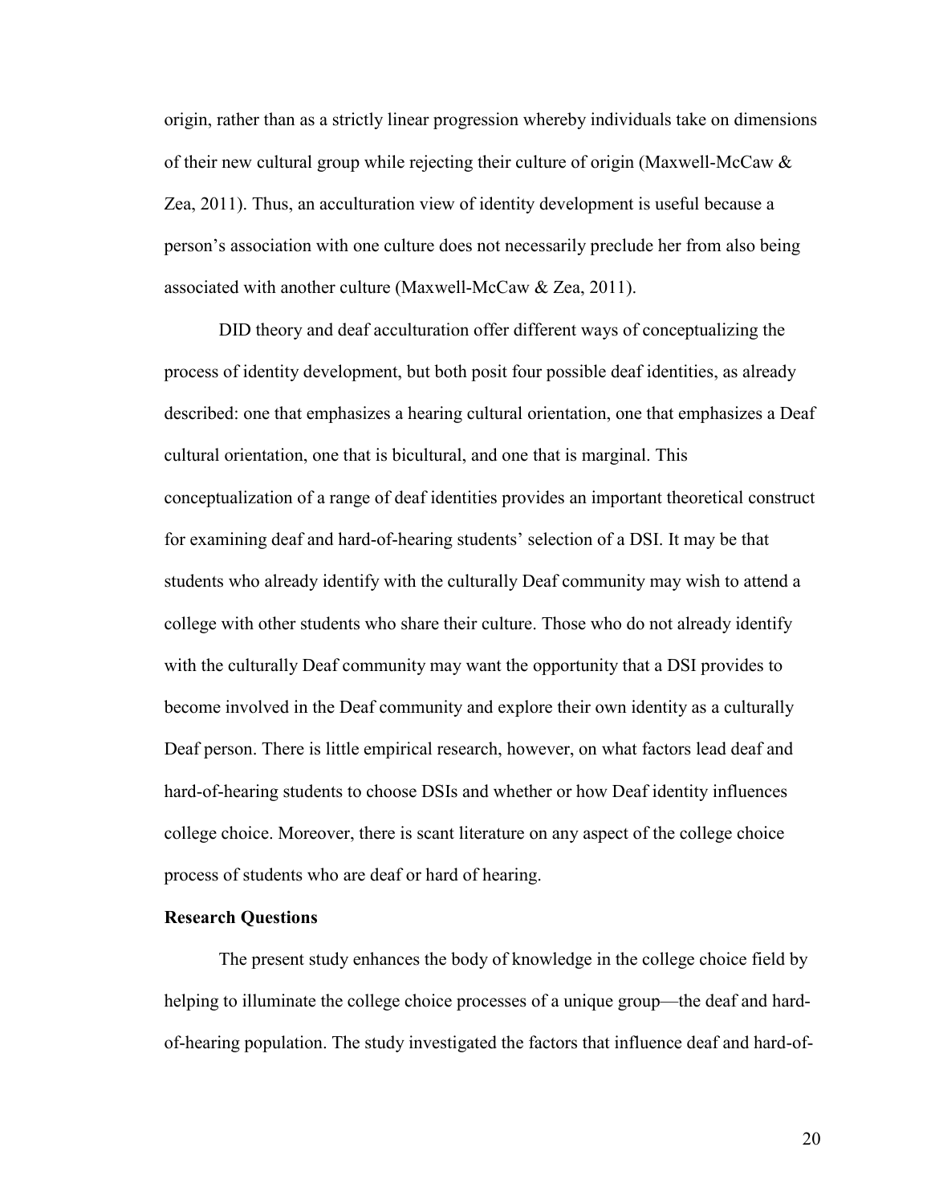origin, rather than as a strictly linear progression whereby individuals take on dimensions of their new cultural group while rejecting their culture of origin (Maxwell-McCaw & Zea, 2011). Thus, an acculturation view of identity development is useful because a person's association with one culture does not necessarily preclude her from also being associated with another culture (Maxwell-McCaw & Zea, 2011).

DID theory and deaf acculturation offer different ways of conceptualizing the process of identity development, but both posit four possible deaf identities, as already described: one that emphasizes a hearing cultural orientation, one that emphasizes a Deaf cultural orientation, one that is bicultural, and one that is marginal. This conceptualization of a range of deaf identities provides an important theoretical construct for examining deaf and hard-of-hearing students' selection of a DSI. It may be that students who already identify with the culturally Deaf community may wish to attend a college with other students who share their culture. Those who do not already identify with the culturally Deaf community may want the opportunity that a DSI provides to become involved in the Deaf community and explore their own identity as a culturally Deaf person. There is little empirical research, however, on what factors lead deaf and hard-of-hearing students to choose DSIs and whether or how Deaf identity influences college choice. Moreover, there is scant literature on any aspect of the college choice process of students who are deaf or hard of hearing.

**Research Questions**

The present study enhances the body of knowledge in the college choice field by helping to illuminate the college choice processes of a unique group—the deaf and hard-of-hearing population. The study investigated the factors that influence deaf and hard-of-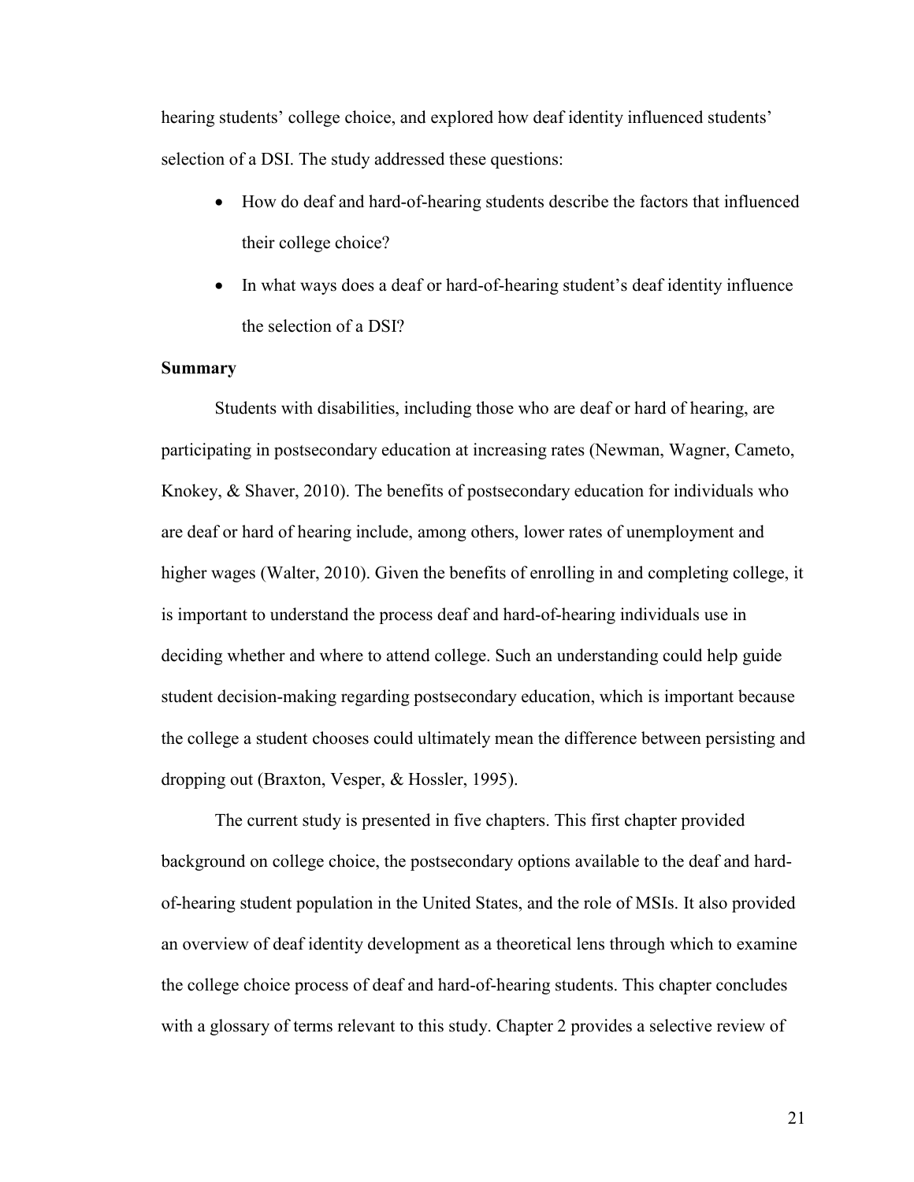hearing students' college choice, and explored how deaf identity influenced students' selection of a DSI. The study addressed these questions:

- How do deaf and hard-of-hearing students describe the factors that influenced their college choice?
- In what ways does a deaf or hard-of-hearing student's deaf identity influence the selection of a DSI?

**Summary**

Students with disabilities, including those who are deaf or hard of hearing, are participating in postsecondary education at increasing rates (Newman, Wagner, Cameto, Knokey, & Shaver, 2010). The benefits of postsecondary education for individuals who are deaf or hard of hearing include, among others, lower rates of unemployment and higher wages (Walter, 2010). Given the benefits of enrolling in and completing college, it is important to understand the process deaf and hard-of-hearing individuals use in deciding whether and where to attend college. Such an understanding could help guide student decision-making regarding postsecondary education, which is important because the college a student chooses could ultimately mean the difference between persisting and dropping out (Braxton, Vesper, & Hossler, 1995).

The current study is presented in five chapters. This first chapter provided background on college choice, the postsecondary options available to the deaf and hard-of-hearing student population in the United States, and the role of MSIs. It also provided an overview of deaf identity development as a theoretical lens through which to examine the college choice process of deaf and hard-of-hearing students. This chapter concludes with a glossary of terms relevant to this study. Chapter 2 provides a selective review of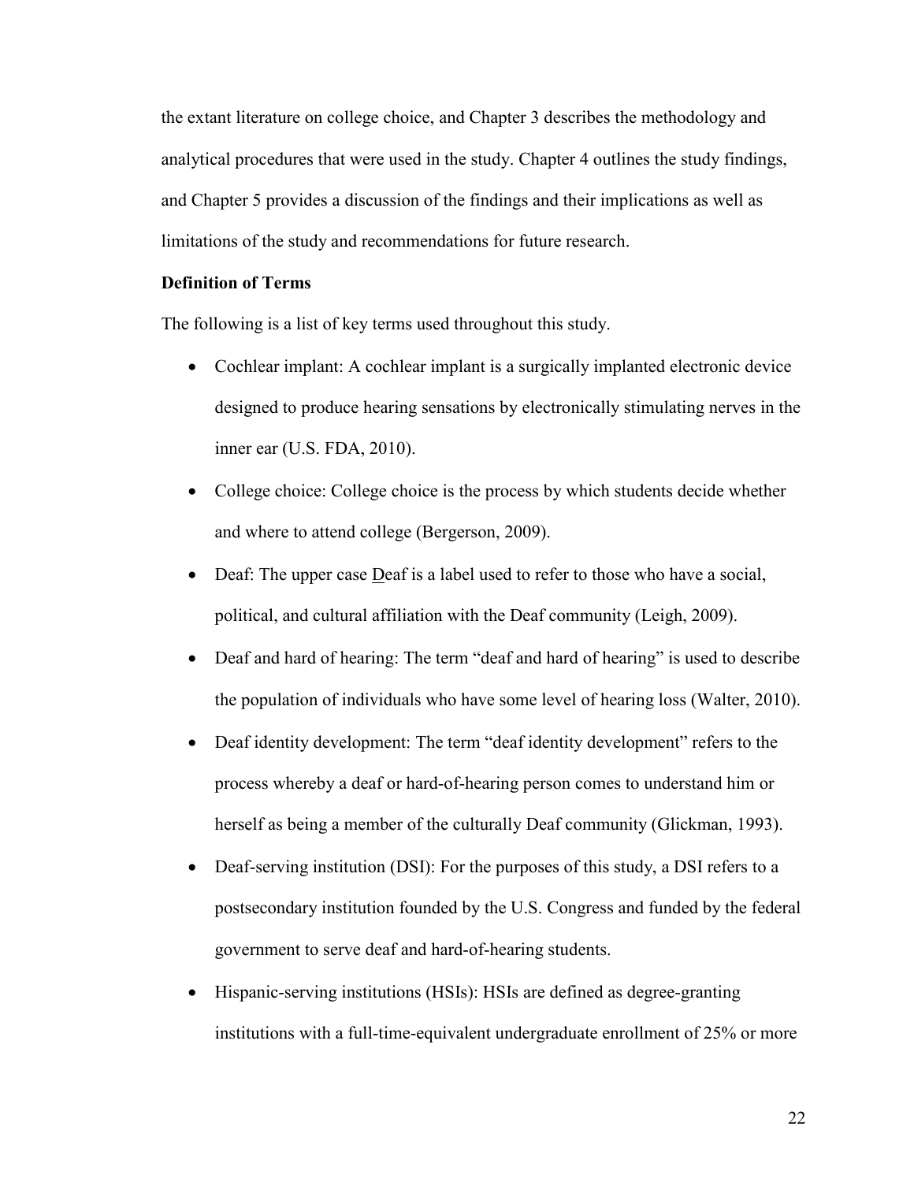the extant literature on college choice, and Chapter 3 describes the methodology and analytical procedures that were used in the study. Chapter 4 outlines the study findings, and Chapter 5 provides a discussion of the findings and their implications as well as limitations of the study and recommendations for future research.

**Definition of Terms**

The following is a list of key terms used throughout this study.

- Cochlear implant: A cochlear implant is a surgically implanted electronic device designed to produce hearing sensations by electronically stimulating nerves in the inner ear (U.S. FDA, 2010).
- College choice: College choice is the process by which students decide whether and where to attend college (Bergerson, 2009).
- Deaf: The upper case <u>D</u>eaf is a label used to refer to those who have a social, political, and cultural affiliation with the Deaf community (Leigh, 2009).
- Deaf and hard of hearing: The term "deaf and hard of hearing" is used to describe the population of individuals who have some level of hearing loss (Walter, 2010).
- Deaf identity development: The term "deaf identity development" refers to the process whereby a deaf or hard-of-hearing person comes to understand him or herself as being a member of the culturally Deaf community (Glickman, 1993).
- Deaf-serving institution (DSI): For the purposes of this study, a DSI refers to a postsecondary institution founded by the U.S. Congress and funded by the federal government to serve deaf and hard-of-hearing students.
- Hispanic-serving institutions (HSIs): HSIs are defined as degree-granting institutions with a full-time-equivalent undergraduate enrollment of 25% or more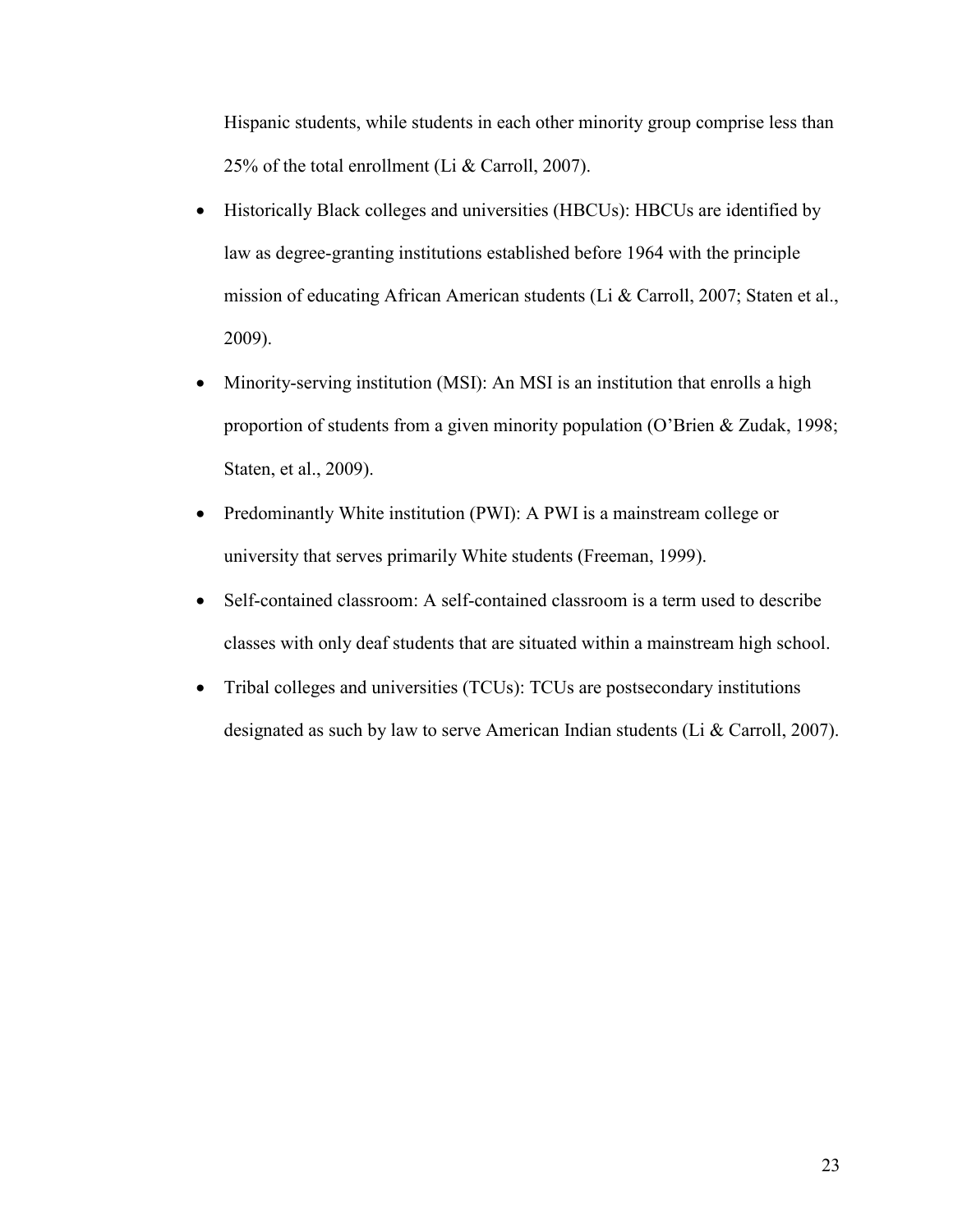Hispanic students, while students in each other minority group comprise less than 25% of the total enrollment (Li & Carroll, 2007).

- Historically Black colleges and universities (HBCUs): HBCUs are identified by law as degree-granting institutions established before 1964 with the principle mission of educating African American students (Li & Carroll, 2007; Staten et al., 2009).
- Minority-serving institution (MSI): An MSI is an institution that enrolls a high proportion of students from a given minority population (O'Brien & Zudak, 1998; Staten, et al., 2009).
- Predominantly White institution (PWI): A PWI is a mainstream college or university that serves primarily White students (Freeman, 1999).
- Self-contained classroom: A self-contained classroom is a term used to describe classes with only deaf students that are situated within a mainstream high school.
- Tribal colleges and universities (TCUs): TCUs are postsecondary institutions designated as such by law to serve American Indian students (Li & Carroll, 2007).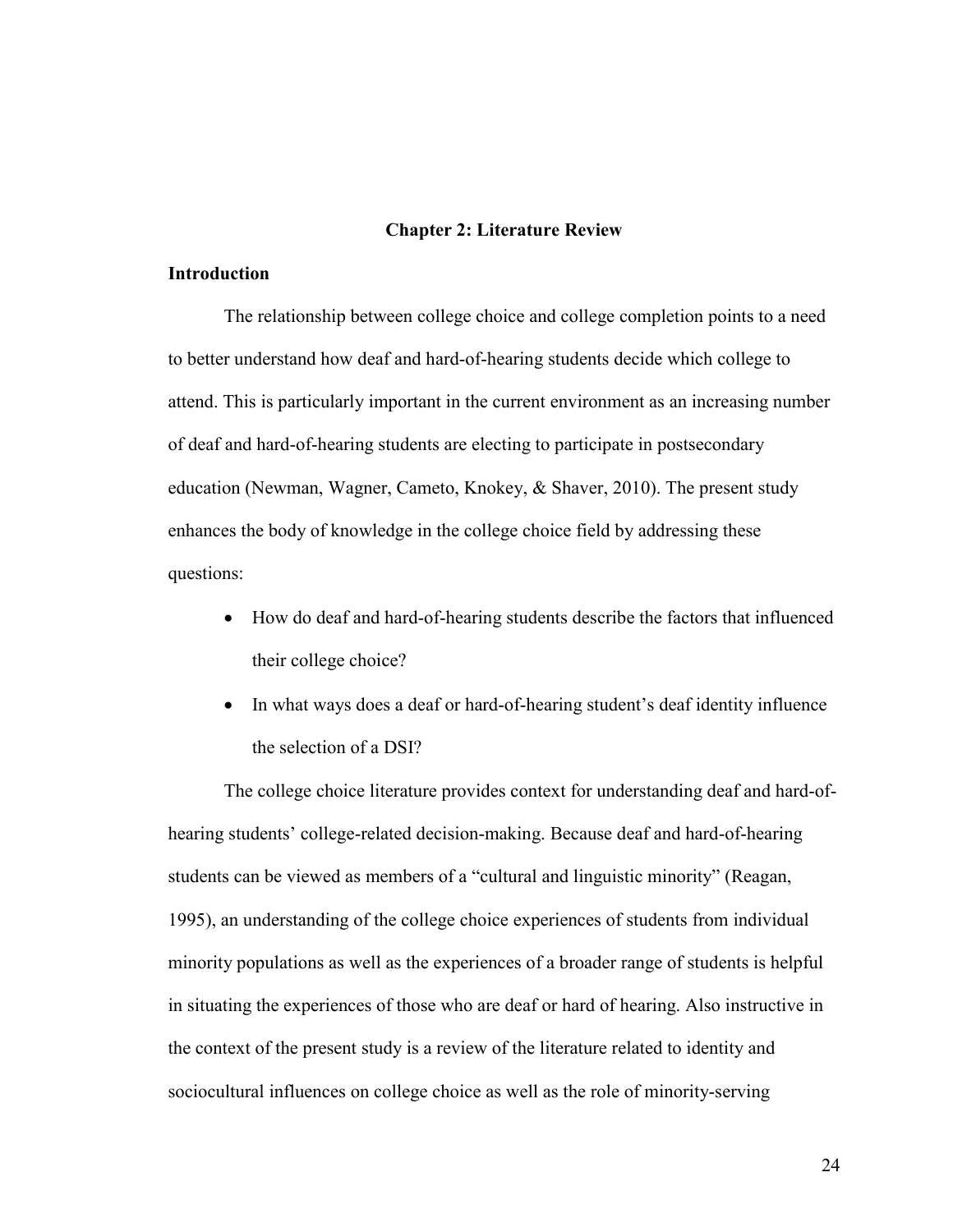## Chapter 2: Literature Review

### Introduction

The relationship between college choice and college completion points to a need to better understand how deaf and hard-of-hearing students decide which college to attend. This is particularly important in the current environment as an increasing number of deaf and hard-of-hearing students are electing to participate in postsecondary education (Newman, Wagner, Cameto, Knokey, & Shaver, 2010). The present study enhances the body of knowledge in the college choice field by addressing these questions:

- How do deaf and hard-of-hearing students describe the factors that influenced their college choice?
- In what ways does a deaf or hard-of-hearing student's deaf identity influence the selection of a DSI?

The college choice literature provides context for understanding deaf and hard-of-hearing students' college-related decision-making. Because deaf and hard-of-hearing students can be viewed as members of a "cultural and linguistic minority" (Reagan, 1995), an understanding of the college choice experiences of students from individual minority populations as well as the experiences of a broader range of students is helpful in situating the experiences of those who are deaf or hard of hearing. Also instructive in the context of the present study is a review of the literature related to identity and sociocultural influences on college choice as well as the role of minority-serving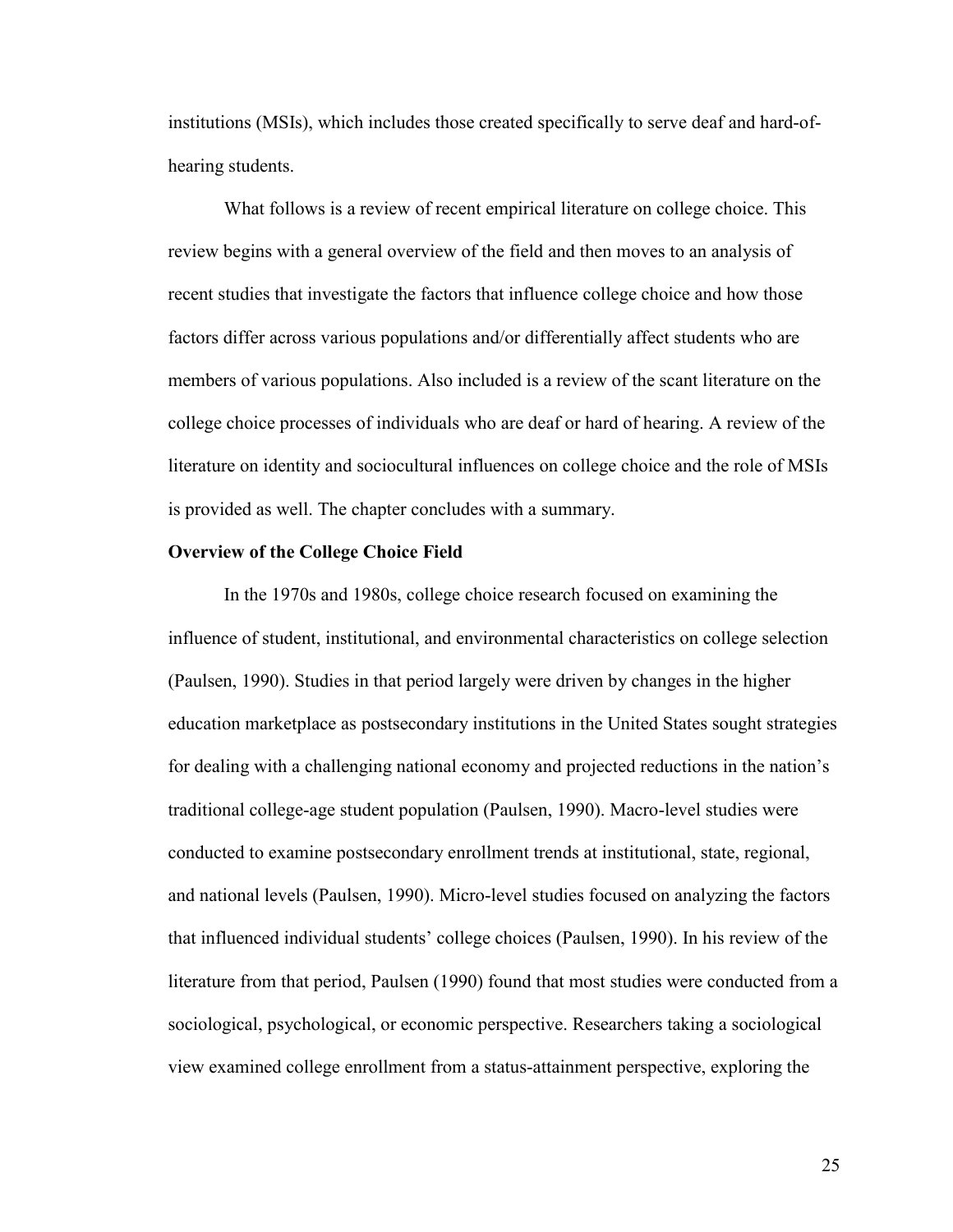institutions (MSIs), which includes those created specifically to serve deaf and hard-of-hearing students.

What follows is a review of recent empirical literature on college choice. This review begins with a general overview of the field and then moves to an analysis of recent studies that investigate the factors that influence college choice and how those factors differ across various populations and/or differentially affect students who are members of various populations. Also included is a review of the scant literature on the college choice processes of individuals who are deaf or hard of hearing. A review of the literature on identity and sociocultural influences on college choice and the role of MSIs is provided as well. The chapter concludes with a summary.

**Overview of the College Choice Field**

In the 1970s and 1980s, college choice research focused on examining the influence of student, institutional, and environmental characteristics on college selection (Paulsen, 1990). Studies in that period largely were driven by changes in the higher education marketplace as postsecondary institutions in the United States sought strategies for dealing with a challenging national economy and projected reductions in the nation's traditional college-age student population (Paulsen, 1990). Macro-level studies were conducted to examine postsecondary enrollment trends at institutional, state, regional, and national levels (Paulsen, 1990). Micro-level studies focused on analyzing the factors that influenced individual students' college choices (Paulsen, 1990). In his review of the literature from that period, Paulsen (1990) found that most studies were conducted from a sociological, psychological, or economic perspective. Researchers taking a sociological view examined college enrollment from a status-attainment perspective, exploring the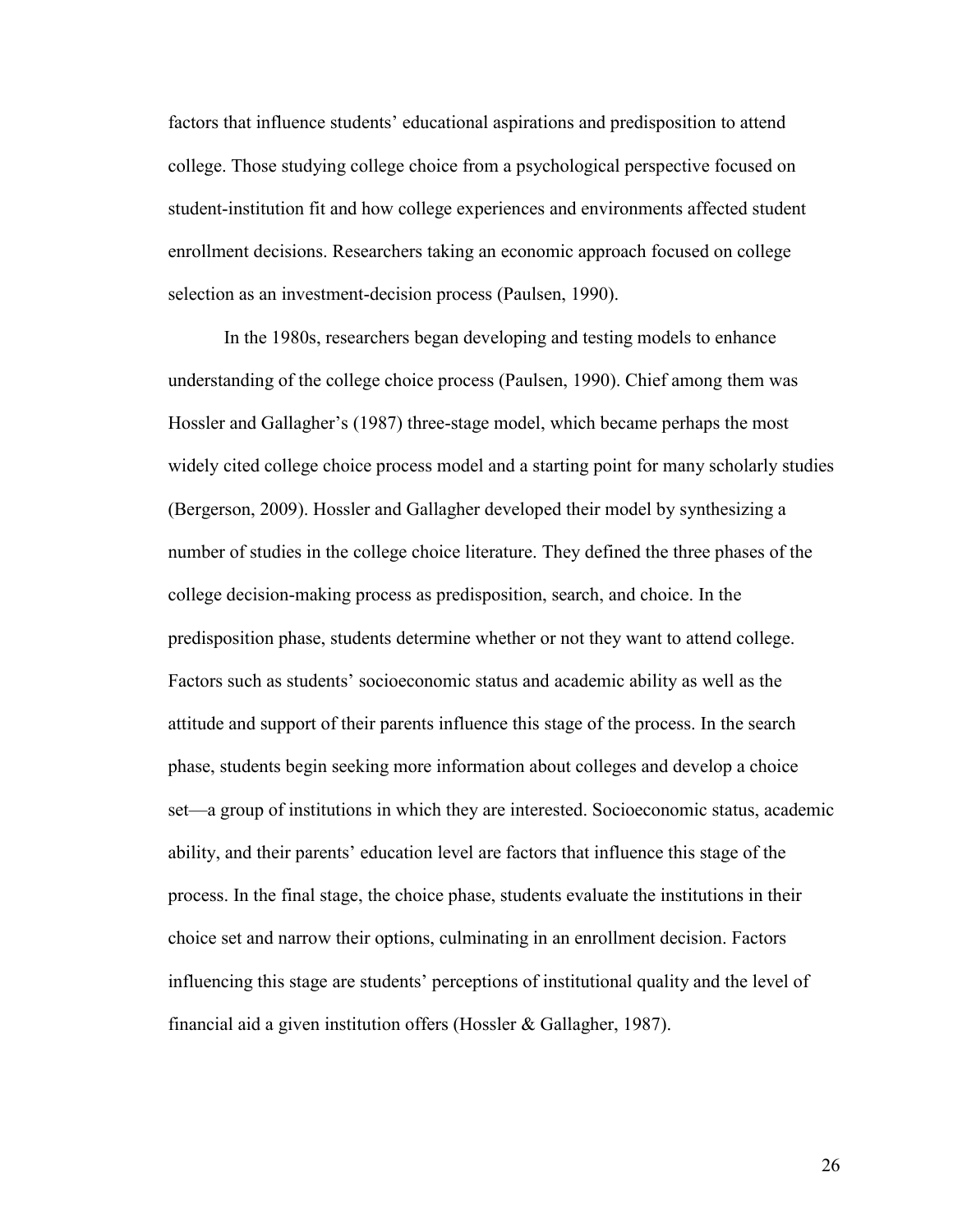factors that influence students' educational aspirations and predisposition to attend college. Those studying college choice from a psychological perspective focused on student-institution fit and how college experiences and environments affected student enrollment decisions. Researchers taking an economic approach focused on college selection as an investment-decision process (Paulsen, 1990).

In the 1980s, researchers began developing and testing models to enhance understanding of the college choice process (Paulsen, 1990). Chief among them was Hossler and Gallagher's (1987) three-stage model, which became perhaps the most widely cited college choice process model and a starting point for many scholarly studies (Bergerson, 2009). Hossler and Gallagher developed their model by synthesizing a number of studies in the college choice literature. They defined the three phases of the college decision-making process as predisposition, search, and choice. In the predisposition phase, students determine whether or not they want to attend college. Factors such as students' socioeconomic status and academic ability as well as the attitude and support of their parents influence this stage of the process. In the search phase, students begin seeking more information about colleges and develop a choice set—a group of institutions in which they are interested. Socioeconomic status, academic ability, and their parents' education level are factors that influence this stage of the process. In the final stage, the choice phase, students evaluate the institutions in their choice set and narrow their options, culminating in an enrollment decision. Factors influencing this stage are students' perceptions of institutional quality and the level of financial aid a given institution offers (Hossler & Gallagher, 1987).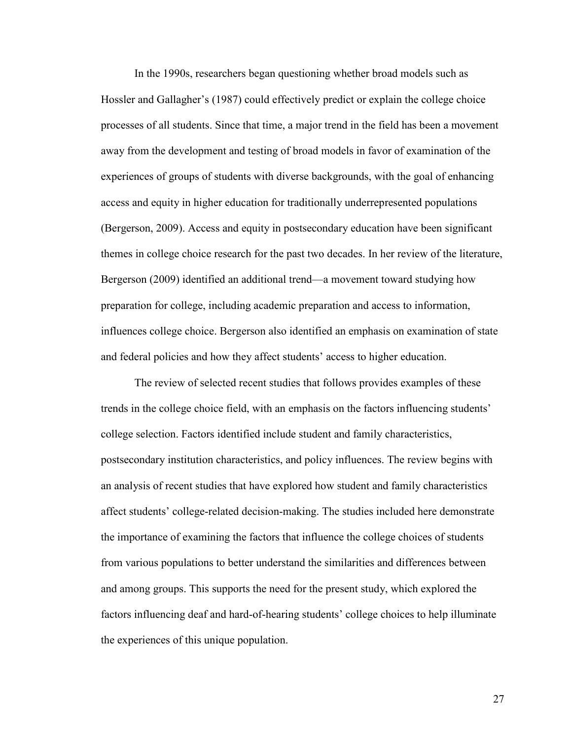In the 1990s, researchers began questioning whether broad models such as Hossler and Gallagher's (1987) could effectively predict or explain the college choice processes of all students. Since that time, a major trend in the field has been a movement away from the development and testing of broad models in favor of examination of the experiences of groups of students with diverse backgrounds, with the goal of enhancing access and equity in higher education for traditionally underrepresented populations (Bergerson, 2009). Access and equity in postsecondary education have been significant themes in college choice research for the past two decades. In her review of the literature, Bergerson (2009) identified an additional trend—a movement toward studying how preparation for college, including academic preparation and access to information, influences college choice. Bergerson also identified an emphasis on examination of state and federal policies and how they affect students' access to higher education.

The review of selected recent studies that follows provides examples of these trends in the college choice field, with an emphasis on the factors influencing students' college selection. Factors identified include student and family characteristics, postsecondary institution characteristics, and policy influences. The review begins with an analysis of recent studies that have explored how student and family characteristics affect students' college-related decision-making. The studies included here demonstrate the importance of examining the factors that influence the college choices of students from various populations to better understand the similarities and differences between and among groups. This supports the need for the present study, which explored the factors influencing deaf and hard-of-hearing students' college choices to help illuminate the experiences of this unique population.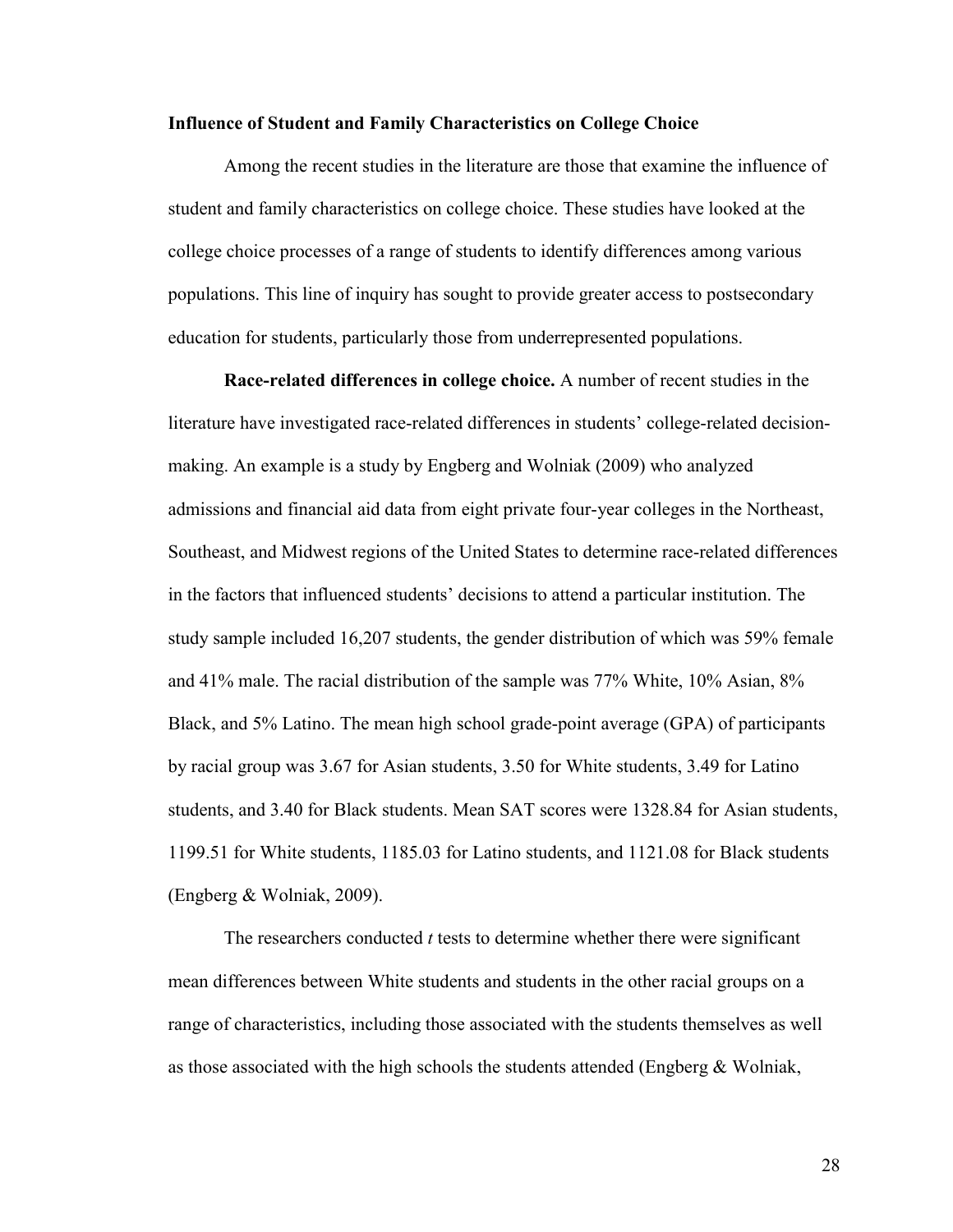### Influence of Student and Family Characteristics on College Choice

Among the recent studies in the literature are those that examine the influence of student and family characteristics on college choice. These studies have looked at the college choice processes of a range of students to identify differences among various populations. This line of inquiry has sought to provide greater access to postsecondary education for students, particularly those from underrepresented populations.

**Race-related differences in college choice.** A number of recent studies in the literature have investigated race-related differences in students' college-related decision-making. An example is a study by Engberg and Wolniak (2009) who analyzed admissions and financial aid data from eight private four-year colleges in the Northeast, Southeast, and Midwest regions of the United States to determine race-related differences in the factors that influenced students' decisions to attend a particular institution. The study sample included 16,207 students, the gender distribution of which was 59% female and 41% male. The racial distribution of the sample was 77% White, 10% Asian, 8% Black, and 5% Latino. The mean high school grade-point average (GPA) of participants by racial group was 3.67 for Asian students, 3.50 for White students, 3.49 for Latino students, and 3.40 for Black students. Mean SAT scores were 1328.84 for Asian students, 1199.51 for White students, 1185.03 for Latino students, and 1121.08 for Black students (Engberg & Wolniak, 2009).

The researchers conducted *t* tests to determine whether there were significant mean differences between White students and students in the other racial groups on a range of characteristics, including those associated with the students themselves as well as those associated with the high schools the students attended (Engberg & Wolniak,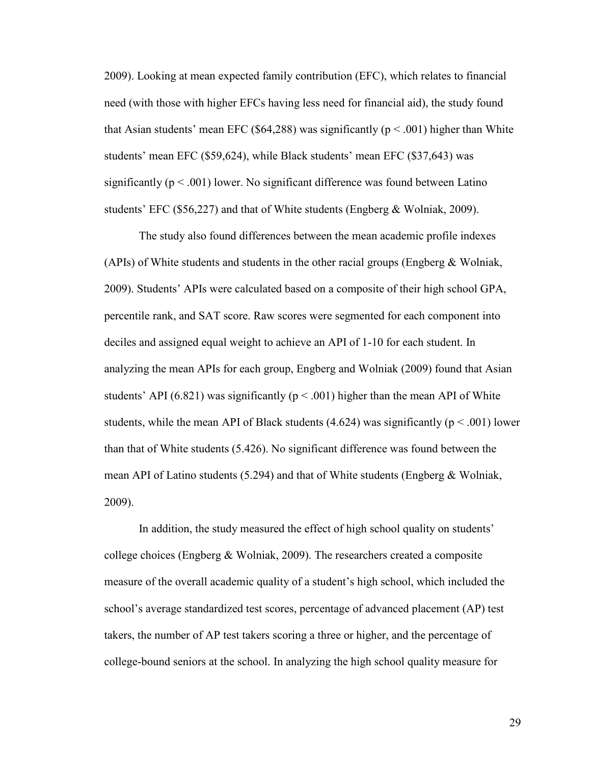2009). Looking at mean expected family contribution (EFC), which relates to financial need (with those with higher EFCs having less need for financial aid), the study found that Asian students' mean EFC ($64,288) was significantly ($p < .001$) higher than White students' mean EFC ($59,624), while Black students' mean EFC ($37,643) was significantly ($p < .001$) lower. No significant difference was found between Latino students' EFC ($56,227) and that of White students (Engberg & Wolniak, 2009).

The study also found differences between the mean academic profile indexes (APIs) of White students and students in the other racial groups (Engberg & Wolniak, 2009). Students' APIs were calculated based on a composite of their high school GPA, percentile rank, and SAT score. Raw scores were segmented for each component into deciles and assigned equal weight to achieve an API of 1-10 for each student. In analyzing the mean APIs for each group, Engberg and Wolniak (2009) found that Asian students' API (6.821) was significantly ($p < .001$) higher than the mean API of White students, while the mean API of Black students (4.624) was significantly ($p < .001$) lower than that of White students (5.426). No significant difference was found between the mean API of Latino students (5.294) and that of White students (Engberg & Wolniak, 2009).

In addition, the study measured the effect of high school quality on students' college choices (Engberg & Wolniak, 2009). The researchers created a composite measure of the overall academic quality of a student's high school, which included the school's average standardized test scores, percentage of advanced placement (AP) test takers, the number of AP test takers scoring a three or higher, and the percentage of college-bound seniors at the school. In analyzing the high school quality measure for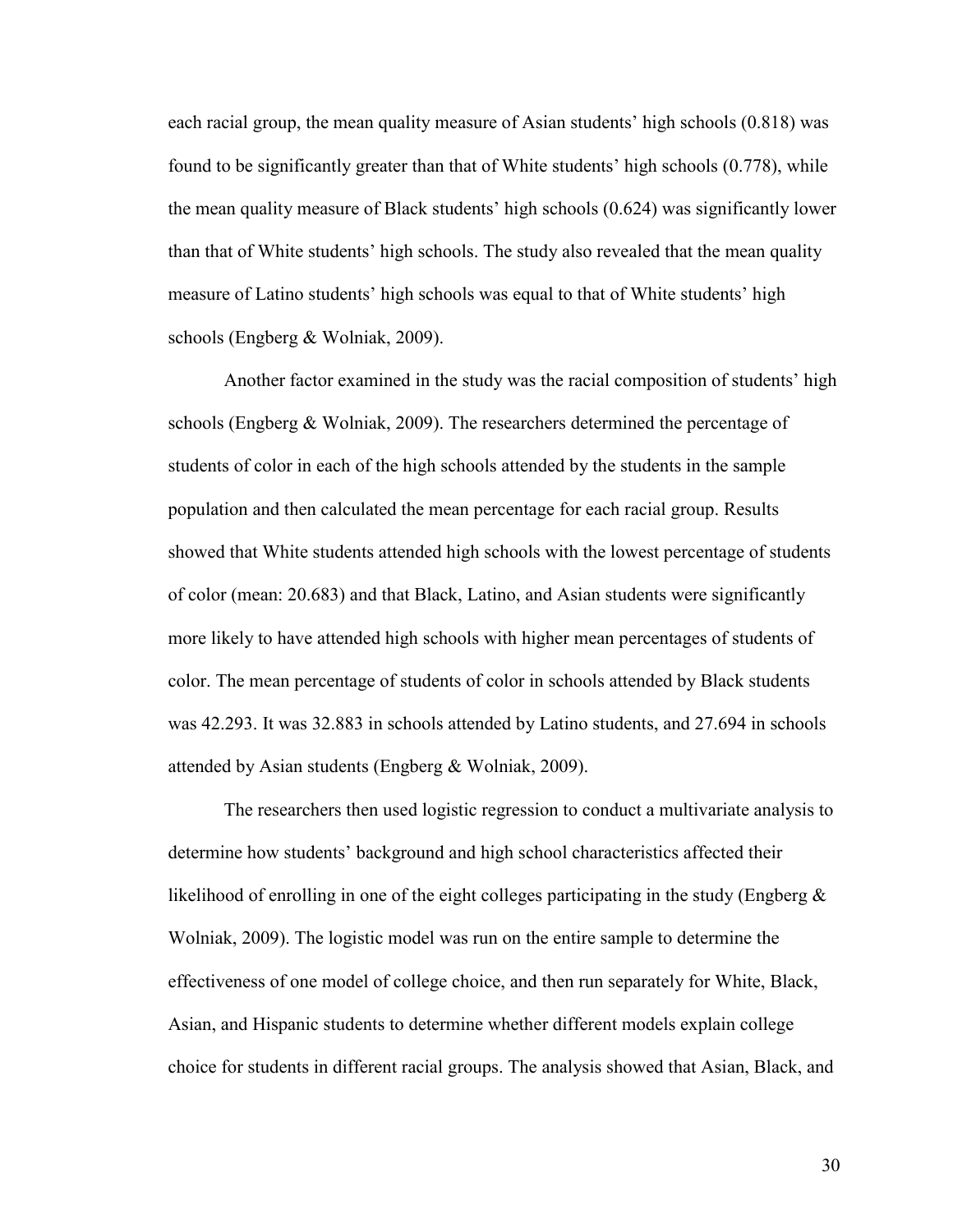each racial group, the mean quality measure of Asian students' high schools (0.818) was found to be significantly greater than that of White students' high schools (0.778), while the mean quality measure of Black students' high schools (0.624) was significantly lower than that of White students' high schools. The study also revealed that the mean quality measure of Latino students' high schools was equal to that of White students' high schools (Engberg & Wolniak, 2009).

Another factor examined in the study was the racial composition of students' high schools (Engberg & Wolniak, 2009). The researchers determined the percentage of students of color in each of the high schools attended by the students in the sample population and then calculated the mean percentage for each racial group. Results showed that White students attended high schools with the lowest percentage of students of color (mean: 20.683) and that Black, Latino, and Asian students were significantly more likely to have attended high schools with higher mean percentages of students of color. The mean percentage of students of color in schools attended by Black students was 42.293. It was 32.883 in schools attended by Latino students, and 27.694 in schools attended by Asian students (Engberg & Wolniak, 2009).

The researchers then used logistic regression to conduct a multivariate analysis to determine how students' background and high school characteristics affected their likelihood of enrolling in one of the eight colleges participating in the study (Engberg & Wolniak, 2009). The logistic model was run on the entire sample to determine the effectiveness of one model of college choice, and then run separately for White, Black, Asian, and Hispanic students to determine whether different models explain college choice for students in different racial groups. The analysis showed that Asian, Black, and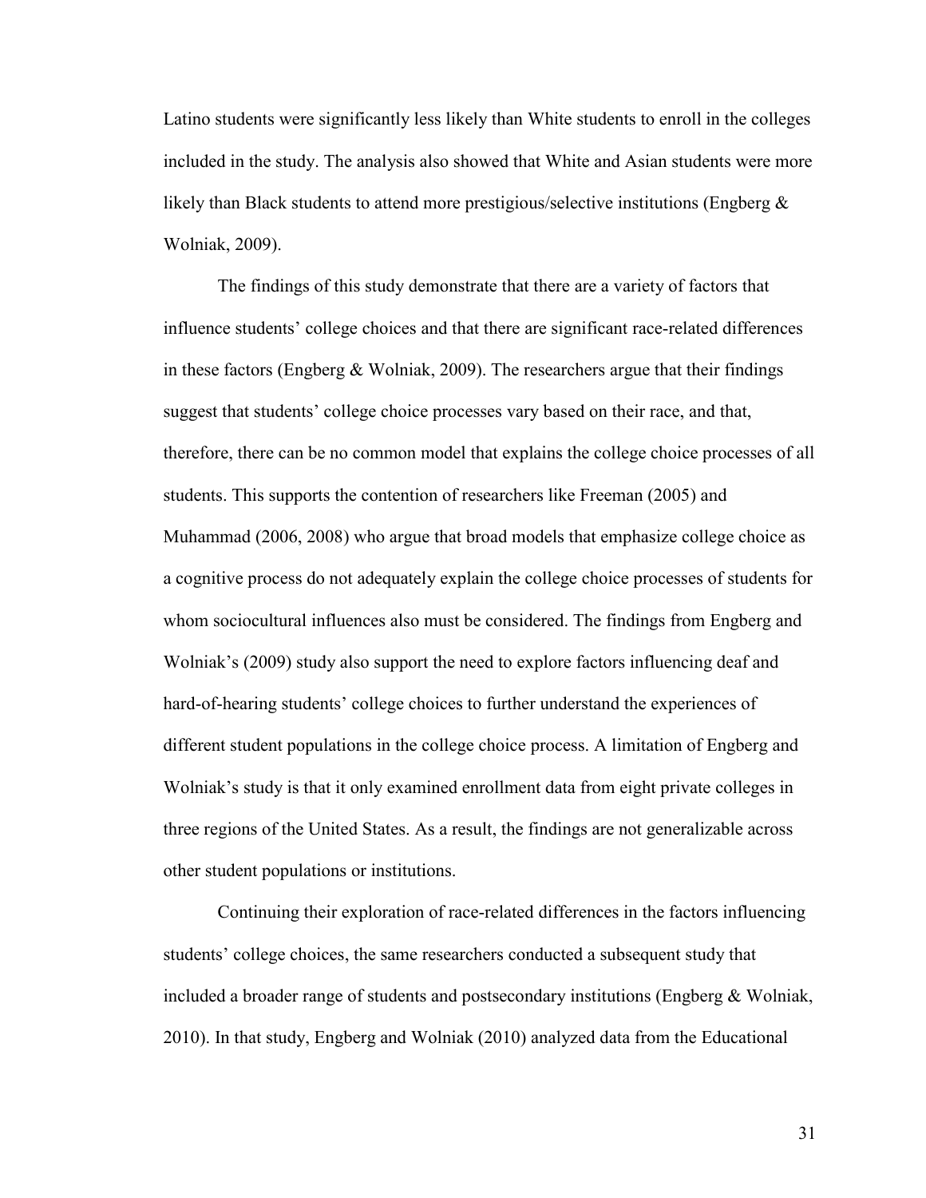Latino students were significantly less likely than White students to enroll in the colleges included in the study. The analysis also showed that White and Asian students were more likely than Black students to attend more prestigious/selective institutions (Engberg & Wolniak, 2009).

The findings of this study demonstrate that there are a variety of factors that influence students' college choices and that there are significant race-related differences in these factors (Engberg & Wolniak, 2009). The researchers argue that their findings suggest that students' college choice processes vary based on their race, and that, therefore, there can be no common model that explains the college choice processes of all students. This supports the contention of researchers like Freeman (2005) and Muhammad (2006, 2008) who argue that broad models that emphasize college choice as a cognitive process do not adequately explain the college choice processes of students for whom sociocultural influences also must be considered. The findings from Engberg and Wolniak's (2009) study also support the need to explore factors influencing deaf and hard-of-hearing students' college choices to further understand the experiences of different student populations in the college choice process. A limitation of Engberg and Wolniak's study is that it only examined enrollment data from eight private colleges in three regions of the United States. As a result, the findings are not generalizable across other student populations or institutions.

Continuing their exploration of race-related differences in the factors influencing students' college choices, the same researchers conducted a subsequent study that included a broader range of students and postsecondary institutions (Engberg & Wolniak, 2010). In that study, Engberg and Wolniak (2010) analyzed data from the Educational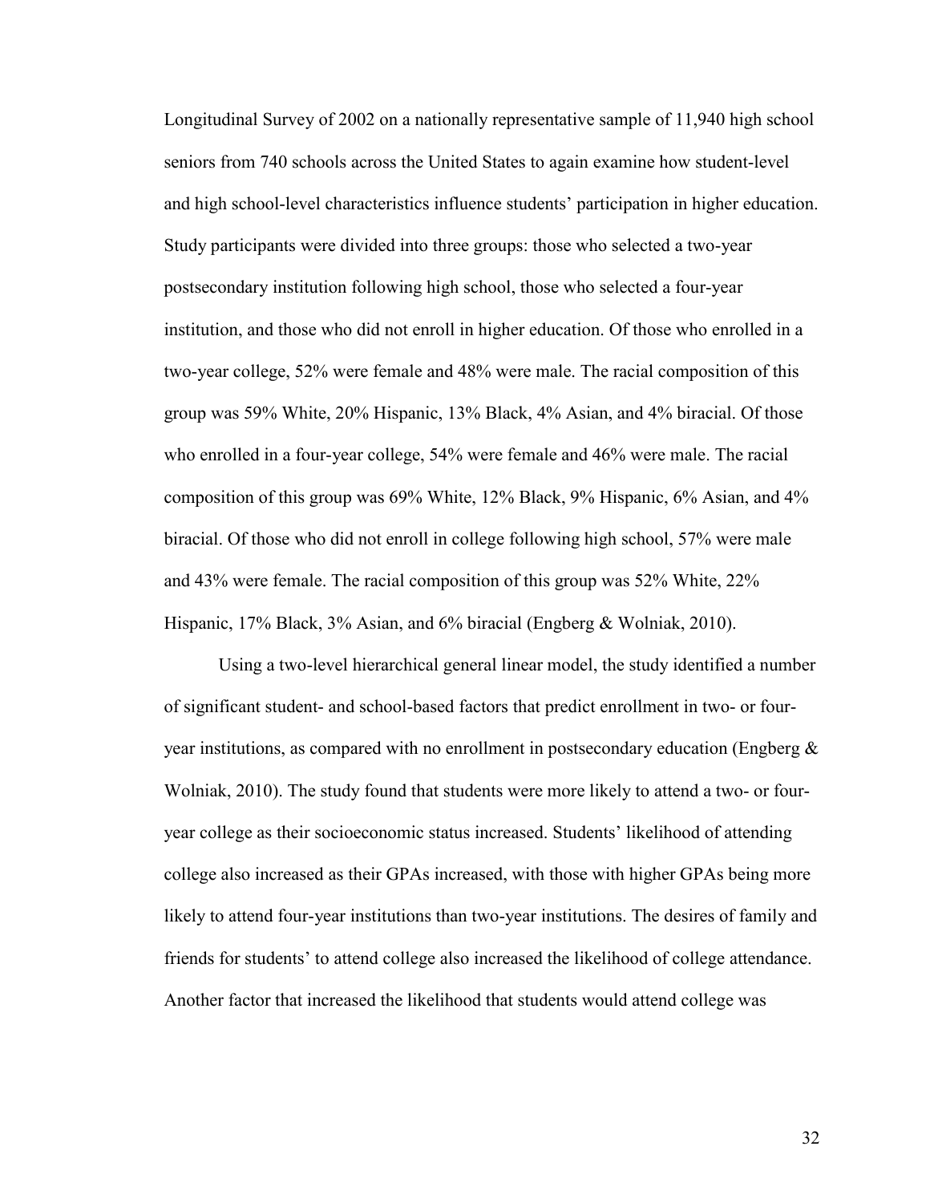Longitudinal Survey of 2002 on a nationally representative sample of 11,940 high school seniors from 740 schools across the United States to again examine how student-level and high school-level characteristics influence students' participation in higher education. Study participants were divided into three groups: those who selected a two-year postsecondary institution following high school, those who selected a four-year institution, and those who did not enroll in higher education. Of those who enrolled in a two-year college, 52% were female and 48% were male. The racial composition of this group was 59% White, 20% Hispanic, 13% Black, 4% Asian, and 4% biracial. Of those who enrolled in a four-year college, 54% were female and 46% were male. The racial composition of this group was 69% White, 12% Black, 9% Hispanic, 6% Asian, and 4% biracial. Of those who did not enroll in college following high school, 57% were male and 43% were female. The racial composition of this group was 52% White, 22% Hispanic, 17% Black, 3% Asian, and 6% biracial (Engberg & Wolniak, 2010).

Using a two-level hierarchical general linear model, the study identified a number of significant student- and school-based factors that predict enrollment in two- or four-year institutions, as compared with no enrollment in postsecondary education (Engberg & Wolniak, 2010). The study found that students were more likely to attend a two- or four-year college as their socioeconomic status increased. Students' likelihood of attending college also increased as their GPAs increased, with those with higher GPAs being more likely to attend four-year institutions than two-year institutions. The desires of family and friends for students' to attend college also increased the likelihood of college attendance. Another factor that increased the likelihood that students would attend college was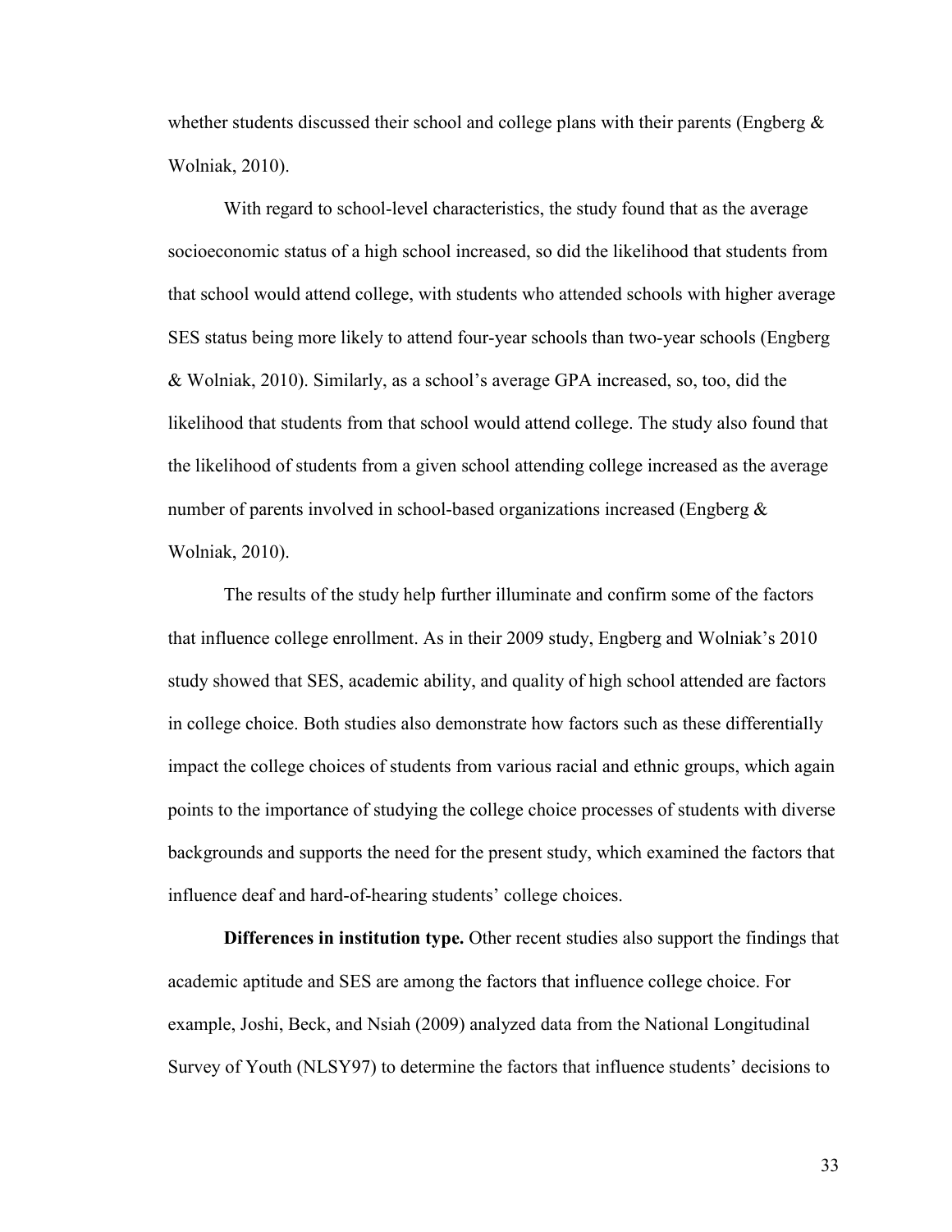whether students discussed their school and college plans with their parents (Engberg & Wolniak, 2010).

With regard to school-level characteristics, the study found that as the average socioeconomic status of a high school increased, so did the likelihood that students from that school would attend college, with students who attended schools with higher average SES status being more likely to attend four-year schools than two-year schools (Engberg & Wolniak, 2010). Similarly, as a school's average GPA increased, so, too, did the likelihood that students from that school would attend college. The study also found that the likelihood of students from a given school attending college increased as the average number of parents involved in school-based organizations increased (Engberg & Wolniak, 2010).

The results of the study help further illuminate and confirm some of the factors that influence college enrollment. As in their 2009 study, Engberg and Wolniak's 2010 study showed that SES, academic ability, and quality of high school attended are factors in college choice. Both studies also demonstrate how factors such as these differentially impact the college choices of students from various racial and ethnic groups, which again points to the importance of studying the college choice processes of students with diverse backgrounds and supports the need for the present study, which examined the factors that influence deaf and hard-of-hearing students' college choices.

**Differences in institution type.** Other recent studies also support the findings that academic aptitude and SES are among the factors that influence college choice. For example, Joshi, Beck, and Nsiah (2009) analyzed data from the National Longitudinal Survey of Youth (NLSY97) to determine the factors that influence students' decisions to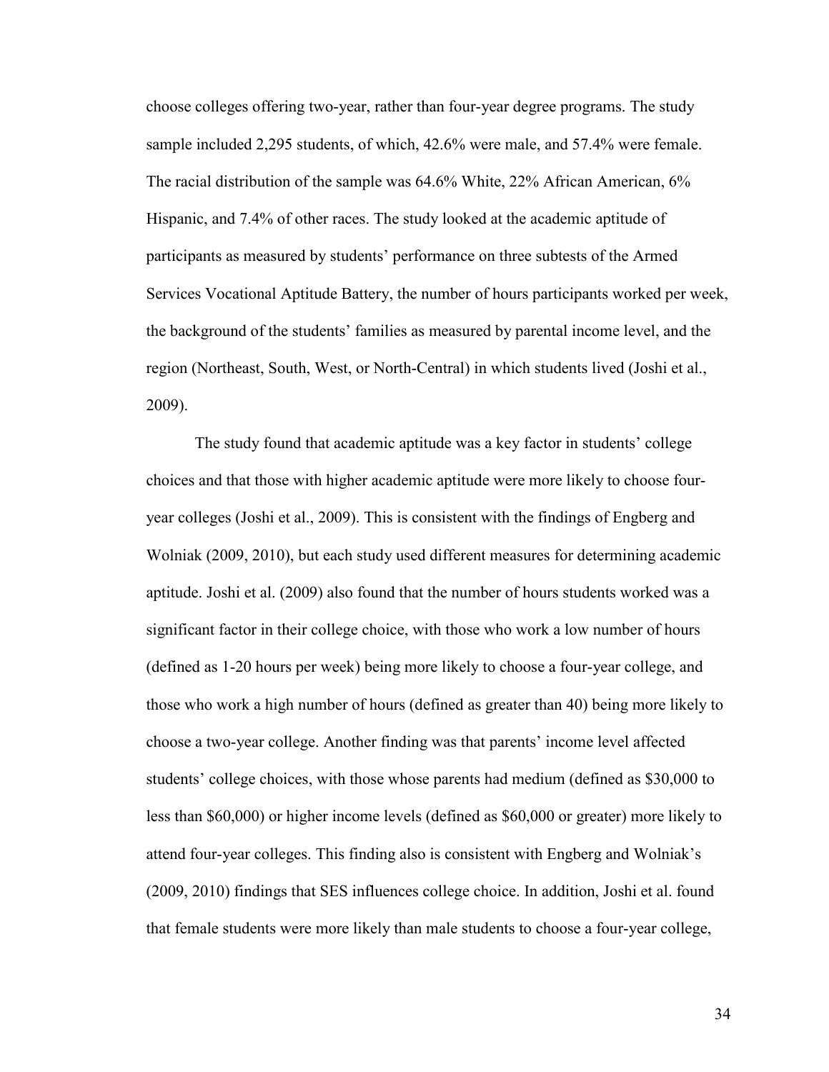choose colleges offering two-year, rather than four-year degree programs. The study sample included 2,295 students, of which, 42.6% were male, and 57.4% were female. The racial distribution of the sample was 64.6% White, 22% African American, 6% Hispanic, and 7.4% of other races. The study looked at the academic aptitude of participants as measured by students' performance on three subtests of the Armed Services Vocational Aptitude Battery, the number of hours participants worked per week, the background of the students' families as measured by parental income level, and the region (Northeast, South, West, or North-Central) in which students lived (Joshi et al., 2009).

The study found that academic aptitude was a key factor in students' college choices and that those with higher academic aptitude were more likely to choose four-year colleges (Joshi et al., 2009). This is consistent with the findings of Engberg and Wolniak (2009, 2010), but each study used different measures for determining academic aptitude. Joshi et al. (2009) also found that the number of hours students worked was a significant factor in their college choice, with those who work a low number of hours (defined as 1-20 hours per week) being more likely to choose a four-year college, and those who work a high number of hours (defined as greater than 40) being more likely to choose a two-year college. Another finding was that parents' income level affected students' college choices, with those whose parents had medium (defined as $30,000 to less than $60,000) or higher income levels (defined as $60,000 or greater) more likely to attend four-year colleges. This finding also is consistent with Engberg and Wolniak's (2009, 2010) findings that SES influences college choice. In addition, Joshi et al. found that female students were more likely than male students to choose a four-year college,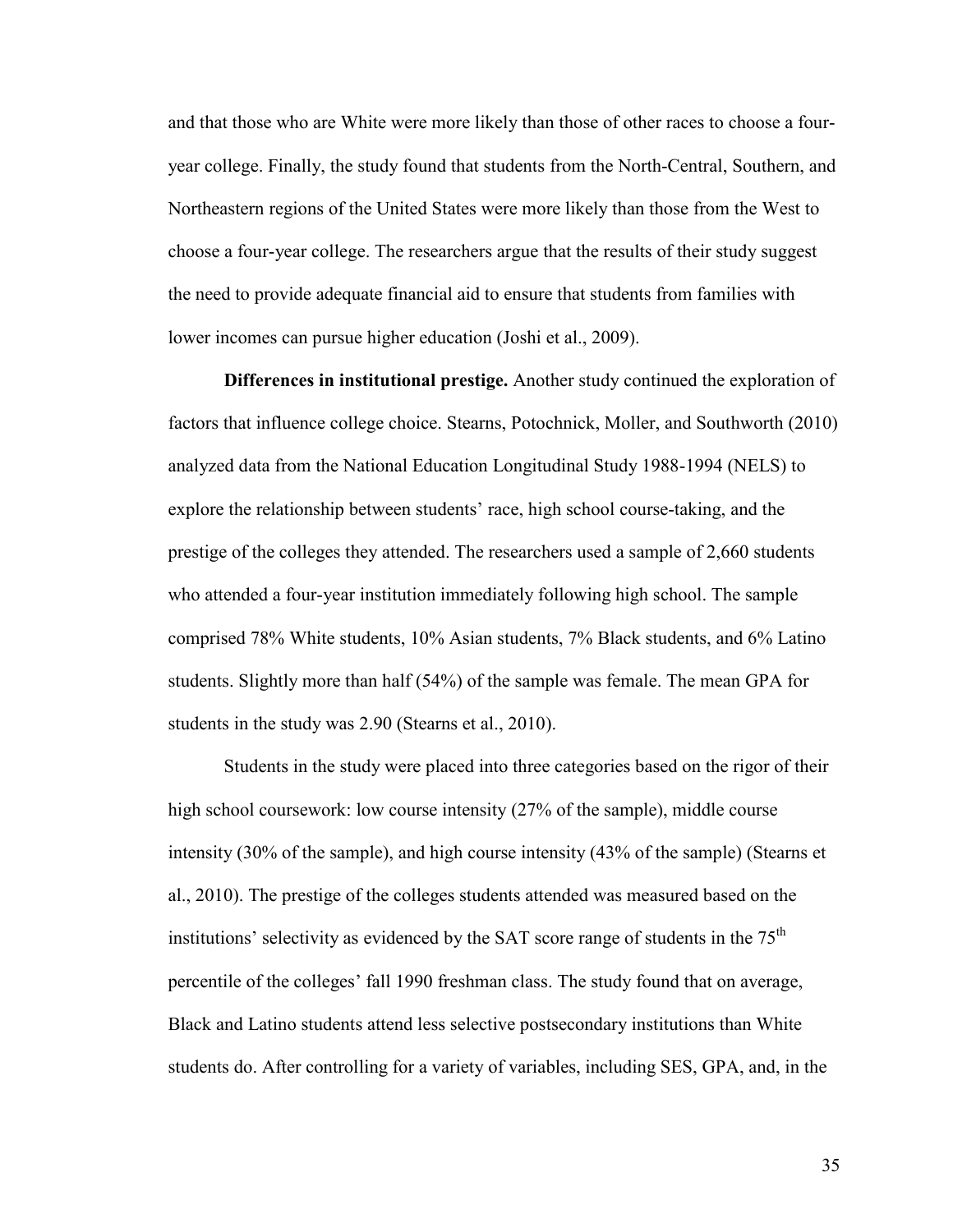and that those who are White were more likely than those of other races to choose a four-year college. Finally, the study found that students from the North-Central, Southern, and Northeastern regions of the United States were more likely than those from the West to choose a four-year college. The researchers argue that the results of their study suggest the need to provide adequate financial aid to ensure that students from families with lower incomes can pursue higher education (Joshi et al., 2009).

**Differences in institutional prestige.** Another study continued the exploration of factors that influence college choice. Stearns, Potochnick, Moller, and Southworth (2010) analyzed data from the National Education Longitudinal Study 1988-1994 (NELS) to explore the relationship between students' race, high school course-taking, and the prestige of the colleges they attended. The researchers used a sample of 2,660 students who attended a four-year institution immediately following high school. The sample comprised 78% White students, 10% Asian students, 7% Black students, and 6% Latino students. Slightly more than half (54%) of the sample was female. The mean GPA for students in the study was 2.90 (Stearns et al., 2010).

Students in the study were placed into three categories based on the rigor of their high school coursework: low course intensity (27% of the sample), middle course intensity (30% of the sample), and high course intensity (43% of the sample) (Stearns et al., 2010). The prestige of the colleges students attended was measured based on the institutions' selectivity as evidenced by the SAT score range of students in the 75th percentile of the colleges' fall 1990 freshman class. The study found that on average, Black and Latino students attend less selective postsecondary institutions than White students do. After controlling for a variety of variables, including SES, GPA, and, in the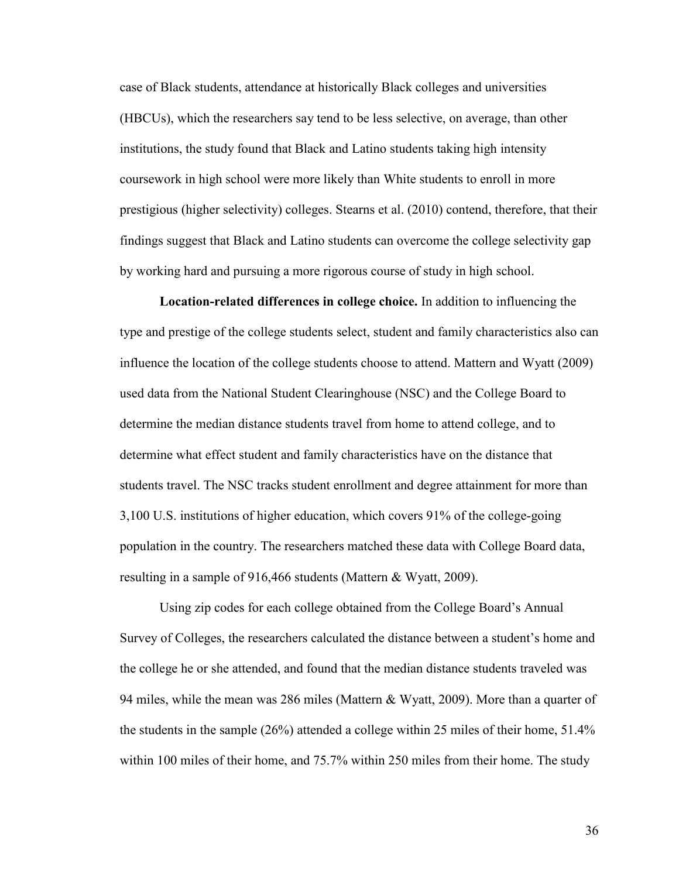case of Black students, attendance at historically Black colleges and universities (HBCUs), which the researchers say tend to be less selective, on average, than other institutions, the study found that Black and Latino students taking high intensity coursework in high school were more likely than White students to enroll in more prestigious (higher selectivity) colleges. Stearns et al. (2010) contend, therefore, that their findings suggest that Black and Latino students can overcome the college selectivity gap by working hard and pursuing a more rigorous course of study in high school.

**Location-related differences in college choice.** In addition to influencing the type and prestige of the college students select, student and family characteristics also can influence the location of the college students choose to attend. Mattern and Wyatt (2009) used data from the National Student Clearinghouse (NSC) and the College Board to determine the median distance students travel from home to attend college, and to determine what effect student and family characteristics have on the distance that students travel. The NSC tracks student enrollment and degree attainment for more than 3,100 U.S. institutions of higher education, which covers 91% of the college-going population in the country. The researchers matched these data with College Board data, resulting in a sample of 916,466 students (Mattern & Wyatt, 2009).

Using zip codes for each college obtained from the College Board's Annual Survey of Colleges, the researchers calculated the distance between a student's home and the college he or she attended, and found that the median distance students traveled was 94 miles, while the mean was 286 miles (Mattern & Wyatt, 2009). More than a quarter of the students in the sample (26%) attended a college within 25 miles of their home, 51.4% within 100 miles of their home, and 75.7% within 250 miles from their home. The study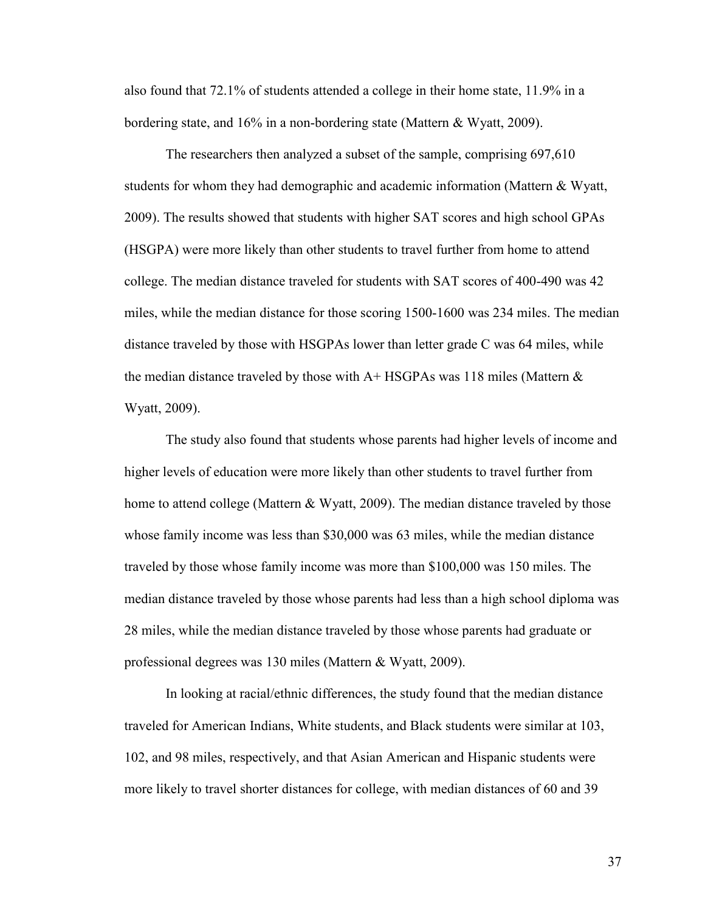also found that 72.1% of students attended a college in their home state, 11.9% in a bordering state, and 16% in a non-bordering state (Mattern & Wyatt, 2009).

The researchers then analyzed a subset of the sample, comprising 697,610 students for whom they had demographic and academic information (Mattern & Wyatt, 2009). The results showed that students with higher SAT scores and high school GPAs (HSGPA) were more likely than other students to travel further from home to attend college. The median distance traveled for students with SAT scores of 400-490 was 42 miles, while the median distance for those scoring 1500-1600 was 234 miles. The median distance traveled by those with HSGPAs lower than letter grade C was 64 miles, while the median distance traveled by those with A+ HSGPAs was 118 miles (Mattern & Wyatt, 2009).

The study also found that students whose parents had higher levels of income and higher levels of education were more likely than other students to travel further from home to attend college (Mattern & Wyatt, 2009). The median distance traveled by those whose family income was less than $30,000 was 63 miles, while the median distance traveled by those whose family income was more than $100,000 was 150 miles. The median distance traveled by those whose parents had less than a high school diploma was 28 miles, while the median distance traveled by those whose parents had graduate or professional degrees was 130 miles (Mattern & Wyatt, 2009).

In looking at racial/ethnic differences, the study found that the median distance traveled for American Indians, White students, and Black students were similar at 103, 102, and 98 miles, respectively, and that Asian American and Hispanic students were more likely to travel shorter distances for college, with median distances of 60 and 39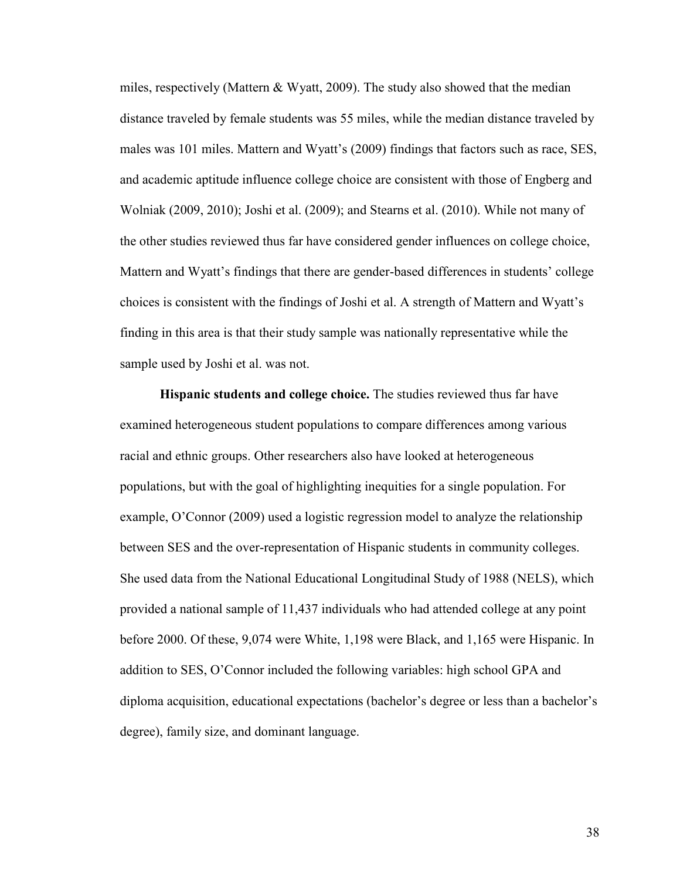miles, respectively (Mattern & Wyatt, 2009). The study also showed that the median distance traveled by female students was 55 miles, while the median distance traveled by males was 101 miles. Mattern and Wyatt's (2009) findings that factors such as race, SES, and academic aptitude influence college choice are consistent with those of Engberg and Wolniak (2009, 2010); Joshi et al. (2009); and Stearns et al. (2010). While not many of the other studies reviewed thus far have considered gender influences on college choice, Mattern and Wyatt's findings that there are gender-based differences in students' college choices is consistent with the findings of Joshi et al. A strength of Mattern and Wyatt's finding in this area is that their study sample was nationally representative while the sample used by Joshi et al. was not.

**Hispanic students and college choice.** The studies reviewed thus far have examined heterogeneous student populations to compare differences among various racial and ethnic groups. Other researchers also have looked at heterogeneous populations, but with the goal of highlighting inequities for a single population. For example, O'Connor (2009) used a logistic regression model to analyze the relationship between SES and the over-representation of Hispanic students in community colleges. She used data from the National Educational Longitudinal Study of 1988 (NELS), which provided a national sample of 11,437 individuals who had attended college at any point before 2000. Of these, 9,074 were White, 1,198 were Black, and 1,165 were Hispanic. In addition to SES, O'Connor included the following variables: high school GPA and diploma acquisition, educational expectations (bachelor's degree or less than a bachelor's degree), family size, and dominant language.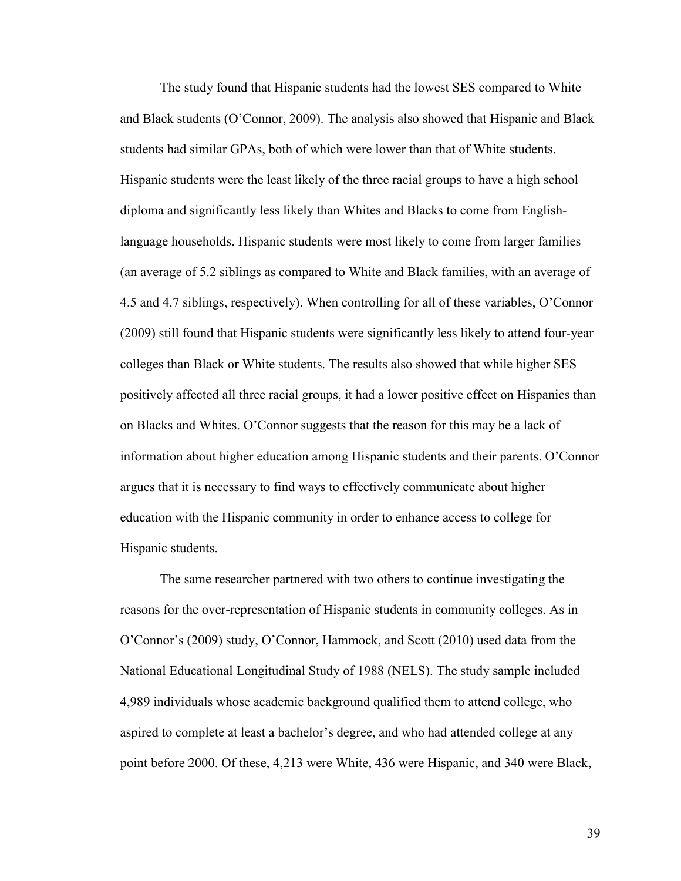The study found that Hispanic students had the lowest SES compared to White and Black students (O'Connor, 2009). The analysis also showed that Hispanic and Black students had similar GPAs, both of which were lower than that of White students. Hispanic students were the least likely of the three racial groups to have a high school diploma and significantly less likely than Whites and Blacks to come from English-language households. Hispanic students were most likely to come from larger families (an average of 5.2 siblings as compared to White and Black families, with an average of 4.5 and 4.7 siblings, respectively). When controlling for all of these variables, O'Connor (2009) still found that Hispanic students were significantly less likely to attend four-year colleges than Black or White students. The results also showed that while higher SES positively affected all three racial groups, it had a lower positive effect on Hispanics than on Blacks and Whites. O'Connor suggests that the reason for this may be a lack of information about higher education among Hispanic students and their parents. O'Connor argues that it is necessary to find ways to effectively communicate about higher education with the Hispanic community in order to enhance access to college for Hispanic students.

The same researcher partnered with two others to continue investigating the reasons for the over-representation of Hispanic students in community colleges. As in O'Connor's (2009) study, O'Connor, Hammock, and Scott (2010) used data from the National Educational Longitudinal Study of 1988 (NELS). The study sample included 4,989 individuals whose academic background qualified them to attend college, who aspired to complete at least a bachelor's degree, and who had attended college at any point before 2000. Of these, 4,213 were White, 436 were Hispanic, and 340 were Black,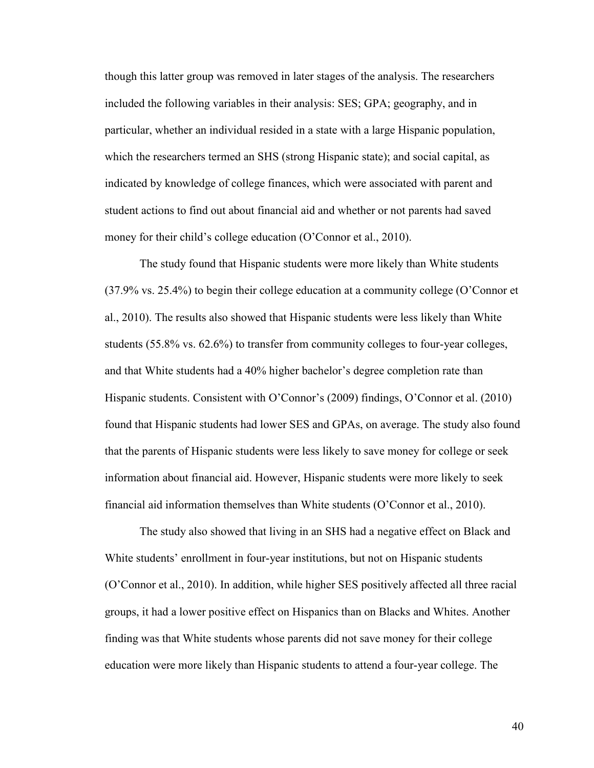though this latter group was removed in later stages of the analysis. The researchers included the following variables in their analysis: SES; GPA; geography, and in particular, whether an individual resided in a state with a large Hispanic population, which the researchers termed an SHS (strong Hispanic state); and social capital, as indicated by knowledge of college finances, which were associated with parent and student actions to find out about financial aid and whether or not parents had saved money for their child's college education (O'Connor et al., 2010).

The study found that Hispanic students were more likely than White students (37.9% vs. 25.4%) to begin their college education at a community college (O'Connor et al., 2010). The results also showed that Hispanic students were less likely than White students (55.8% vs. 62.6%) to transfer from community colleges to four-year colleges, and that White students had a 40% higher bachelor's degree completion rate than Hispanic students. Consistent with O'Connor's (2009) findings, O'Connor et al. (2010) found that Hispanic students had lower SES and GPAs, on average. The study also found that the parents of Hispanic students were less likely to save money for college or seek information about financial aid. However, Hispanic students were more likely to seek financial aid information themselves than White students (O'Connor et al., 2010).

The study also showed that living in an SHS had a negative effect on Black and White students' enrollment in four-year institutions, but not on Hispanic students (O'Connor et al., 2010). In addition, while higher SES positively affected all three racial groups, it had a lower positive effect on Hispanics than on Blacks and Whites. Another finding was that White students whose parents did not save money for their college education were more likely than Hispanic students to attend a four-year college. The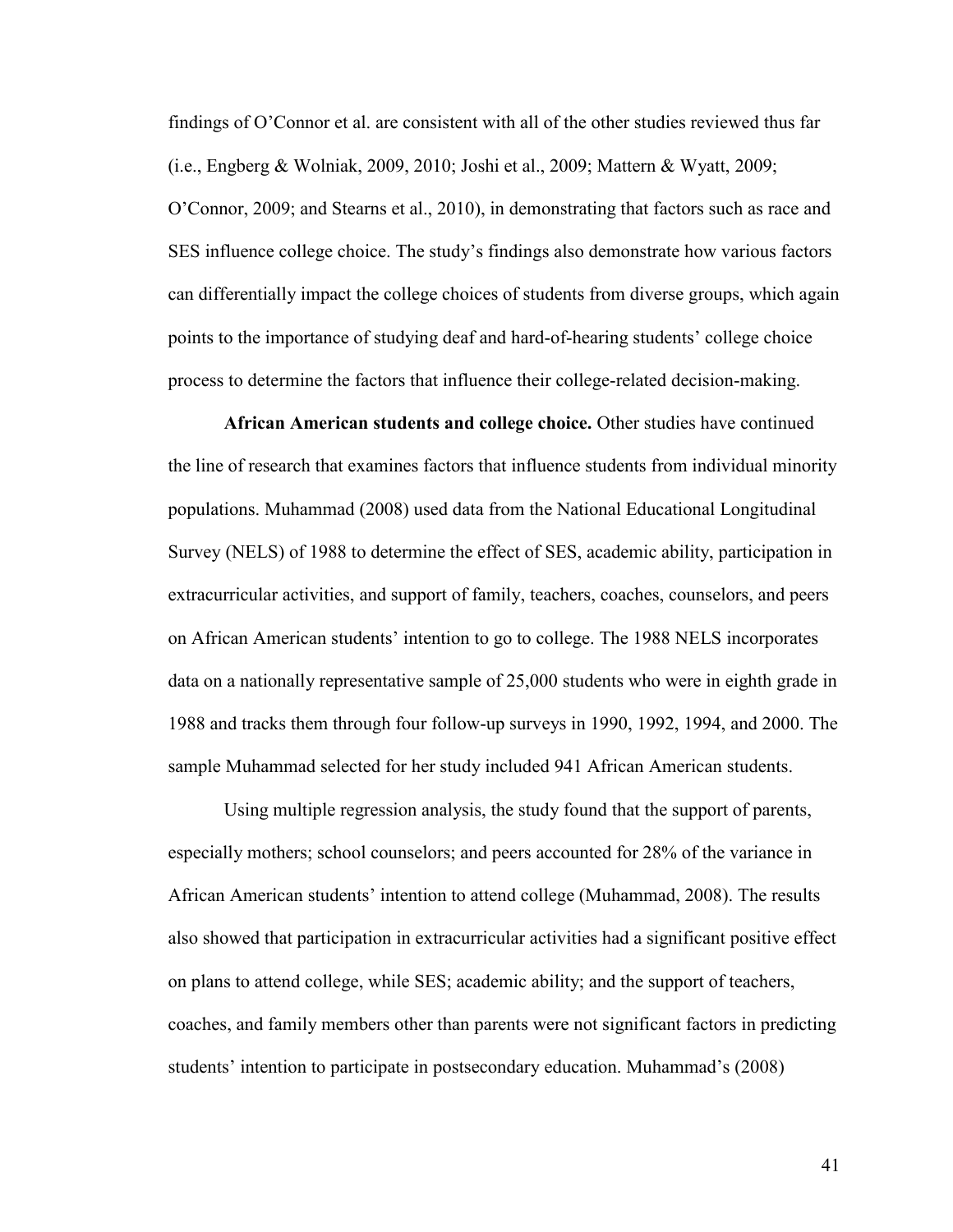findings of O'Connor et al. are consistent with all of the other studies reviewed thus far (i.e., Engberg & Wolniak, 2009, 2010; Joshi et al., 2009; Mattern & Wyatt, 2009; O'Connor, 2009; and Stearns et al., 2010), in demonstrating that factors such as race and SES influence college choice. The study's findings also demonstrate how various factors can differentially impact the college choices of students from diverse groups, which again points to the importance of studying deaf and hard-of-hearing students' college choice process to determine the factors that influence their college-related decision-making.

**African American students and college choice.** Other studies have continued the line of research that examines factors that influence students from individual minority populations. Muhammad (2008) used data from the National Educational Longitudinal Survey (NELS) of 1988 to determine the effect of SES, academic ability, participation in extracurricular activities, and support of family, teachers, coaches, counselors, and peers on African American students' intention to go to college. The 1988 NELS incorporates data on a nationally representative sample of 25,000 students who were in eighth grade in 1988 and tracks them through four follow-up surveys in 1990, 1992, 1994, and 2000. The sample Muhammad selected for her study included 941 African American students.

Using multiple regression analysis, the study found that the support of parents, especially mothers; school counselors; and peers accounted for 28% of the variance in African American students' intention to attend college (Muhammad, 2008). The results also showed that participation in extracurricular activities had a significant positive effect on plans to attend college, while SES; academic ability; and the support of teachers, coaches, and family members other than parents were not significant factors in predicting students' intention to participate in postsecondary education. Muhammad's (2008)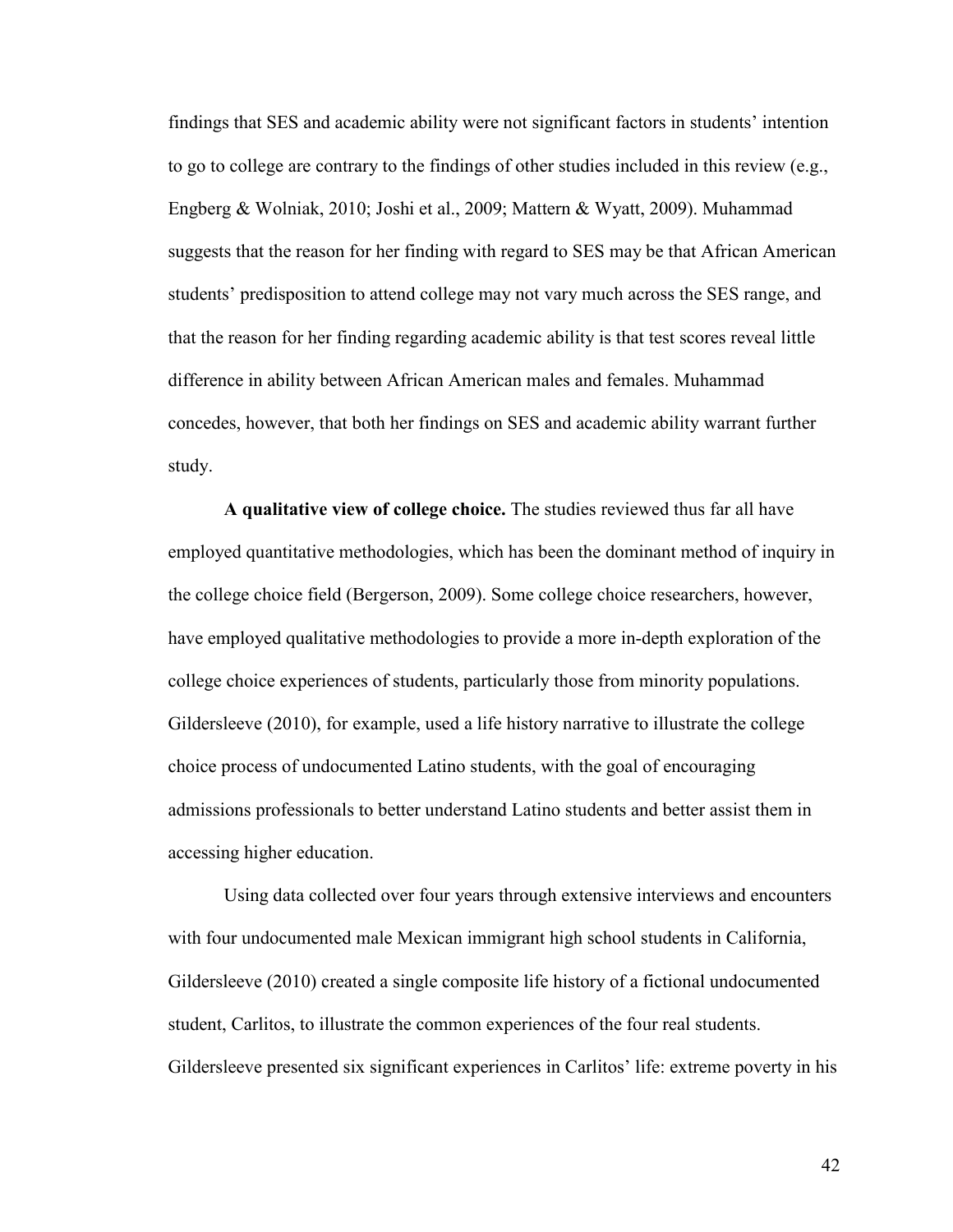findings that SES and academic ability were not significant factors in students' intention to go to college are contrary to the findings of other studies included in this review (e.g., Engberg & Wolniak, 2010; Joshi et al., 2009; Mattern & Wyatt, 2009). Muhammad suggests that the reason for her finding with regard to SES may be that African American students' predisposition to attend college may not vary much across the SES range, and that the reason for her finding regarding academic ability is that test scores reveal little difference in ability between African American males and females. Muhammad concedes, however, that both her findings on SES and academic ability warrant further study.

**A qualitative view of college choice.** The studies reviewed thus far all have employed quantitative methodologies, which has been the dominant method of inquiry in the college choice field (Bergerson, 2009). Some college choice researchers, however, have employed qualitative methodologies to provide a more in-depth exploration of the college choice experiences of students, particularly those from minority populations. Gildersleeve (2010), for example, used a life history narrative to illustrate the college choice process of undocumented Latino students, with the goal of encouraging admissions professionals to better understand Latino students and better assist them in accessing higher education.

Using data collected over four years through extensive interviews and encounters with four undocumented male Mexican immigrant high school students in California, Gildersleeve (2010) created a single composite life history of a fictional undocumented student, Carlitos, to illustrate the common experiences of the four real students. Gildersleeve presented six significant experiences in Carlitos' life: extreme poverty in his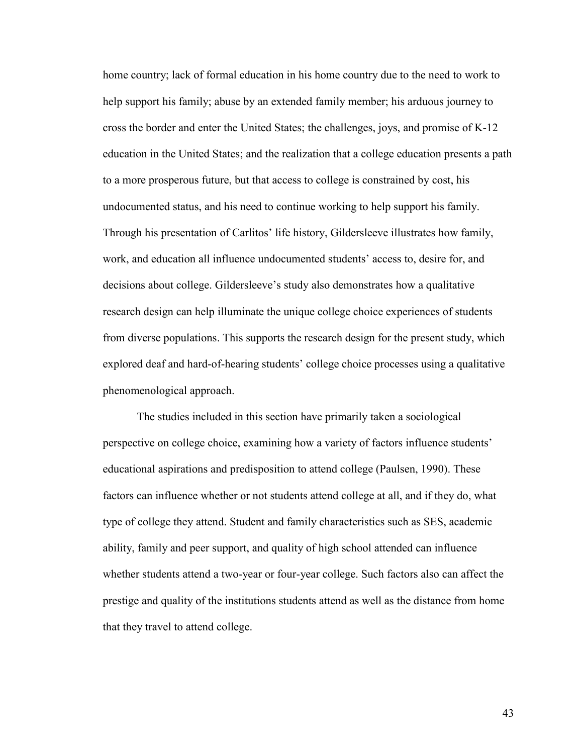home country; lack of formal education in his home country due to the need to work to help support his family; abuse by an extended family member; his arduous journey to cross the border and enter the United States; the challenges, joys, and promise of K-12 education in the United States; and the realization that a college education presents a path to a more prosperous future, but that access to college is constrained by cost, his undocumented status, and his need to continue working to help support his family. Through his presentation of Carlitos' life history, Gildersleeve illustrates how family, work, and education all influence undocumented students' access to, desire for, and decisions about college. Gildersleeve's study also demonstrates how a qualitative research design can help illuminate the unique college choice experiences of students from diverse populations. This supports the research design for the present study, which explored deaf and hard-of-hearing students' college choice processes using a qualitative phenomenological approach.

The studies included in this section have primarily taken a sociological perspective on college choice, examining how a variety of factors influence students' educational aspirations and predisposition to attend college (Paulsen, 1990). These factors can influence whether or not students attend college at all, and if they do, what type of college they attend. Student and family characteristics such as SES, academic ability, family and peer support, and quality of high school attended can influence whether students attend a two-year or four-year college. Such factors also can affect the prestige and quality of the institutions students attend as well as the distance from home that they travel to attend college.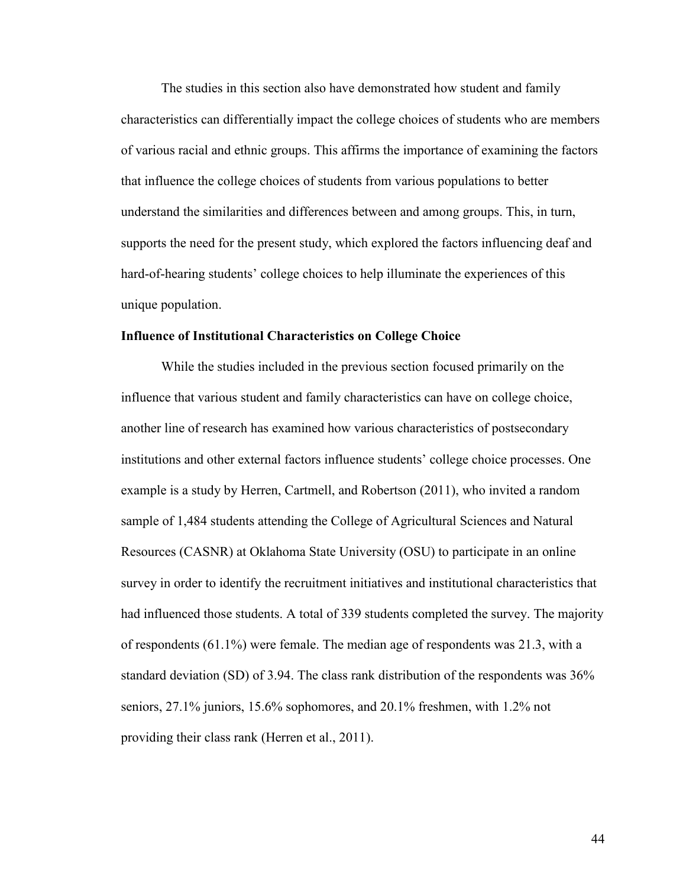The studies in this section also have demonstrated how student and family characteristics can differentially impact the college choices of students who are members of various racial and ethnic groups. This affirms the importance of examining the factors that influence the college choices of students from various populations to better understand the similarities and differences between and among groups. This, in turn, supports the need for the present study, which explored the factors influencing deaf and hard-of-hearing students' college choices to help illuminate the experiences of this unique population.

### Influence of Institutional Characteristics on College Choice

While the studies included in the previous section focused primarily on the influence that various student and family characteristics can have on college choice, another line of research has examined how various characteristics of postsecondary institutions and other external factors influence students' college choice processes. One example is a study by Herren, Cartmell, and Robertson (2011), who invited a random sample of 1,484 students attending the College of Agricultural Sciences and Natural Resources (CASNR) at Oklahoma State University (OSU) to participate in an online survey in order to identify the recruitment initiatives and institutional characteristics that had influenced those students. A total of 339 students completed the survey. The majority of respondents (61.1%) were female. The median age of respondents was 21.3, with a standard deviation (SD) of 3.94. The class rank distribution of the respondents was 36% seniors, 27.1% juniors, 15.6% sophomores, and 20.1% freshmen, with 1.2% not providing their class rank (Herren et al., 2011).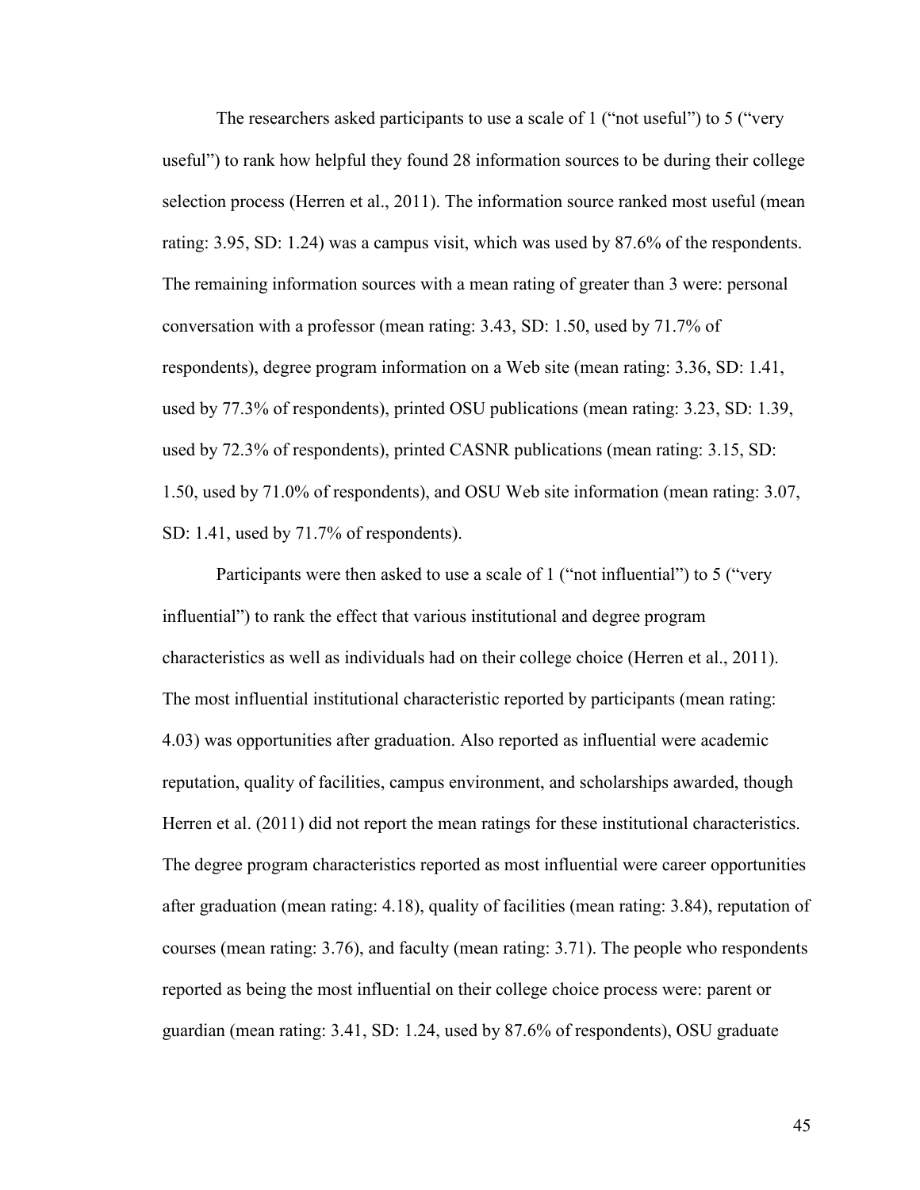The researchers asked participants to use a scale of 1 ("not useful") to 5 ("very useful") to rank how helpful they found 28 information sources to be during their college selection process (Herren et al., 2011). The information source ranked most useful (mean rating: 3.95, SD: 1.24) was a campus visit, which was used by 87.6% of the respondents. The remaining information sources with a mean rating of greater than 3 were: personal conversation with a professor (mean rating: 3.43, SD: 1.50, used by 71.7% of respondents), degree program information on a Web site (mean rating: 3.36, SD: 1.41, used by 77.3% of respondents), printed OSU publications (mean rating: 3.23, SD: 1.39, used by 72.3% of respondents), printed CASNR publications (mean rating: 3.15, SD: 1.50, used by 71.0% of respondents), and OSU Web site information (mean rating: 3.07, SD: 1.41, used by 71.7% of respondents).

Participants were then asked to use a scale of 1 ("not influential") to 5 ("very influential") to rank the effect that various institutional and degree program characteristics as well as individuals had on their college choice (Herren et al., 2011). The most influential institutional characteristic reported by participants (mean rating: 4.03) was opportunities after graduation. Also reported as influential were academic reputation, quality of facilities, campus environment, and scholarships awarded, though Herren et al. (2011) did not report the mean ratings for these institutional characteristics. The degree program characteristics reported as most influential were career opportunities after graduation (mean rating: 4.18), quality of facilities (mean rating: 3.84), reputation of courses (mean rating: 3.76), and faculty (mean rating: 3.71). The people who respondents reported as being the most influential on their college choice process were: parent or guardian (mean rating: 3.41, SD: 1.24, used by 87.6% of respondents), OSU graduate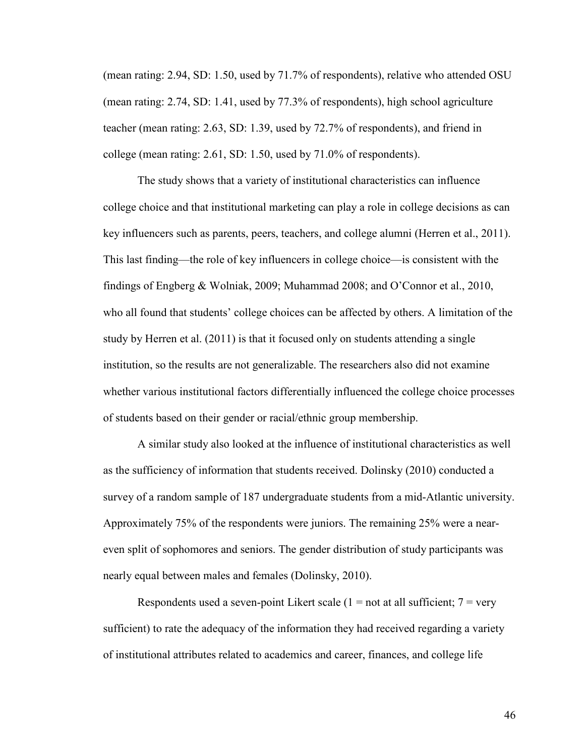(mean rating: 2.94, SD: 1.50, used by 71.7% of respondents), relative who attended OSU (mean rating: 2.74, SD: 1.41, used by 77.3% of respondents), high school agriculture teacher (mean rating: 2.63, SD: 1.39, used by 72.7% of respondents), and friend in college (mean rating: 2.61, SD: 1.50, used by 71.0% of respondents).

The study shows that a variety of institutional characteristics can influence college choice and that institutional marketing can play a role in college decisions as can key influencers such as parents, peers, teachers, and college alumni (Herren et al., 2011). This last finding—the role of key influencers in college choice—is consistent with the findings of Engberg & Wolniak, 2009; Muhammad 2008; and O'Connor et al., 2010, who all found that students' college choices can be affected by others. A limitation of the study by Herren et al. (2011) is that it focused only on students attending a single institution, so the results are not generalizable. The researchers also did not examine whether various institutional factors differentially influenced the college choice processes of students based on their gender or racial/ethnic group membership.

A similar study also looked at the influence of institutional characteristics as well as the sufficiency of information that students received. Dolinsky (2010) conducted a survey of a random sample of 187 undergraduate students from a mid-Atlantic university. Approximately 75% of the respondents were juniors. The remaining 25% were a near-even split of sophomores and seniors. The gender distribution of study participants was nearly equal between males and females (Dolinsky, 2010).

Respondents used a seven-point Likert scale (1 = not at all sufficient; 7 = very sufficient) to rate the adequacy of the information they had received regarding a variety of institutional attributes related to academics and career, finances, and college life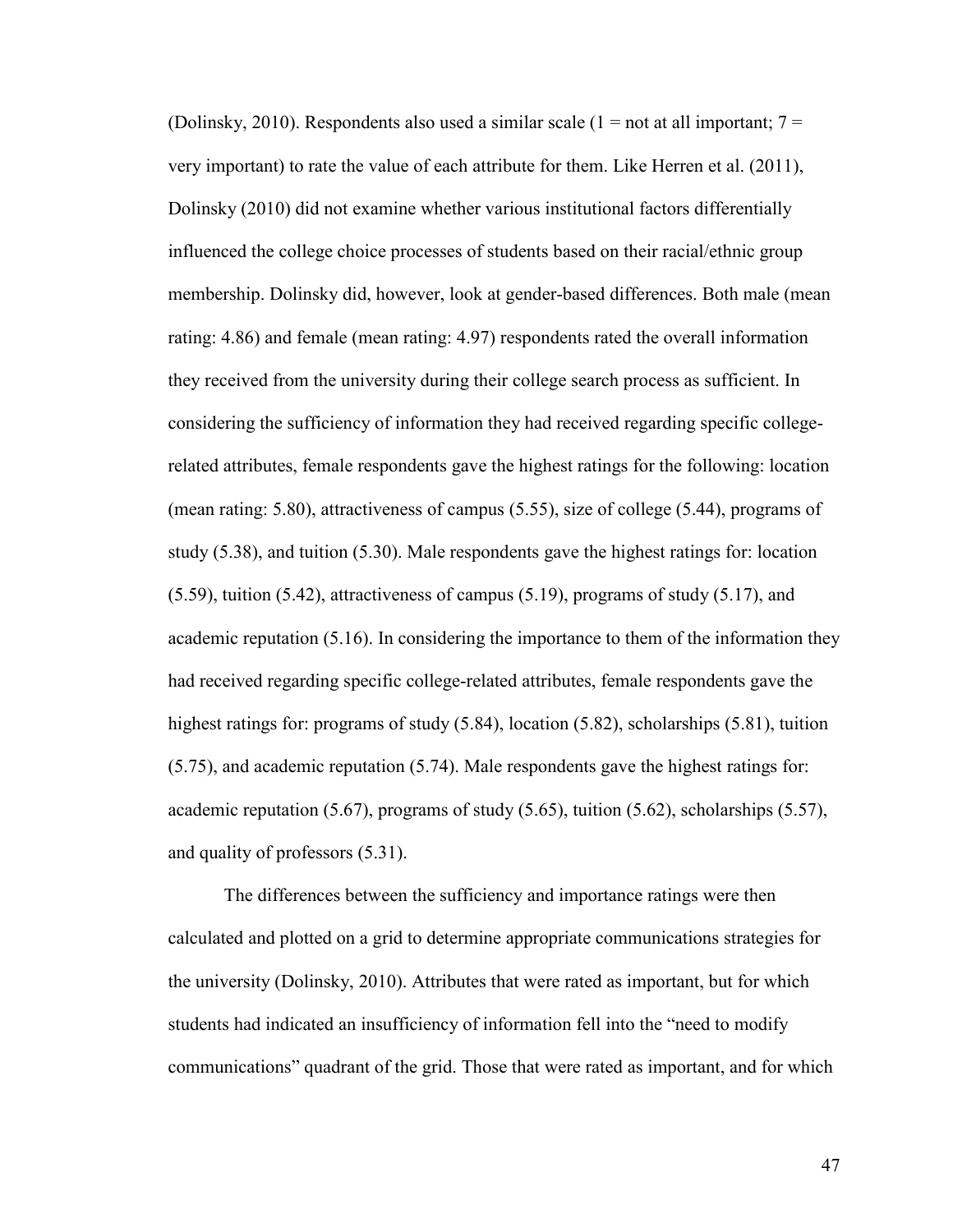(Dolinsky, 2010). Respondents also used a similar scale (1 = not at all important; 7 = very important) to rate the value of each attribute for them. Like Herren et al. (2011), Dolinsky (2010) did not examine whether various institutional factors differentially influenced the college choice processes of students based on their racial/ethnic group membership. Dolinsky did, however, look at gender-based differences. Both male (mean rating: 4.86) and female (mean rating: 4.97) respondents rated the overall information they received from the university during their college search process as sufficient. In considering the sufficiency of information they had received regarding specific college-related attributes, female respondents gave the highest ratings for the following: location (mean rating: 5.80), attractiveness of campus (5.55), size of college (5.44), programs of study (5.38), and tuition (5.30). Male respondents gave the highest ratings for: location (5.59), tuition (5.42), attractiveness of campus (5.19), programs of study (5.17), and academic reputation (5.16). In considering the importance to them of the information they had received regarding specific college-related attributes, female respondents gave the highest ratings for: programs of study (5.84), location (5.82), scholarships (5.81), tuition (5.75), and academic reputation (5.74). Male respondents gave the highest ratings for: academic reputation (5.67), programs of study (5.65), tuition (5.62), scholarships (5.57), and quality of professors (5.31).

The differences between the sufficiency and importance ratings were then calculated and plotted on a grid to determine appropriate communications strategies for the university (Dolinsky, 2010). Attributes that were rated as important, but for which students had indicated an insufficiency of information fell into the "need to modify communications" quadrant of the grid. Those that were rated as important, and for which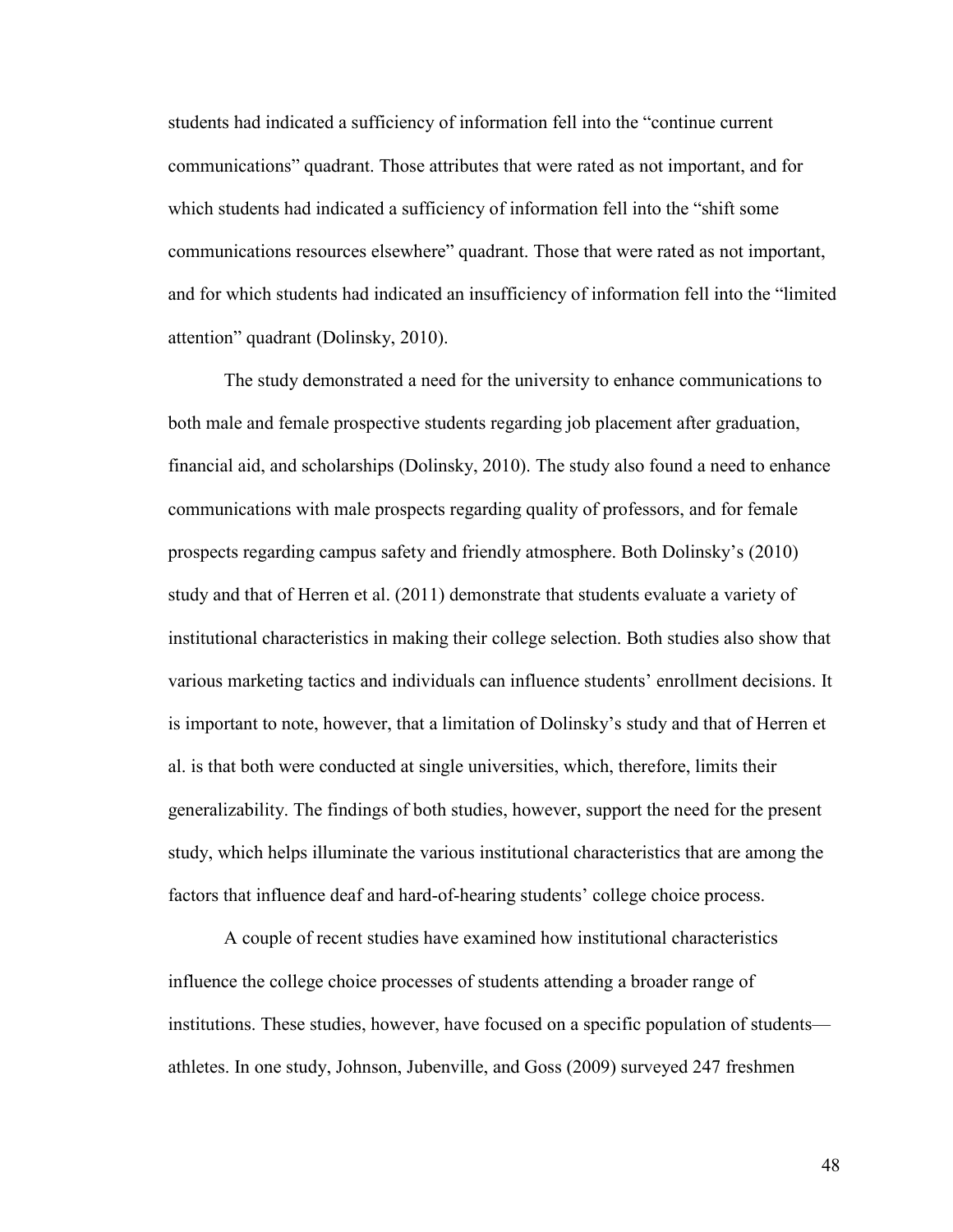students had indicated a sufficiency of information fell into the “continue current communications” quadrant. Those attributes that were rated as not important, and for which students had indicated a sufficiency of information fell into the “shift some communications resources elsewhere” quadrant. Those that were rated as not important, and for which students had indicated an insufficiency of information fell into the “limited attention” quadrant (Dolinsky, 2010).

The study demonstrated a need for the university to enhance communications to both male and female prospective students regarding job placement after graduation, financial aid, and scholarships (Dolinsky, 2010). The study also found a need to enhance communications with male prospects regarding quality of professors, and for female prospects regarding campus safety and friendly atmosphere. Both Dolinsky’s (2010) study and that of Herren et al. (2011) demonstrate that students evaluate a variety of institutional characteristics in making their college selection. Both studies also show that various marketing tactics and individuals can influence students’ enrollment decisions. It is important to note, however, that a limitation of Dolinsky’s study and that of Herren et al. is that both were conducted at single universities, which, therefore, limits their generalizability. The findings of both studies, however, support the need for the present study, which helps illuminate the various institutional characteristics that are among the factors that influence deaf and hard-of-hearing students’ college choice process.

A couple of recent studies have examined how institutional characteristics influence the college choice processes of students attending a broader range of institutions. These studies, however, have focused on a specific population of students—athletes. In one study, Johnson, Jubenville, and Goss (2009) surveyed 247 freshmen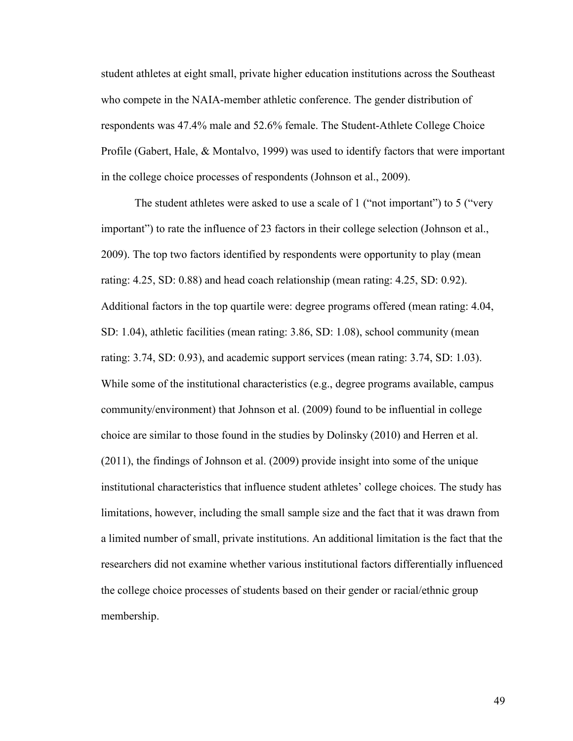student athletes at eight small, private higher education institutions across the Southeast who compete in the NAIA-member athletic conference. The gender distribution of respondents was 47.4% male and 52.6% female. The Student-Athlete College Choice Profile (Gabert, Hale, & Montalvo, 1999) was used to identify factors that were important in the college choice processes of respondents (Johnson et al., 2009).

The student athletes were asked to use a scale of 1 ("not important") to 5 ("very important") to rate the influence of 23 factors in their college selection (Johnson et al., 2009). The top two factors identified by respondents were opportunity to play (mean rating: 4.25, SD: 0.88) and head coach relationship (mean rating: 4.25, SD: 0.92). Additional factors in the top quartile were: degree programs offered (mean rating: 4.04, SD: 1.04), athletic facilities (mean rating: 3.86, SD: 1.08), school community (mean rating: 3.74, SD: 0.93), and academic support services (mean rating: 3.74, SD: 1.03). While some of the institutional characteristics (e.g., degree programs available, campus community/environment) that Johnson et al. (2009) found to be influential in college choice are similar to those found in the studies by Dolinsky (2010) and Herren et al. (2011), the findings of Johnson et al. (2009) provide insight into some of the unique institutional characteristics that influence student athletes' college choices. The study has limitations, however, including the small sample size and the fact that it was drawn from a limited number of small, private institutions. An additional limitation is the fact that the researchers did not examine whether various institutional factors differentially influenced the college choice processes of students based on their gender or racial/ethnic group membership.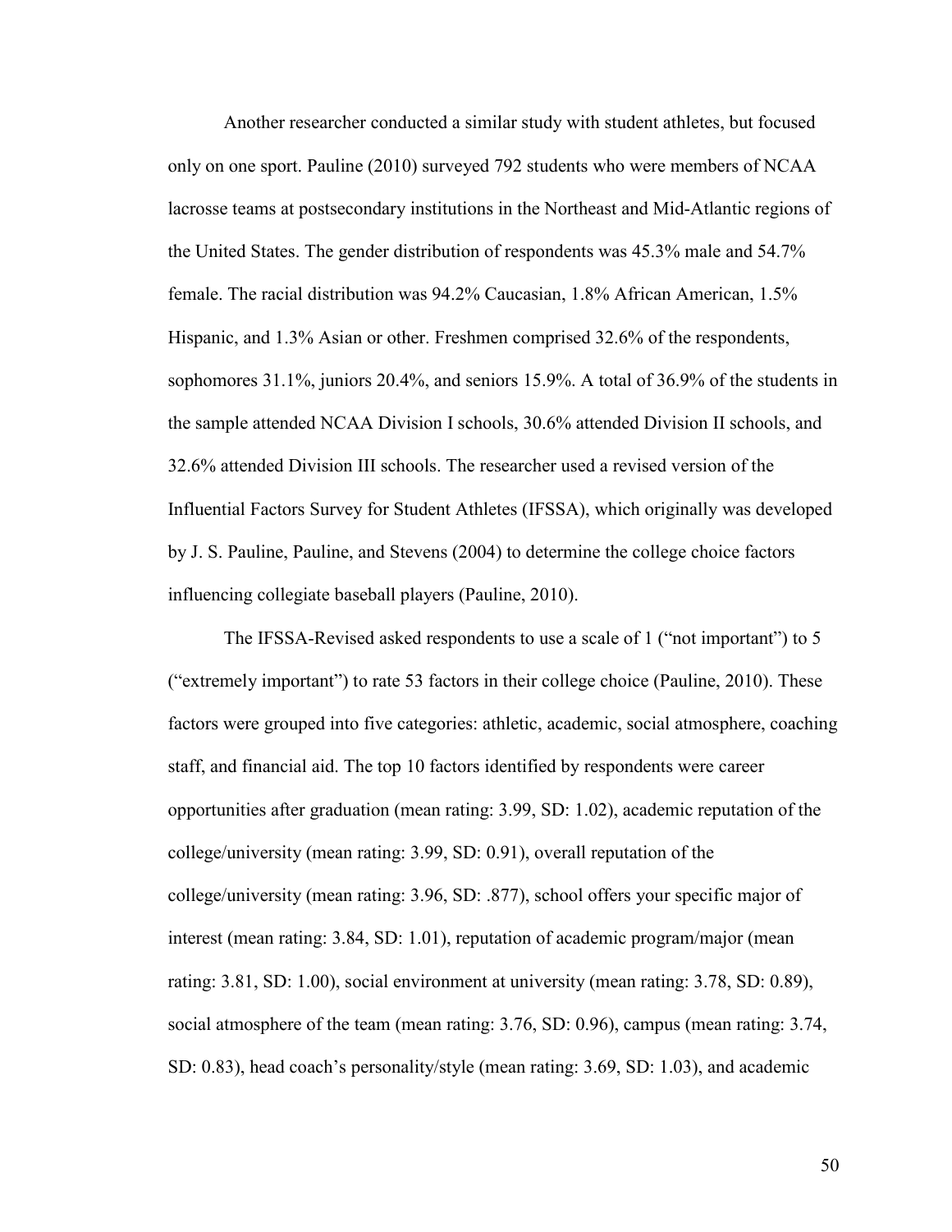Another researcher conducted a similar study with student athletes, but focused only on one sport. Pauline (2010) surveyed 792 students who were members of NCAA lacrosse teams at postsecondary institutions in the Northeast and Mid-Atlantic regions of the United States. The gender distribution of respondents was 45.3% male and 54.7% female. The racial distribution was 94.2% Caucasian, 1.8% African American, 1.5% Hispanic, and 1.3% Asian or other. Freshmen comprised 32.6% of the respondents, sophomores 31.1%, juniors 20.4%, and seniors 15.9%. A total of 36.9% of the students in the sample attended NCAA Division I schools, 30.6% attended Division II schools, and 32.6% attended Division III schools. The researcher used a revised version of the Influential Factors Survey for Student Athletes (IFSSA), which originally was developed by J. S. Pauline, Pauline, and Stevens (2004) to determine the college choice factors influencing collegiate baseball players (Pauline, 2010).

The IFSSA-Revised asked respondents to use a scale of 1 ("not important") to 5 ("extremely important") to rate 53 factors in their college choice (Pauline, 2010). These factors were grouped into five categories: athletic, academic, social atmosphere, coaching staff, and financial aid. The top 10 factors identified by respondents were career opportunities after graduation (mean rating: 3.99, SD: 1.02), academic reputation of the college/university (mean rating: 3.99, SD: 0.91), overall reputation of the college/university (mean rating: 3.96, SD: .877), school offers your specific major of interest (mean rating: 3.84, SD: 1.01), reputation of academic program/major (mean rating: 3.81, SD: 1.00), social environment at university (mean rating: 3.78, SD: 0.89), social atmosphere of the team (mean rating: 3.76, SD: 0.96), campus (mean rating: 3.74, SD: 0.83), head coach's personality/style (mean rating: 3.69, SD: 1.03), and academic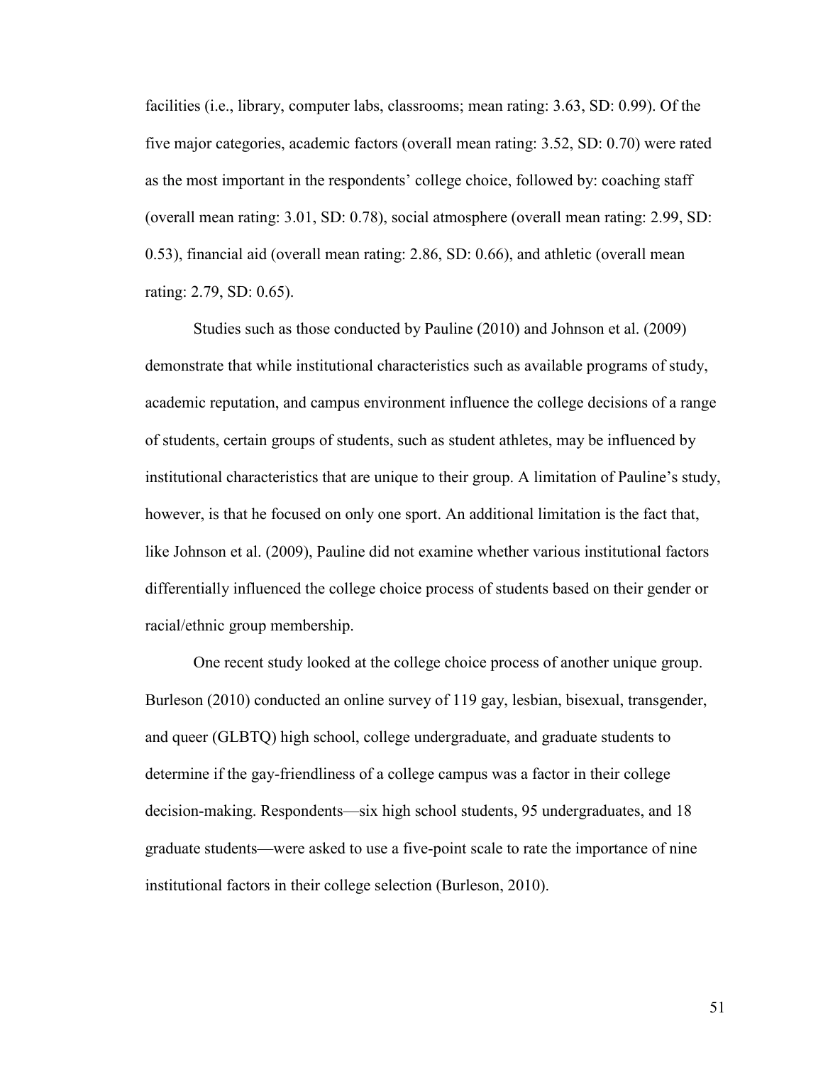facilities (i.e., library, computer labs, classrooms; mean rating: 3.63, SD: 0.99). Of the five major categories, academic factors (overall mean rating: 3.52, SD: 0.70) were rated as the most important in the respondents' college choice, followed by: coaching staff (overall mean rating: 3.01, SD: 0.78), social atmosphere (overall mean rating: 2.99, SD: 0.53), financial aid (overall mean rating: 2.86, SD: 0.66), and athletic (overall mean rating: 2.79, SD: 0.65).

Studies such as those conducted by Pauline (2010) and Johnson et al. (2009) demonstrate that while institutional characteristics such as available programs of study, academic reputation, and campus environment influence the college decisions of a range of students, certain groups of students, such as student athletes, may be influenced by institutional characteristics that are unique to their group. A limitation of Pauline's study, however, is that he focused on only one sport. An additional limitation is the fact that, like Johnson et al. (2009), Pauline did not examine whether various institutional factors differentially influenced the college choice process of students based on their gender or racial/ethnic group membership.

One recent study looked at the college choice process of another unique group. Burleson (2010) conducted an online survey of 119 gay, lesbian, bisexual, transgender, and queer (GLBTQ) high school, college undergraduate, and graduate students to determine if the gay-friendliness of a college campus was a factor in their college decision-making. Respondents—six high school students, 95 undergraduates, and 18 graduate students—were asked to use a five-point scale to rate the importance of nine institutional factors in their college selection (Burleson, 2010).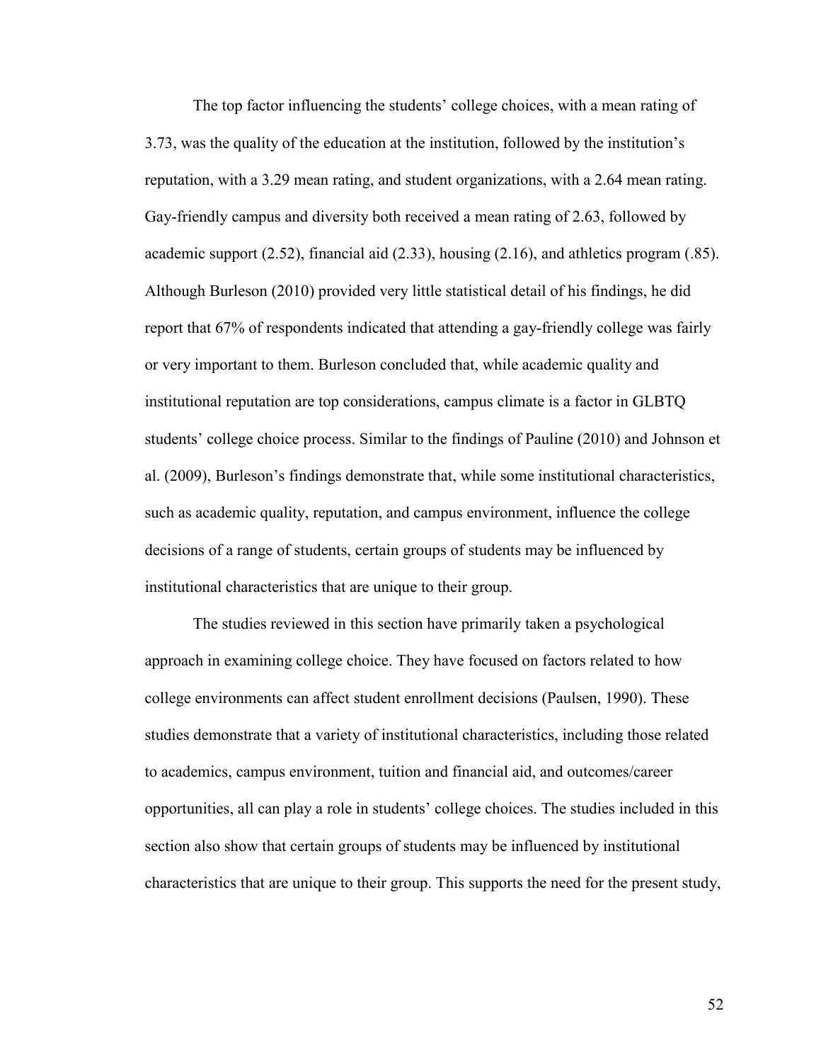The top factor influencing the students' college choices, with a mean rating of 3.73, was the quality of the education at the institution, followed by the institution's reputation, with a 3.29 mean rating, and student organizations, with a 2.64 mean rating. Gay-friendly campus and diversity both received a mean rating of 2.63, followed by academic support (2.52), financial aid (2.33), housing (2.16), and athletics program (.85). Although Burleson (2010) provided very little statistical detail of his findings, he did report that 67% of respondents indicated that attending a gay-friendly college was fairly or very important to them. Burleson concluded that, while academic quality and institutional reputation are top considerations, campus climate is a factor in GLBTQ students' college choice process. Similar to the findings of Pauline (2010) and Johnson et al. (2009), Burleson's findings demonstrate that, while some institutional characteristics, such as academic quality, reputation, and campus environment, influence the college decisions of a range of students, certain groups of students may be influenced by institutional characteristics that are unique to their group.

The studies reviewed in this section have primarily taken a psychological approach in examining college choice. They have focused on factors related to how college environments can affect student enrollment decisions (Paulsen, 1990). These studies demonstrate that a variety of institutional characteristics, including those related to academics, campus environment, tuition and financial aid, and outcomes/career opportunities, all can play a role in students' college choices. The studies included in this section also show that certain groups of students may be influenced by institutional characteristics that are unique to their group. This supports the need for the present study,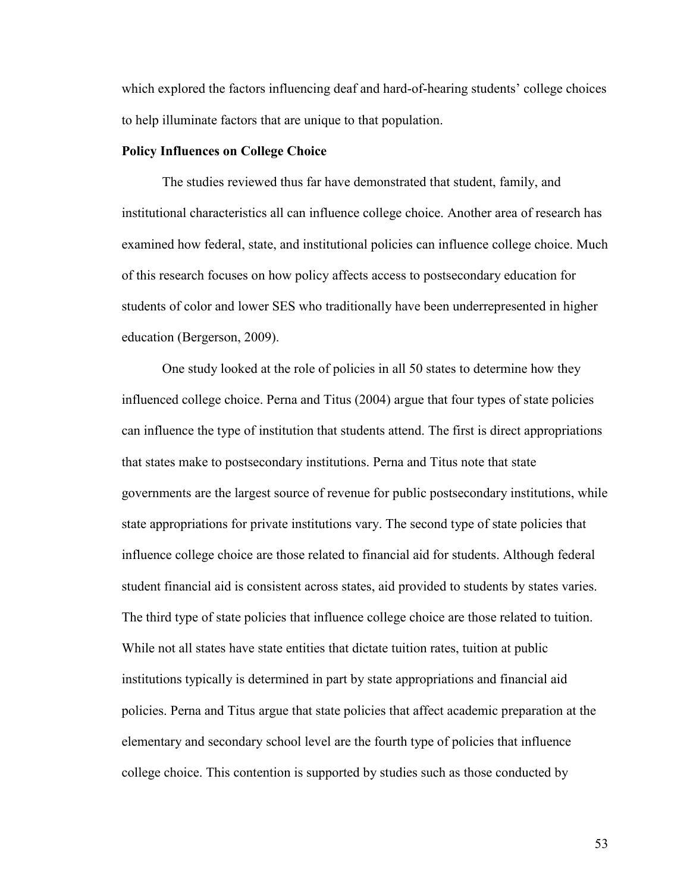which explored the factors influencing deaf and hard-of-hearing students' college choices to help illuminate factors that are unique to that population.

**Policy Influences on College Choice**

The studies reviewed thus far have demonstrated that student, family, and institutional characteristics all can influence college choice. Another area of research has examined how federal, state, and institutional policies can influence college choice. Much of this research focuses on how policy affects access to postsecondary education for students of color and lower SES who traditionally have been underrepresented in higher education (Bergerson, 2009).

One study looked at the role of policies in all 50 states to determine how they influenced college choice. Perna and Titus (2004) argue that four types of state policies can influence the type of institution that students attend. The first is direct appropriations that states make to postsecondary institutions. Perna and Titus note that state governments are the largest source of revenue for public postsecondary institutions, while state appropriations for private institutions vary. The second type of state policies that influence college choice are those related to financial aid for students. Although federal student financial aid is consistent across states, aid provided to students by states varies. The third type of state policies that influence college choice are those related to tuition. While not all states have state entities that dictate tuition rates, tuition at public institutions typically is determined in part by state appropriations and financial aid policies. Perna and Titus argue that state policies that affect academic preparation at the elementary and secondary school level are the fourth type of policies that influence college choice. This contention is supported by studies such as those conducted by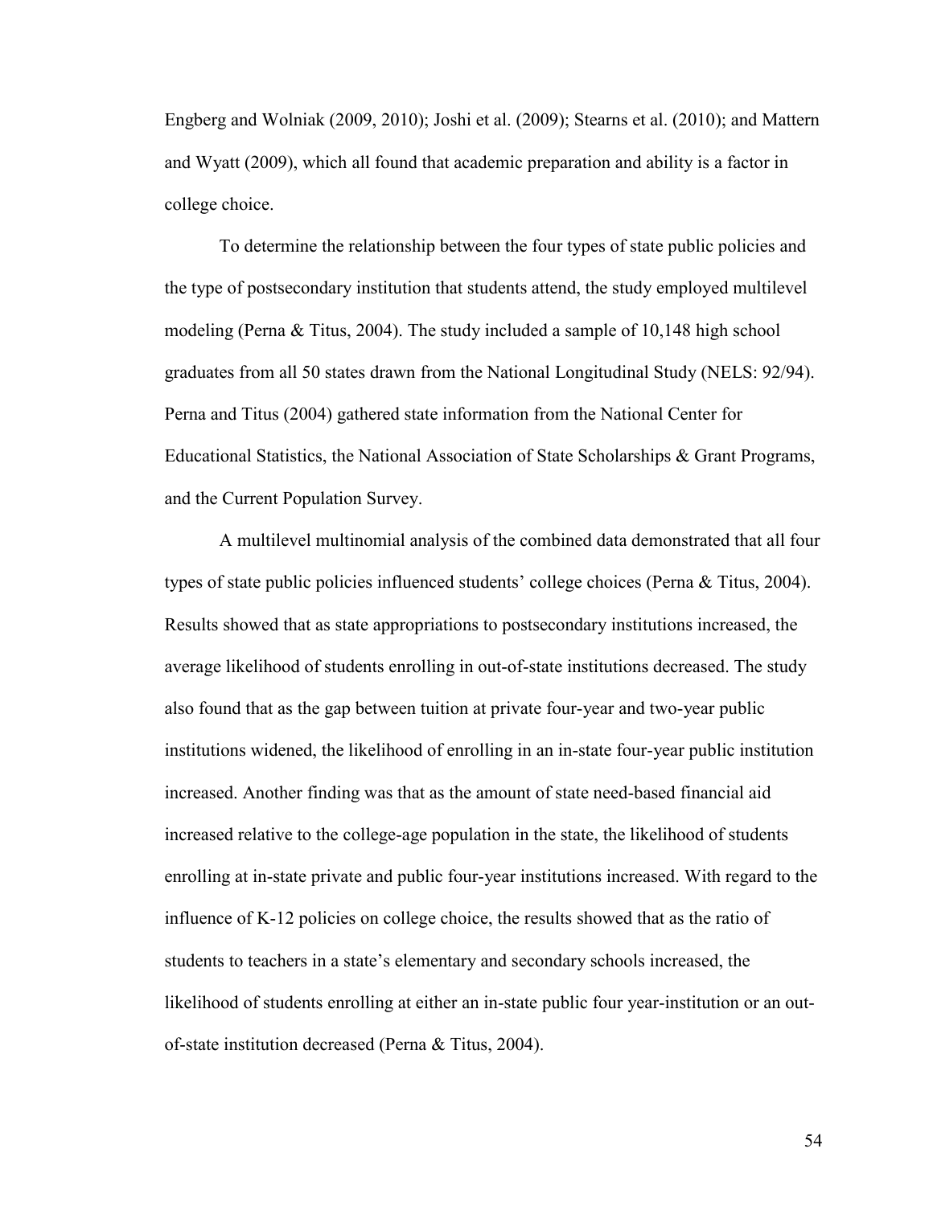Engberg and Wolniak (2009, 2010); Joshi et al. (2009); Stearns et al. (2010); and Mattern and Wyatt (2009), which all found that academic preparation and ability is a factor in college choice.

To determine the relationship between the four types of state public policies and the type of postsecondary institution that students attend, the study employed multilevel modeling (Perna & Titus, 2004). The study included a sample of 10,148 high school graduates from all 50 states drawn from the National Longitudinal Study (NELS: 92/94). Perna and Titus (2004) gathered state information from the National Center for Educational Statistics, the National Association of State Scholarships & Grant Programs, and the Current Population Survey.

A multilevel multinomial analysis of the combined data demonstrated that all four types of state public policies influenced students' college choices (Perna & Titus, 2004). Results showed that as state appropriations to postsecondary institutions increased, the average likelihood of students enrolling in out-of-state institutions decreased. The study also found that as the gap between tuition at private four-year and two-year public institutions widened, the likelihood of enrolling in an in-state four-year public institution increased. Another finding was that as the amount of state need-based financial aid increased relative to the college-age population in the state, the likelihood of students enrolling at in-state private and public four-year institutions increased. With regard to the influence of K-12 policies on college choice, the results showed that as the ratio of students to teachers in a state's elementary and secondary schools increased, the likelihood of students enrolling at either an in-state public four year-institution or an out-of-state institution decreased (Perna & Titus, 2004).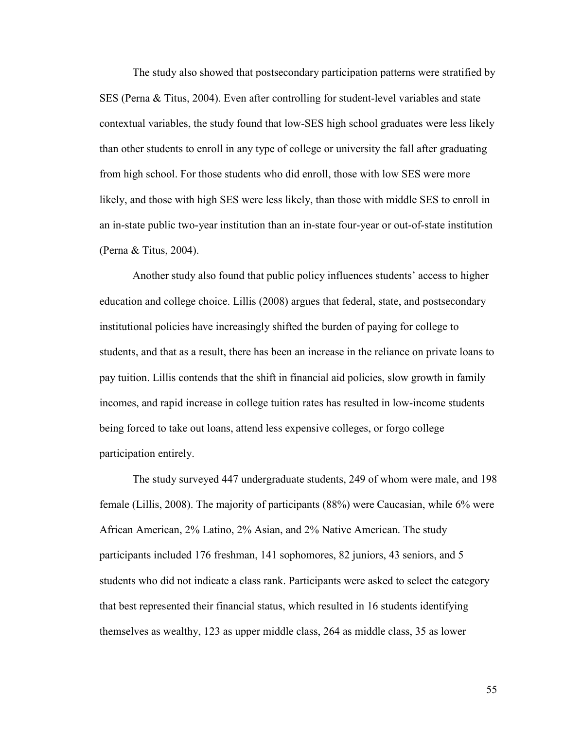The study also showed that postsecondary participation patterns were stratified by SES (Perna & Titus, 2004). Even after controlling for student-level variables and state contextual variables, the study found that low-SES high school graduates were less likely than other students to enroll in any type of college or university the fall after graduating from high school. For those students who did enroll, those with low SES were more likely, and those with high SES were less likely, than those with middle SES to enroll in an in-state public two-year institution than an in-state four-year or out-of-state institution (Perna & Titus, 2004).

Another study also found that public policy influences students' access to higher education and college choice. Lillis (2008) argues that federal, state, and postsecondary institutional policies have increasingly shifted the burden of paying for college to students, and that as a result, there has been an increase in the reliance on private loans to pay tuition. Lillis contends that the shift in financial aid policies, slow growth in family incomes, and rapid increase in college tuition rates has resulted in low-income students being forced to take out loans, attend less expensive colleges, or forgo college participation entirely.

The study surveyed 447 undergraduate students, 249 of whom were male, and 198 female (Lillis, 2008). The majority of participants (88%) were Caucasian, while 6% were African American, 2% Latino, 2% Asian, and 2% Native American. The study participants included 176 freshman, 141 sophomores, 82 juniors, 43 seniors, and 5 students who did not indicate a class rank. Participants were asked to select the category that best represented their financial status, which resulted in 16 students identifying themselves as wealthy, 123 as upper middle class, 264 as middle class, 35 as lower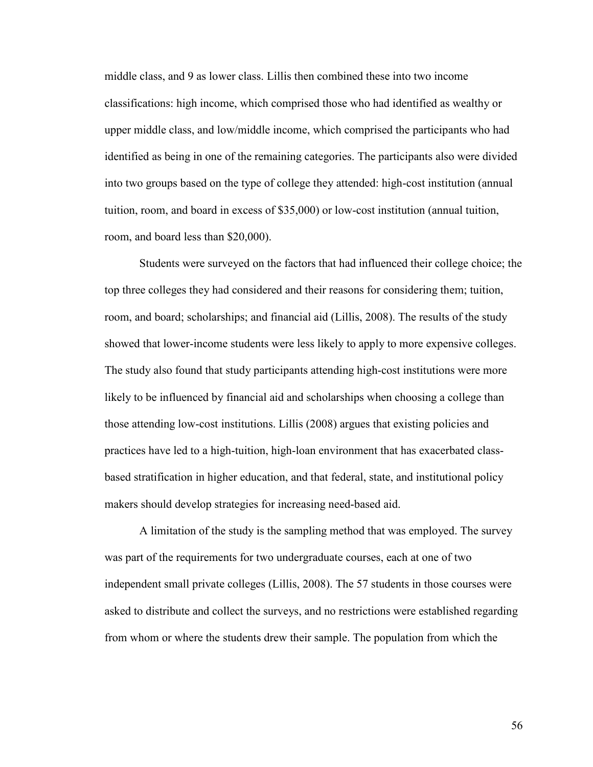middle class, and 9 as lower class. Lillis then combined these into two income classifications: high income, which comprised those who had identified as wealthy or upper middle class, and low/middle income, which comprised the participants who had identified as being in one of the remaining categories. The participants also were divided into two groups based on the type of college they attended: high-cost institution (annual tuition, room, and board in excess of $35,000) or low-cost institution (annual tuition, room, and board less than $20,000).

Students were surveyed on the factors that had influenced their college choice; the top three colleges they had considered and their reasons for considering them; tuition, room, and board; scholarships; and financial aid (Lillis, 2008). The results of the study showed that lower-income students were less likely to apply to more expensive colleges. The study also found that study participants attending high-cost institutions were more likely to be influenced by financial aid and scholarships when choosing a college than those attending low-cost institutions. Lillis (2008) argues that existing policies and practices have led to a high-tuition, high-loan environment that has exacerbated class-based stratification in higher education, and that federal, state, and institutional policy makers should develop strategies for increasing need-based aid.

A limitation of the study is the sampling method that was employed. The survey was part of the requirements for two undergraduate courses, each at one of two independent small private colleges (Lillis, 2008). The 57 students in those courses were asked to distribute and collect the surveys, and no restrictions were established regarding from whom or where the students drew their sample. The population from which the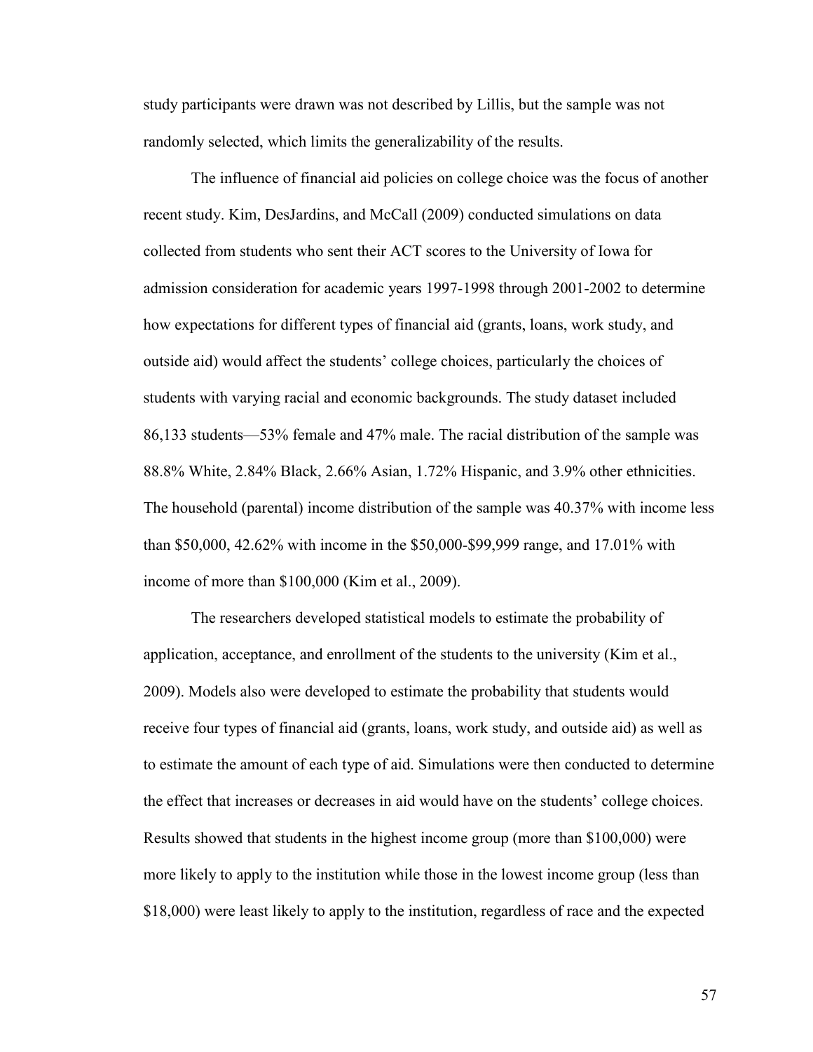study participants were drawn was not described by Lillis, but the sample was not randomly selected, which limits the generalizability of the results.

The influence of financial aid policies on college choice was the focus of another recent study. Kim, DesJardins, and McCall (2009) conducted simulations on data collected from students who sent their ACT scores to the University of Iowa for admission consideration for academic years 1997-1998 through 2001-2002 to determine how expectations for different types of financial aid (grants, loans, work study, and outside aid) would affect the students' college choices, particularly the choices of students with varying racial and economic backgrounds. The study dataset included 86,133 students—53% female and 47% male. The racial distribution of the sample was 88.8% White, 2.84% Black, 2.66% Asian, 1.72% Hispanic, and 3.9% other ethnicities. The household (parental) income distribution of the sample was 40.37% with income less than \$50,000, 42.62% with income in the \$50,000-\$99,999 range, and 17.01% with income of more than \$100,000 (Kim et al., 2009).

The researchers developed statistical models to estimate the probability of application, acceptance, and enrollment of the students to the university (Kim et al., 2009). Models also were developed to estimate the probability that students would receive four types of financial aid (grants, loans, work study, and outside aid) as well as to estimate the amount of each type of aid. Simulations were then conducted to determine the effect that increases or decreases in aid would have on the students' college choices. Results showed that students in the highest income group (more than \$100,000) were more likely to apply to the institution while those in the lowest income group (less than \$18,000) were least likely to apply to the institution, regardless of race and the expected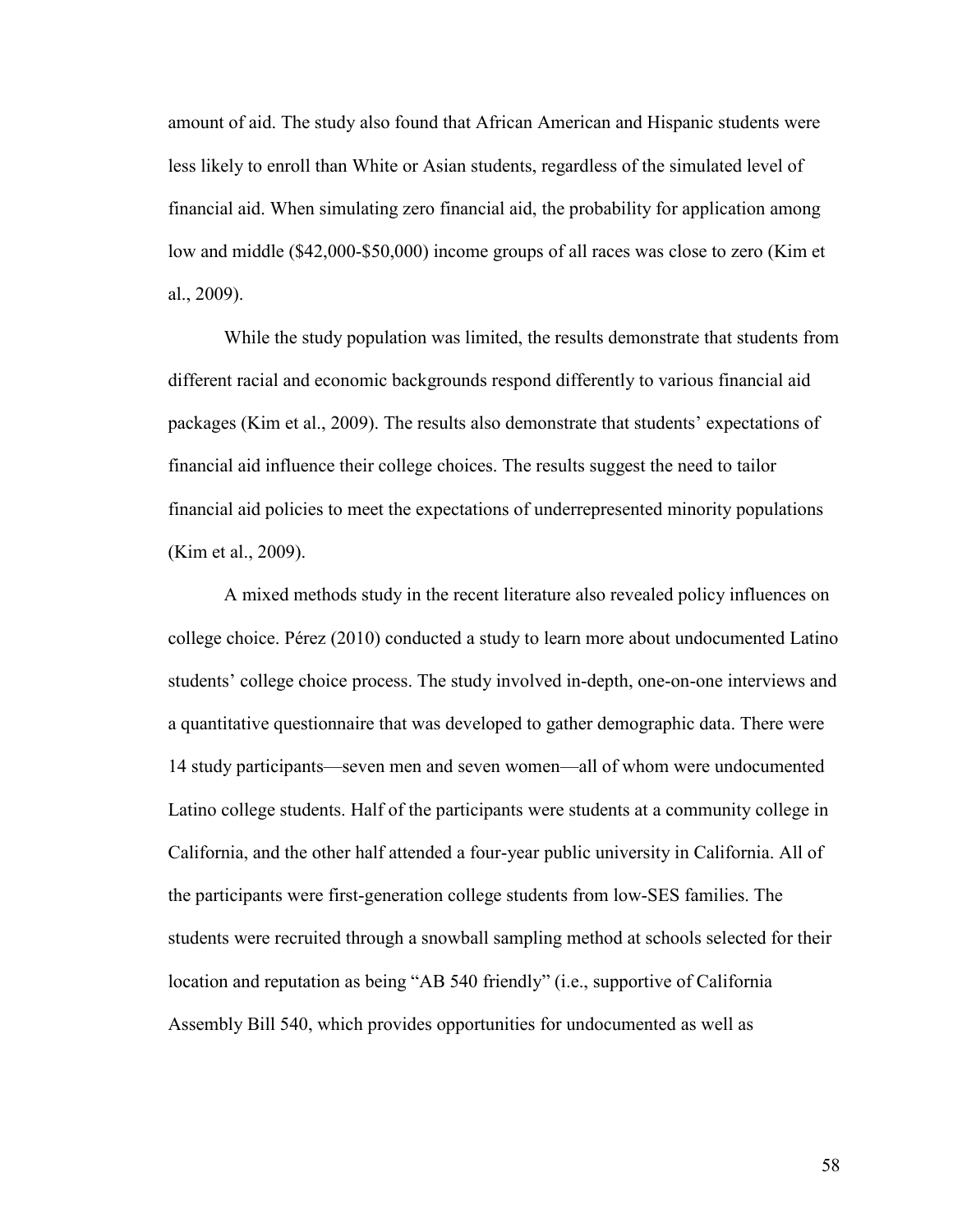amount of aid. The study also found that African American and Hispanic students were less likely to enroll than White or Asian students, regardless of the simulated level of financial aid. When simulating zero financial aid, the probability for application among low and middle ($42,000-$50,000) income groups of all races was close to zero (Kim et al., 2009).

While the study population was limited, the results demonstrate that students from different racial and economic backgrounds respond differently to various financial aid packages (Kim et al., 2009). The results also demonstrate that students' expectations of financial aid influence their college choices. The results suggest the need to tailor financial aid policies to meet the expectations of underrepresented minority populations (Kim et al., 2009).

A mixed methods study in the recent literature also revealed policy influences on college choice. Pérez (2010) conducted a study to learn more about undocumented Latino students' college choice process. The study involved in-depth, one-on-one interviews and a quantitative questionnaire that was developed to gather demographic data. There were 14 study participants—seven men and seven women—all of whom were undocumented Latino college students. Half of the participants were students at a community college in California, and the other half attended a four-year public university in California. All of the participants were first-generation college students from low-SES families. The students were recruited through a snowball sampling method at schools selected for their location and reputation as being "AB 540 friendly" (i.e., supportive of California Assembly Bill 540, which provides opportunities for undocumented as well as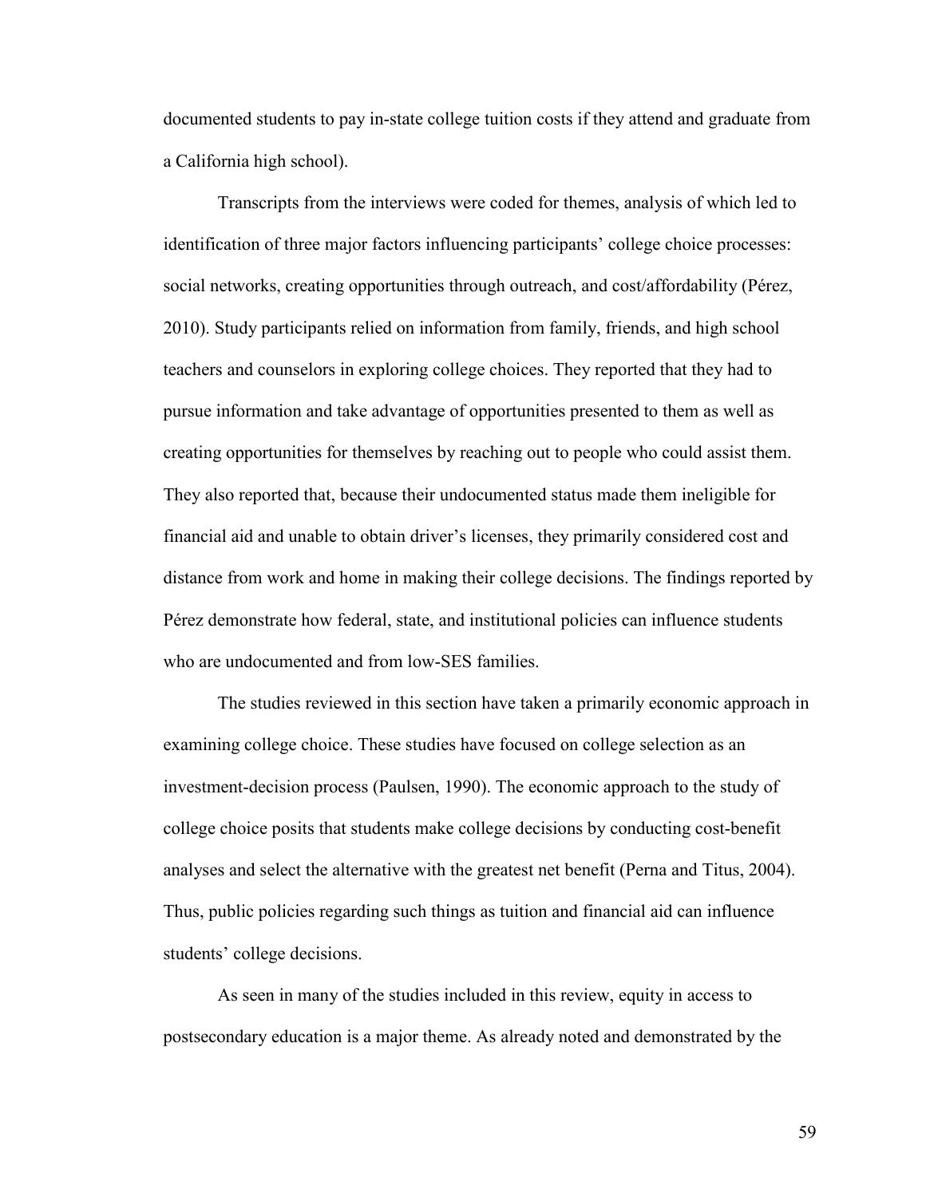documented students to pay in-state college tuition costs if they attend and graduate from a California high school).

Transcripts from the interviews were coded for themes, analysis of which led to identification of three major factors influencing participants' college choice processes: social networks, creating opportunities through outreach, and cost/affordability (Pérez, 2010). Study participants relied on information from family, friends, and high school teachers and counselors in exploring college choices. They reported that they had to pursue information and take advantage of opportunities presented to them as well as creating opportunities for themselves by reaching out to people who could assist them. They also reported that, because their undocumented status made them ineligible for financial aid and unable to obtain driver's licenses, they primarily considered cost and distance from work and home in making their college decisions. The findings reported by Pérez demonstrate how federal, state, and institutional policies can influence students who are undocumented and from low-SES families.

The studies reviewed in this section have taken a primarily economic approach in examining college choice. These studies have focused on college selection as an investment-decision process (Paulsen, 1990). The economic approach to the study of college choice posits that students make college decisions by conducting cost-benefit analyses and select the alternative with the greatest net benefit (Perna and Titus, 2004). Thus, public policies regarding such things as tuition and financial aid can influence students' college decisions.

As seen in many of the studies included in this review, equity in access to postsecondary education is a major theme. As already noted and demonstrated by the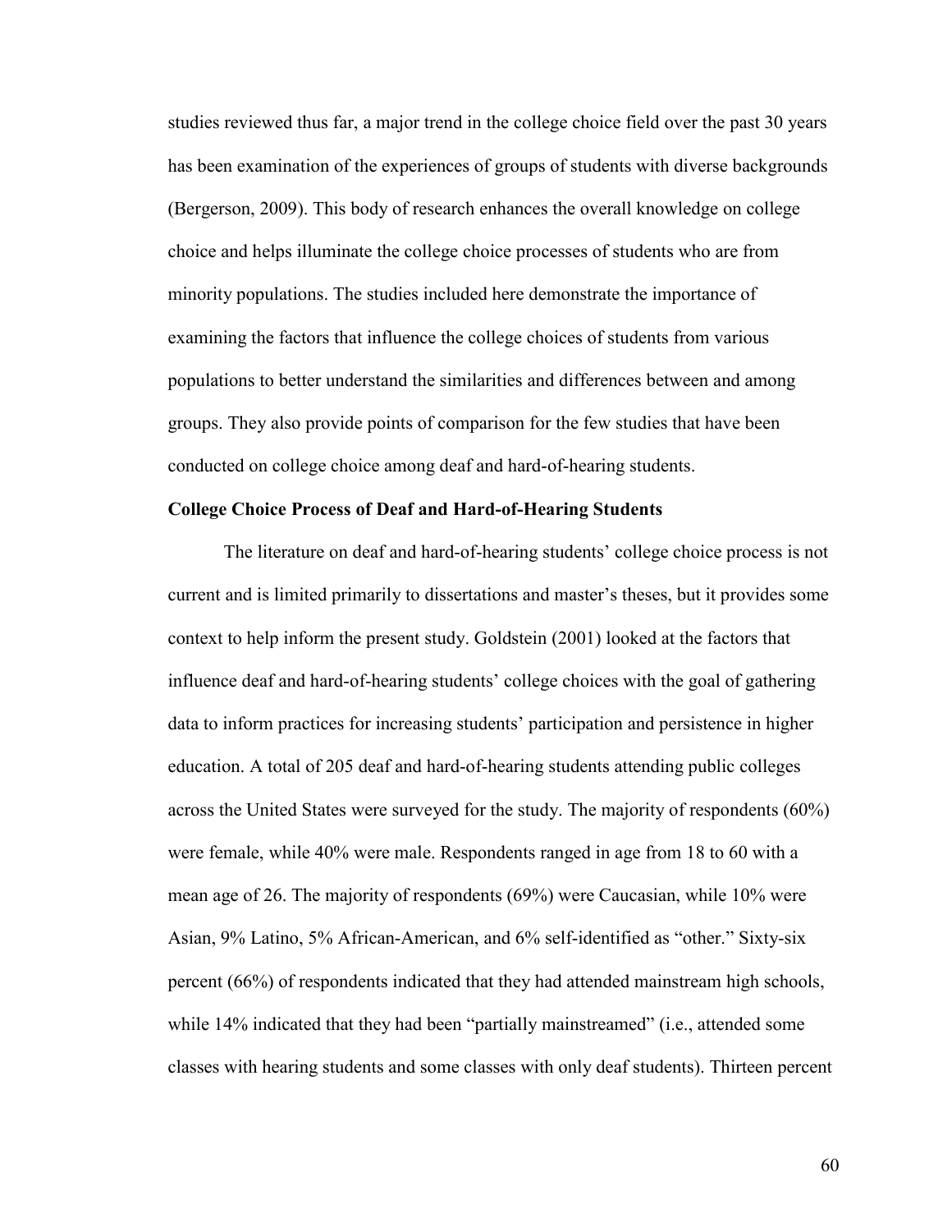studies reviewed thus far, a major trend in the college choice field over the past 30 years has been examination of the experiences of groups of students with diverse backgrounds (Bergerson, 2009). This body of research enhances the overall knowledge on college choice and helps illuminate the college choice processes of students who are from minority populations. The studies included here demonstrate the importance of examining the factors that influence the college choices of students from various populations to better understand the similarities and differences between and among groups. They also provide points of comparison for the few studies that have been conducted on college choice among deaf and hard-of-hearing students.

**College Choice Process of Deaf and Hard-of-Hearing Students**

The literature on deaf and hard-of-hearing students' college choice process is not current and is limited primarily to dissertations and master's theses, but it provides some context to help inform the present study. Goldstein (2001) looked at the factors that influence deaf and hard-of-hearing students' college choices with the goal of gathering data to inform practices for increasing students' participation and persistence in higher education. A total of 205 deaf and hard-of-hearing students attending public colleges across the United States were surveyed for the study. The majority of respondents (60%) were female, while 40% were male. Respondents ranged in age from 18 to 60 with a mean age of 26. The majority of respondents (69%) were Caucasian, while 10% were Asian, 9% Latino, 5% African-American, and 6% self-identified as "other." Sixty-six percent (66%) of respondents indicated that they had attended mainstream high schools, while 14% indicated that they had been "partially mainstreamed" (i.e., attended some classes with hearing students and some classes with only deaf students). Thirteen percent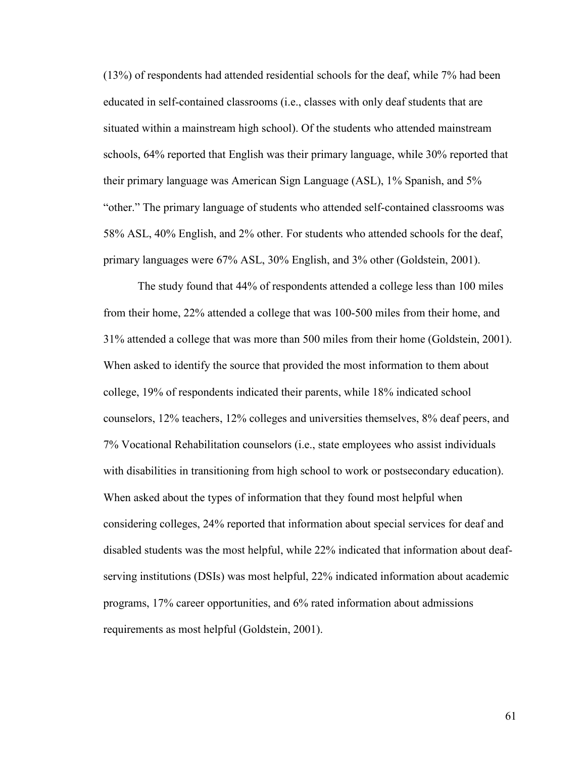(13%) of respondents had attended residential schools for the deaf, while 7% had been educated in self-contained classrooms (i.e., classes with only deaf students that are situated within a mainstream high school). Of the students who attended mainstream schools, 64% reported that English was their primary language, while 30% reported that their primary language was American Sign Language (ASL), 1% Spanish, and 5% "other." The primary language of students who attended self-contained classrooms was 58% ASL, 40% English, and 2% other. For students who attended schools for the deaf, primary languages were 67% ASL, 30% English, and 3% other (Goldstein, 2001).

The study found that 44% of respondents attended a college less than 100 miles from their home, 22% attended a college that was 100-500 miles from their home, and 31% attended a college that was more than 500 miles from their home (Goldstein, 2001). When asked to identify the source that provided the most information to them about college, 19% of respondents indicated their parents, while 18% indicated school counselors, 12% teachers, 12% colleges and universities themselves, 8% deaf peers, and 7% Vocational Rehabilitation counselors (i.e., state employees who assist individuals with disabilities in transitioning from high school to work or postsecondary education). When asked about the types of information that they found most helpful when considering colleges, 24% reported that information about special services for deaf and disabled students was the most helpful, while 22% indicated that information about deaf-serving institutions (DSIs) was most helpful, 22% indicated information about academic programs, 17% career opportunities, and 6% rated information about admissions requirements as most helpful (Goldstein, 2001).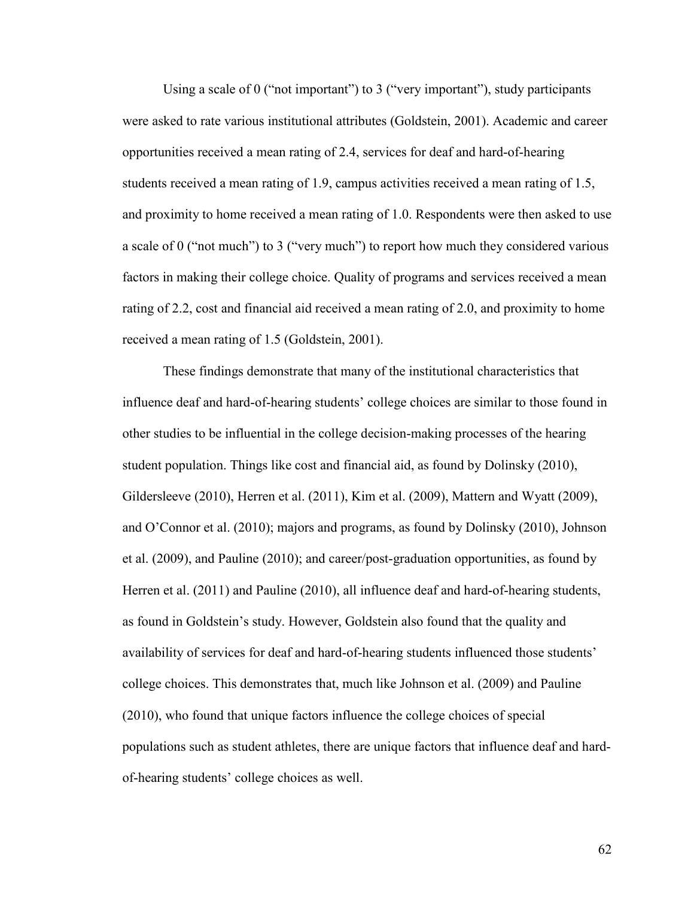Using a scale of 0 ("not important") to 3 ("very important"), study participants were asked to rate various institutional attributes (Goldstein, 2001). Academic and career opportunities received a mean rating of 2.4, services for deaf and hard-of-hearing students received a mean rating of 1.9, campus activities received a mean rating of 1.5, and proximity to home received a mean rating of 1.0. Respondents were then asked to use a scale of 0 ("not much") to 3 ("very much") to report how much they considered various factors in making their college choice. Quality of programs and services received a mean rating of 2.2, cost and financial aid received a mean rating of 2.0, and proximity to home received a mean rating of 1.5 (Goldstein, 2001).

These findings demonstrate that many of the institutional characteristics that influence deaf and hard-of-hearing students' college choices are similar to those found in other studies to be influential in the college decision-making processes of the hearing student population. Things like cost and financial aid, as found by Dolinsky (2010), Gildersleeve (2010), Herren et al. (2011), Kim et al. (2009), Mattern and Wyatt (2009), and O'Connor et al. (2010); majors and programs, as found by Dolinsky (2010), Johnson et al. (2009), and Pauline (2010); and career/post-graduation opportunities, as found by Herren et al. (2011) and Pauline (2010), all influence deaf and hard-of-hearing students, as found in Goldstein's study. However, Goldstein also found that the quality and availability of services for deaf and hard-of-hearing students influenced those students' college choices. This demonstrates that, much like Johnson et al. (2009) and Pauline (2010), who found that unique factors influence the college choices of special populations such as student athletes, there are unique factors that influence deaf and hard-of-hearing students' college choices as well.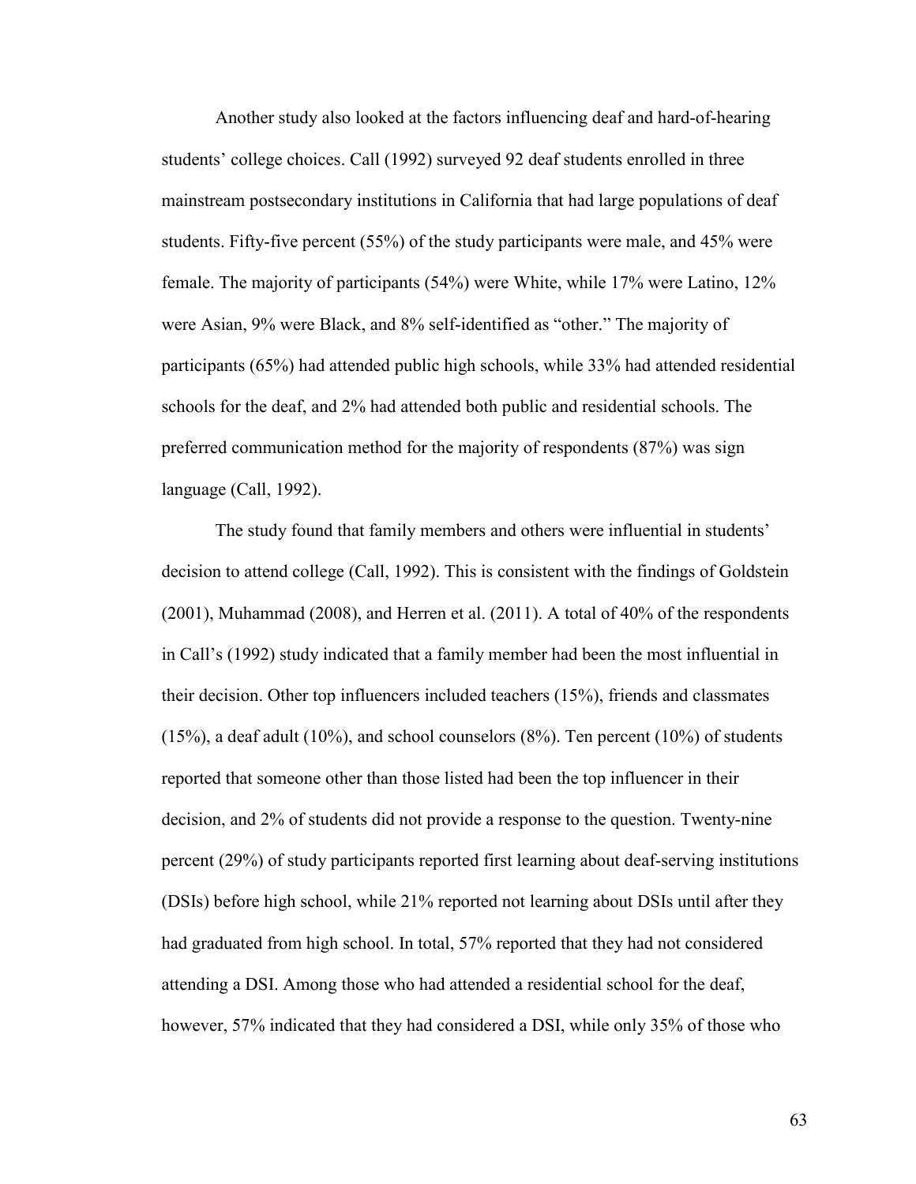Another study also looked at the factors influencing deaf and hard-of-hearing students' college choices. Call (1992) surveyed 92 deaf students enrolled in three mainstream postsecondary institutions in California that had large populations of deaf students. Fifty-five percent (55%) of the study participants were male, and 45% were female. The majority of participants (54%) were White, while 17% were Latino, 12% were Asian, 9% were Black, and 8% self-identified as "other." The majority of participants (65%) had attended public high schools, while 33% had attended residential schools for the deaf, and 2% had attended both public and residential schools. The preferred communication method for the majority of respondents (87%) was sign language (Call, 1992).

The study found that family members and others were influential in students' decision to attend college (Call, 1992). This is consistent with the findings of Goldstein (2001), Muhammad (2008), and Herren et al. (2011). A total of 40% of the respondents in Call's (1992) study indicated that a family member had been the most influential in their decision. Other top influencers included teachers (15%), friends and classmates (15%), a deaf adult (10%), and school counselors (8%). Ten percent (10%) of students reported that someone other than those listed had been the top influencer in their decision, and 2% of students did not provide a response to the question. Twenty-nine percent (29%) of study participants reported first learning about deaf-serving institutions (DSIs) before high school, while 21% reported not learning about DSIs until after they had graduated from high school. In total, 57% reported that they had not considered attending a DSI. Among those who had attended a residential school for the deaf, however, 57% indicated that they had considered a DSI, while only 35% of those who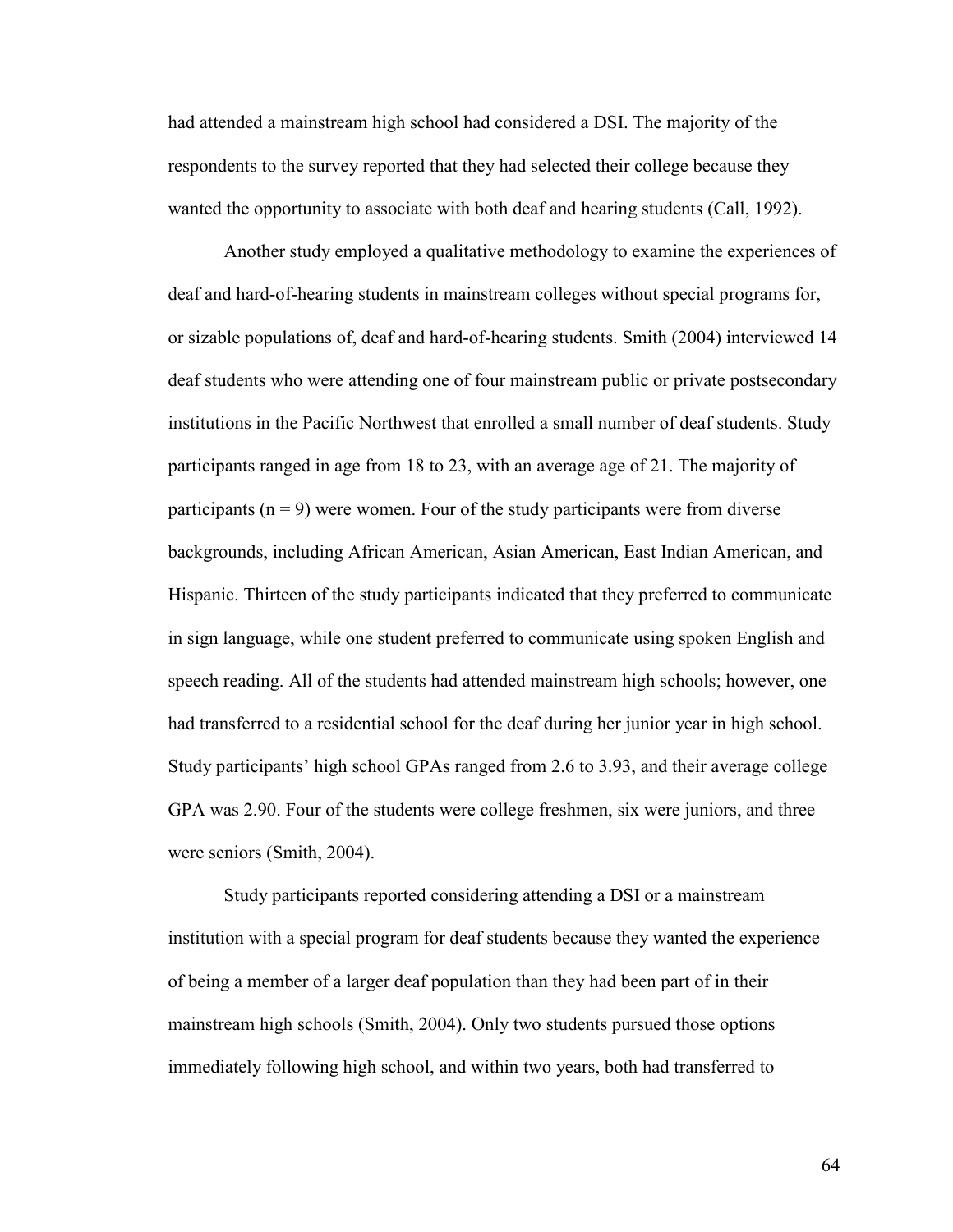had attended a mainstream high school had considered a DSI. The majority of the respondents to the survey reported that they had selected their college because they wanted the opportunity to associate with both deaf and hearing students (Call, 1992).

Another study employed a qualitative methodology to examine the experiences of deaf and hard-of-hearing students in mainstream colleges without special programs for, or sizable populations of, deaf and hard-of-hearing students. Smith (2004) interviewed 14 deaf students who were attending one of four mainstream public or private postsecondary institutions in the Pacific Northwest that enrolled a small number of deaf students. Study participants ranged in age from 18 to 23, with an average age of 21. The majority of participants ($n = 9$) were women. Four of the study participants were from diverse backgrounds, including African American, Asian American, East Indian American, and Hispanic. Thirteen of the study participants indicated that they preferred to communicate in sign language, while one student preferred to communicate using spoken English and speech reading. All of the students had attended mainstream high schools; however, one had transferred to a residential school for the deaf during her junior year in high school. Study participants' high school GPAs ranged from 2.6 to 3.93, and their average college GPA was 2.90. Four of the students were college freshmen, six were juniors, and three were seniors (Smith, 2004).

Study participants reported considering attending a DSI or a mainstream institution with a special program for deaf students because they wanted the experience of being a member of a larger deaf population than they had been part of in their mainstream high schools (Smith, 2004). Only two students pursued those options immediately following high school, and within two years, both had transferred to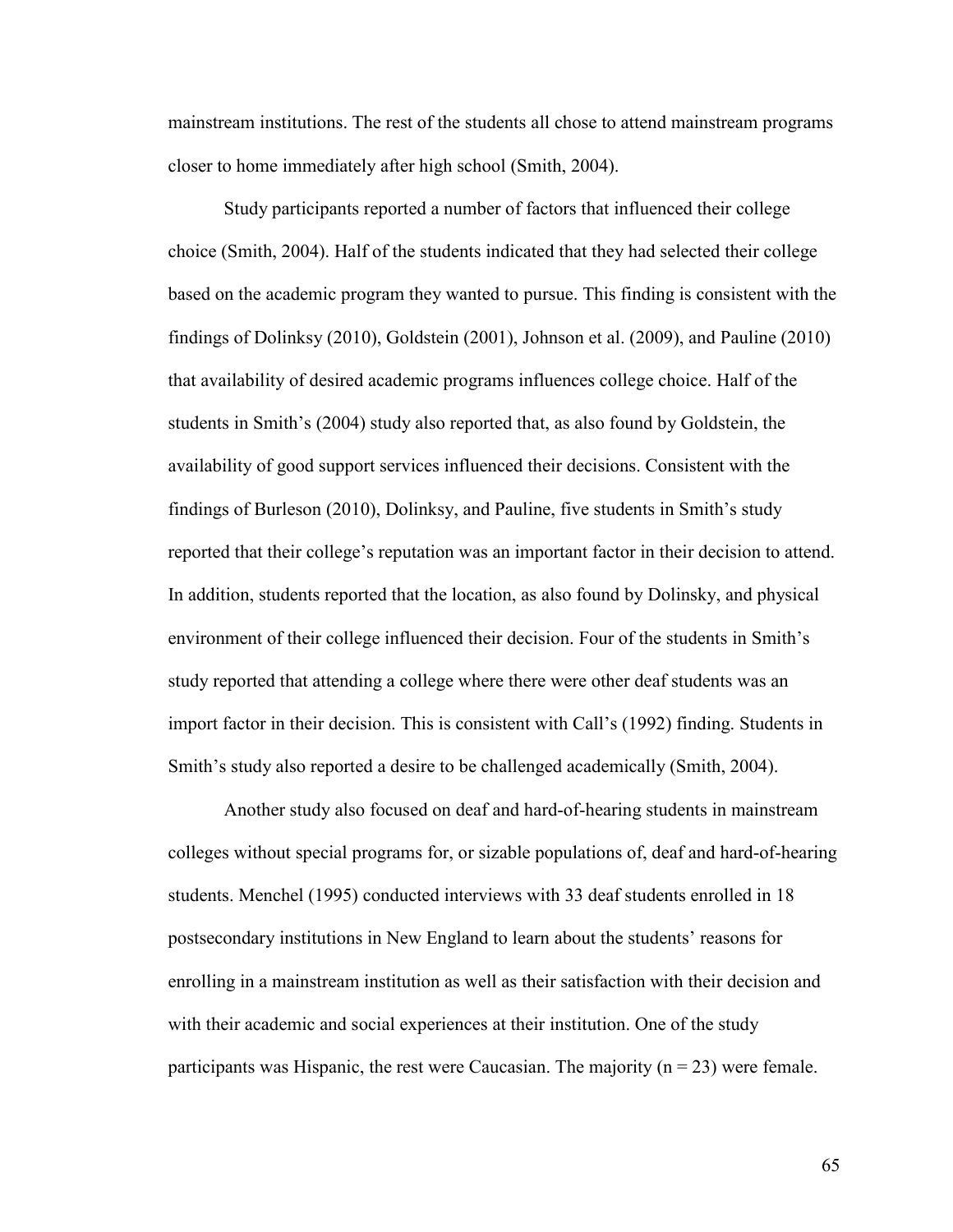mainstream institutions. The rest of the students all chose to attend mainstream programs closer to home immediately after high school (Smith, 2004).

Study participants reported a number of factors that influenced their college choice (Smith, 2004). Half of the students indicated that they had selected their college based on the academic program they wanted to pursue. This finding is consistent with the findings of Dolinksy (2010), Goldstein (2001), Johnson et al. (2009), and Pauline (2010) that availability of desired academic programs influences college choice. Half of the students in Smith's (2004) study also reported that, as also found by Goldstein, the availability of good support services influenced their decisions. Consistent with the findings of Burleson (2010), Dolinksy, and Pauline, five students in Smith's study reported that their college's reputation was an important factor in their decision to attend. In addition, students reported that the location, as also found by Dolinsky, and physical environment of their college influenced their decision. Four of the students in Smith's study reported that attending a college where there were other deaf students was an import factor in their decision. This is consistent with Call's (1992) finding. Students in Smith's study also reported a desire to be challenged academically (Smith, 2004).

Another study also focused on deaf and hard-of-hearing students in mainstream colleges without special programs for, or sizable populations of, deaf and hard-of-hearing students. Menchel (1995) conducted interviews with 33 deaf students enrolled in 18 postsecondary institutions in New England to learn about the students' reasons for enrolling in a mainstream institution as well as their satisfaction with their decision and with their academic and social experiences at their institution. One of the study participants was Hispanic, the rest were Caucasian. The majority ($n = 23$) were female.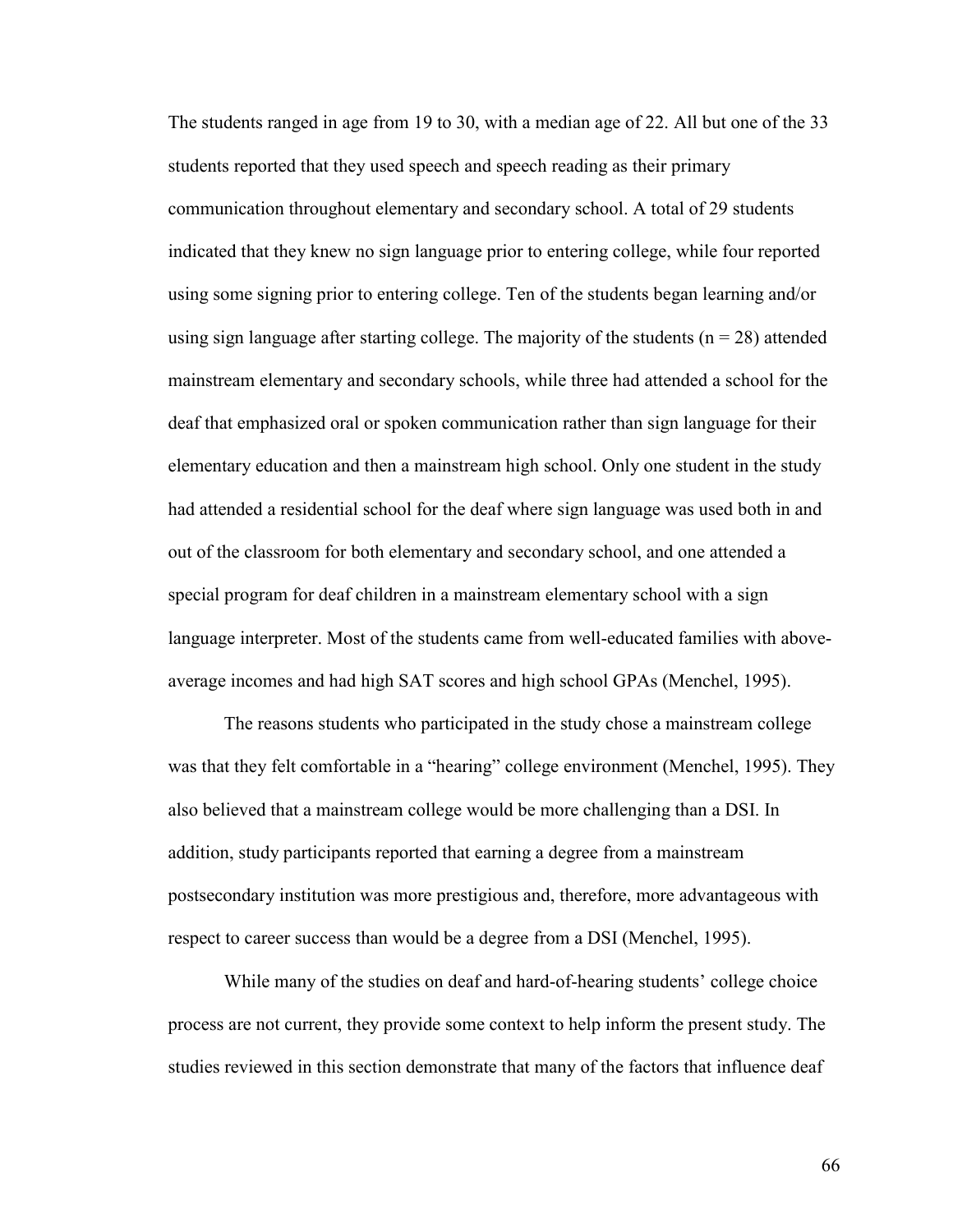The students ranged in age from 19 to 30, with a median age of 22. All but one of the 33 students reported that they used speech and speech reading as their primary communication throughout elementary and secondary school. A total of 29 students indicated that they knew no sign language prior to entering college, while four reported using some signing prior to entering college. Ten of the students began learning and/or using sign language after starting college. The majority of the students (n = 28) attended mainstream elementary and secondary schools, while three had attended a school for the deaf that emphasized oral or spoken communication rather than sign language for their elementary education and then a mainstream high school. Only one student in the study had attended a residential school for the deaf where sign language was used both in and out of the classroom for both elementary and secondary school, and one attended a special program for deaf children in a mainstream elementary school with a sign language interpreter. Most of the students came from well-educated families with above-average incomes and had high SAT scores and high school GPAs (Menchel, 1995).

The reasons students who participated in the study chose a mainstream college was that they felt comfortable in a "hearing" college environment (Menchel, 1995). They also believed that a mainstream college would be more challenging than a DSI. In addition, study participants reported that earning a degree from a mainstream postsecondary institution was more prestigious and, therefore, more advantageous with respect to career success than would be a degree from a DSI (Menchel, 1995).

While many of the studies on deaf and hard-of-hearing students' college choice process are not current, they provide some context to help inform the present study. The studies reviewed in this section demonstrate that many of the factors that influence deaf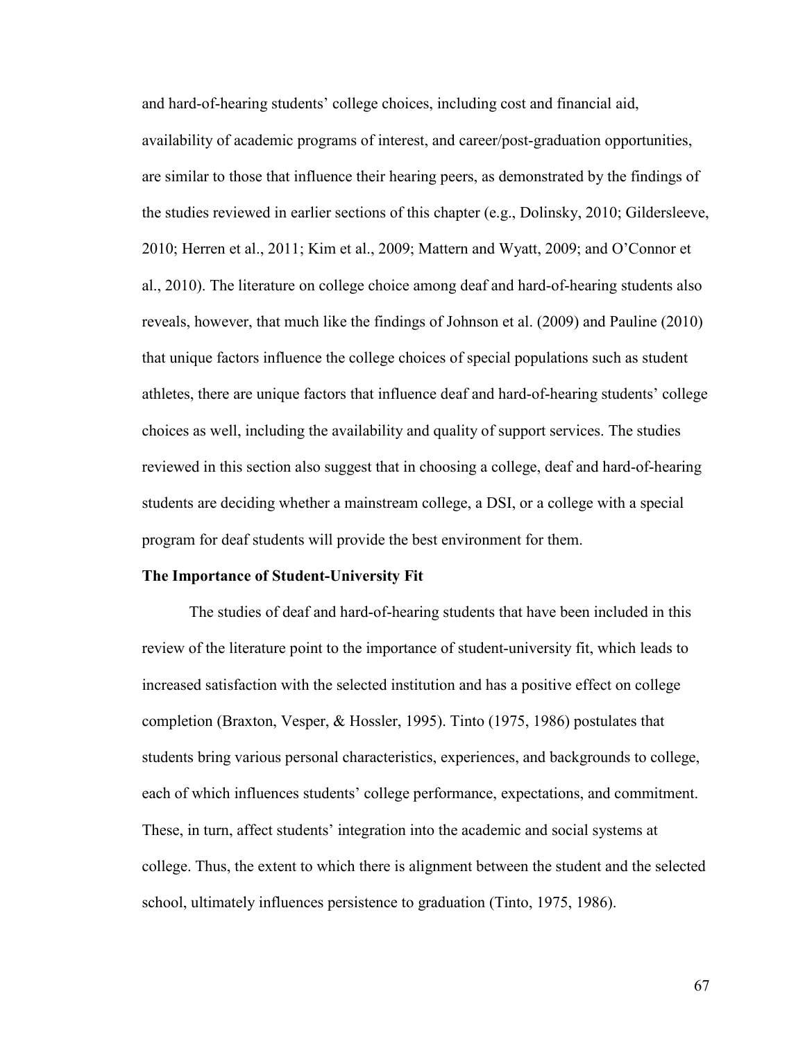and hard-of-hearing students' college choices, including cost and financial aid, availability of academic programs of interest, and career/post-graduation opportunities, are similar to those that influence their hearing peers, as demonstrated by the findings of the studies reviewed in earlier sections of this chapter (e.g., Dolinsky, 2010; Gildersleeve, 2010; Herren et al., 2011; Kim et al., 2009; Mattern and Wyatt, 2009; and O'Connor et al., 2010). The literature on college choice among deaf and hard-of-hearing students also reveals, however, that much like the findings of Johnson et al. (2009) and Pauline (2010) that unique factors influence the college choices of special populations such as student athletes, there are unique factors that influence deaf and hard-of-hearing students' college choices as well, including the availability and quality of support services. The studies reviewed in this section also suggest that in choosing a college, deaf and hard-of-hearing students are deciding whether a mainstream college, a DSI, or a college with a special program for deaf students will provide the best environment for them.

**The Importance of Student-University Fit**

The studies of deaf and hard-of-hearing students that have been included in this review of the literature point to the importance of student-university fit, which leads to increased satisfaction with the selected institution and has a positive effect on college completion (Braxton, Vesper, & Hossler, 1995). Tinto (1975, 1986) postulates that students bring various personal characteristics, experiences, and backgrounds to college, each of which influences students' college performance, expectations, and commitment. These, in turn, affect students' integration into the academic and social systems at college. Thus, the extent to which there is alignment between the student and the selected school, ultimately influences persistence to graduation (Tinto, 1975, 1986).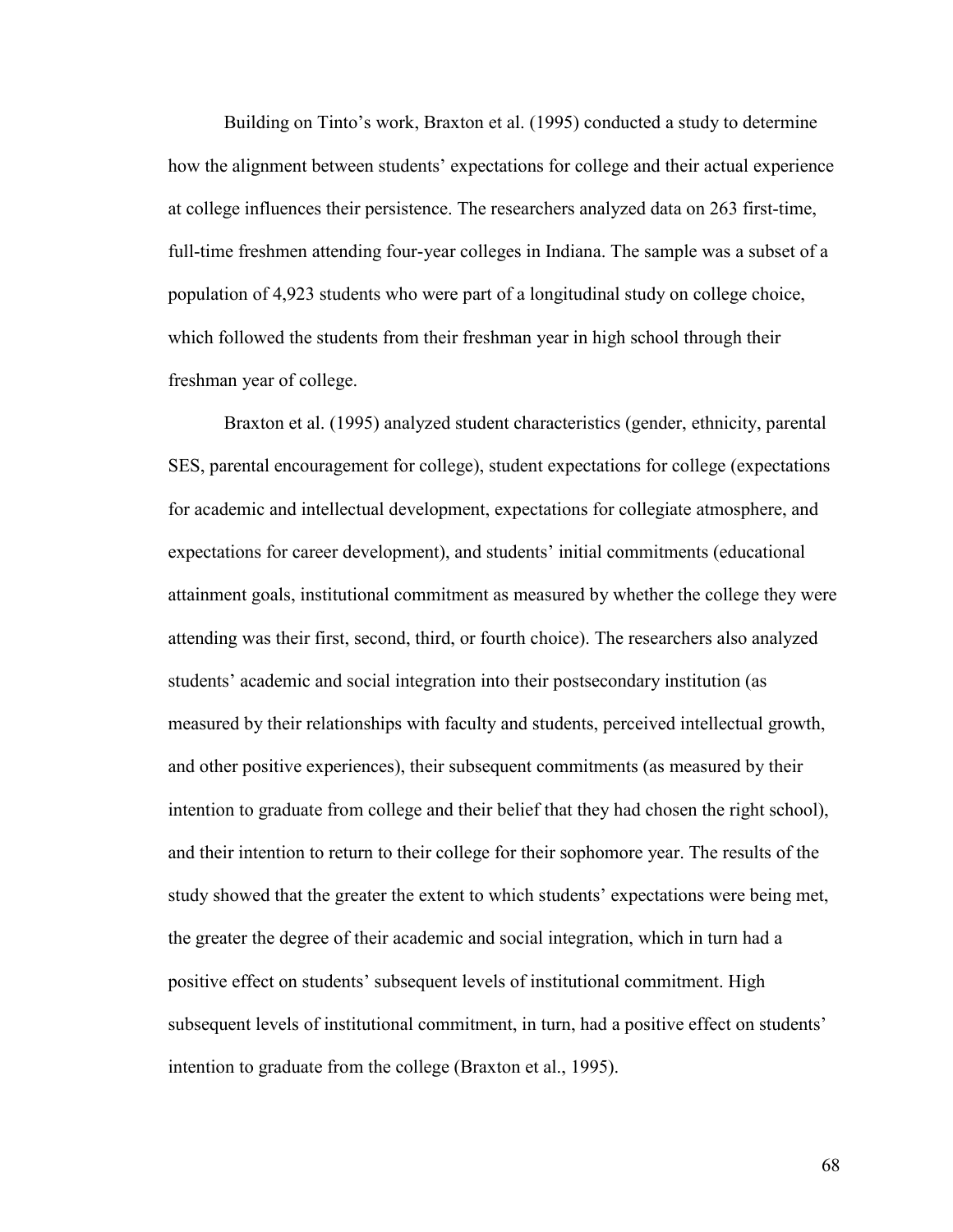Building on Tinto's work, Braxton et al. (1995) conducted a study to determine how the alignment between students' expectations for college and their actual experience at college influences their persistence. The researchers analyzed data on 263 first-time, full-time freshmen attending four-year colleges in Indiana. The sample was a subset of a population of 4,923 students who were part of a longitudinal study on college choice, which followed the students from their freshman year in high school through their freshman year of college.

Braxton et al. (1995) analyzed student characteristics (gender, ethnicity, parental SES, parental encouragement for college), student expectations for college (expectations for academic and intellectual development, expectations for collegiate atmosphere, and expectations for career development), and students' initial commitments (educational attainment goals, institutional commitment as measured by whether the college they were attending was their first, second, third, or fourth choice). The researchers also analyzed students' academic and social integration into their postsecondary institution (as measured by their relationships with faculty and students, perceived intellectual growth, and other positive experiences), their subsequent commitments (as measured by their intention to graduate from college and their belief that they had chosen the right school), and their intention to return to their college for their sophomore year. The results of the study showed that the greater the extent to which students' expectations were being met, the greater the degree of their academic and social integration, which in turn had a positive effect on students' subsequent levels of institutional commitment. High subsequent levels of institutional commitment, in turn, had a positive effect on students' intention to graduate from the college (Braxton et al., 1995).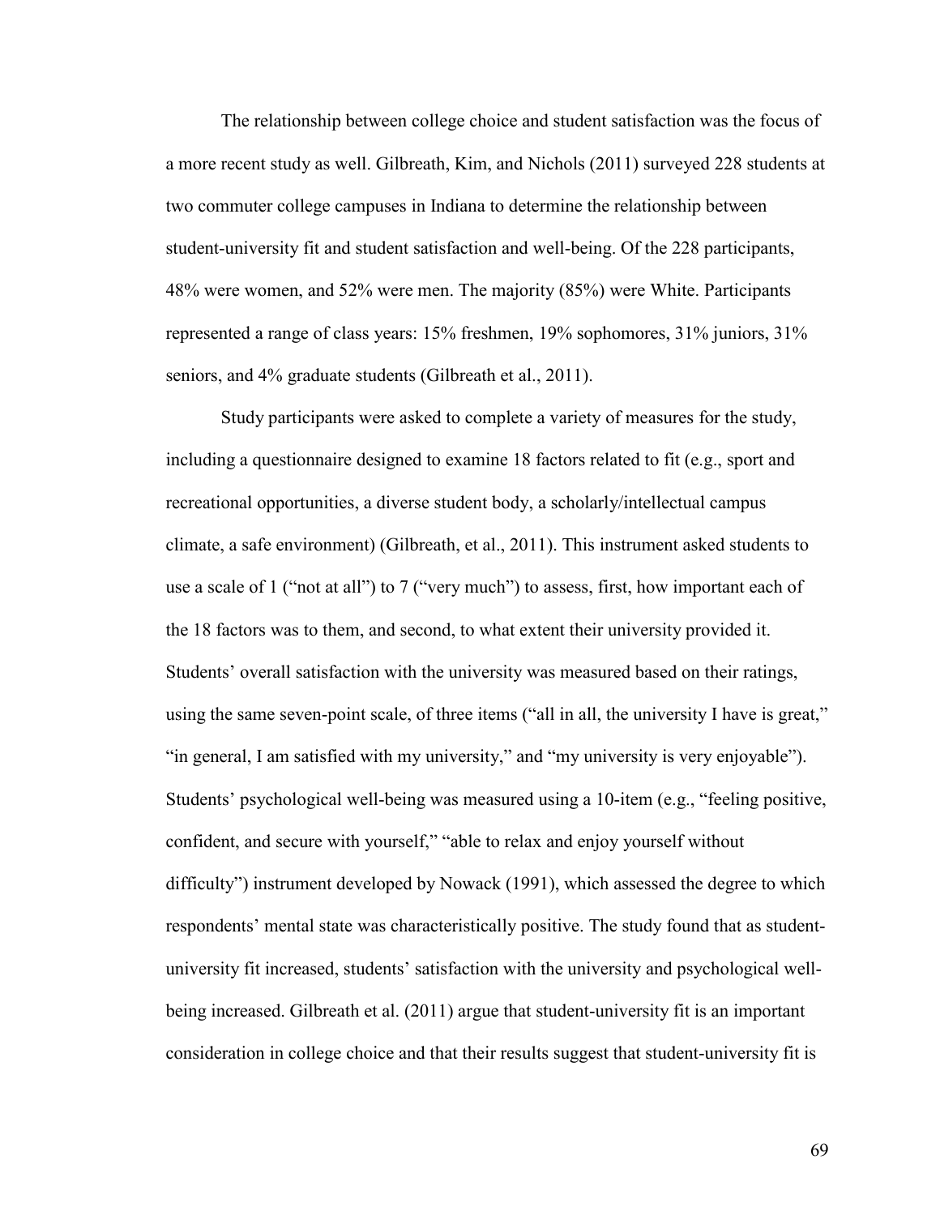The relationship between college choice and student satisfaction was the focus of a more recent study as well. Gilbreath, Kim, and Nichols (2011) surveyed 228 students at two commuter college campuses in Indiana to determine the relationship between student-university fit and student satisfaction and well-being. Of the 228 participants, 48% were women, and 52% were men. The majority (85%) were White. Participants represented a range of class years: 15% freshmen, 19% sophomores, 31% juniors, 31% seniors, and 4% graduate students (Gilbreath et al., 2011).

Study participants were asked to complete a variety of measures for the study, including a questionnaire designed to examine 18 factors related to fit (e.g., sport and recreational opportunities, a diverse student body, a scholarly/intellectual campus climate, a safe environment) (Gilbreath, et al., 2011). This instrument asked students to use a scale of 1 ("not at all") to 7 ("very much") to assess, first, how important each of the 18 factors was to them, and second, to what extent their university provided it. Students' overall satisfaction with the university was measured based on their ratings, using the same seven-point scale, of three items ("all in all, the university I have is great," "in general, I am satisfied with my university," and "my university is very enjoyable"). Students' psychological well-being was measured using a 10-item (e.g., "feeling positive, confident, and secure with yourself," "able to relax and enjoy yourself without difficulty") instrument developed by Nowack (1991), which assessed the degree to which respondents' mental state was characteristically positive. The study found that as student-university fit increased, students' satisfaction with the university and psychological well-being increased. Gilbreath et al. (2011) argue that student-university fit is an important consideration in college choice and that their results suggest that student-university fit is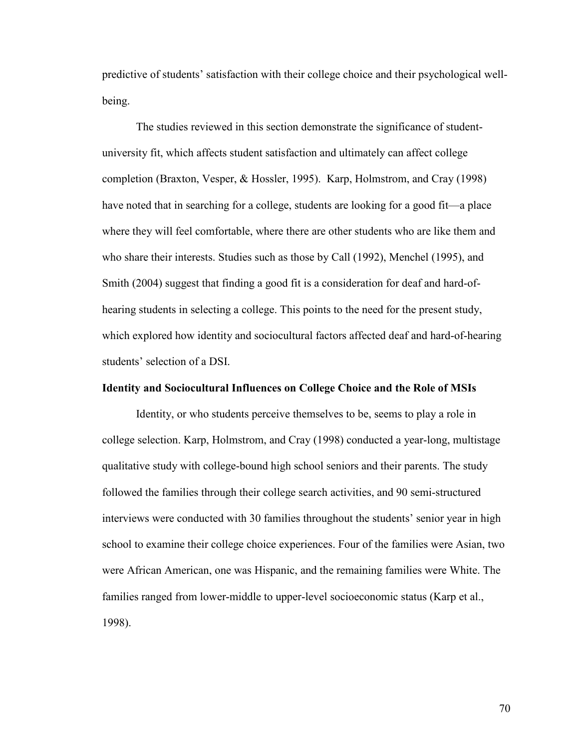predictive of students' satisfaction with their college choice and their psychological well-being.

The studies reviewed in this section demonstrate the significance of student-university fit, which affects student satisfaction and ultimately can affect college completion (Braxton, Vesper, & Hossler, 1995). Karp, Holmstrom, and Cray (1998) have noted that in searching for a college, students are looking for a good fit—a place where they will feel comfortable, where there are other students who are like them and who share their interests. Studies such as those by Call (1992), Menchel (1995), and Smith (2004) suggest that finding a good fit is a consideration for deaf and hard-of-hearing students in selecting a college. This points to the need for the present study, which explored how identity and sociocultural factors affected deaf and hard-of-hearing students' selection of a DSI.

**Identity and Sociocultural Influences on College Choice and the Role of MSIs**

Identity, or who students perceive themselves to be, seems to play a role in college selection. Karp, Holmstrom, and Cray (1998) conducted a year-long, multistage qualitative study with college-bound high school seniors and their parents. The study followed the families through their college search activities, and 90 semi-structured interviews were conducted with 30 families throughout the students' senior year in high school to examine their college choice experiences. Four of the families were Asian, two were African American, one was Hispanic, and the remaining families were White. The families ranged from lower-middle to upper-level socioeconomic status (Karp et al., 1998).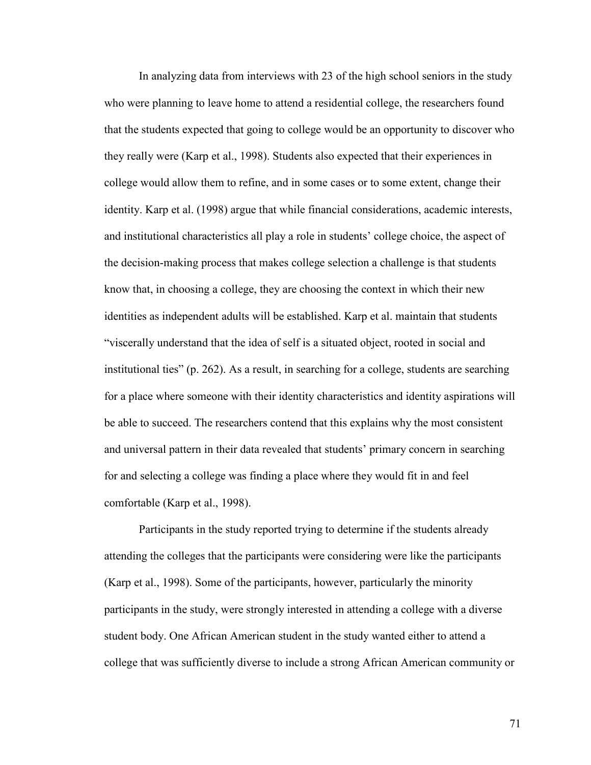In analyzing data from interviews with 23 of the high school seniors in the study who were planning to leave home to attend a residential college, the researchers found that the students expected that going to college would be an opportunity to discover who they really were (Karp et al., 1998). Students also expected that their experiences in college would allow them to refine, and in some cases or to some extent, change their identity. Karp et al. (1998) argue that while financial considerations, academic interests, and institutional characteristics all play a role in students' college choice, the aspect of the decision-making process that makes college selection a challenge is that students know that, in choosing a college, they are choosing the context in which their new identities as independent adults will be established. Karp et al. maintain that students "viscerally understand that the idea of self is a situated object, rooted in social and institutional ties" (p. 262). As a result, in searching for a college, students are searching for a place where someone with their identity characteristics and identity aspirations will be able to succeed. The researchers contend that this explains why the most consistent and universal pattern in their data revealed that students' primary concern in searching for and selecting a college was finding a place where they would fit in and feel comfortable (Karp et al., 1998).

Participants in the study reported trying to determine if the students already attending the colleges that the participants were considering were like the participants (Karp et al., 1998). Some of the participants, however, particularly the minority participants in the study, were strongly interested in attending a college with a diverse student body. One African American student in the study wanted either to attend a college that was sufficiently diverse to include a strong African American community or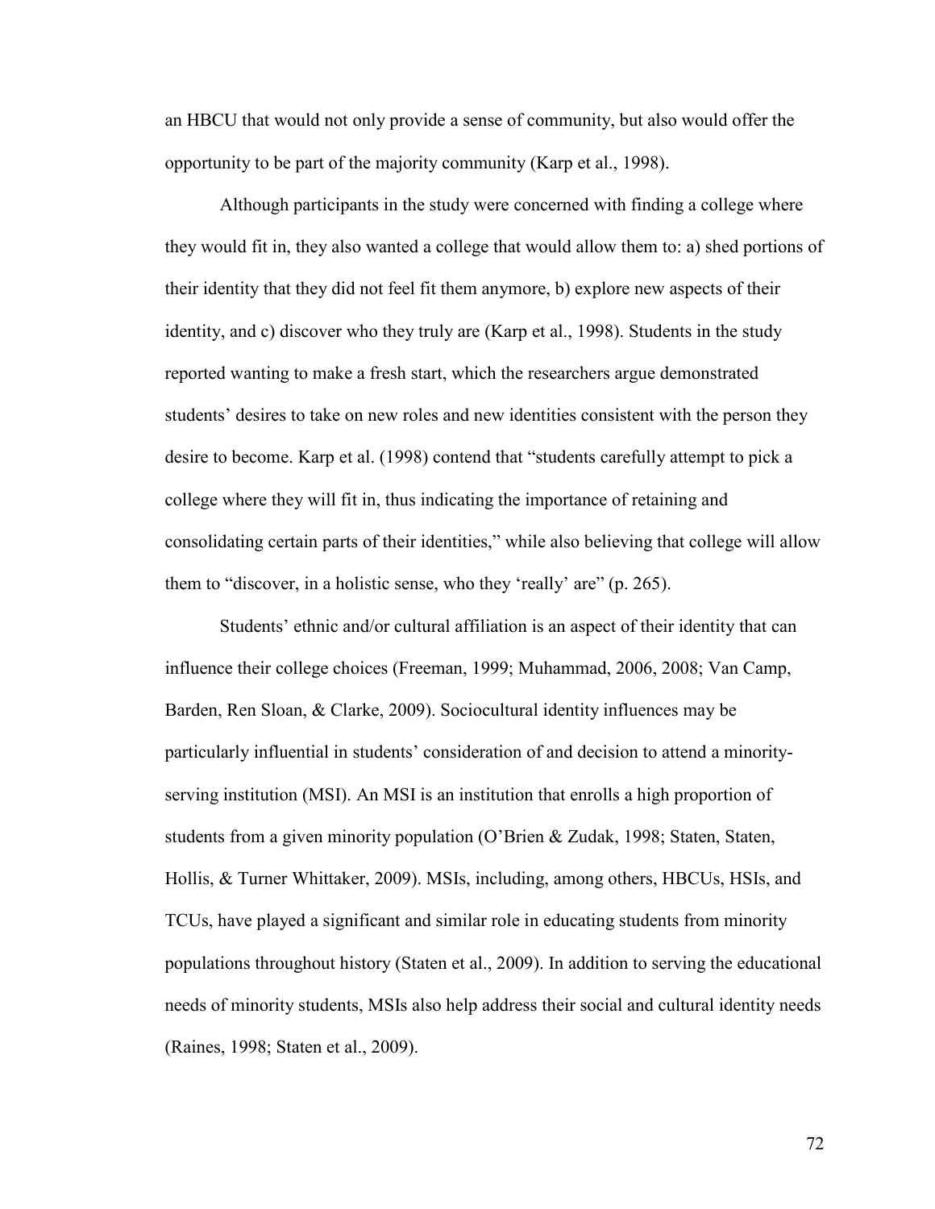an HBCU that would not only provide a sense of community, but also would offer the opportunity to be part of the majority community (Karp et al., 1998).

Although participants in the study were concerned with finding a college where they would fit in, they also wanted a college that would allow them to: a) shed portions of their identity that they did not feel fit them anymore, b) explore new aspects of their identity, and c) discover who they truly are (Karp et al., 1998). Students in the study reported wanting to make a fresh start, which the researchers argue demonstrated students' desires to take on new roles and new identities consistent with the person they desire to become. Karp et al. (1998) contend that "students carefully attempt to pick a college where they will fit in, thus indicating the importance of retaining and consolidating certain parts of their identities," while also believing that college will allow them to "discover, in a holistic sense, who they 'really' are" (p. 265).

Students' ethnic and/or cultural affiliation is an aspect of their identity that can influence their college choices (Freeman, 1999; Muhammad, 2006, 2008; Van Camp, Barden, Ren Sloan, & Clarke, 2009). Sociocultural identity influences may be particularly influential in students' consideration of and decision to attend a minority-serving institution (MSI). An MSI is an institution that enrolls a high proportion of students from a given minority population (O'Brien & Zudak, 1998; Staten, Staten, Hollis, & Turner Whittaker, 2009). MSIs, including, among others, HBCUs, HSIs, and TCUs, have played a significant and similar role in educating students from minority populations throughout history (Staten et al., 2009). In addition to serving the educational needs of minority students, MSIs also help address their social and cultural identity needs (Raines, 1998; Staten et al., 2009).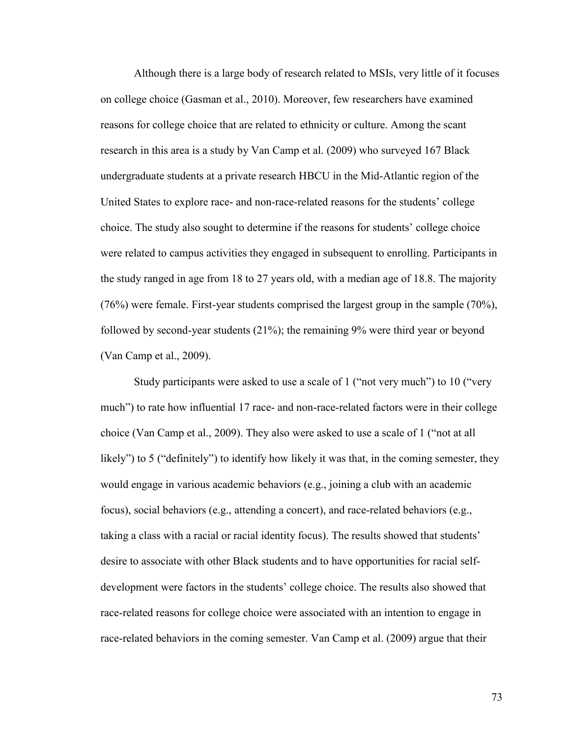Although there is a large body of research related to MSIs, very little of it focuses on college choice (Gasman et al., 2010). Moreover, few researchers have examined reasons for college choice that are related to ethnicity or culture. Among the scant research in this area is a study by Van Camp et al. (2009) who surveyed 167 Black undergraduate students at a private research HBCU in the Mid-Atlantic region of the United States to explore race- and non-race-related reasons for the students' college choice. The study also sought to determine if the reasons for students' college choice were related to campus activities they engaged in subsequent to enrolling. Participants in the study ranged in age from 18 to 27 years old, with a median age of 18.8. The majority (76%) were female. First-year students comprised the largest group in the sample (70%), followed by second-year students (21%); the remaining 9% were third year or beyond (Van Camp et al., 2009).

Study participants were asked to use a scale of 1 ("not very much") to 10 ("very much") to rate how influential 17 race- and non-race-related factors were in their college choice (Van Camp et al., 2009). They also were asked to use a scale of 1 ("not at all likely") to 5 ("definitely") to identify how likely it was that, in the coming semester, they would engage in various academic behaviors (e.g., joining a club with an academic focus), social behaviors (e.g., attending a concert), and race-related behaviors (e.g., taking a class with a racial or racial identity focus). The results showed that students' desire to associate with other Black students and to have opportunities for racial self-development were factors in the students' college choice. The results also showed that race-related reasons for college choice were associated with an intention to engage in race-related behaviors in the coming semester. Van Camp et al. (2009) argue that their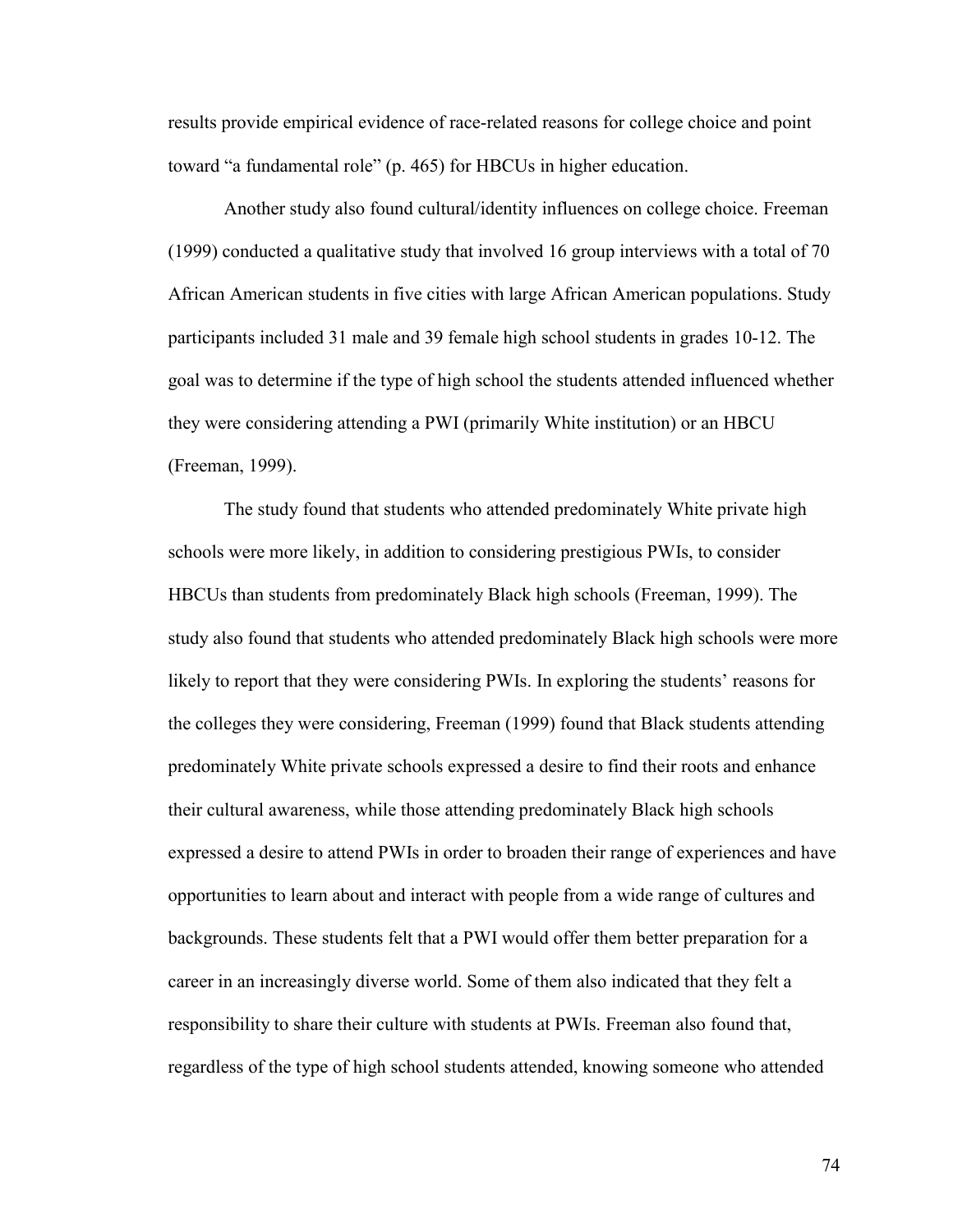results provide empirical evidence of race-related reasons for college choice and point toward "a fundamental role" (p. 465) for HBCUs in higher education.

Another study also found cultural/identity influences on college choice. Freeman (1999) conducted a qualitative study that involved 16 group interviews with a total of 70 African American students in five cities with large African American populations. Study participants included 31 male and 39 female high school students in grades 10-12. The goal was to determine if the type of high school the students attended influenced whether they were considering attending a PWI (primarily White institution) or an HBCU (Freeman, 1999).

The study found that students who attended predominately White private high schools were more likely, in addition to considering prestigious PWIs, to consider HBCUs than students from predominately Black high schools (Freeman, 1999). The study also found that students who attended predominately Black high schools were more likely to report that they were considering PWIs. In exploring the students' reasons for the colleges they were considering, Freeman (1999) found that Black students attending predominately White private schools expressed a desire to find their roots and enhance their cultural awareness, while those attending predominately Black high schools expressed a desire to attend PWIs in order to broaden their range of experiences and have opportunities to learn about and interact with people from a wide range of cultures and backgrounds. These students felt that a PWI would offer them better preparation for a career in an increasingly diverse world. Some of them also indicated that they felt a responsibility to share their culture with students at PWIs. Freeman also found that, regardless of the type of high school students attended, knowing someone who attended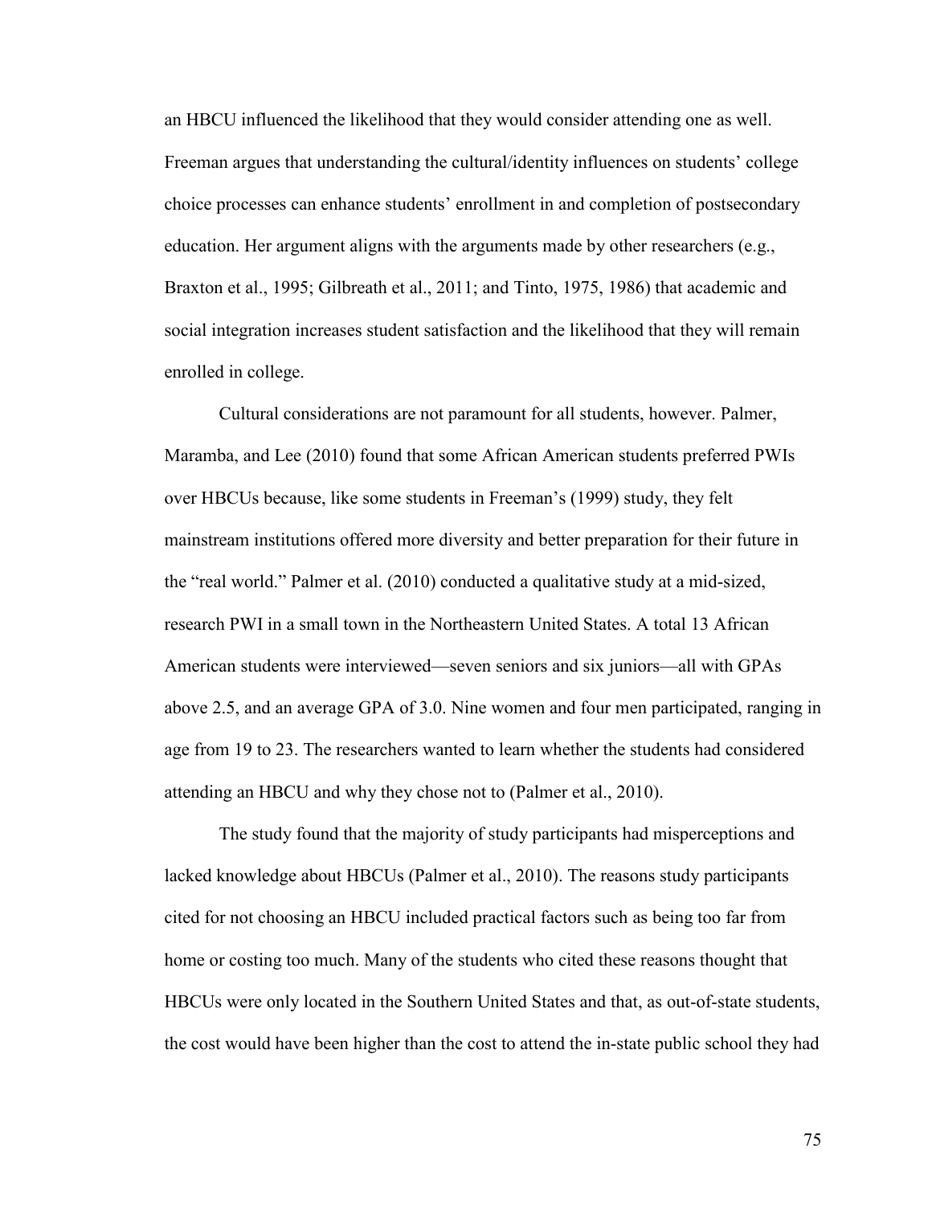an HBCU influenced the likelihood that they would consider attending one as well. Freeman argues that understanding the cultural/identity influences on students' college choice processes can enhance students' enrollment in and completion of postsecondary education. Her argument aligns with the arguments made by other researchers (e.g., Braxton et al., 1995; Gilbreath et al., 2011; and Tinto, 1975, 1986) that academic and social integration increases student satisfaction and the likelihood that they will remain enrolled in college.

Cultural considerations are not paramount for all students, however. Palmer, Maramba, and Lee (2010) found that some African American students preferred PWIs over HBCUs because, like some students in Freeman's (1999) study, they felt mainstream institutions offered more diversity and better preparation for their future in the "real world." Palmer et al. (2010) conducted a qualitative study at a mid-sized, research PWI in a small town in the Northeastern United States. A total 13 African American students were interviewed—seven seniors and six juniors—all with GPAs above 2.5, and an average GPA of 3.0. Nine women and four men participated, ranging in age from 19 to 23. The researchers wanted to learn whether the students had considered attending an HBCU and why they chose not to (Palmer et al., 2010).

The study found that the majority of study participants had misperceptions and lacked knowledge about HBCUs (Palmer et al., 2010). The reasons study participants cited for not choosing an HBCU included practical factors such as being too far from home or costing too much. Many of the students who cited these reasons thought that HBCUs were only located in the Southern United States and that, as out-of-state students, the cost would have been higher than the cost to attend the in-state public school they had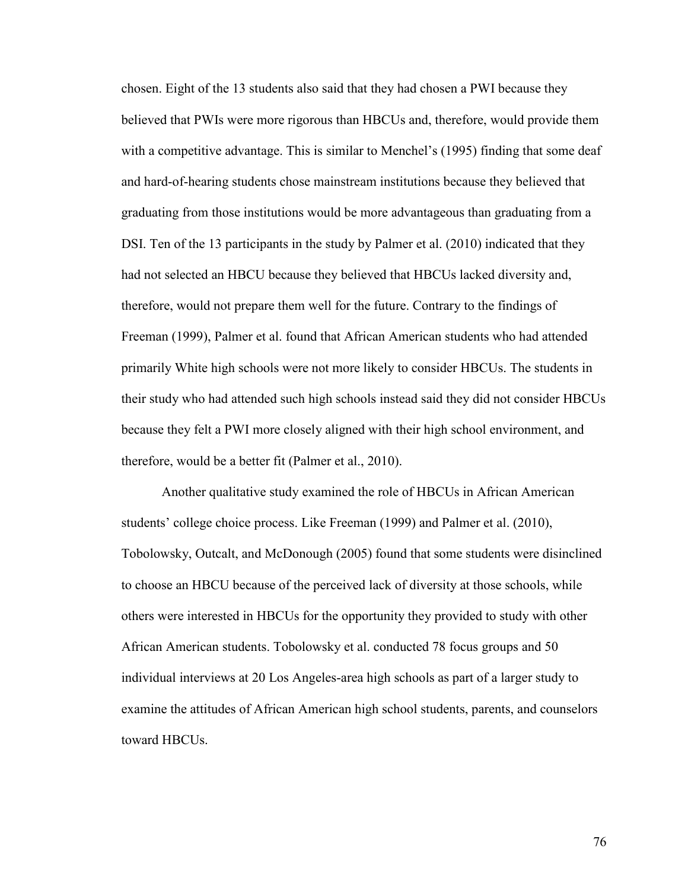chosen. Eight of the 13 students also said that they had chosen a PWI because they believed that PWIs were more rigorous than HBCUs and, therefore, would provide them with a competitive advantage. This is similar to Menchel's (1995) finding that some deaf and hard-of-hearing students chose mainstream institutions because they believed that graduating from those institutions would be more advantageous than graduating from a DSI. Ten of the 13 participants in the study by Palmer et al. (2010) indicated that they had not selected an HBCU because they believed that HBCUs lacked diversity and, therefore, would not prepare them well for the future. Contrary to the findings of Freeman (1999), Palmer et al. found that African American students who had attended primarily White high schools were not more likely to consider HBCUs. The students in their study who had attended such high schools instead said they did not consider HBCUs because they felt a PWI more closely aligned with their high school environment, and therefore, would be a better fit (Palmer et al., 2010).

Another qualitative study examined the role of HBCUs in African American students' college choice process. Like Freeman (1999) and Palmer et al. (2010), Tobolowsky, Outcalt, and McDonough (2005) found that some students were disinclined to choose an HBCU because of the perceived lack of diversity at those schools, while others were interested in HBCUs for the opportunity they provided to study with other African American students. Tobolowsky et al. conducted 78 focus groups and 50 individual interviews at 20 Los Angeles-area high schools as part of a larger study to examine the attitudes of African American high school students, parents, and counselors toward HBCUs.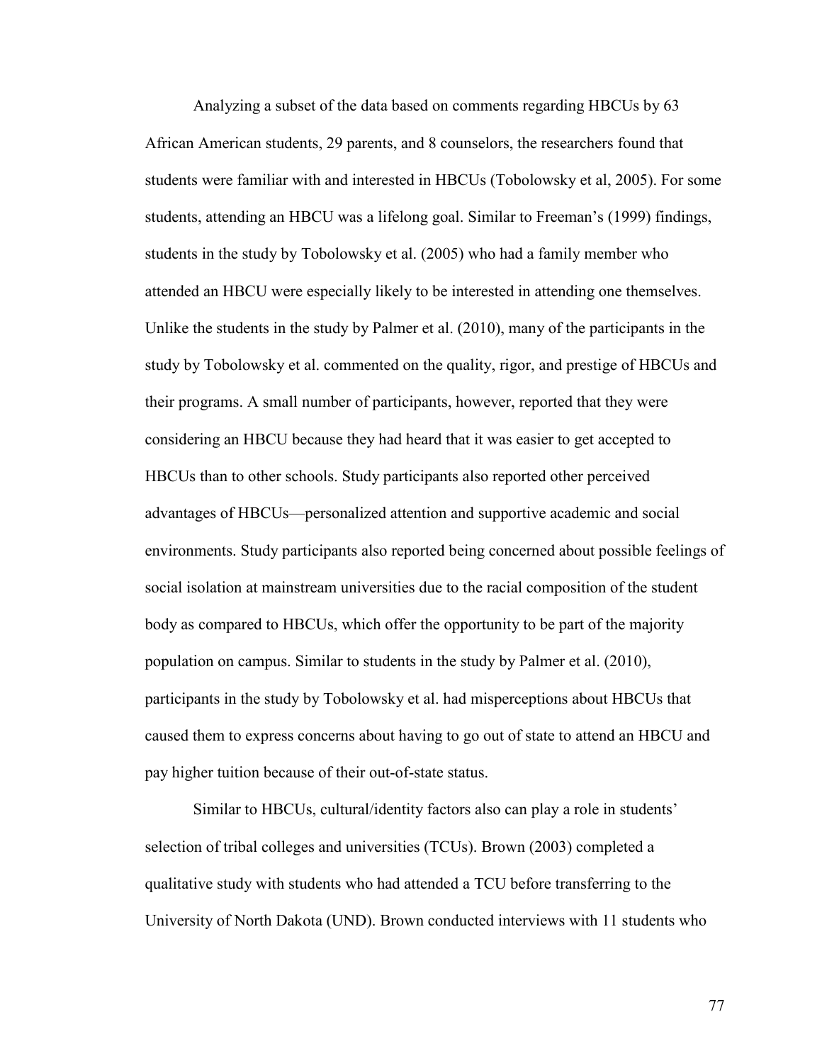Analyzing a subset of the data based on comments regarding HBCUs by 63 African American students, 29 parents, and 8 counselors, the researchers found that students were familiar with and interested in HBCUs (Tobolowsky et al, 2005). For some students, attending an HBCU was a lifelong goal. Similar to Freeman's (1999) findings, students in the study by Tobolowsky et al. (2005) who had a family member who attended an HBCU were especially likely to be interested in attending one themselves. Unlike the students in the study by Palmer et al. (2010), many of the participants in the study by Tobolowsky et al. commented on the quality, rigor, and prestige of HBCUs and their programs. A small number of participants, however, reported that they were considering an HBCU because they had heard that it was easier to get accepted to HBCUs than to other schools. Study participants also reported other perceived advantages of HBCUs—personalized attention and supportive academic and social environments. Study participants also reported being concerned about possible feelings of social isolation at mainstream universities due to the racial composition of the student body as compared to HBCUs, which offer the opportunity to be part of the majority population on campus. Similar to students in the study by Palmer et al. (2010), participants in the study by Tobolowsky et al. had misperceptions about HBCUs that caused them to express concerns about having to go out of state to attend an HBCU and pay higher tuition because of their out-of-state status.

Similar to HBCUs, cultural/identity factors also can play a role in students' selection of tribal colleges and universities (TCUs). Brown (2003) completed a qualitative study with students who had attended a TCU before transferring to the University of North Dakota (UND). Brown conducted interviews with 11 students who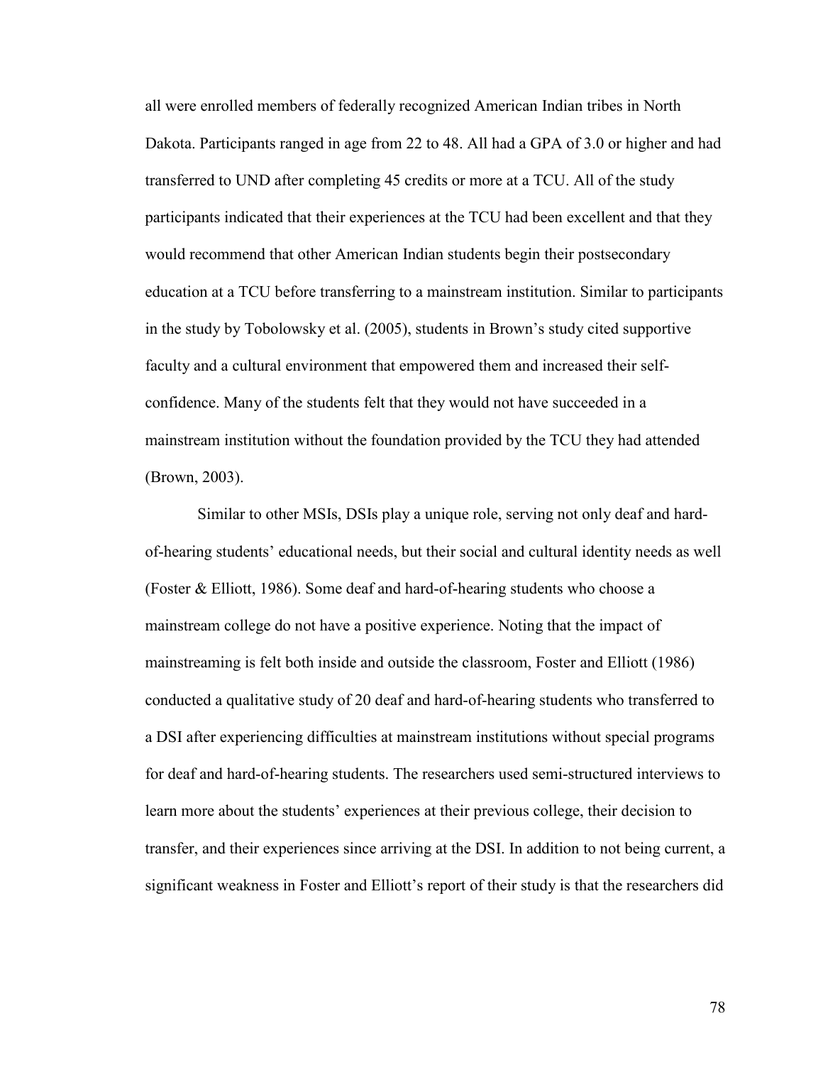all were enrolled members of federally recognized American Indian tribes in North Dakota. Participants ranged in age from 22 to 48. All had a GPA of 3.0 or higher and had transferred to UND after completing 45 credits or more at a TCU. All of the study participants indicated that their experiences at the TCU had been excellent and that they would recommend that other American Indian students begin their postsecondary education at a TCU before transferring to a mainstream institution. Similar to participants in the study by Tobolowsky et al. (2005), students in Brown's study cited supportive faculty and a cultural environment that empowered them and increased their self-confidence. Many of the students felt that they would not have succeeded in a mainstream institution without the foundation provided by the TCU they had attended (Brown, 2003).

Similar to other MSIs, DSIs play a unique role, serving not only deaf and hard-of-hearing students' educational needs, but their social and cultural identity needs as well (Foster & Elliott, 1986). Some deaf and hard-of-hearing students who choose a mainstream college do not have a positive experience. Noting that the impact of mainstreaming is felt both inside and outside the classroom, Foster and Elliott (1986) conducted a qualitative study of 20 deaf and hard-of-hearing students who transferred to a DSI after experiencing difficulties at mainstream institutions without special programs for deaf and hard-of-hearing students. The researchers used semi-structured interviews to learn more about the students' experiences at their previous college, their decision to transfer, and their experiences since arriving at the DSI. In addition to not being current, a significant weakness in Foster and Elliott's report of their study is that the researchers did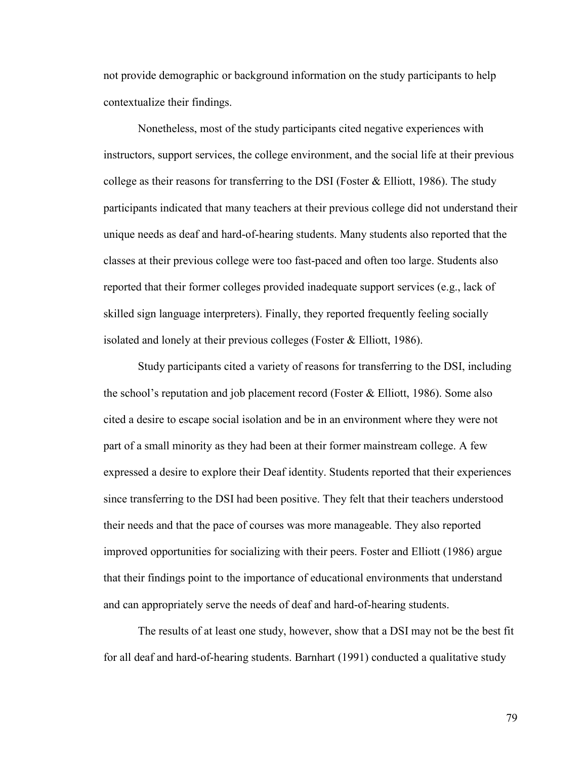not provide demographic or background information on the study participants to help contextualize their findings.

Nonetheless, most of the study participants cited negative experiences with instructors, support services, the college environment, and the social life at their previous college as their reasons for transferring to the DSI (Foster & Elliott, 1986). The study participants indicated that many teachers at their previous college did not understand their unique needs as deaf and hard-of-hearing students. Many students also reported that the classes at their previous college were too fast-paced and often too large. Students also reported that their former colleges provided inadequate support services (e.g., lack of skilled sign language interpreters). Finally, they reported frequently feeling socially isolated and lonely at their previous colleges (Foster & Elliott, 1986).

Study participants cited a variety of reasons for transferring to the DSI, including the school's reputation and job placement record (Foster & Elliott, 1986). Some also cited a desire to escape social isolation and be in an environment where they were not part of a small minority as they had been at their former mainstream college. A few expressed a desire to explore their Deaf identity. Students reported that their experiences since transferring to the DSI had been positive. They felt that their teachers understood their needs and that the pace of courses was more manageable. They also reported improved opportunities for socializing with their peers. Foster and Elliott (1986) argue that their findings point to the importance of educational environments that understand and can appropriately serve the needs of deaf and hard-of-hearing students.

The results of at least one study, however, show that a DSI may not be the best fit for all deaf and hard-of-hearing students. Barnhart (1991) conducted a qualitative study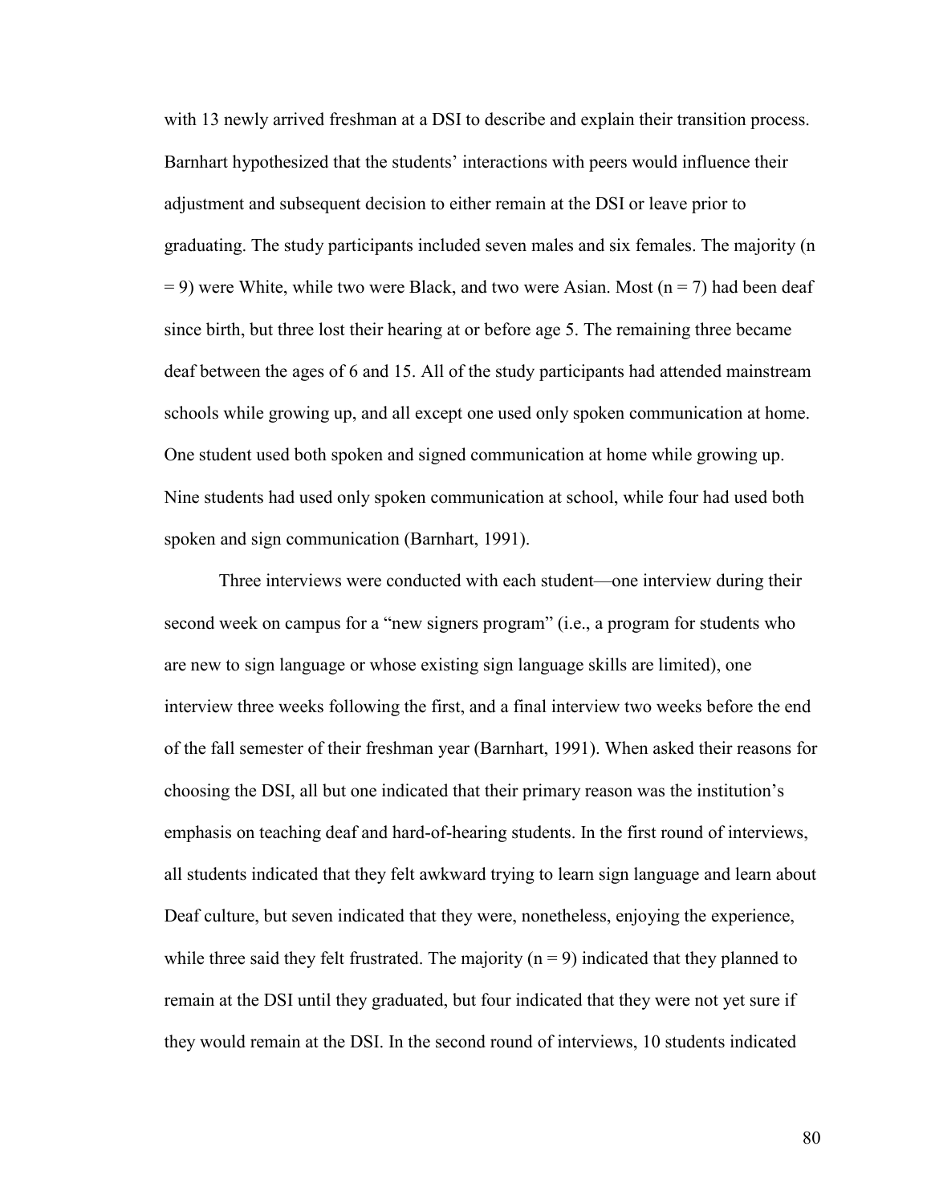with 13 newly arrived freshman at a DSI to describe and explain their transition process. Barnhart hypothesized that the students' interactions with peers would influence their adjustment and subsequent decision to either remain at the DSI or leave prior to graduating. The study participants included seven males and six females. The majority ($n = 9$) were White, while two were Black, and two were Asian. Most ($n = 7$) had been deaf since birth, but three lost their hearing at or before age 5. The remaining three became deaf between the ages of 6 and 15. All of the study participants had attended mainstream schools while growing up, and all except one used only spoken communication at home. One student used both spoken and signed communication at home while growing up. Nine students had used only spoken communication at school, while four had used both spoken and sign communication (Barnhart, 1991).

Three interviews were conducted with each student—one interview during their second week on campus for a "new signers program" (i.e., a program for students who are new to sign language or whose existing sign language skills are limited), one interview three weeks following the first, and a final interview two weeks before the end of the fall semester of their freshman year (Barnhart, 1991). When asked their reasons for choosing the DSI, all but one indicated that their primary reason was the institution's emphasis on teaching deaf and hard-of-hearing students. In the first round of interviews, all students indicated that they felt awkward trying to learn sign language and learn about Deaf culture, but seven indicated that they were, nonetheless, enjoying the experience, while three said they felt frustrated. The majority ($n = 9$) indicated that they planned to remain at the DSI until they graduated, but four indicated that they were not yet sure if they would remain at the DSI. In the second round of interviews, 10 students indicated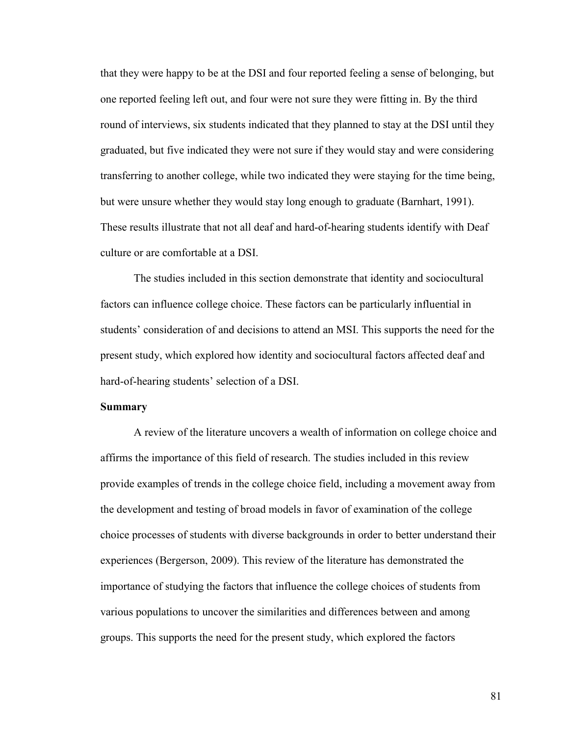that they were happy to be at the DSI and four reported feeling a sense of belonging, but one reported feeling left out, and four were not sure they were fitting in. By the third round of interviews, six students indicated that they planned to stay at the DSI until they graduated, but five indicated they were not sure if they would stay and were considering transferring to another college, while two indicated they were staying for the time being, but were unsure whether they would stay long enough to graduate (Barnhart, 1991). These results illustrate that not all deaf and hard-of-hearing students identify with Deaf culture or are comfortable at a DSI.

The studies included in this section demonstrate that identity and sociocultural factors can influence college choice. These factors can be particularly influential in students' consideration of and decisions to attend an MSI. This supports the need for the present study, which explored how identity and sociocultural factors affected deaf and hard-of-hearing students' selection of a DSI.

**Summary**

A review of the literature uncovers a wealth of information on college choice and affirms the importance of this field of research. The studies included in this review provide examples of trends in the college choice field, including a movement away from the development and testing of broad models in favor of examination of the college choice processes of students with diverse backgrounds in order to better understand their experiences (Bergerson, 2009). This review of the literature has demonstrated the importance of studying the factors that influence the college choices of students from various populations to uncover the similarities and differences between and among groups. This supports the need for the present study, which explored the factors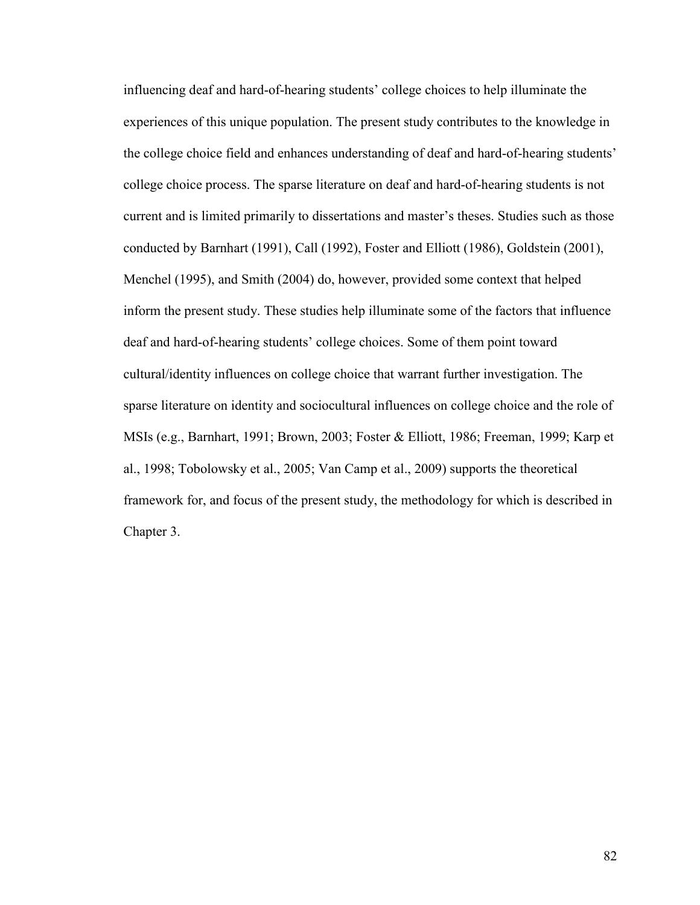influencing deaf and hard-of-hearing students' college choices to help illuminate the experiences of this unique population. The present study contributes to the knowledge in the college choice field and enhances understanding of deaf and hard-of-hearing students' college choice process. The sparse literature on deaf and hard-of-hearing students is not current and is limited primarily to dissertations and master's theses. Studies such as those conducted by Barnhart (1991), Call (1992), Foster and Elliott (1986), Goldstein (2001), Menchel (1995), and Smith (2004) do, however, provided some context that helped inform the present study. These studies help illuminate some of the factors that influence deaf and hard-of-hearing students' college choices. Some of them point toward cultural/identity influences on college choice that warrant further investigation. The sparse literature on identity and sociocultural influences on college choice and the role of MSIs (e.g., Barnhart, 1991; Brown, 2003; Foster & Elliott, 1986; Freeman, 1999; Karp et al., 1998; Tobolowsky et al., 2005; Van Camp et al., 2009) supports the theoretical framework for, and focus of the present study, the methodology for which is described in Chapter 3.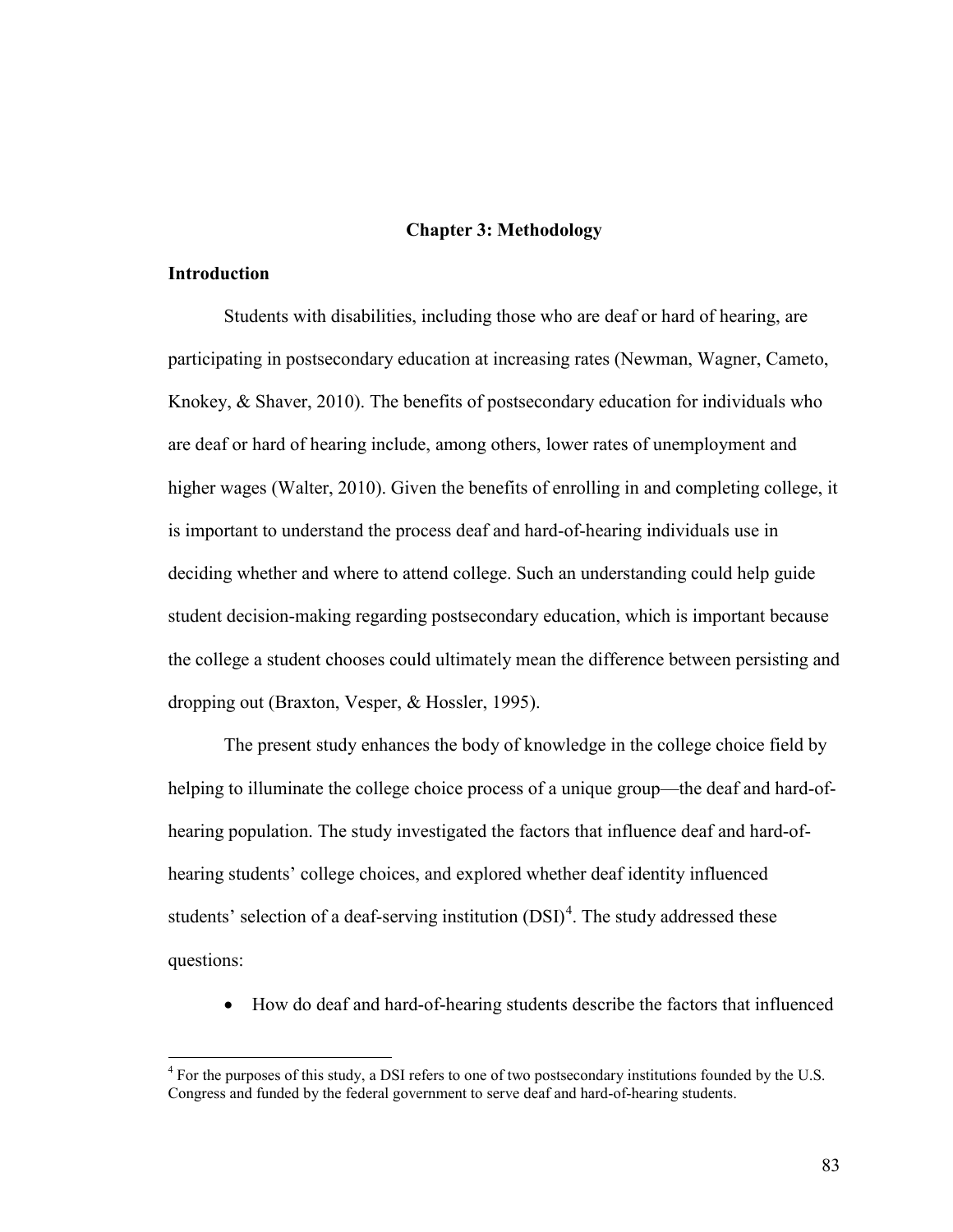# Chapter 3: Methodology

## Introduction

Students with disabilities, including those who are deaf or hard of hearing, are participating in postsecondary education at increasing rates (Newman, Wagner, Cameto, Knokey, & Shaver, 2010). The benefits of postsecondary education for individuals who are deaf or hard of hearing include, among others, lower rates of unemployment and higher wages (Walter, 2010). Given the benefits of enrolling in and completing college, it is important to understand the process deaf and hard-of-hearing individuals use in deciding whether and where to attend college. Such an understanding could help guide student decision-making regarding postsecondary education, which is important because the college a student chooses could ultimately mean the difference between persisting and dropping out (Braxton, Vesper, & Hossler, 1995).

The present study enhances the body of knowledge in the college choice field by helping to illuminate the college choice process of a unique group—the deaf and hard-of-hearing population. The study investigated the factors that influence deaf and hard-of-hearing students' college choices, and explored whether deaf identity influenced students' selection of a deaf-serving institution (DSI)[4]. The study addressed these questions:

- How do deaf and hard-of-hearing students describe the factors that influenced

[4] For the purposes of this study, a DSI refers to one of two postsecondary institutions founded by the U.S. Congress and funded by the federal government to serve deaf and hard-of-hearing students.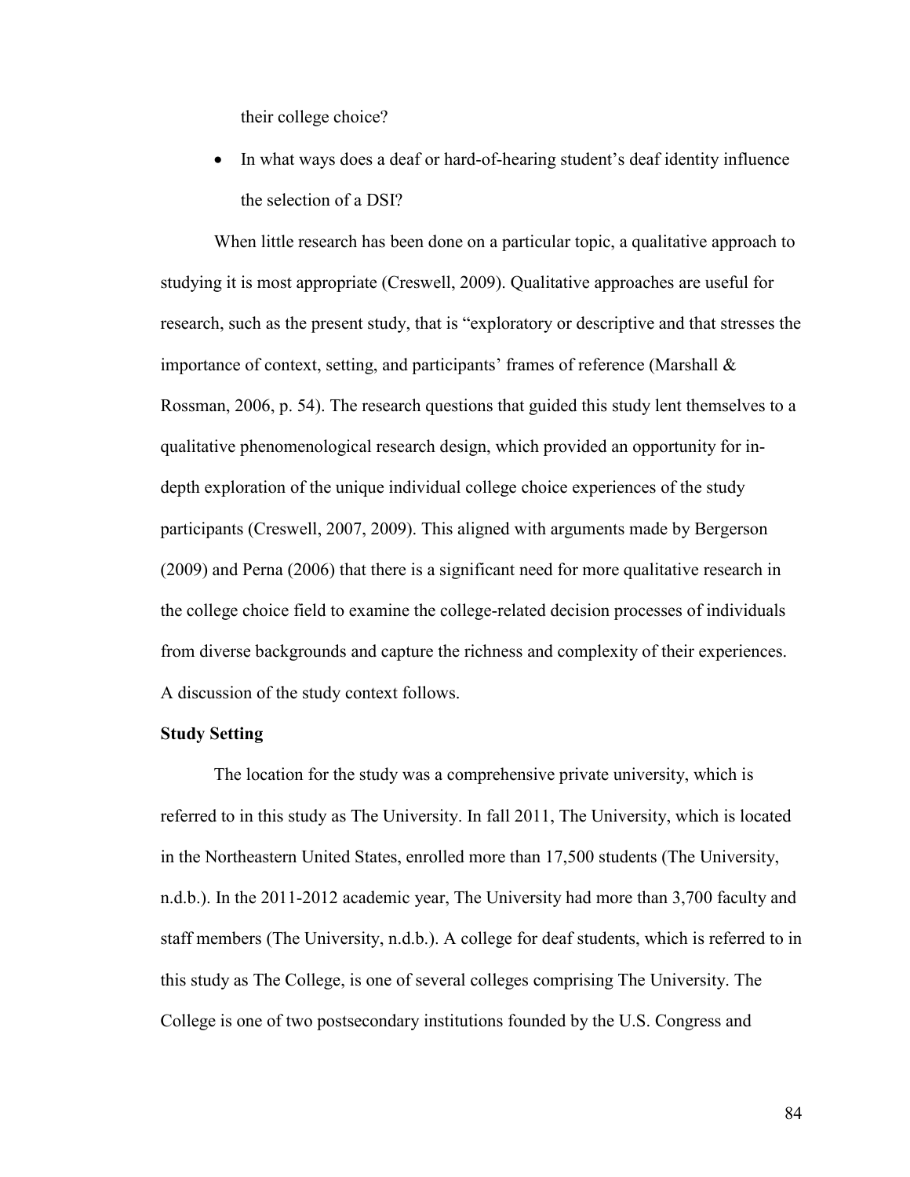their college choice?

- In what ways does a deaf or hard-of-hearing student's deaf identity influence the selection of a DSI?

When little research has been done on a particular topic, a qualitative approach to studying it is most appropriate (Creswell, 2009). Qualitative approaches are useful for research, such as the present study, that is "exploratory or descriptive and that stresses the importance of context, setting, and participants' frames of reference (Marshall & Rossman, 2006, p. 54). The research questions that guided this study lent themselves to a qualitative phenomenological research design, which provided an opportunity for in-depth exploration of the unique individual college choice experiences of the study participants (Creswell, 2007, 2009). This aligned with arguments made by Bergerson (2009) and Perna (2006) that there is a significant need for more qualitative research in the college choice field to examine the college-related decision processes of individuals from diverse backgrounds and capture the richness and complexity of their experiences. A discussion of the study context follows.

**Study Setting**

The location for the study was a comprehensive private university, which is referred to in this study as The University. In fall 2011, The University, which is located in the Northeastern United States, enrolled more than 17,500 students (The University, n.d.b.). In the 2011-2012 academic year, The University had more than 3,700 faculty and staff members (The University, n.d.b.). A college for deaf students, which is referred to in this study as The College, is one of several colleges comprising The University. The College is one of two postsecondary institutions founded by the U.S. Congress and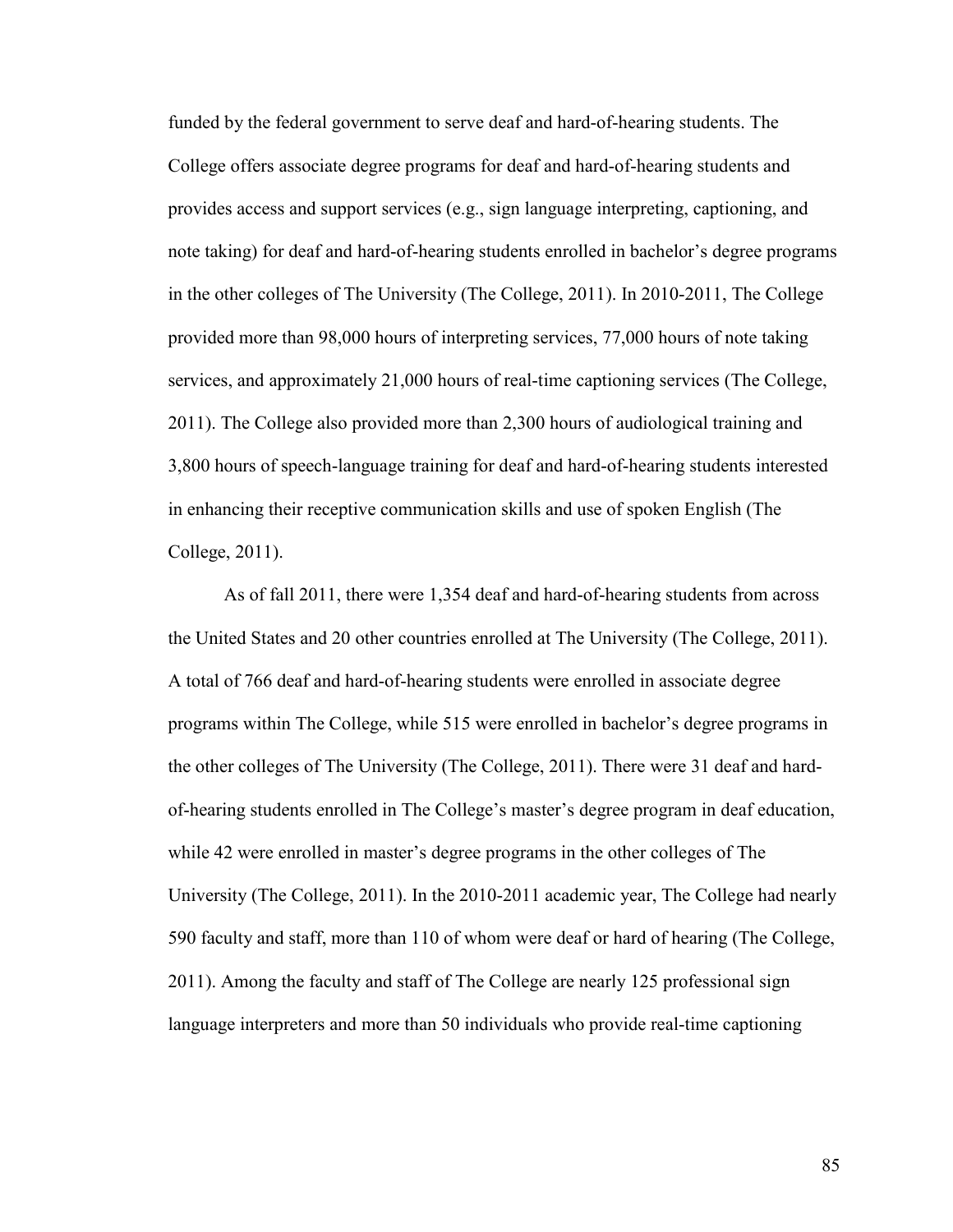funded by the federal government to serve deaf and hard-of-hearing students. The College offers associate degree programs for deaf and hard-of-hearing students and provides access and support services (e.g., sign language interpreting, captioning, and note taking) for deaf and hard-of-hearing students enrolled in bachelor's degree programs in the other colleges of The University (The College, 2011). In 2010-2011, The College provided more than 98,000 hours of interpreting services, 77,000 hours of note taking services, and approximately 21,000 hours of real-time captioning services (The College, 2011). The College also provided more than 2,300 hours of audiological training and 3,800 hours of speech-language training for deaf and hard-of-hearing students interested in enhancing their receptive communication skills and use of spoken English (The College, 2011).

As of fall 2011, there were 1,354 deaf and hard-of-hearing students from across the United States and 20 other countries enrolled at The University (The College, 2011). A total of 766 deaf and hard-of-hearing students were enrolled in associate degree programs within The College, while 515 were enrolled in bachelor's degree programs in the other colleges of The University (The College, 2011). There were 31 deaf and hard-of-hearing students enrolled in The College's master's degree program in deaf education, while 42 were enrolled in master's degree programs in the other colleges of The University (The College, 2011). In the 2010-2011 academic year, The College had nearly 590 faculty and staff, more than 110 of whom were deaf or hard of hearing (The College, 2011). Among the faculty and staff of The College are nearly 125 professional sign language interpreters and more than 50 individuals who provide real-time captioning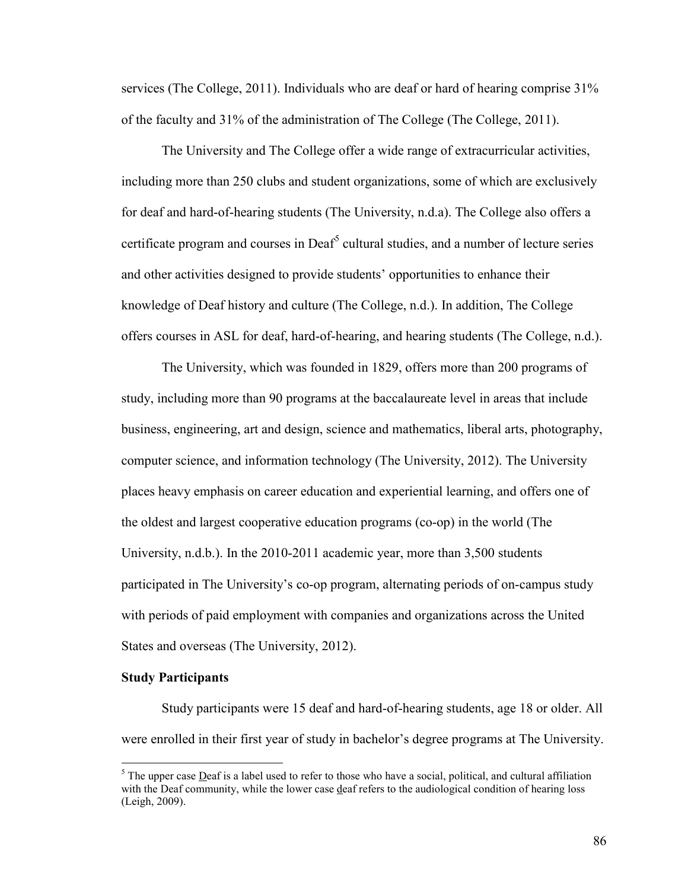services (The College, 2011). Individuals who are deaf or hard of hearing comprise 31% of the faculty and 31% of the administration of The College (The College, 2011).

The University and The College offer a wide range of extracurricular activities, including more than 250 clubs and student organizations, some of which are exclusively for deaf and hard-of-hearing students (The University, n.d.a). The College also offers a certificate program and courses in Deaf[5] cultural studies, and a number of lecture series and other activities designed to provide students' opportunities to enhance their knowledge of Deaf history and culture (The College, n.d.). In addition, The College offers courses in ASL for deaf, hard-of-hearing, and hearing students (The College, n.d.).

The University, which was founded in 1829, offers more than 200 programs of study, including more than 90 programs at the baccalaureate level in areas that include business, engineering, art and design, science and mathematics, liberal arts, photography, computer science, and information technology (The University, 2012). The University places heavy emphasis on career education and experiential learning, and offers one of the oldest and largest cooperative education programs (co-op) in the world (The University, n.d.b.). In the 2010-2011 academic year, more than 3,500 students participated in The University's co-op program, alternating periods of on-campus study with periods of paid employment with companies and organizations across the United States and overseas (The University, 2012).

**Study Participants**

Study participants were 15 deaf and hard-of-hearing students, age 18 or older. All were enrolled in their first year of study in bachelor's degree programs at The University.

---

[5] The upper case Deaf is a label used to refer to those who have a social, political, and cultural affiliation with the Deaf community, while the lower case deaf refers to the audiological condition of hearing loss (Leigh, 2009).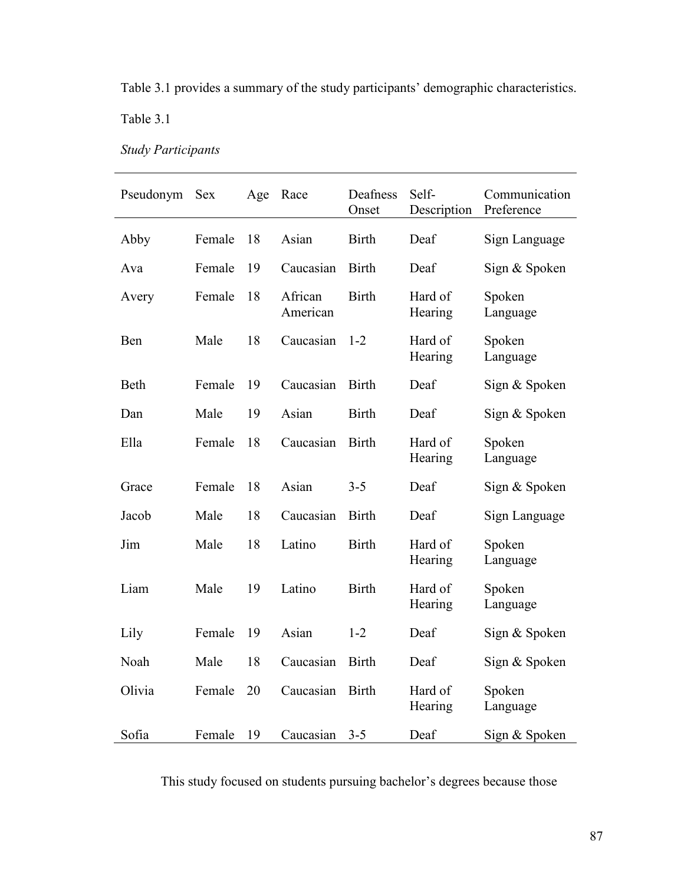Table 3.1 provides a summary of the study participants' demographic characteristics.

Table 3.1

*Study Participants*

| Pseudonym | Sex | Age | Race | Deafness Onset | Self-Description | Communication Preference |
|---|---|---|---|---|---|---|
| Abby | Female | 18 | Asian | Birth | Deaf | Sign Language |
| Ava | Female | 19 | Caucasian | Birth | Deaf | Sign & Spoken |
| Avery | Female | 18 | African American | Birth | Hard of Hearing | Spoken Language |
| Ben | Male | 18 | Caucasian | 1-2 | Hard of Hearing | Spoken Language |
| Beth | Female | 19 | Caucasian | Birth | Deaf | Sign & Spoken |
| Dan | Male | 19 | Asian | Birth | Deaf | Sign & Spoken |
| Ella | Female | 18 | Caucasian | Birth | Hard of Hearing | Spoken Language |
| Grace | Female | 18 | Asian | 3-5 | Deaf | Sign & Spoken |
| Jacob | Male | 18 | Caucasian | Birth | Deaf | Sign Language |
| Jim | Male | 18 | Latino | Birth | Hard of Hearing | Spoken Language |
| Liam | Male | 19 | Latino | Birth | Hard of Hearing | Spoken Language |
| Lily | Female | 19 | Asian | 1-2 | Deaf | Sign & Spoken |
| Noah | Male | 18 | Caucasian | Birth | Deaf | Sign & Spoken |
| Olivia | Female | 20 | Caucasian | Birth | Hard of Hearing | Spoken Language |
| Sofia | Female | 19 | Caucasian | 3-5 | Deaf | Sign & Spoken |

This study focused on students pursuing bachelor's degrees because those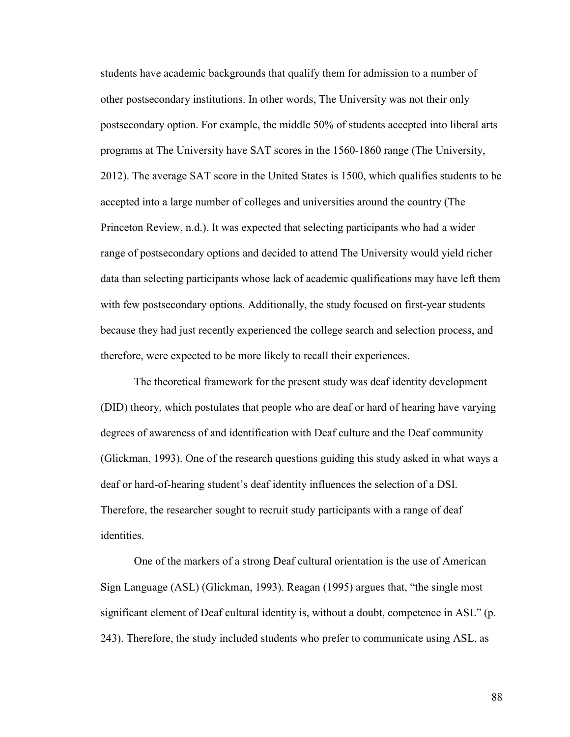students have academic backgrounds that qualify them for admission to a number of other postsecondary institutions. In other words, The University was not their only postsecondary option. For example, the middle 50% of students accepted into liberal arts programs at The University have SAT scores in the 1560-1860 range (The University, 2012). The average SAT score in the United States is 1500, which qualifies students to be accepted into a large number of colleges and universities around the country (The Princeton Review, n.d.). It was expected that selecting participants who had a wider range of postsecondary options and decided to attend The University would yield richer data than selecting participants whose lack of academic qualifications may have left them with few postsecondary options. Additionally, the study focused on first-year students because they had just recently experienced the college search and selection process, and therefore, were expected to be more likely to recall their experiences.

The theoretical framework for the present study was deaf identity development (DID) theory, which postulates that people who are deaf or hard of hearing have varying degrees of awareness of and identification with Deaf culture and the Deaf community (Glickman, 1993). One of the research questions guiding this study asked in what ways a deaf or hard-of-hearing student's deaf identity influences the selection of a DSI. Therefore, the researcher sought to recruit study participants with a range of deaf identities.

One of the markers of a strong Deaf cultural orientation is the use of American Sign Language (ASL) (Glickman, 1993). Reagan (1995) argues that, "the single most significant element of Deaf cultural identity is, without a doubt, competence in ASL" (p. 243). Therefore, the study included students who prefer to communicate using ASL, as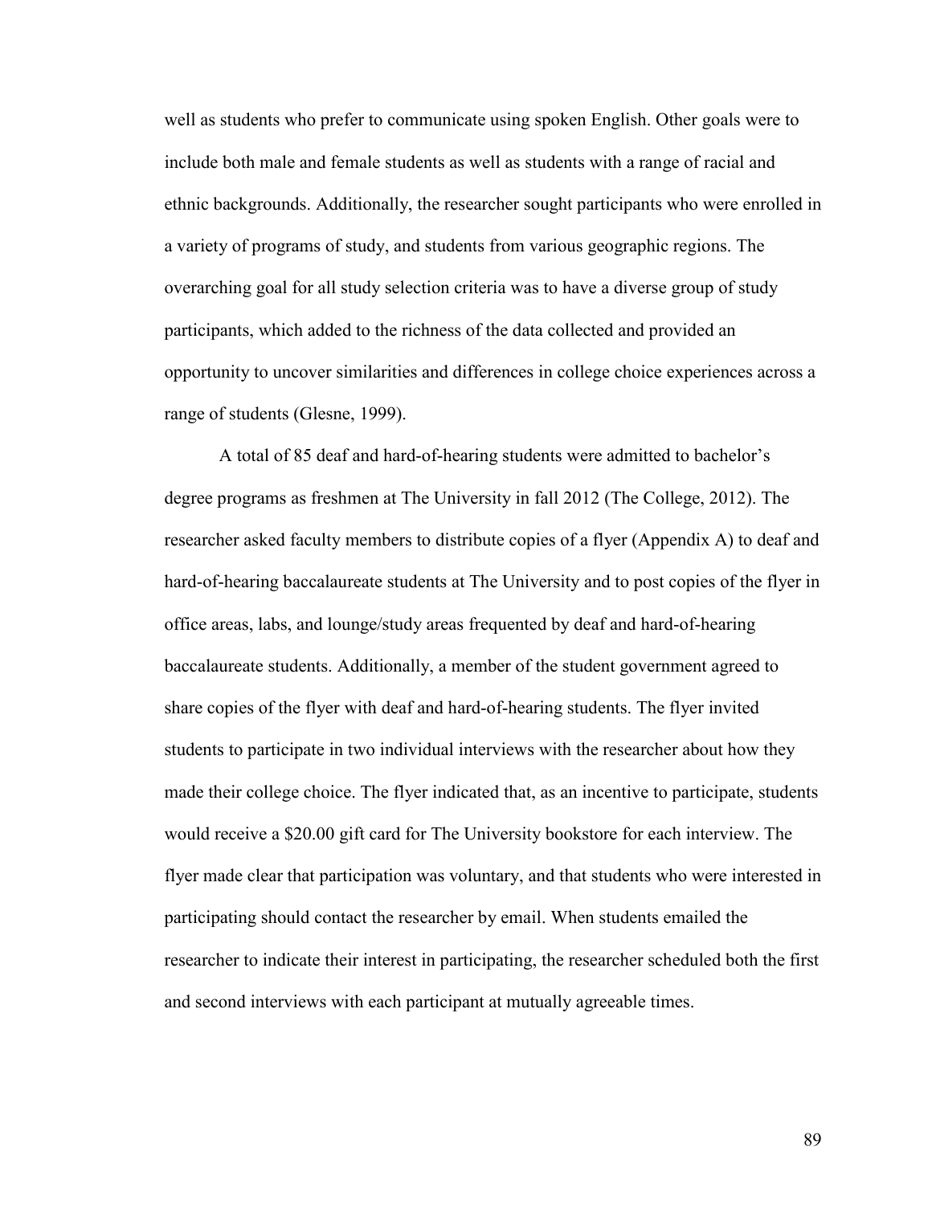well as students who prefer to communicate using spoken English. Other goals were to include both male and female students as well as students with a range of racial and ethnic backgrounds. Additionally, the researcher sought participants who were enrolled in a variety of programs of study, and students from various geographic regions. The overarching goal for all study selection criteria was to have a diverse group of study participants, which added to the richness of the data collected and provided an opportunity to uncover similarities and differences in college choice experiences across a range of students (Glesne, 1999).

A total of 85 deaf and hard-of-hearing students were admitted to bachelor's degree programs as freshmen at The University in fall 2012 (The College, 2012). The researcher asked faculty members to distribute copies of a flyer (Appendix A) to deaf and hard-of-hearing baccalaureate students at The University and to post copies of the flyer in office areas, labs, and lounge/study areas frequented by deaf and hard-of-hearing baccalaureate students. Additionally, a member of the student government agreed to share copies of the flyer with deaf and hard-of-hearing students. The flyer invited students to participate in two individual interviews with the researcher about how they made their college choice. The flyer indicated that, as an incentive to participate, students would receive a $20.00 gift card for The University bookstore for each interview. The flyer made clear that participation was voluntary, and that students who were interested in participating should contact the researcher by email. When students emailed the researcher to indicate their interest in participating, the researcher scheduled both the first and second interviews with each participant at mutually agreeable times.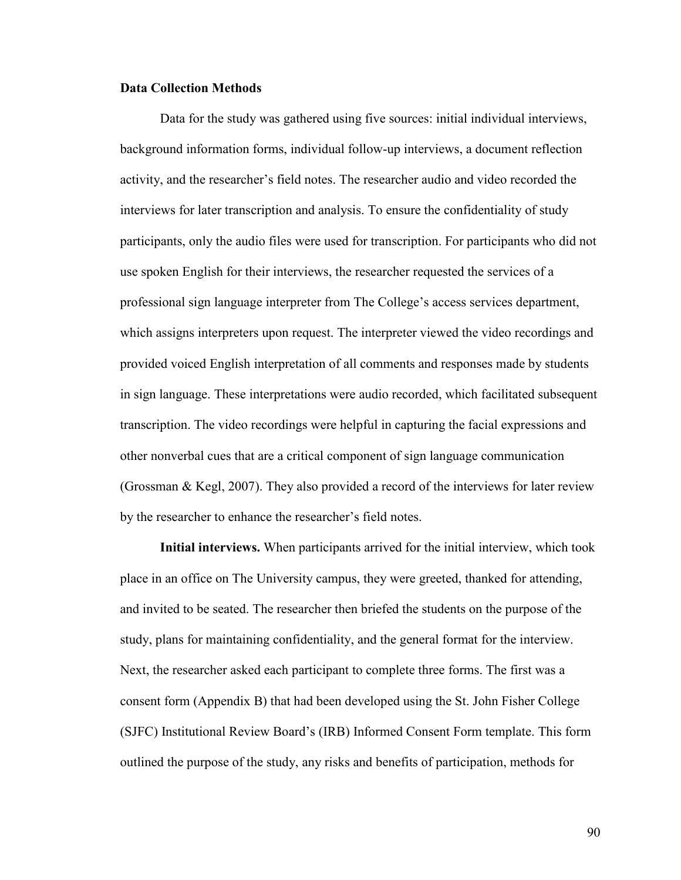### Data Collection Methods

Data for the study was gathered using five sources: initial individual interviews, background information forms, individual follow-up interviews, a document reflection activity, and the researcher's field notes. The researcher audio and video recorded the interviews for later transcription and analysis. To ensure the confidentiality of study participants, only the audio files were used for transcription. For participants who did not use spoken English for their interviews, the researcher requested the services of a professional sign language interpreter from The College's access services department, which assigns interpreters upon request. The interpreter viewed the video recordings and provided voiced English interpretation of all comments and responses made by students in sign language. These interpretations were audio recorded, which facilitated subsequent transcription. The video recordings were helpful in capturing the facial expressions and other nonverbal cues that are a critical component of sign language communication (Grossman & Kegl, 2007). They also provided a record of the interviews for later review by the researcher to enhance the researcher's field notes.

**Initial interviews.** When participants arrived for the initial interview, which took place in an office on The University campus, they were greeted, thanked for attending, and invited to be seated. The researcher then briefed the students on the purpose of the study, plans for maintaining confidentiality, and the general format for the interview. Next, the researcher asked each participant to complete three forms. The first was a consent form (Appendix B) that had been developed using the St. John Fisher College (SJFC) Institutional Review Board's (IRB) Informed Consent Form template. This form outlined the purpose of the study, any risks and benefits of participation, methods for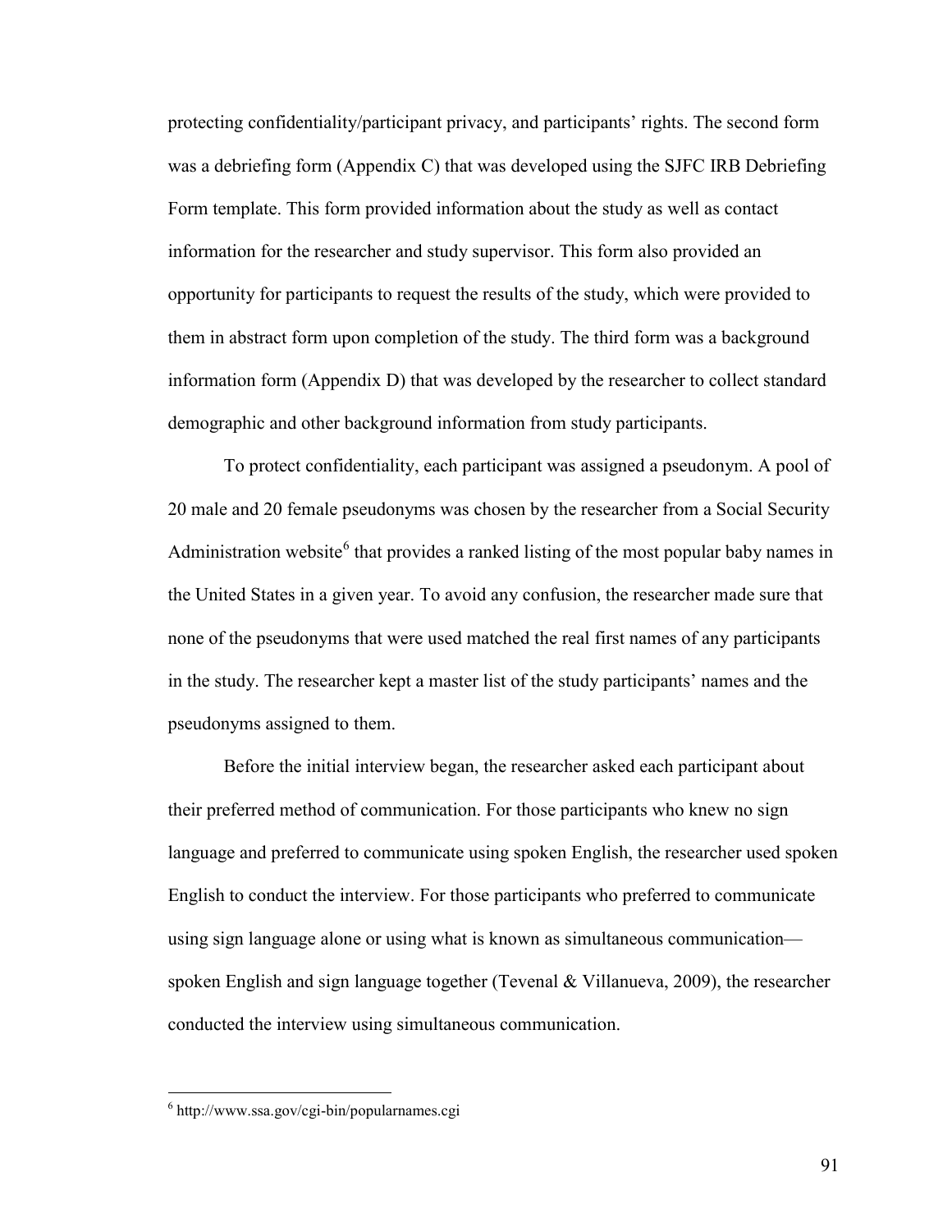protecting confidentiality/participant privacy, and participants' rights. The second form was a debriefing form (Appendix C) that was developed using the SJFC IRB Debriefing Form template. This form provided information about the study as well as contact information for the researcher and study supervisor. This form also provided an opportunity for participants to request the results of the study, which were provided to them in abstract form upon completion of the study. The third form was a background information form (Appendix D) that was developed by the researcher to collect standard demographic and other background information from study participants.

To protect confidentiality, each participant was assigned a pseudonym. A pool of 20 male and 20 female pseudonyms was chosen by the researcher from a Social Security Administration website[6] that provides a ranked listing of the most popular baby names in the United States in a given year. To avoid any confusion, the researcher made sure that none of the pseudonyms that were used matched the real first names of any participants in the study. The researcher kept a master list of the study participants' names and the pseudonyms assigned to them.

Before the initial interview began, the researcher asked each participant about their preferred method of communication. For those participants who knew no sign language and preferred to communicate using spoken English, the researcher used spoken English to conduct the interview. For those participants who preferred to communicate using sign language alone or using what is known as simultaneous communication—spoken English and sign language together (Tevenal & Villanueva, 2009), the researcher conducted the interview using simultaneous communication.

---

[6] http://www.ssa.gov/cgi-bin/popularnames.cgi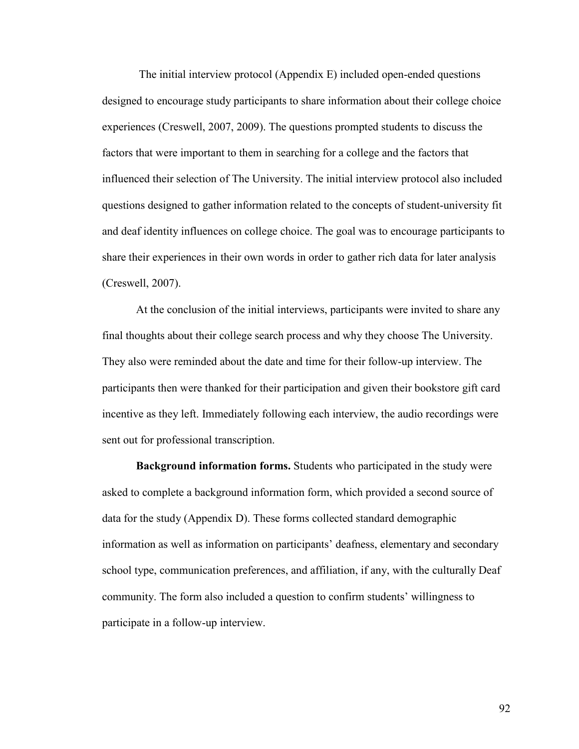The initial interview protocol (Appendix E) included open-ended questions designed to encourage study participants to share information about their college choice experiences (Creswell, 2007, 2009). The questions prompted students to discuss the factors that were important to them in searching for a college and the factors that influenced their selection of The University. The initial interview protocol also included questions designed to gather information related to the concepts of student-university fit and deaf identity influences on college choice. The goal was to encourage participants to share their experiences in their own words in order to gather rich data for later analysis (Creswell, 2007).

At the conclusion of the initial interviews, participants were invited to share any final thoughts about their college search process and why they choose The University. They also were reminded about the date and time for their follow-up interview. The participants then were thanked for their participation and given their bookstore gift card incentive as they left. Immediately following each interview, the audio recordings were sent out for professional transcription.

**Background information forms.** Students who participated in the study were asked to complete a background information form, which provided a second source of data for the study (Appendix D). These forms collected standard demographic information as well as information on participants' deafness, elementary and secondary school type, communication preferences, and affiliation, if any, with the culturally Deaf community. The form also included a question to confirm students' willingness to participate in a follow-up interview.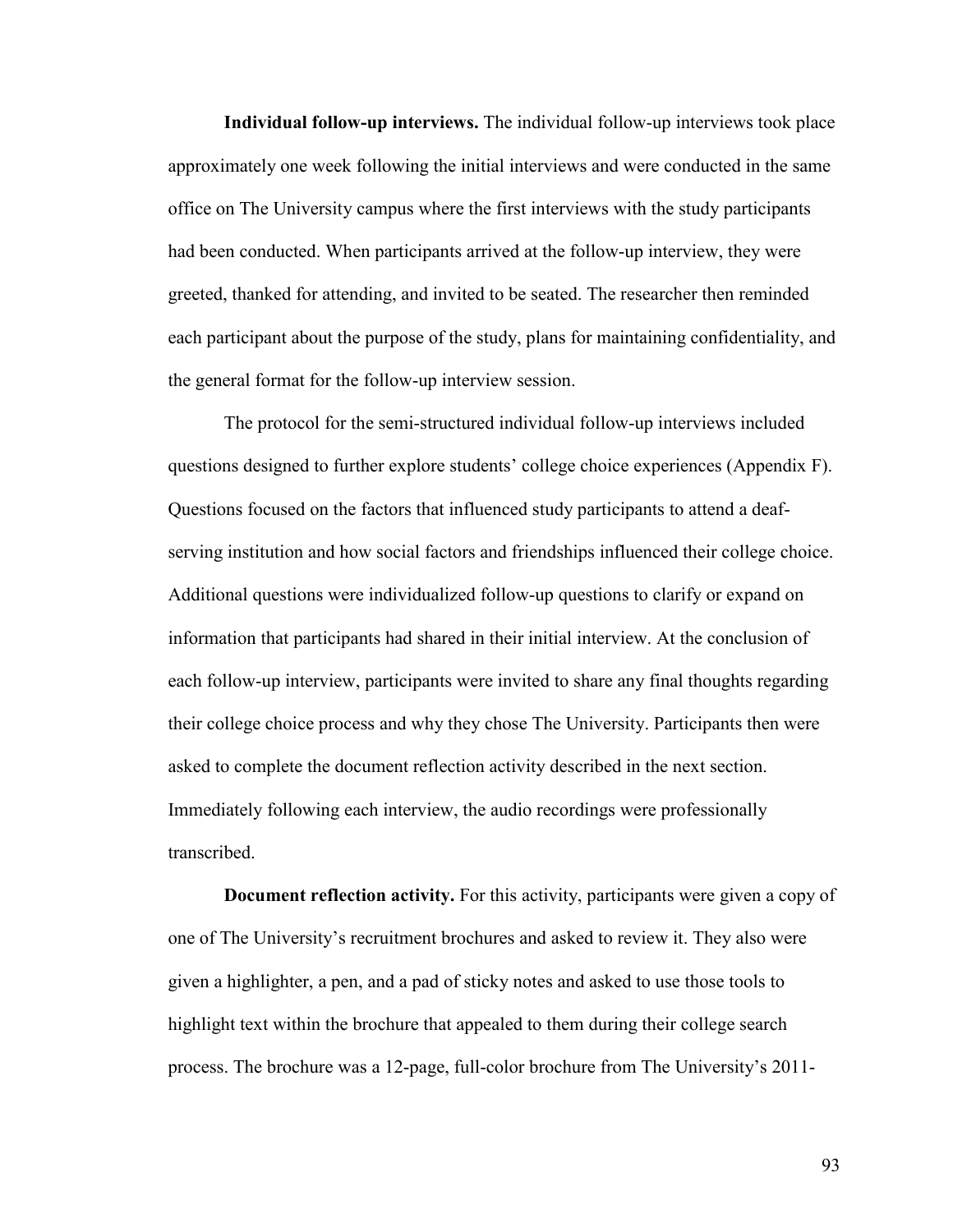**Individual follow-up interviews.** The individual follow-up interviews took place approximately one week following the initial interviews and were conducted in the same office on The University campus where the first interviews with the study participants had been conducted. When participants arrived at the follow-up interview, they were greeted, thanked for attending, and invited to be seated. The researcher then reminded each participant about the purpose of the study, plans for maintaining confidentiality, and the general format for the follow-up interview session.

The protocol for the semi-structured individual follow-up interviews included questions designed to further explore students' college choice experiences (Appendix F). Questions focused on the factors that influenced study participants to attend a deaf-serving institution and how social factors and friendships influenced their college choice. Additional questions were individualized follow-up questions to clarify or expand on information that participants had shared in their initial interview. At the conclusion of each follow-up interview, participants were invited to share any final thoughts regarding their college choice process and why they chose The University. Participants then were asked to complete the document reflection activity described in the next section. Immediately following each interview, the audio recordings were professionally transcribed.

**Document reflection activity.** For this activity, participants were given a copy of one of The University's recruitment brochures and asked to review it. They also were given a highlighter, a pen, and a pad of sticky notes and asked to use those tools to highlight text within the brochure that appealed to them during their college search process. The brochure was a 12-page, full-color brochure from The University's 2011-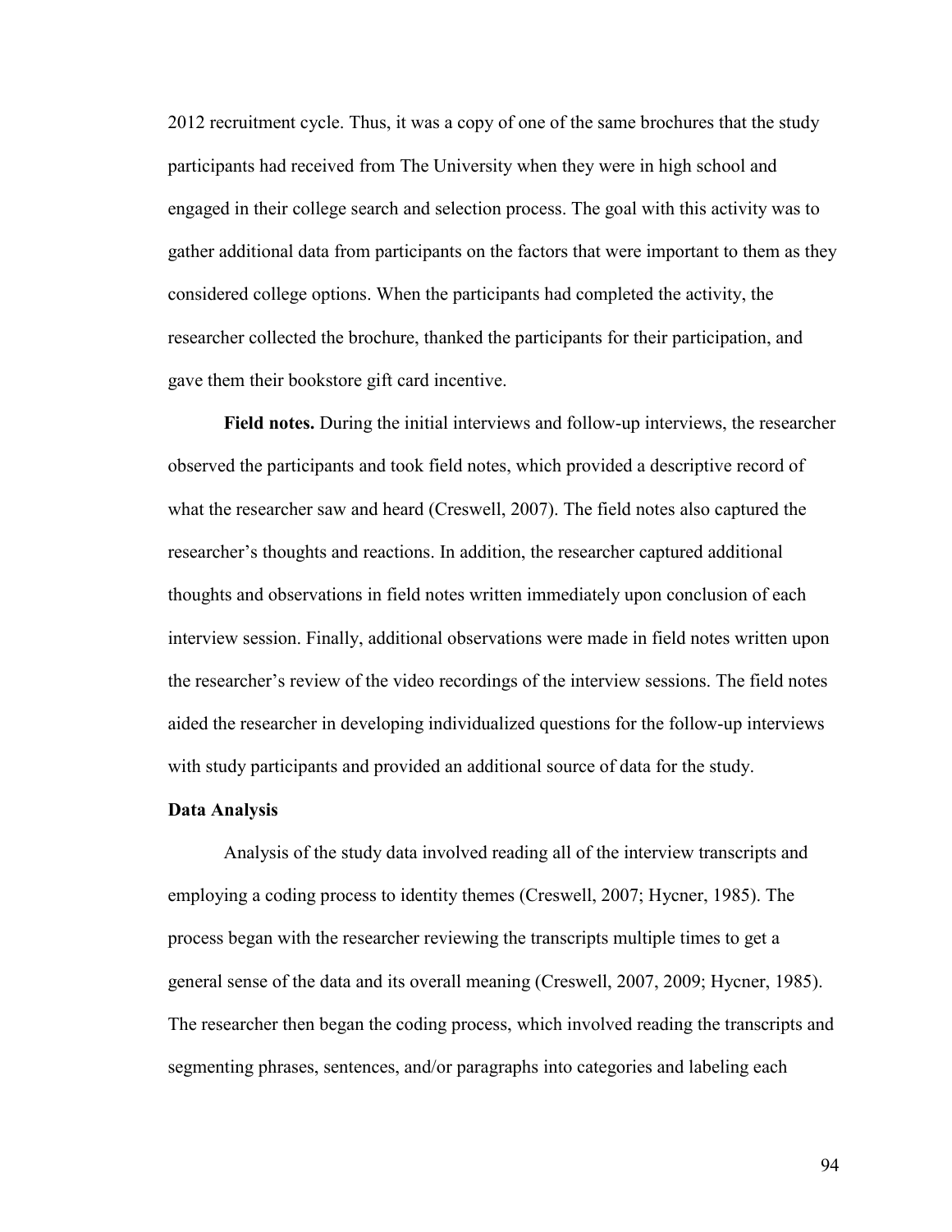2012 recruitment cycle. Thus, it was a copy of one of the same brochures that the study participants had received from The University when they were in high school and engaged in their college search and selection process. The goal with this activity was to gather additional data from participants on the factors that were important to them as they considered college options. When the participants had completed the activity, the researcher collected the brochure, thanked the participants for their participation, and gave them their bookstore gift card incentive.

**Field notes.** During the initial interviews and follow-up interviews, the researcher observed the participants and took field notes, which provided a descriptive record of what the researcher saw and heard (Creswell, 2007). The field notes also captured the researcher's thoughts and reactions. In addition, the researcher captured additional thoughts and observations in field notes written immediately upon conclusion of each interview session. Finally, additional observations were made in field notes written upon the researcher's review of the video recordings of the interview sessions. The field notes aided the researcher in developing individualized questions for the follow-up interviews with study participants and provided an additional source of data for the study.

## Data Analysis

Analysis of the study data involved reading all of the interview transcripts and employing a coding process to identity themes (Creswell, 2007; Hycner, 1985). The process began with the researcher reviewing the transcripts multiple times to get a general sense of the data and its overall meaning (Creswell, 2007, 2009; Hycner, 1985). The researcher then began the coding process, which involved reading the transcripts and segmenting phrases, sentences, and/or paragraphs into categories and labeling each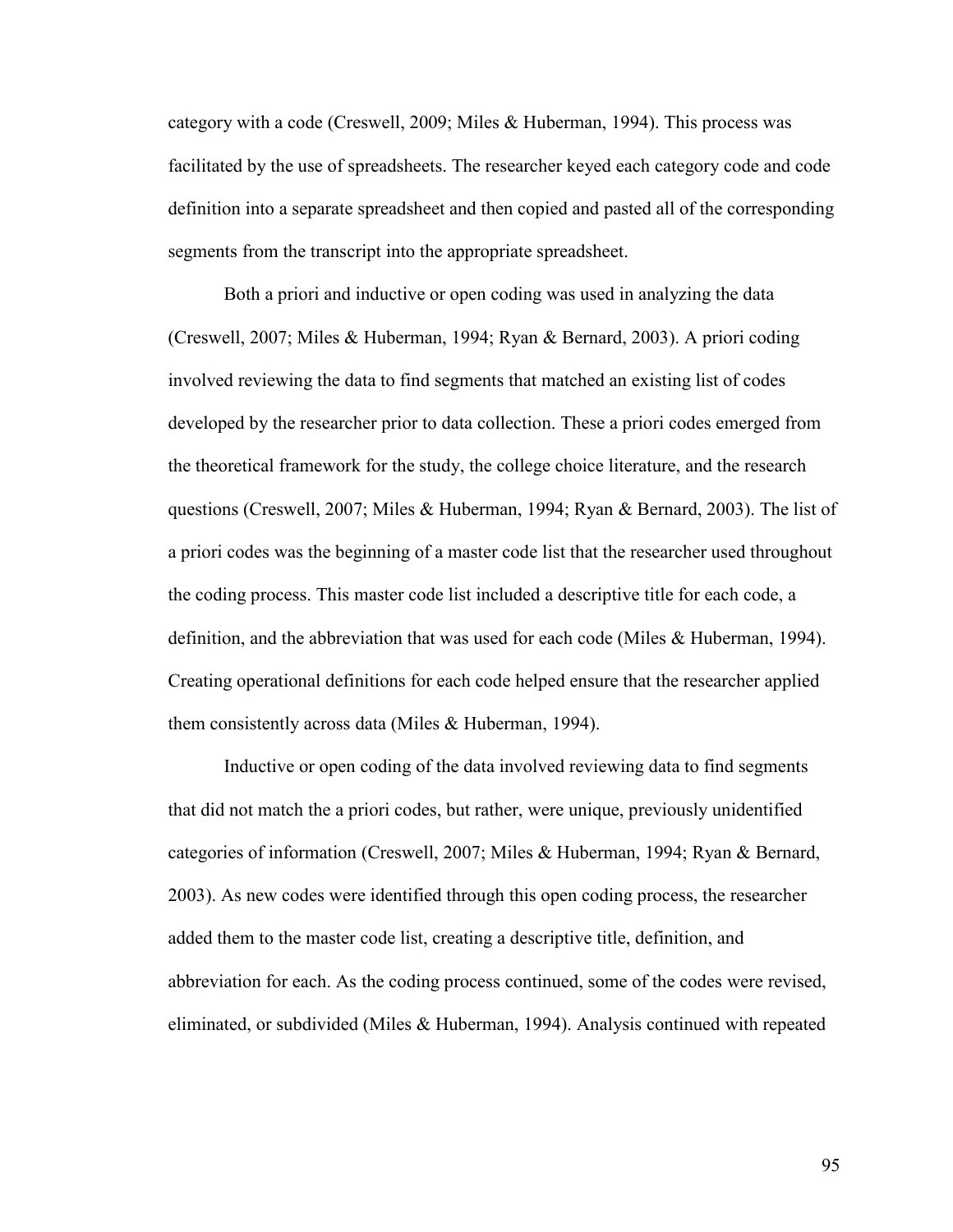category with a code (Creswell, 2009; Miles & Huberman, 1994). This process was facilitated by the use of spreadsheets. The researcher keyed each category code and code definition into a separate spreadsheet and then copied and pasted all of the corresponding segments from the transcript into the appropriate spreadsheet.

Both a priori and inductive or open coding was used in analyzing the data (Creswell, 2007; Miles & Huberman, 1994; Ryan & Bernard, 2003). A priori coding involved reviewing the data to find segments that matched an existing list of codes developed by the researcher prior to data collection. These a priori codes emerged from the theoretical framework for the study, the college choice literature, and the research questions (Creswell, 2007; Miles & Huberman, 1994; Ryan & Bernard, 2003). The list of a priori codes was the beginning of a master code list that the researcher used throughout the coding process. This master code list included a descriptive title for each code, a definition, and the abbreviation that was used for each code (Miles & Huberman, 1994). Creating operational definitions for each code helped ensure that the researcher applied them consistently across data (Miles & Huberman, 1994).

Inductive or open coding of the data involved reviewing data to find segments that did not match the a priori codes, but rather, were unique, previously unidentified categories of information (Creswell, 2007; Miles & Huberman, 1994; Ryan & Bernard, 2003). As new codes were identified through this open coding process, the researcher added them to the master code list, creating a descriptive title, definition, and abbreviation for each. As the coding process continued, some of the codes were revised, eliminated, or subdivided (Miles & Huberman, 1994). Analysis continued with repeated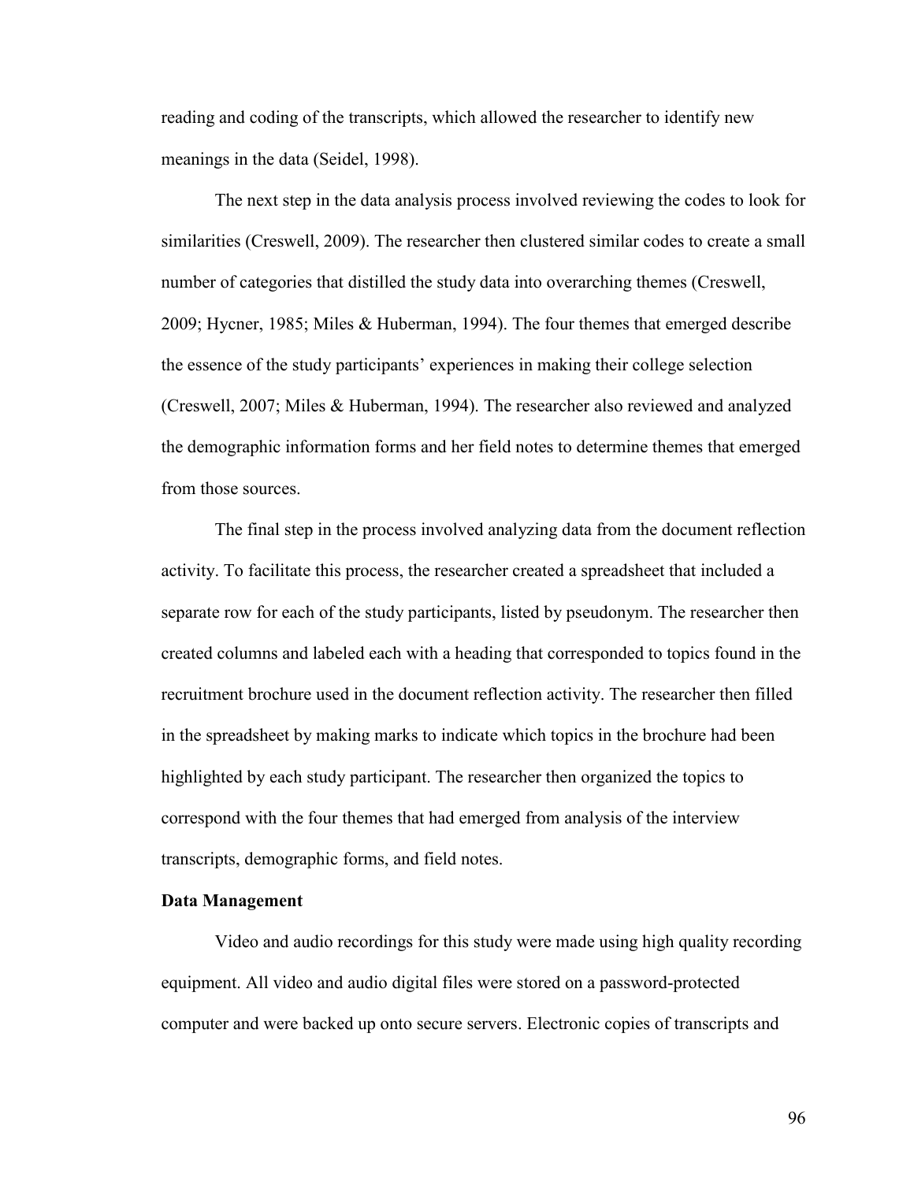reading and coding of the transcripts, which allowed the researcher to identify new meanings in the data (Seidel, 1998).

The next step in the data analysis process involved reviewing the codes to look for similarities (Creswell, 2009). The researcher then clustered similar codes to create a small number of categories that distilled the study data into overarching themes (Creswell, 2009; Hycner, 1985; Miles & Huberman, 1994). The four themes that emerged describe the essence of the study participants' experiences in making their college selection (Creswell, 2007; Miles & Huberman, 1994). The researcher also reviewed and analyzed the demographic information forms and her field notes to determine themes that emerged from those sources.

The final step in the process involved analyzing data from the document reflection activity. To facilitate this process, the researcher created a spreadsheet that included a separate row for each of the study participants, listed by pseudonym. The researcher then created columns and labeled each with a heading that corresponded to topics found in the recruitment brochure used in the document reflection activity. The researcher then filled in the spreadsheet by making marks to indicate which topics in the brochure had been highlighted by each study participant. The researcher then organized the topics to correspond with the four themes that had emerged from analysis of the interview transcripts, demographic forms, and field notes.

**Data Management**

Video and audio recordings for this study were made using high quality recording equipment. All video and audio digital files were stored on a password-protected computer and were backed up onto secure servers. Electronic copies of transcripts and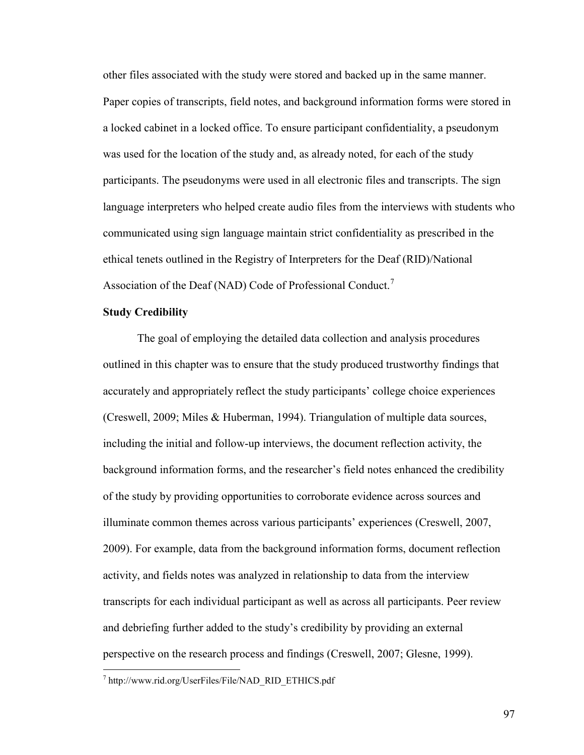other files associated with the study were stored and backed up in the same manner. Paper copies of transcripts, field notes, and background information forms were stored in a locked cabinet in a locked office. To ensure participant confidentiality, a pseudonym was used for the location of the study and, as already noted, for each of the study participants. The pseudonyms were used in all electronic files and transcripts. The sign language interpreters who helped create audio files from the interviews with students who communicated using sign language maintain strict confidentiality as prescribed in the ethical tenets outlined in the Registry of Interpreters for the Deaf (RID)/National Association of the Deaf (NAD) Code of Professional Conduct.[7]

**Study Credibility**

The goal of employing the detailed data collection and analysis procedures outlined in this chapter was to ensure that the study produced trustworthy findings that accurately and appropriately reflect the study participants' college choice experiences (Creswell, 2009; Miles & Huberman, 1994). Triangulation of multiple data sources, including the initial and follow-up interviews, the document reflection activity, the background information forms, and the researcher's field notes enhanced the credibility of the study by providing opportunities to corroborate evidence across sources and illuminate common themes across various participants' experiences (Creswell, 2007, 2009). For example, data from the background information forms, document reflection activity, and fields notes was analyzed in relationship to data from the interview transcripts for each individual participant as well as across all participants. Peer review and debriefing further added to the study's credibility by providing an external perspective on the research process and findings (Creswell, 2007; Glesne, 1999).

[7] http://www.rid.org/UserFiles/File/NAD_RID_ETHICS.pdf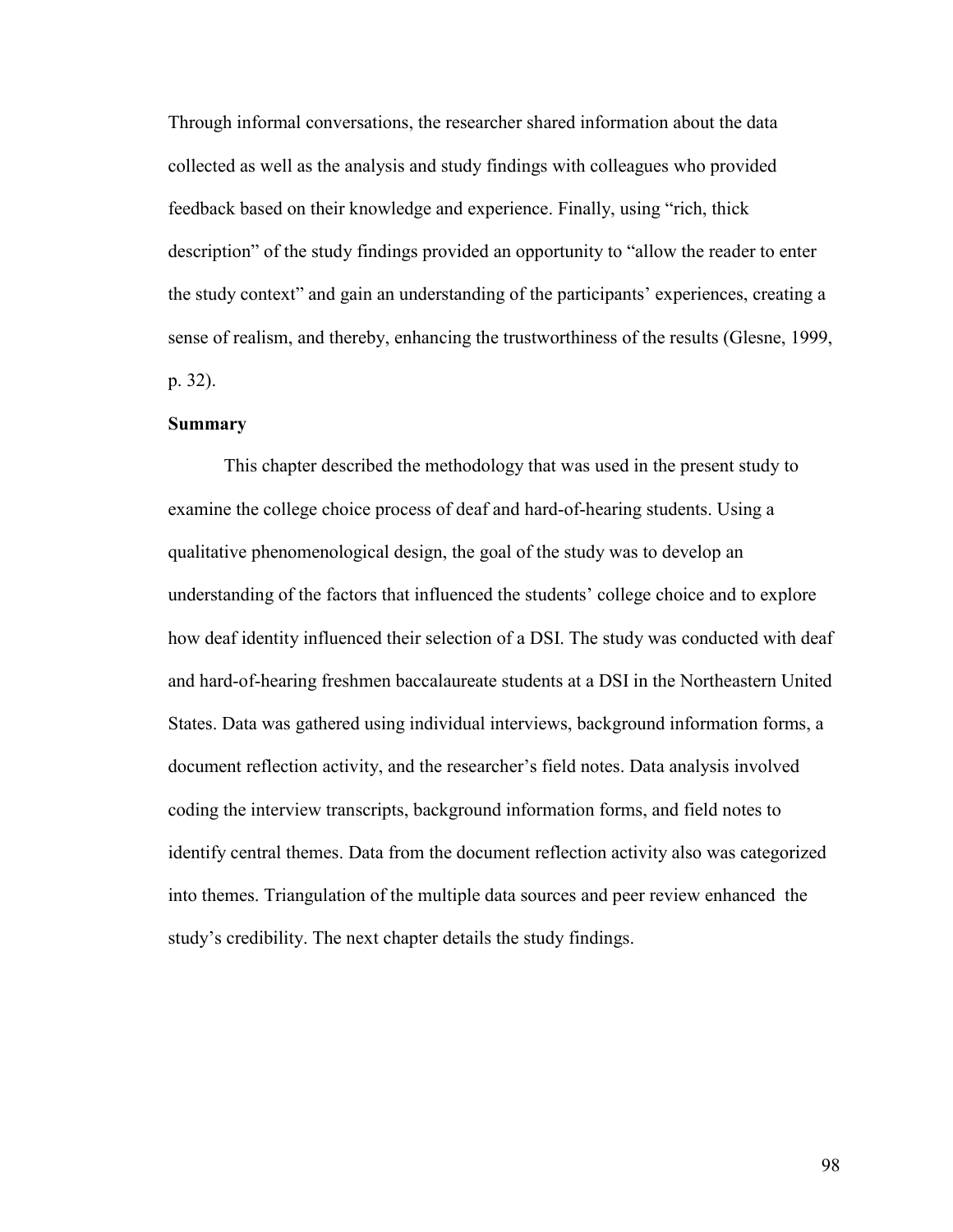Through informal conversations, the researcher shared information about the data collected as well as the analysis and study findings with colleagues who provided feedback based on their knowledge and experience. Finally, using "rich, thick description" of the study findings provided an opportunity to "allow the reader to enter the study context" and gain an understanding of the participants' experiences, creating a sense of realism, and thereby, enhancing the trustworthiness of the results (Glesne, 1999, p. 32).

**Summary**

This chapter described the methodology that was used in the present study to examine the college choice process of deaf and hard-of-hearing students. Using a qualitative phenomenological design, the goal of the study was to develop an understanding of the factors that influenced the students' college choice and to explore how deaf identity influenced their selection of a DSI. The study was conducted with deaf and hard-of-hearing freshmen baccalaureate students at a DSI in the Northeastern United States. Data was gathered using individual interviews, background information forms, a document reflection activity, and the researcher's field notes. Data analysis involved coding the interview transcripts, background information forms, and field notes to identify central themes. Data from the document reflection activity also was categorized into themes. Triangulation of the multiple data sources and peer review enhanced the study's credibility. The next chapter details the study findings.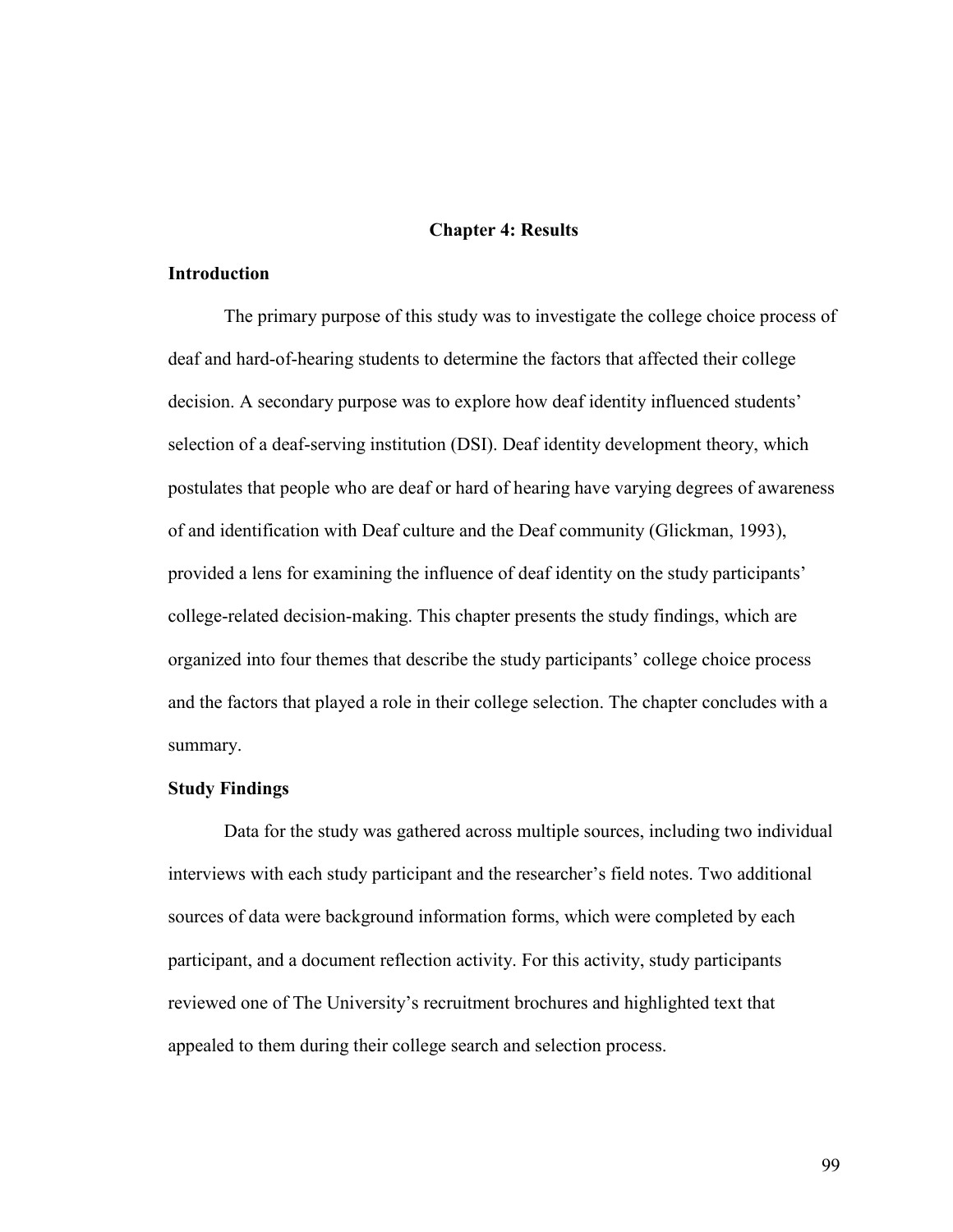# Chapter 4: Results

## Introduction

The primary purpose of this study was to investigate the college choice process of deaf and hard-of-hearing students to determine the factors that affected their college decision. A secondary purpose was to explore how deaf identity influenced students' selection of a deaf-serving institution (DSI). Deaf identity development theory, which postulates that people who are deaf or hard of hearing have varying degrees of awareness of and identification with Deaf culture and the Deaf community (Glickman, 1993), provided a lens for examining the influence of deaf identity on the study participants' college-related decision-making. This chapter presents the study findings, which are organized into four themes that describe the study participants' college choice process and the factors that played a role in their college selection. The chapter concludes with a summary.

## Study Findings

Data for the study was gathered across multiple sources, including two individual interviews with each study participant and the researcher's field notes. Two additional sources of data were background information forms, which were completed by each participant, and a document reflection activity. For this activity, study participants reviewed one of The University's recruitment brochures and highlighted text that appealed to them during their college search and selection process.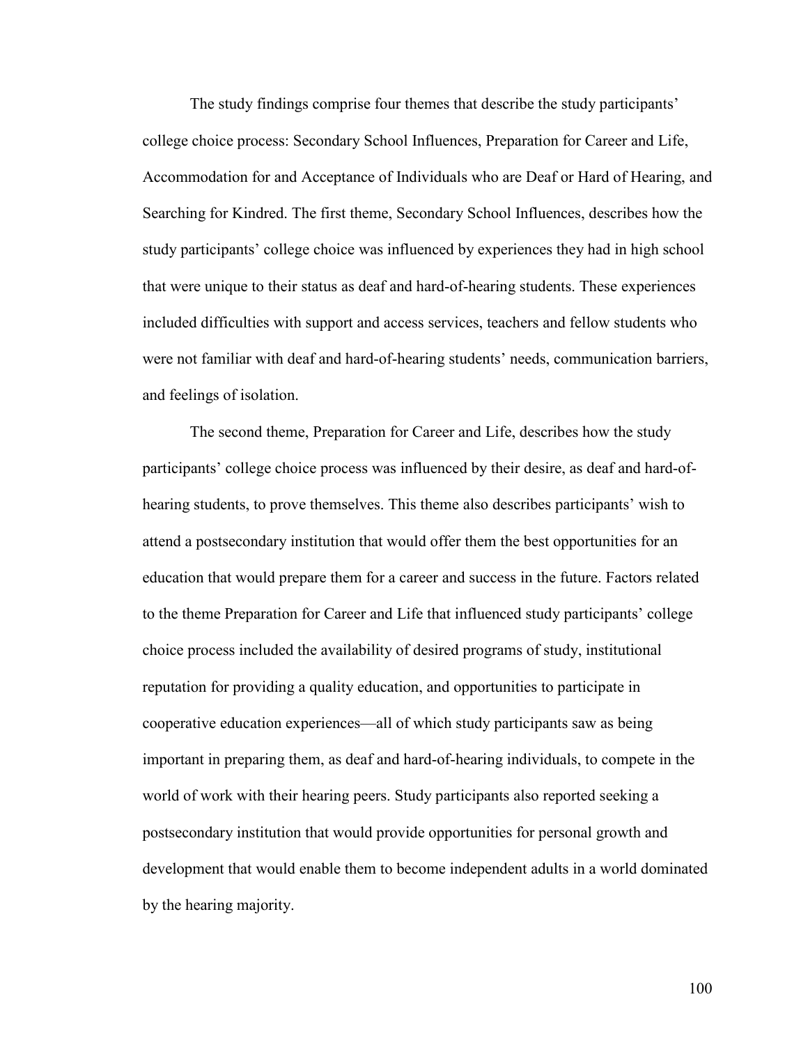The study findings comprise four themes that describe the study participants' college choice process: Secondary School Influences, Preparation for Career and Life, Accommodation for and Acceptance of Individuals who are Deaf or Hard of Hearing, and Searching for Kindred. The first theme, Secondary School Influences, describes how the study participants' college choice was influenced by experiences they had in high school that were unique to their status as deaf and hard-of-hearing students. These experiences included difficulties with support and access services, teachers and fellow students who were not familiar with deaf and hard-of-hearing students' needs, communication barriers, and feelings of isolation.

The second theme, Preparation for Career and Life, describes how the study participants' college choice process was influenced by their desire, as deaf and hard-of-hearing students, to prove themselves. This theme also describes participants' wish to attend a postsecondary institution that would offer them the best opportunities for an education that would prepare them for a career and success in the future. Factors related to the theme Preparation for Career and Life that influenced study participants' college choice process included the availability of desired programs of study, institutional reputation for providing a quality education, and opportunities to participate in cooperative education experiences—all of which study participants saw as being important in preparing them, as deaf and hard-of-hearing individuals, to compete in the world of work with their hearing peers. Study participants also reported seeking a postsecondary institution that would provide opportunities for personal growth and development that would enable them to become independent adults in a world dominated by the hearing majority.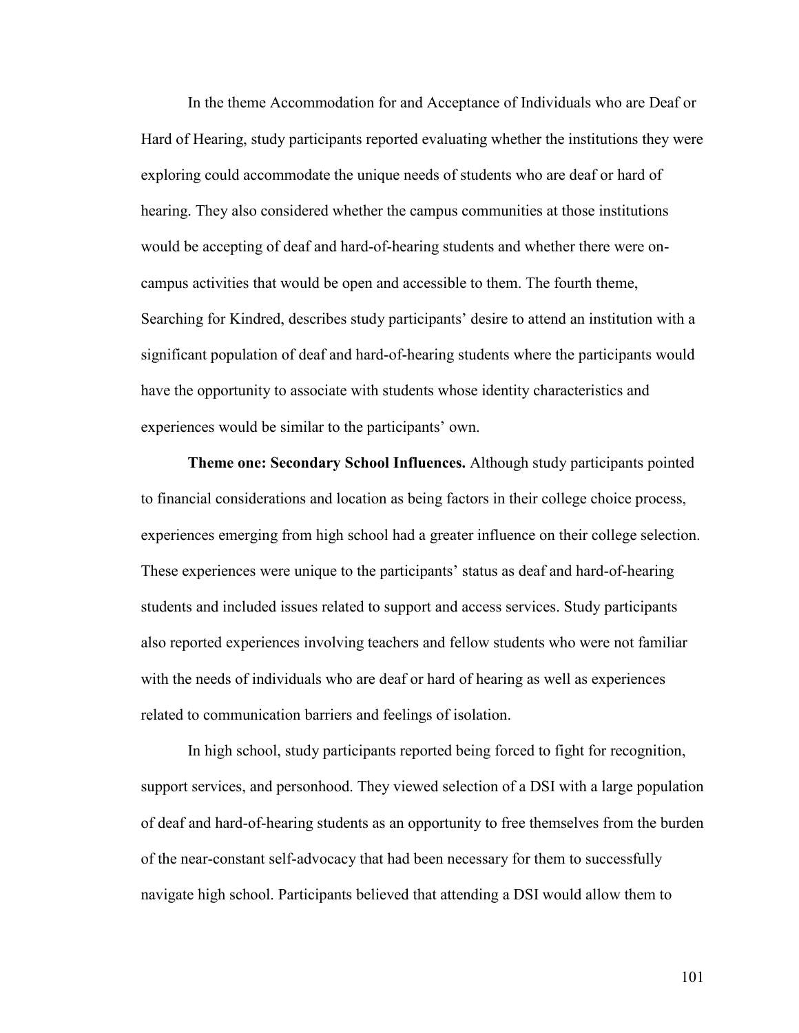In the theme Accommodation for and Acceptance of Individuals who are Deaf or Hard of Hearing, study participants reported evaluating whether the institutions they were exploring could accommodate the unique needs of students who are deaf or hard of hearing. They also considered whether the campus communities at those institutions would be accepting of deaf and hard-of-hearing students and whether there were on-campus activities that would be open and accessible to them. The fourth theme, Searching for Kindred, describes study participants' desire to attend an institution with a significant population of deaf and hard-of-hearing students where the participants would have the opportunity to associate with students whose identity characteristics and experiences would be similar to the participants' own.

**Theme one: Secondary School Influences.** Although study participants pointed to financial considerations and location as being factors in their college choice process, experiences emerging from high school had a greater influence on their college selection. These experiences were unique to the participants' status as deaf and hard-of-hearing students and included issues related to support and access services. Study participants also reported experiences involving teachers and fellow students who were not familiar with the needs of individuals who are deaf or hard of hearing as well as experiences related to communication barriers and feelings of isolation.

In high school, study participants reported being forced to fight for recognition, support services, and personhood. They viewed selection of a DSI with a large population of deaf and hard-of-hearing students as an opportunity to free themselves from the burden of the near-constant self-advocacy that had been necessary for them to successfully navigate high school. Participants believed that attending a DSI would allow them to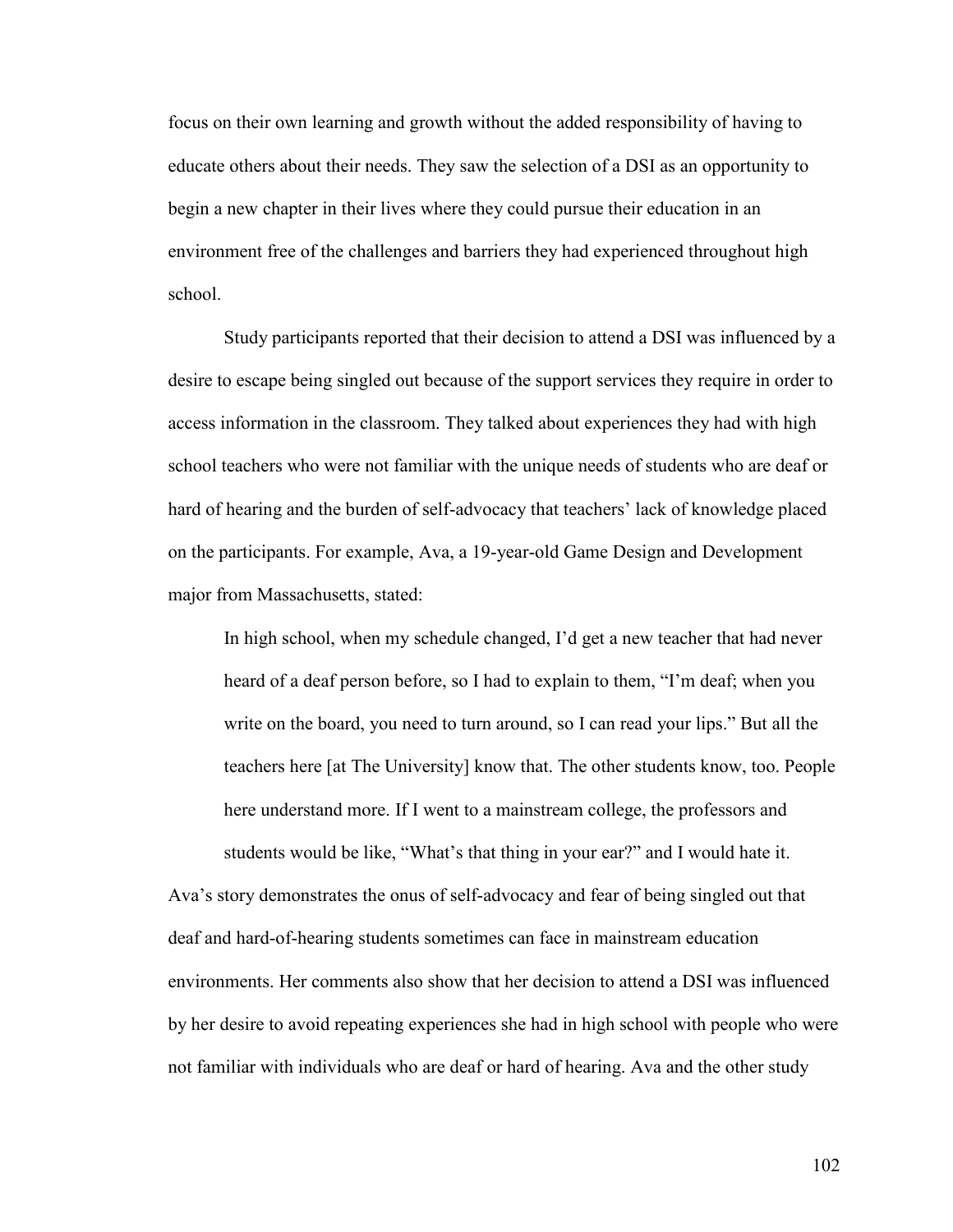focus on their own learning and growth without the added responsibility of having to educate others about their needs. They saw the selection of a DSI as an opportunity to begin a new chapter in their lives where they could pursue their education in an environment free of the challenges and barriers they had experienced throughout high school.

Study participants reported that their decision to attend a DSI was influenced by a desire to escape being singled out because of the support services they require in order to access information in the classroom. They talked about experiences they had with high school teachers who were not familiar with the unique needs of students who are deaf or hard of hearing and the burden of self-advocacy that teachers' lack of knowledge placed on the participants. For example, Ava, a 19-year-old Game Design and Development major from Massachusetts, stated:

> In high school, when my schedule changed, I'd get a new teacher that had never heard of a deaf person before, so I had to explain to them, "I'm deaf; when you write on the board, you need to turn around, so I can read your lips." But all the teachers here [at The University] know that. The other students know, too. People here understand more. If I went to a mainstream college, the professors and students would be like, "What's that thing in your ear?" and I would hate it.

Ava's story demonstrates the onus of self-advocacy and fear of being singled out that deaf and hard-of-hearing students sometimes can face in mainstream education environments. Her comments also show that her decision to attend a DSI was influenced by her desire to avoid repeating experiences she had in high school with people who were not familiar with individuals who are deaf or hard of hearing. Ava and the other study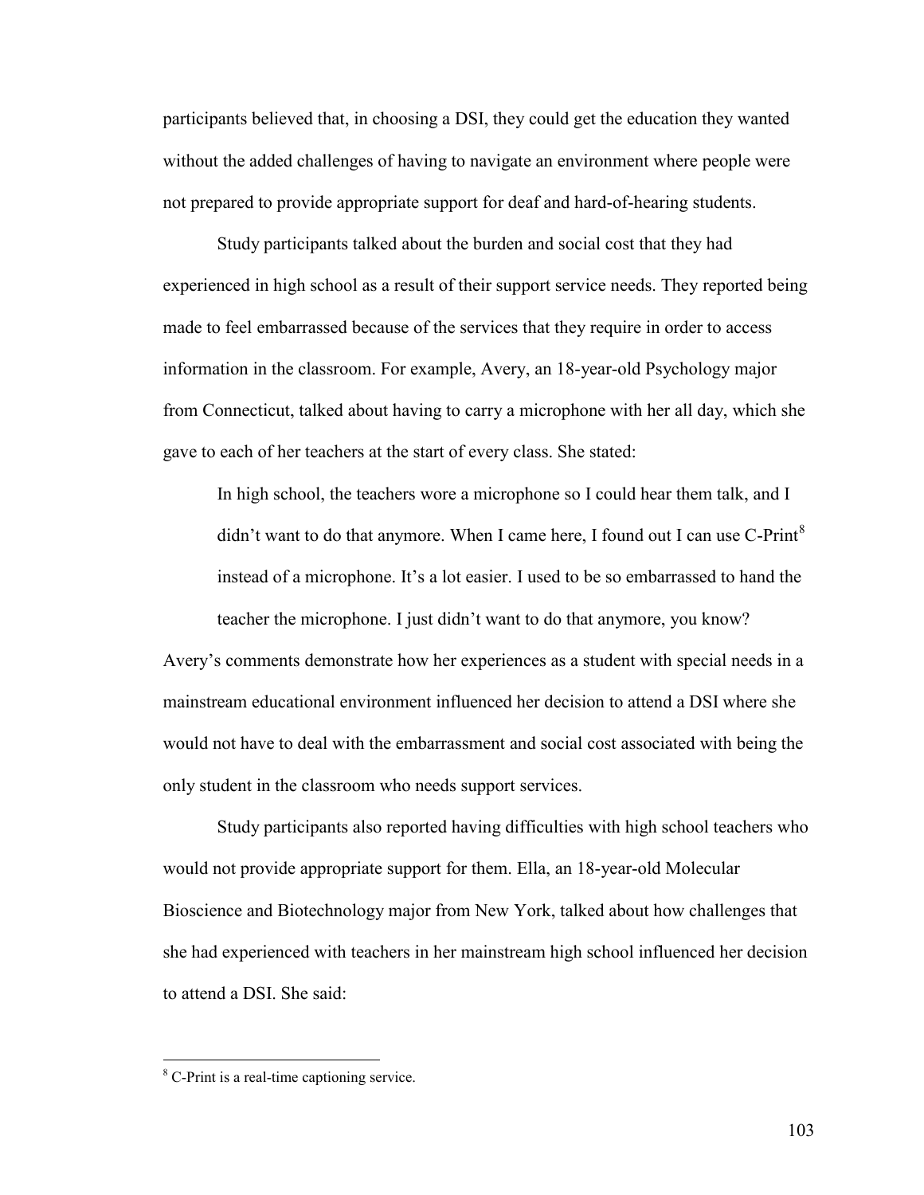participants believed that, in choosing a DSI, they could get the education they wanted without the added challenges of having to navigate an environment where people were not prepared to provide appropriate support for deaf and hard-of-hearing students.

Study participants talked about the burden and social cost that they had experienced in high school as a result of their support service needs. They reported being made to feel embarrassed because of the services that they require in order to access information in the classroom. For example, Avery, an 18-year-old Psychology major from Connecticut, talked about having to carry a microphone with her all day, which she gave to each of her teachers at the start of every class. She stated:

> In high school, the teachers wore a microphone so I could hear them talk, and I didn't want to do that anymore. When I came here, I found out I can use C-Print[8] instead of a microphone. It's a lot easier. I used to be so embarrassed to hand the teacher the microphone. I just didn't want to do that anymore, you know?

Avery's comments demonstrate how her experiences as a student with special needs in a mainstream educational environment influenced her decision to attend a DSI where she would not have to deal with the embarrassment and social cost associated with being the only student in the classroom who needs support services.

Study participants also reported having difficulties with high school teachers who would not provide appropriate support for them. Ella, an 18-year-old Molecular Bioscience and Biotechnology major from New York, talked about how challenges that she had experienced with teachers in her mainstream high school influenced her decision to attend a DSI. She said:

---

[8] C-Print is a real-time captioning service.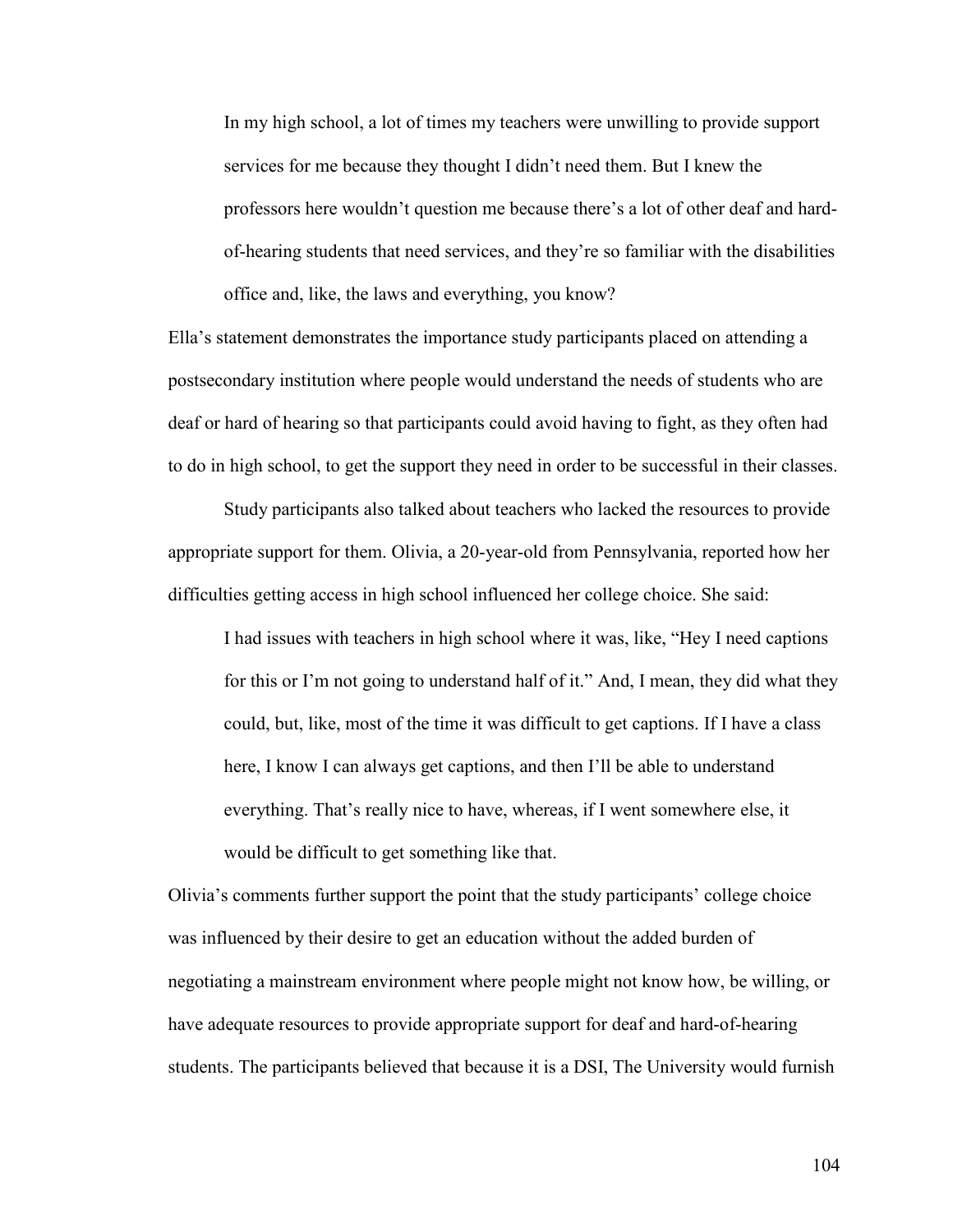> In my high school, a lot of times my teachers were unwilling to provide support services for me because they thought I didn't need them. But I knew the professors here wouldn't question me because there's a lot of other deaf and hard-of-hearing students that need services, and they're so familiar with the disabilities office and, like, the laws and everything, you know?

Ella's statement demonstrates the importance study participants placed on attending a postsecondary institution where people would understand the needs of students who are deaf or hard of hearing so that participants could avoid having to fight, as they often had to do in high school, to get the support they need in order to be successful in their classes.

Study participants also talked about teachers who lacked the resources to provide appropriate support for them. Olivia, a 20-year-old from Pennsylvania, reported how her difficulties getting access in high school influenced her college choice. She said:

> I had issues with teachers in high school where it was, like, "Hey I need captions for this or I'm not going to understand half of it." And, I mean, they did what they could, but, like, most of the time it was difficult to get captions. If I have a class here, I know I can always get captions, and then I'll be able to understand everything. That's really nice to have, whereas, if I went somewhere else, it would be difficult to get something like that.

Olivia's comments further support the point that the study participants' college choice was influenced by their desire to get an education without the added burden of negotiating a mainstream environment where people might not know how, be willing, or have adequate resources to provide appropriate support for deaf and hard-of-hearing students. The participants believed that because it is a DSI, The University would furnish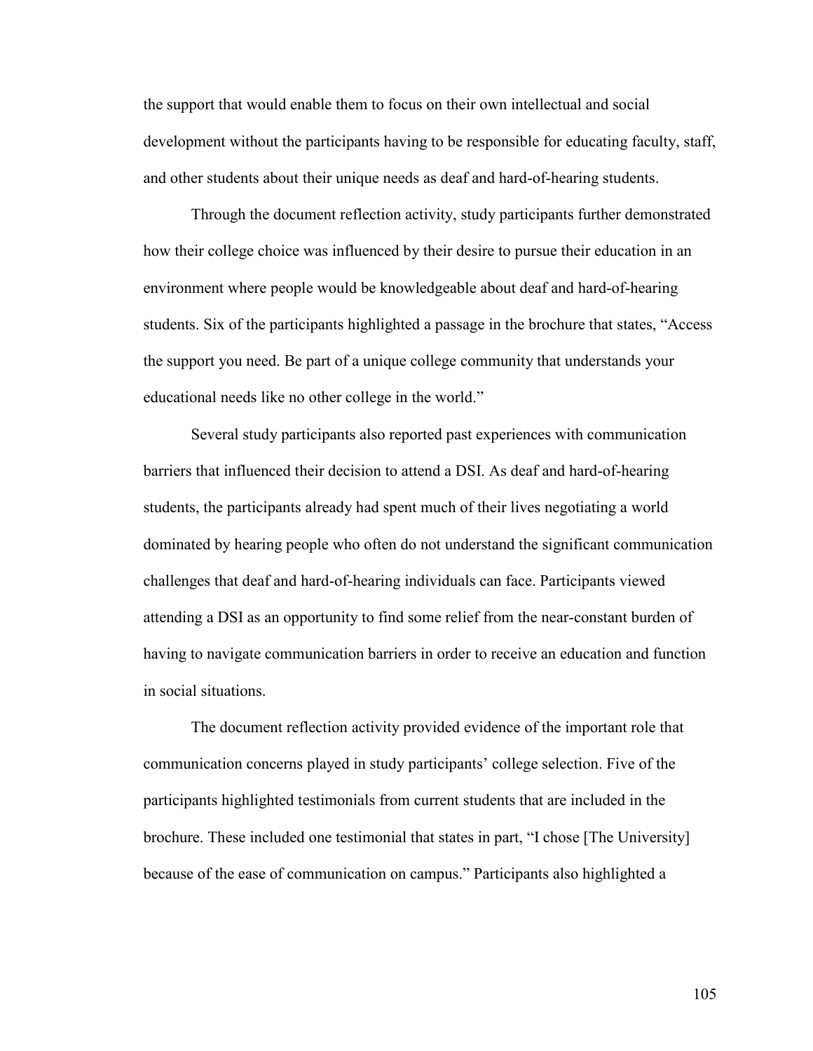the support that would enable them to focus on their own intellectual and social development without the participants having to be responsible for educating faculty, staff, and other students about their unique needs as deaf and hard-of-hearing students.

Through the document reflection activity, study participants further demonstrated how their college choice was influenced by their desire to pursue their education in an environment where people would be knowledgeable about deaf and hard-of-hearing students. Six of the participants highlighted a passage in the brochure that states, "Access the support you need. Be part of a unique college community that understands your educational needs like no other college in the world."

Several study participants also reported past experiences with communication barriers that influenced their decision to attend a DSI. As deaf and hard-of-hearing students, the participants already had spent much of their lives negotiating a world dominated by hearing people who often do not understand the significant communication challenges that deaf and hard-of-hearing individuals can face. Participants viewed attending a DSI as an opportunity to find some relief from the near-constant burden of having to navigate communication barriers in order to receive an education and function in social situations.

The document reflection activity provided evidence of the important role that communication concerns played in study participants' college selection. Five of the participants highlighted testimonials from current students that are included in the brochure. These included one testimonial that states in part, "I chose [The University] because of the ease of communication on campus." Participants also highlighted a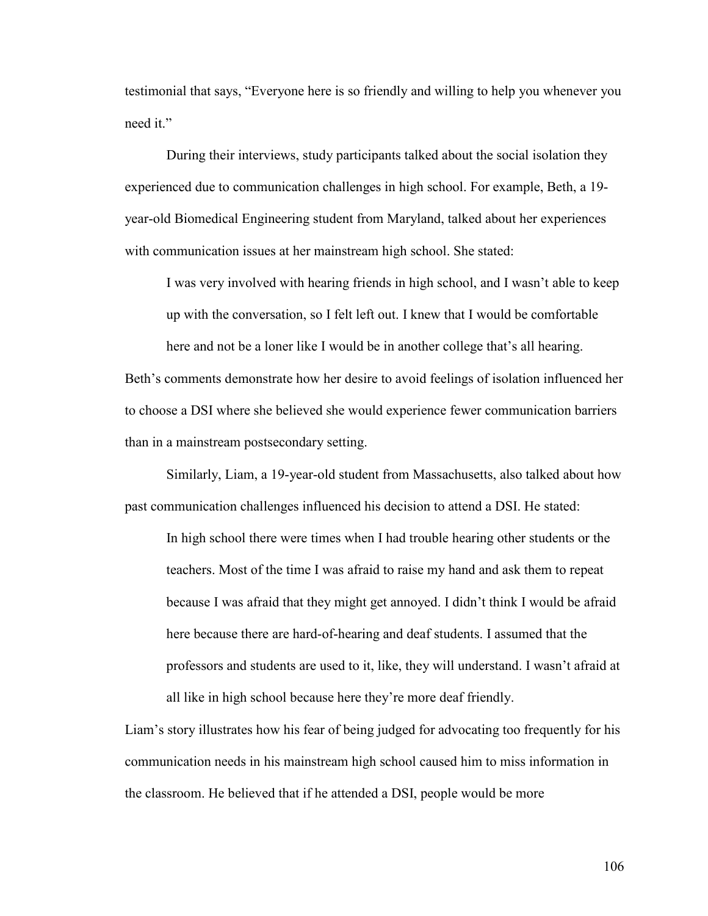testimonial that says, "Everyone here is so friendly and willing to help you whenever you need it."

During their interviews, study participants talked about the social isolation they experienced due to communication challenges in high school. For example, Beth, a 19-year-old Biomedical Engineering student from Maryland, talked about her experiences with communication issues at her mainstream high school. She stated:

> I was very involved with hearing friends in high school, and I wasn't able to keep up with the conversation, so I felt left out. I knew that I would be comfortable here and not be a loner like I would be in another college that's all hearing.

Beth's comments demonstrate how her desire to avoid feelings of isolation influenced her to choose a DSI where she believed she would experience fewer communication barriers than in a mainstream postsecondary setting.

Similarly, Liam, a 19-year-old student from Massachusetts, also talked about how past communication challenges influenced his decision to attend a DSI. He stated:

> In high school there were times when I had trouble hearing other students or the teachers. Most of the time I was afraid to raise my hand and ask them to repeat because I was afraid that they might get annoyed. I didn't think I would be afraid here because there are hard-of-hearing and deaf students. I assumed that the professors and students are used to it, like, they will understand. I wasn't afraid at all like in high school because here they're more deaf friendly.

Liam's story illustrates how his fear of being judged for advocating too frequently for his communication needs in his mainstream high school caused him to miss information in the classroom. He believed that if he attended a DSI, people would be more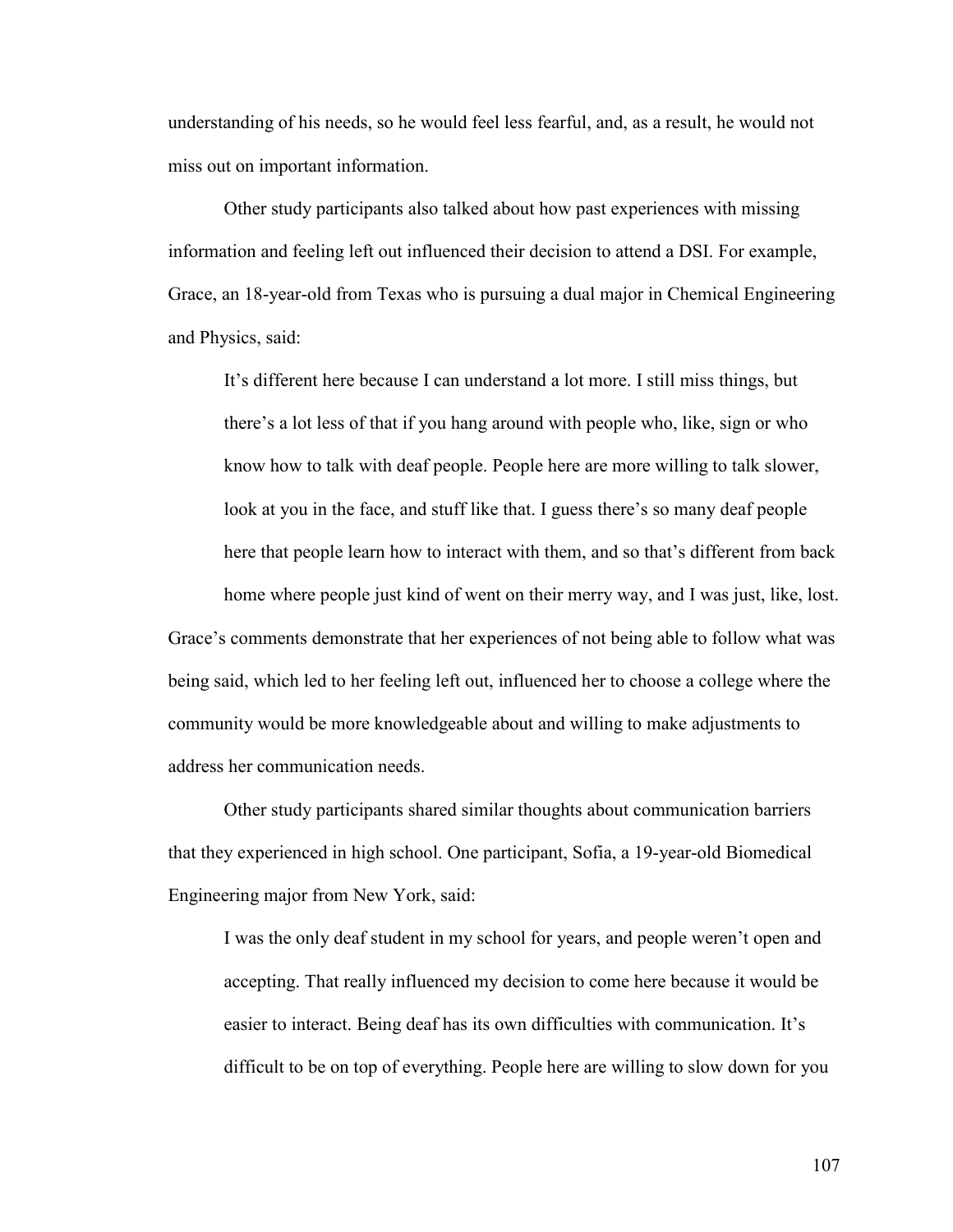understanding of his needs, so he would feel less fearful, and, as a result, he would not miss out on important information.

Other study participants also talked about how past experiences with missing information and feeling left out influenced their decision to attend a DSI. For example, Grace, an 18-year-old from Texas who is pursuing a dual major in Chemical Engineering and Physics, said:

> It's different here because I can understand a lot more. I still miss things, but there's a lot less of that if you hang around with people who, like, sign or who know how to talk with deaf people. People here are more willing to talk slower, look at you in the face, and stuff like that. I guess there's so many deaf people here that people learn how to interact with them, and so that's different from back home where people just kind of went on their merry way, and I was just, like, lost.

Grace's comments demonstrate that her experiences of not being able to follow what was being said, which led to her feeling left out, influenced her to choose a college where the community would be more knowledgeable about and willing to make adjustments to address her communication needs.

Other study participants shared similar thoughts about communication barriers that they experienced in high school. One participant, Sofia, a 19-year-old Biomedical Engineering major from New York, said:

> I was the only deaf student in my school for years, and people weren't open and accepting. That really influenced my decision to come here because it would be easier to interact. Being deaf has its own difficulties with communication. It's difficult to be on top of everything. People here are willing to slow down for you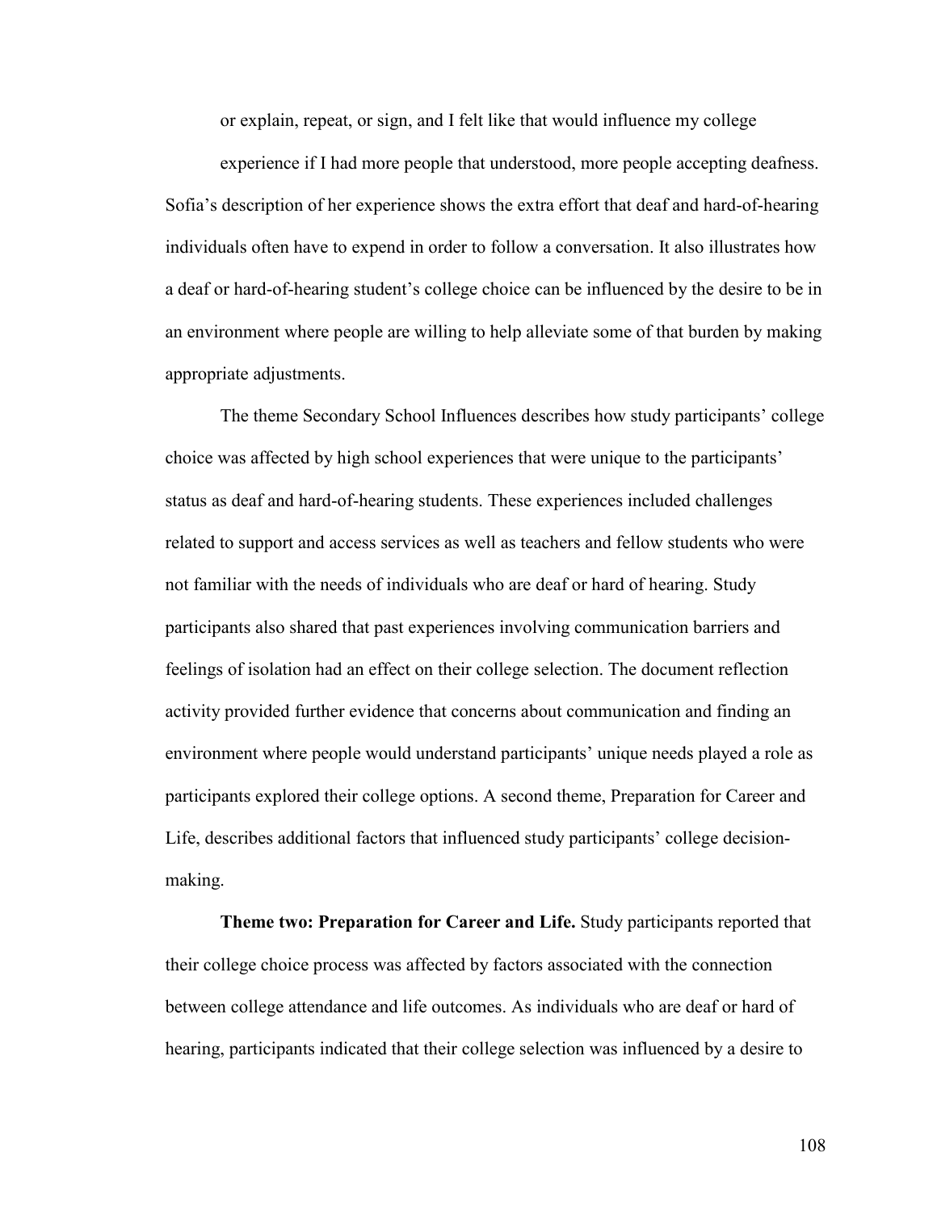or explain, repeat, or sign, and I felt like that would influence my college experience if I had more people that understood, more people accepting deafness.

Sofia's description of her experience shows the extra effort that deaf and hard-of-hearing individuals often have to expend in order to follow a conversation. It also illustrates how a deaf or hard-of-hearing student's college choice can be influenced by the desire to be in an environment where people are willing to help alleviate some of that burden by making appropriate adjustments.

The theme Secondary School Influences describes how study participants' college choice was affected by high school experiences that were unique to the participants' status as deaf and hard-of-hearing students. These experiences included challenges related to support and access services as well as teachers and fellow students who were not familiar with the needs of individuals who are deaf or hard of hearing. Study participants also shared that past experiences involving communication barriers and feelings of isolation had an effect on their college selection. The document reflection activity provided further evidence that concerns about communication and finding an environment where people would understand participants' unique needs played a role as participants explored their college options. A second theme, Preparation for Career and Life, describes additional factors that influenced study participants' college decision-making.

**Theme two: Preparation for Career and Life.** Study participants reported that their college choice process was affected by factors associated with the connection between college attendance and life outcomes. As individuals who are deaf or hard of hearing, participants indicated that their college selection was influenced by a desire to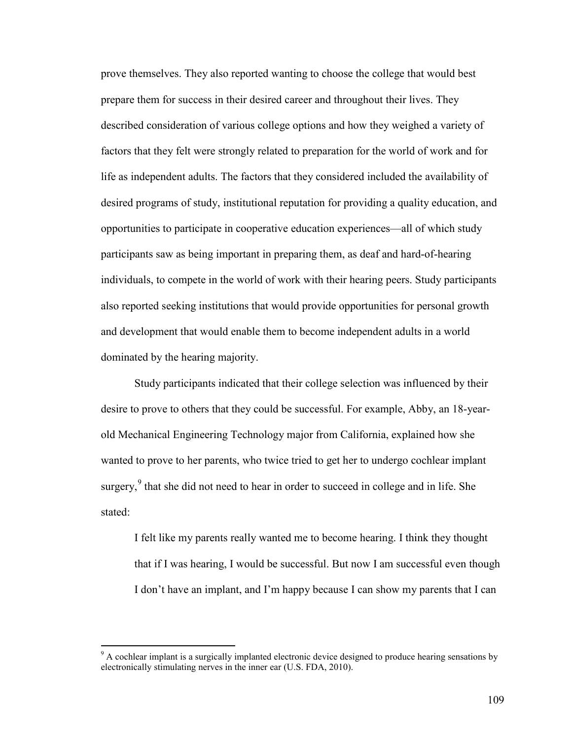prove themselves. They also reported wanting to choose the college that would best prepare them for success in their desired career and throughout their lives. They described consideration of various college options and how they weighed a variety of factors that they felt were strongly related to preparation for the world of work and for life as independent adults. The factors that they considered included the availability of desired programs of study, institutional reputation for providing a quality education, and opportunities to participate in cooperative education experiences—all of which study participants saw as being important in preparing them, as deaf and hard-of-hearing individuals, to compete in the world of work with their hearing peers. Study participants also reported seeking institutions that would provide opportunities for personal growth and development that would enable them to become independent adults in a world dominated by the hearing majority.

Study participants indicated that their college selection was influenced by their desire to prove to others that they could be successful. For example, Abby, an 18-year-old Mechanical Engineering Technology major from California, explained how she wanted to prove to her parents, who twice tried to get her to undergo cochlear implant surgery,[9] that she did not need to hear in order to succeed in college and in life. She stated:

> I felt like my parents really wanted me to become hearing. I think they thought that if I was hearing, I would be successful. But now I am successful even though I don't have an implant, and I'm happy because I can show my parents that I can

[9] A cochlear implant is a surgically implanted electronic device designed to produce hearing sensations by electronically stimulating nerves in the inner ear (U.S. FDA, 2010).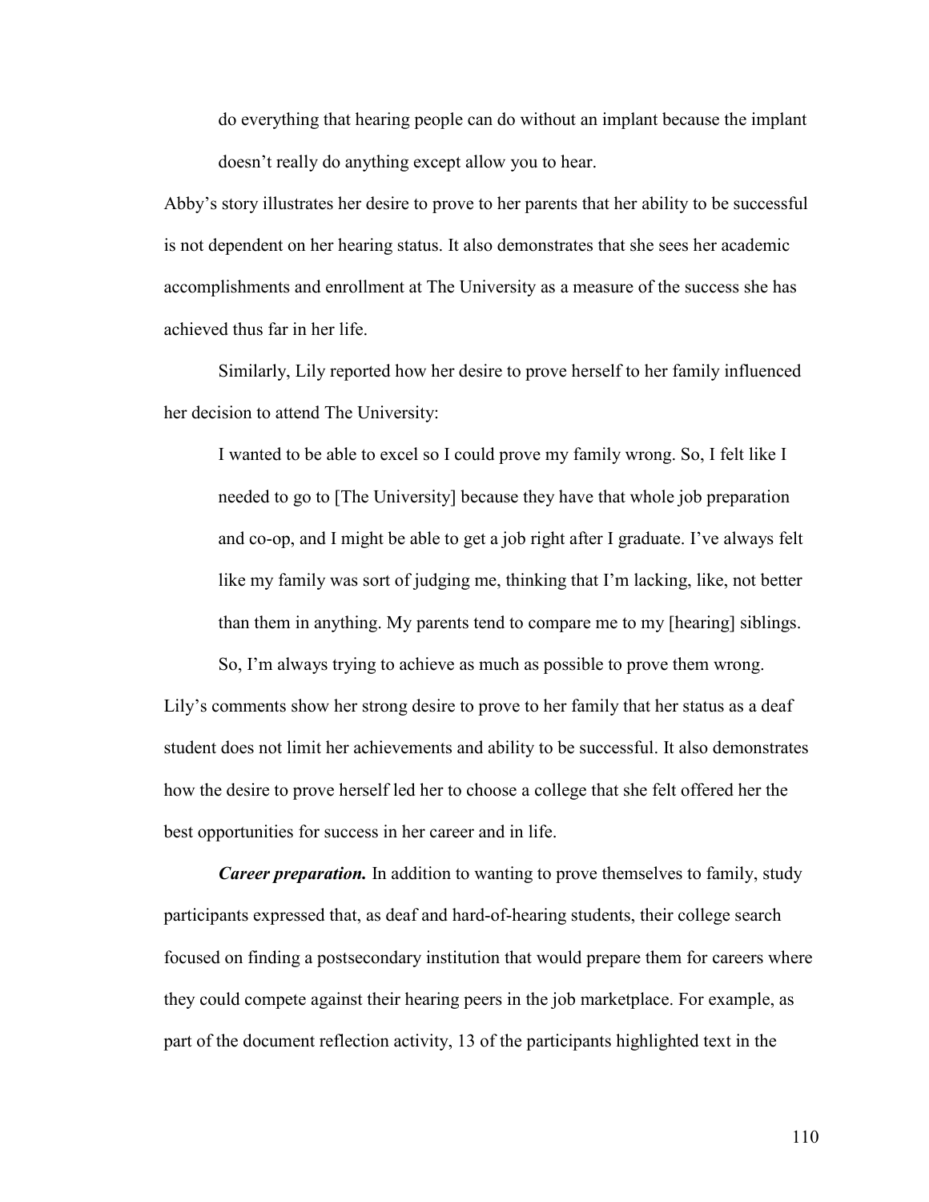> do everything that hearing people can do without an implant because the implant doesn't really do anything except allow you to hear.

Abby's story illustrates her desire to prove to her parents that her ability to be successful is not dependent on her hearing status. It also demonstrates that she sees her academic accomplishments and enrollment at The University as a measure of the success she has achieved thus far in her life.

Similarly, Lily reported how her desire to prove herself to her family influenced her decision to attend The University:

> I wanted to be able to excel so I could prove my family wrong. So, I felt like I needed to go to [The University] because they have that whole job preparation and co-op, and I might be able to get a job right after I graduate. I've always felt like my family was sort of judging me, thinking that I'm lacking, like, not better than them in anything. My parents tend to compare me to my [hearing] siblings.
>
> So, I'm always trying to achieve as much as possible to prove them wrong.

Lily's comments show her strong desire to prove to her family that her status as a deaf student does not limit her achievements and ability to be successful. It also demonstrates how the desire to prove herself led her to choose a college that she felt offered her the best opportunities for success in her career and in life.

***Career preparation.*** In addition to wanting to prove themselves to family, study participants expressed that, as deaf and hard-of-hearing students, their college search focused on finding a postsecondary institution that would prepare them for careers where they could compete against their hearing peers in the job marketplace. For example, as part of the document reflection activity, 13 of the participants highlighted text in the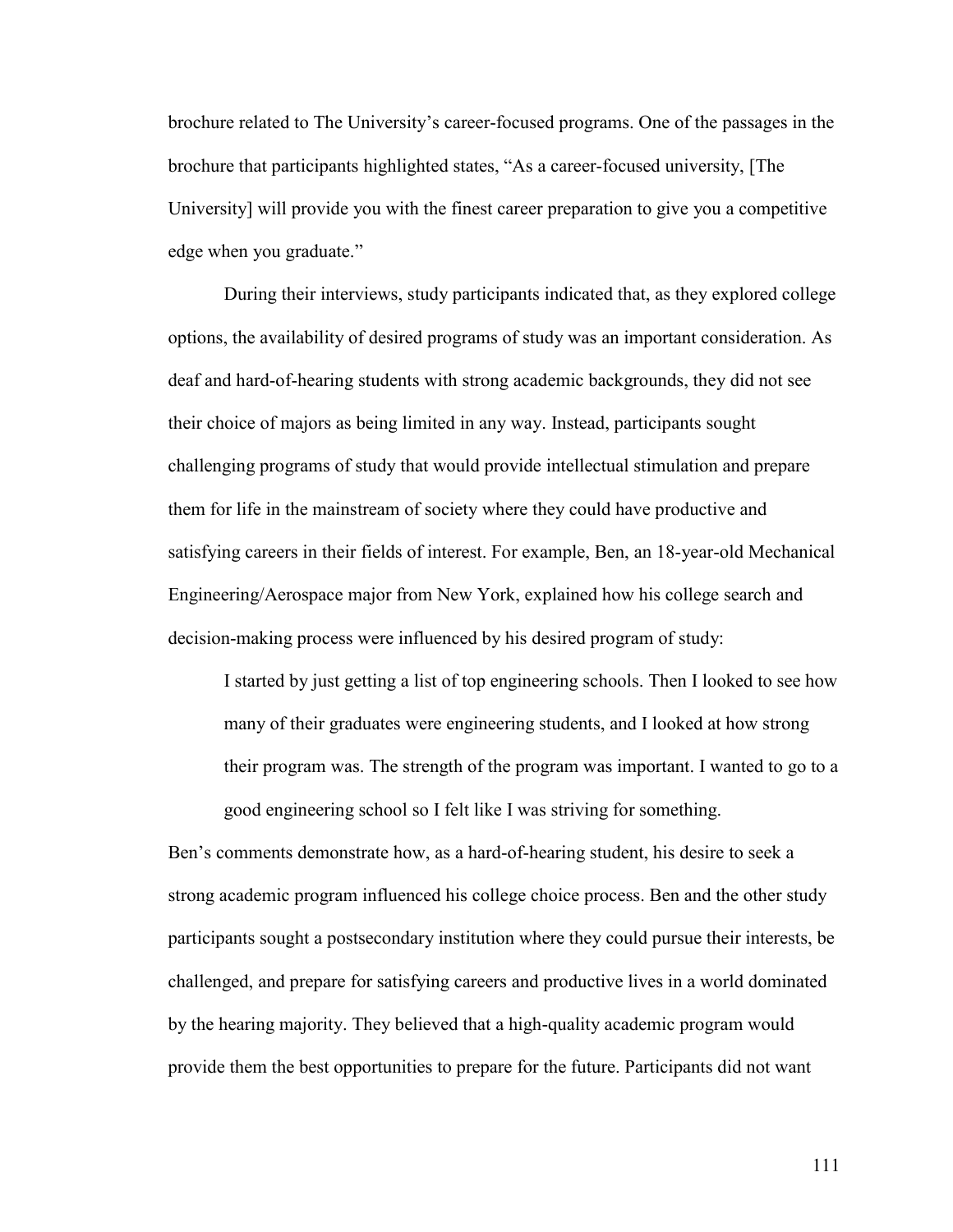brochure related to The University's career-focused programs. One of the passages in the brochure that participants highlighted states, "As a career-focused university, [The University] will provide you with the finest career preparation to give you a competitive edge when you graduate."

During their interviews, study participants indicated that, as they explored college options, the availability of desired programs of study was an important consideration. As deaf and hard-of-hearing students with strong academic backgrounds, they did not see their choice of majors as being limited in any way. Instead, participants sought challenging programs of study that would provide intellectual stimulation and prepare them for life in the mainstream of society where they could have productive and satisfying careers in their fields of interest. For example, Ben, an 18-year-old Mechanical Engineering/Aerospace major from New York, explained how his college search and decision-making process were influenced by his desired program of study:

> I started by just getting a list of top engineering schools. Then I looked to see how many of their graduates were engineering students, and I looked at how strong their program was. The strength of the program was important. I wanted to go to a good engineering school so I felt like I was striving for something.

Ben's comments demonstrate how, as a hard-of-hearing student, his desire to seek a strong academic program influenced his college choice process. Ben and the other study participants sought a postsecondary institution where they could pursue their interests, be challenged, and prepare for satisfying careers and productive lives in a world dominated by the hearing majority. They believed that a high-quality academic program would provide them the best opportunities to prepare for the future. Participants did not want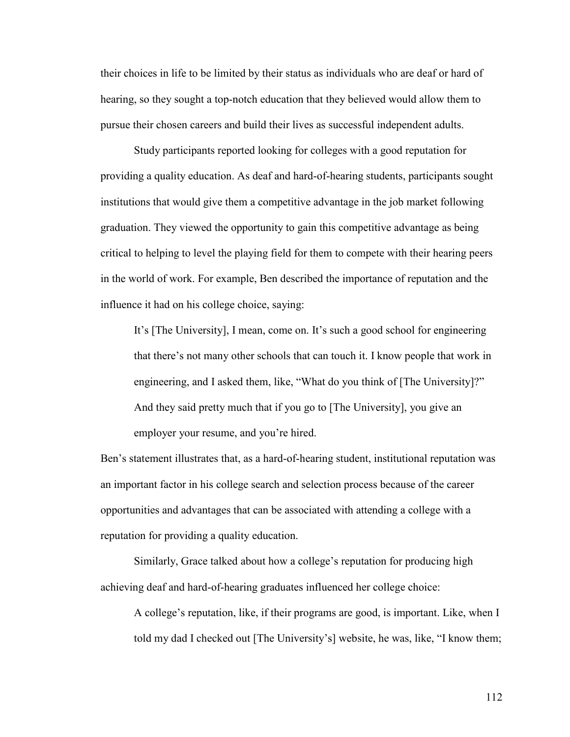their choices in life to be limited by their status as individuals who are deaf or hard of hearing, so they sought a top-notch education that they believed would allow them to pursue their chosen careers and build their lives as successful independent adults.

Study participants reported looking for colleges with a good reputation for providing a quality education. As deaf and hard-of-hearing students, participants sought institutions that would give them a competitive advantage in the job market following graduation. They viewed the opportunity to gain this competitive advantage as being critical to helping to level the playing field for them to compete with their hearing peers in the world of work. For example, Ben described the importance of reputation and the influence it had on his college choice, saying:

> It's [The University], I mean, come on. It's such a good school for engineering that there's not many other schools that can touch it. I know people that work in engineering, and I asked them, like, "What do you think of [The University]?" And they said pretty much that if you go to [The University], you give an employer your resume, and you're hired.

Ben's statement illustrates that, as a hard-of-hearing student, institutional reputation was an important factor in his college search and selection process because of the career opportunities and advantages that can be associated with attending a college with a reputation for providing a quality education.

Similarly, Grace talked about how a college's reputation for producing high achieving deaf and hard-of-hearing graduates influenced her college choice:

> A college's reputation, like, if their programs are good, is important. Like, when I told my dad I checked out [The University's] website, he was, like, "I know them;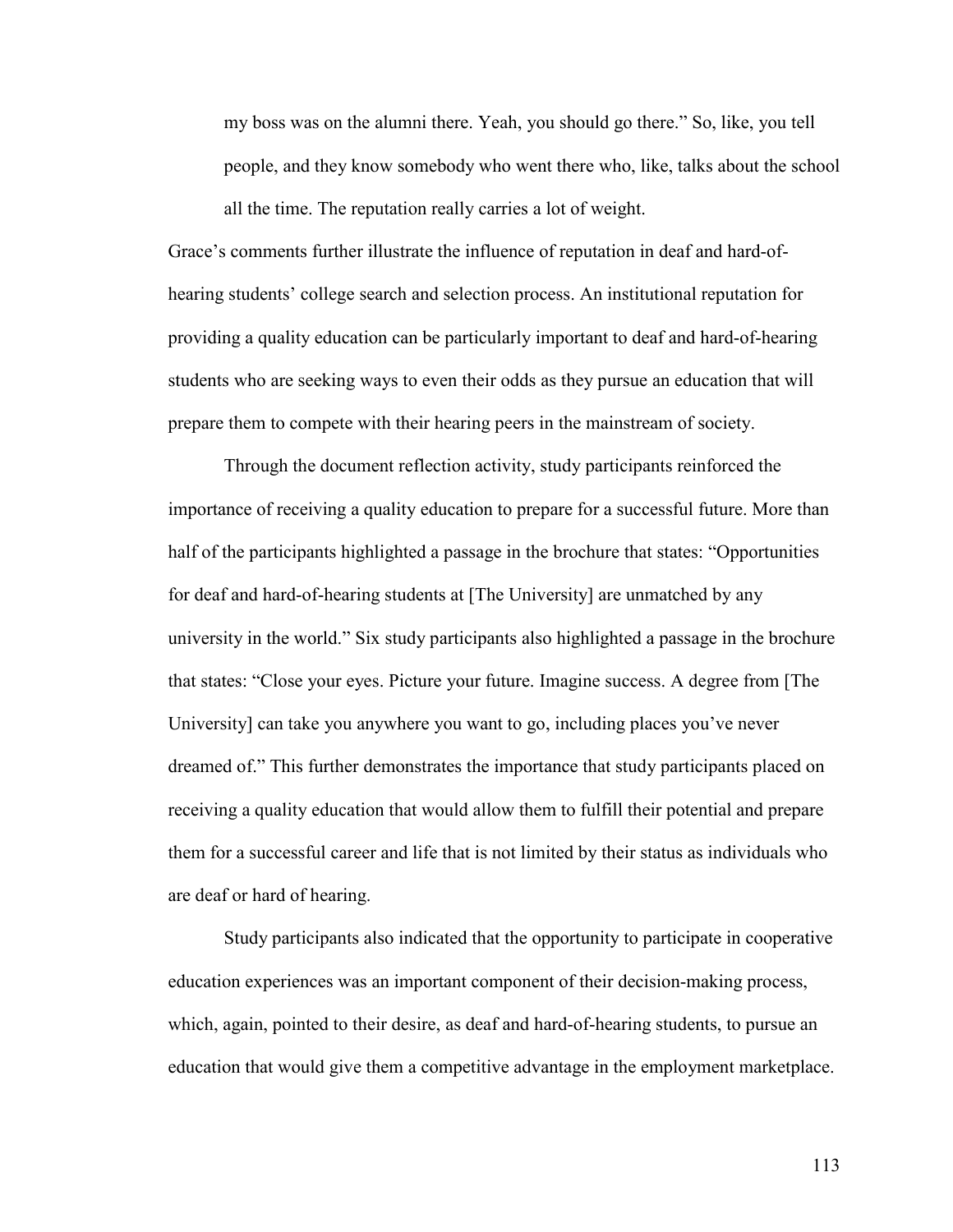> my boss was on the alumni there. Yeah, you should go there." So, like, you tell people, and they know somebody who went there who, like, talks about the school all the time. The reputation really carries a lot of weight.

Grace's comments further illustrate the influence of reputation in deaf and hard-of-hearing students' college search and selection process. An institutional reputation for providing a quality education can be particularly important to deaf and hard-of-hearing students who are seeking ways to even their odds as they pursue an education that will prepare them to compete with their hearing peers in the mainstream of society.

Through the document reflection activity, study participants reinforced the importance of receiving a quality education to prepare for a successful future. More than half of the participants highlighted a passage in the brochure that states: "Opportunities for deaf and hard-of-hearing students at [The University] are unmatched by any university in the world." Six study participants also highlighted a passage in the brochure that states: "Close your eyes. Picture your future. Imagine success. A degree from [The University] can take you anywhere you want to go, including places you've never dreamed of." This further demonstrates the importance that study participants placed on receiving a quality education that would allow them to fulfill their potential and prepare them for a successful career and life that is not limited by their status as individuals who are deaf or hard of hearing.

Study participants also indicated that the opportunity to participate in cooperative education experiences was an important component of their decision-making process, which, again, pointed to their desire, as deaf and hard-of-hearing students, to pursue an education that would give them a competitive advantage in the employment marketplace.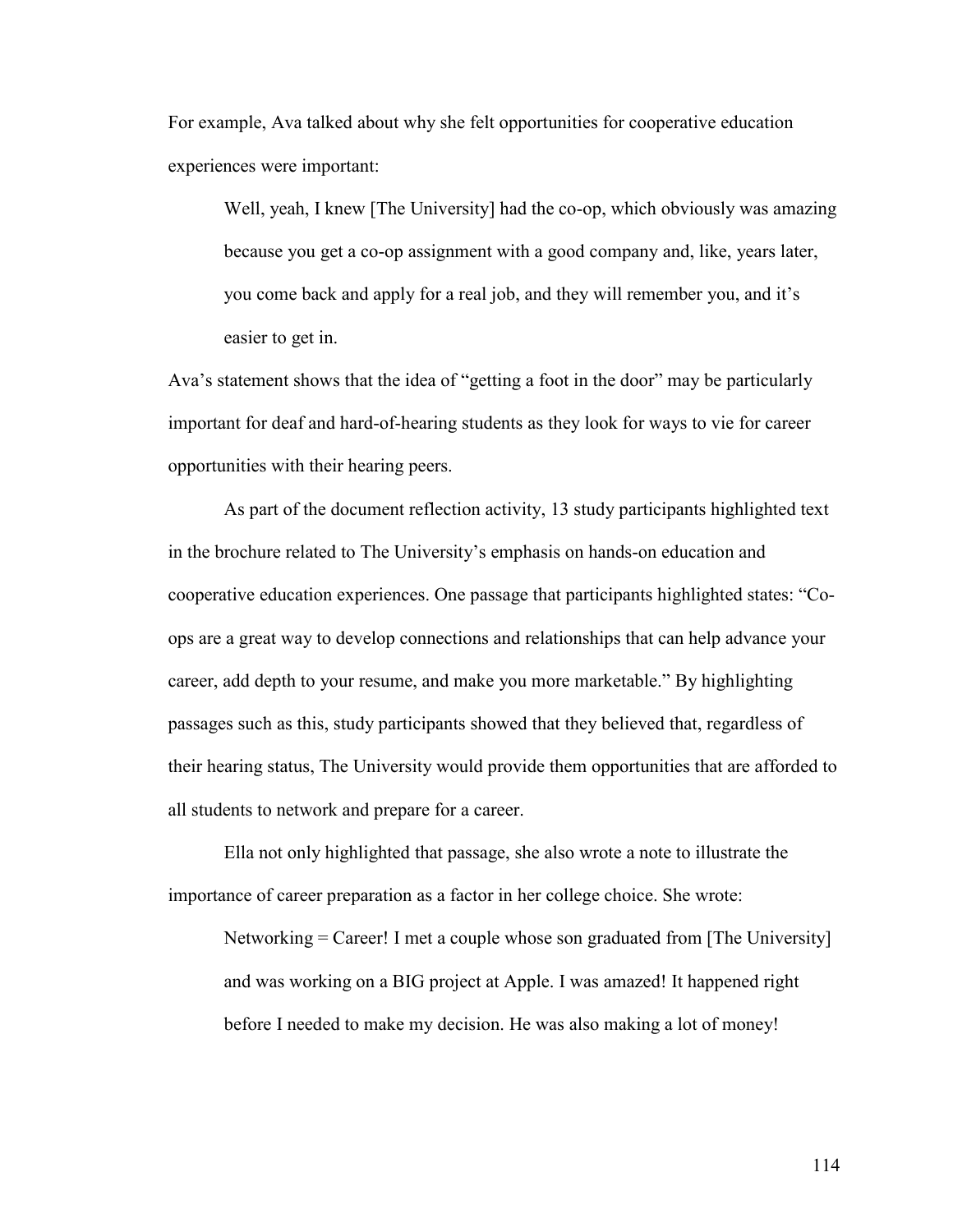For example, Ava talked about why she felt opportunities for cooperative education experiences were important:

> Well, yeah, I knew [The University] had the co-op, which obviously was amazing because you get a co-op assignment with a good company and, like, years later, you come back and apply for a real job, and they will remember you, and it's easier to get in.

Ava's statement shows that the idea of "getting a foot in the door" may be particularly important for deaf and hard-of-hearing students as they look for ways to vie for career opportunities with their hearing peers.

As part of the document reflection activity, 13 study participants highlighted text in the brochure related to The University's emphasis on hands-on education and cooperative education experiences. One passage that participants highlighted states: "Co-ops are a great way to develop connections and relationships that can help advance your career, add depth to your resume, and make you more marketable." By highlighting passages such as this, study participants showed that they believed that, regardless of their hearing status, The University would provide them opportunities that are afforded to all students to network and prepare for a career.

Ella not only highlighted that passage, she also wrote a note to illustrate the importance of career preparation as a factor in her college choice. She wrote:

> Networking = Career! I met a couple whose son graduated from [The University] and was working on a BIG project at Apple. I was amazed! It happened right before I needed to make my decision. He was also making a lot of money!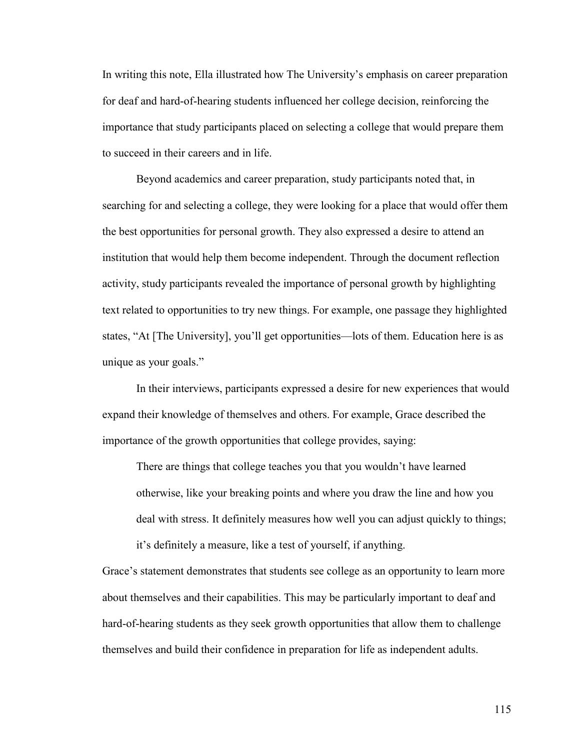In writing this note, Ella illustrated how The University's emphasis on career preparation for deaf and hard-of-hearing students influenced her college decision, reinforcing the importance that study participants placed on selecting a college that would prepare them to succeed in their careers and in life.

Beyond academics and career preparation, study participants noted that, in searching for and selecting a college, they were looking for a place that would offer them the best opportunities for personal growth. They also expressed a desire to attend an institution that would help them become independent. Through the document reflection activity, study participants revealed the importance of personal growth by highlighting text related to opportunities to try new things. For example, one passage they highlighted states, "At [The University], you'll get opportunities—lots of them. Education here is as unique as your goals."

In their interviews, participants expressed a desire for new experiences that would expand their knowledge of themselves and others. For example, Grace described the importance of the growth opportunities that college provides, saying:

> There are things that college teaches you that you wouldn't have learned otherwise, like your breaking points and where you draw the line and how you deal with stress. It definitely measures how well you can adjust quickly to things; it's definitely a measure, like a test of yourself, if anything.

Grace's statement demonstrates that students see college as an opportunity to learn more about themselves and their capabilities. This may be particularly important to deaf and hard-of-hearing students as they seek growth opportunities that allow them to challenge themselves and build their confidence in preparation for life as independent adults.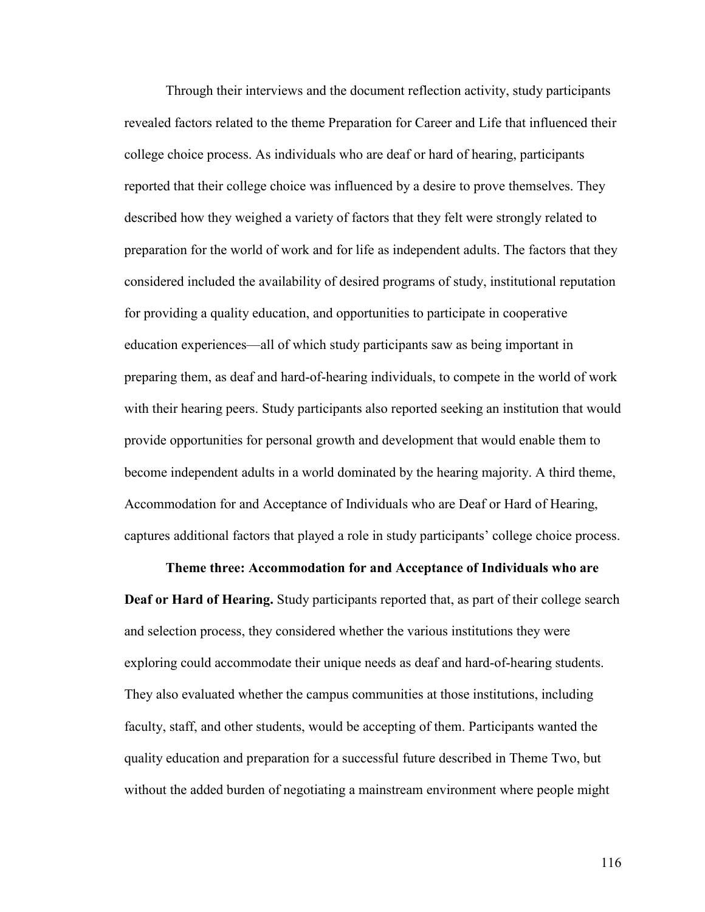Through their interviews and the document reflection activity, study participants revealed factors related to the theme Preparation for Career and Life that influenced their college choice process. As individuals who are deaf or hard of hearing, participants reported that their college choice was influenced by a desire to prove themselves. They described how they weighed a variety of factors that they felt were strongly related to preparation for the world of work and for life as independent adults. The factors that they considered included the availability of desired programs of study, institutional reputation for providing a quality education, and opportunities to participate in cooperative education experiences—all of which study participants saw as being important in preparing them, as deaf and hard-of-hearing individuals, to compete in the world of work with their hearing peers. Study participants also reported seeking an institution that would provide opportunities for personal growth and development that would enable them to become independent adults in a world dominated by the hearing majority. A third theme, Accommodation for and Acceptance of Individuals who are Deaf or Hard of Hearing, captures additional factors that played a role in study participants' college choice process.

**Theme three: Accommodation for and Acceptance of Individuals who are Deaf or Hard of Hearing.** Study participants reported that, as part of their college search and selection process, they considered whether the various institutions they were exploring could accommodate their unique needs as deaf and hard-of-hearing students. They also evaluated whether the campus communities at those institutions, including faculty, staff, and other students, would be accepting of them. Participants wanted the quality education and preparation for a successful future described in Theme Two, but without the added burden of negotiating a mainstream environment where people might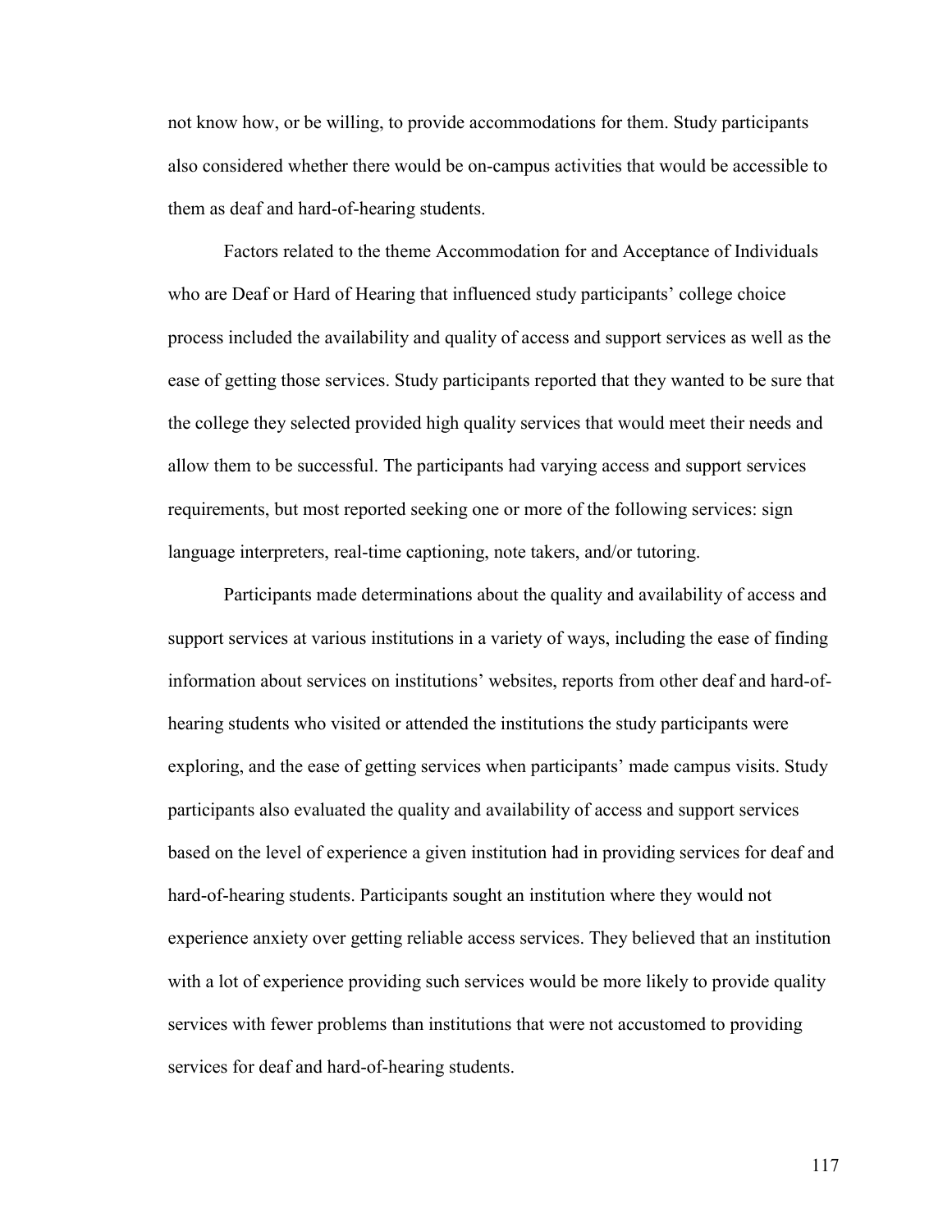not know how, or be willing, to provide accommodations for them. Study participants also considered whether there would be on-campus activities that would be accessible to them as deaf and hard-of-hearing students.

Factors related to the theme Accommodation for and Acceptance of Individuals who are Deaf or Hard of Hearing that influenced study participants' college choice process included the availability and quality of access and support services as well as the ease of getting those services. Study participants reported that they wanted to be sure that the college they selected provided high quality services that would meet their needs and allow them to be successful. The participants had varying access and support services requirements, but most reported seeking one or more of the following services: sign language interpreters, real-time captioning, note takers, and/or tutoring.

Participants made determinations about the quality and availability of access and support services at various institutions in a variety of ways, including the ease of finding information about services on institutions' websites, reports from other deaf and hard-of-hearing students who visited or attended the institutions the study participants were exploring, and the ease of getting services when participants' made campus visits. Study participants also evaluated the quality and availability of access and support services based on the level of experience a given institution had in providing services for deaf and hard-of-hearing students. Participants sought an institution where they would not experience anxiety over getting reliable access services. They believed that an institution with a lot of experience providing such services would be more likely to provide quality services with fewer problems than institutions that were not accustomed to providing services for deaf and hard-of-hearing students.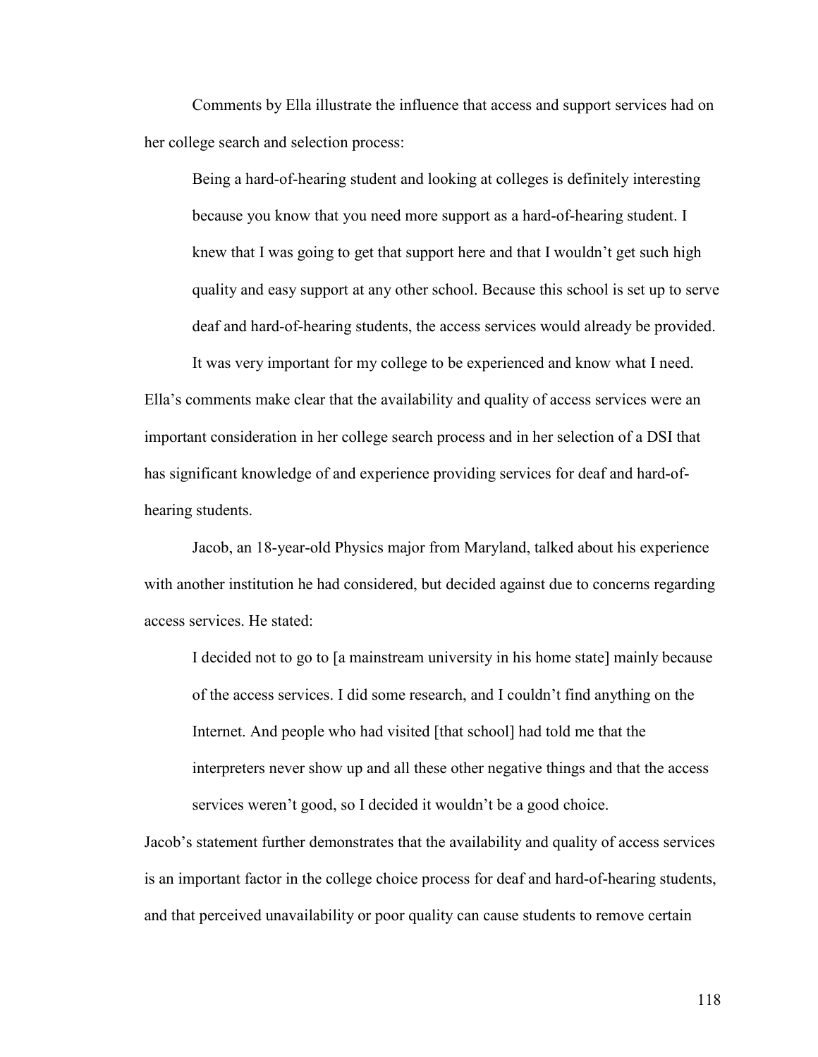Comments by Ella illustrate the influence that access and support services had on her college search and selection process:

> Being a hard-of-hearing student and looking at colleges is definitely interesting because you know that you need more support as a hard-of-hearing student. I knew that I was going to get that support here and that I wouldn't get such high quality and easy support at any other school. Because this school is set up to serve deaf and hard-of-hearing students, the access services would already be provided.
>
> It was very important for my college to be experienced and know what I need.

Ella's comments make clear that the availability and quality of access services were an important consideration in her college search process and in her selection of a DSI that has significant knowledge of and experience providing services for deaf and hard-of-hearing students.

Jacob, an 18-year-old Physics major from Maryland, talked about his experience with another institution he had considered, but decided against due to concerns regarding access services. He stated:

> I decided not to go to [a mainstream university in his home state] mainly because of the access services. I did some research, and I couldn't find anything on the Internet. And people who had visited [that school] had told me that the interpreters never show up and all these other negative things and that the access services weren't good, so I decided it wouldn't be a good choice.

Jacob's statement further demonstrates that the availability and quality of access services is an important factor in the college choice process for deaf and hard-of-hearing students, and that perceived unavailability or poor quality can cause students to remove certain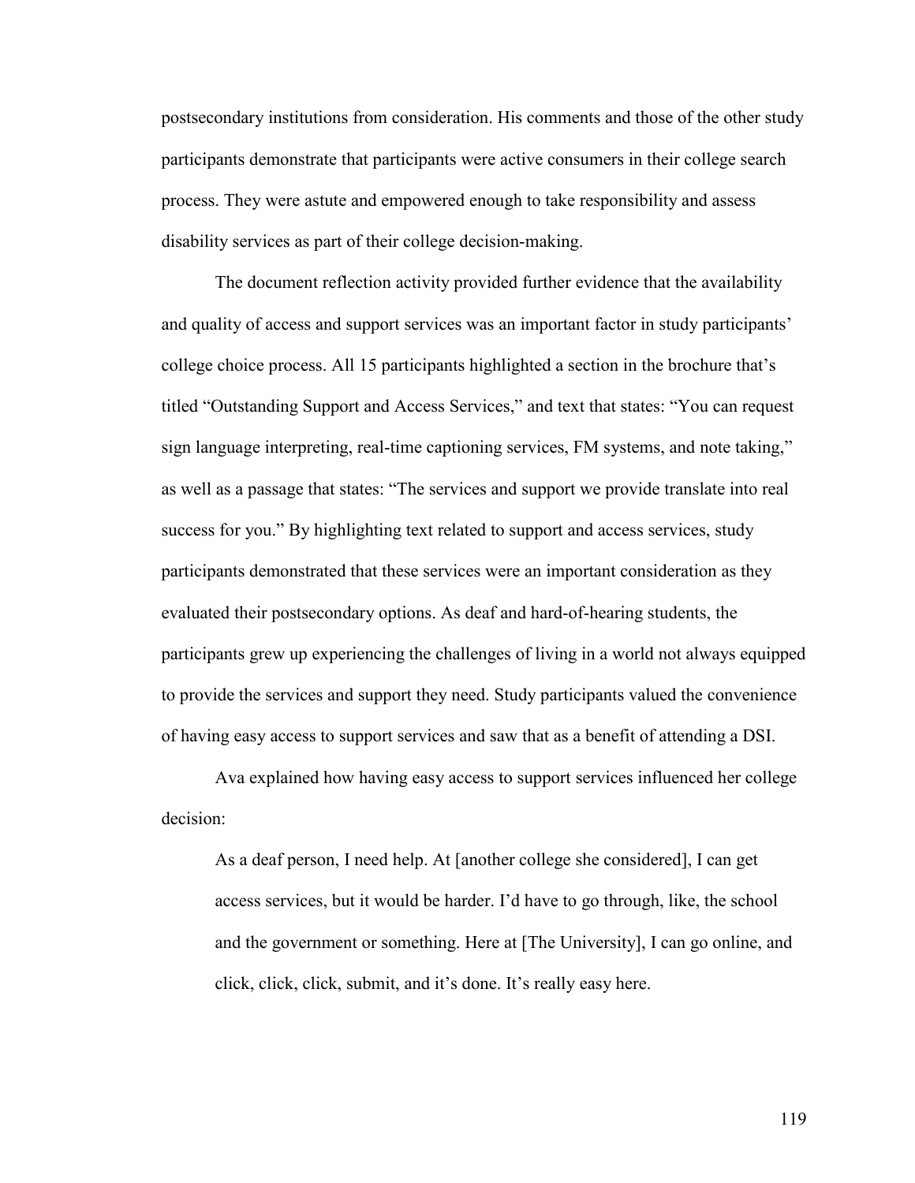postsecondary institutions from consideration. His comments and those of the other study participants demonstrate that participants were active consumers in their college search process. They were astute and empowered enough to take responsibility and assess disability services as part of their college decision-making.

The document reflection activity provided further evidence that the availability and quality of access and support services was an important factor in study participants' college choice process. All 15 participants highlighted a section in the brochure that's titled "Outstanding Support and Access Services," and text that states: "You can request sign language interpreting, real-time captioning services, FM systems, and note taking," as well as a passage that states: "The services and support we provide translate into real success for you." By highlighting text related to support and access services, study participants demonstrated that these services were an important consideration as they evaluated their postsecondary options. As deaf and hard-of-hearing students, the participants grew up experiencing the challenges of living in a world not always equipped to provide the services and support they need. Study participants valued the convenience of having easy access to support services and saw that as a benefit of attending a DSI.

Ava explained how having easy access to support services influenced her college decision:

> As a deaf person, I need help. At [another college she considered], I can get access services, but it would be harder. I'd have to go through, like, the school and the government or something. Here at [The University], I can go online, and click, click, click, submit, and it's done. It's really easy here.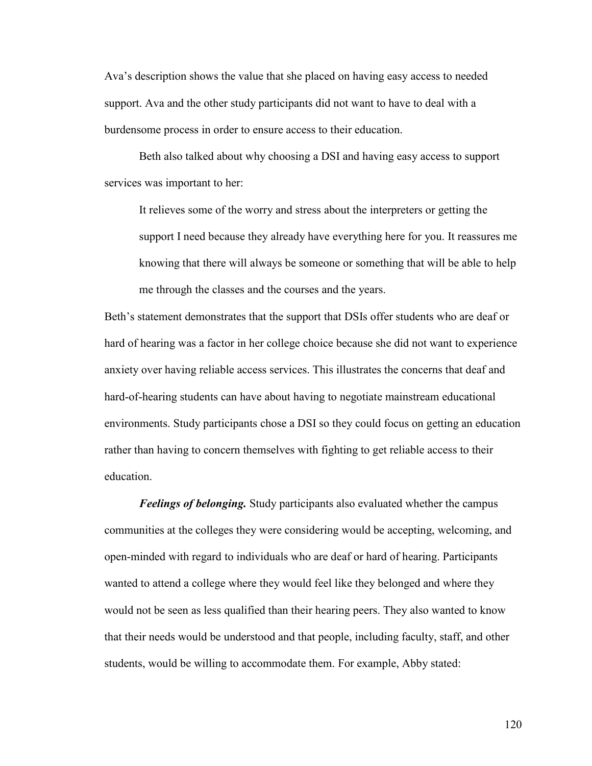Ava's description shows the value that she placed on having easy access to needed support. Ava and the other study participants did not want to have to deal with a burdensome process in order to ensure access to their education.

Beth also talked about why choosing a DSI and having easy access to support services was important to her:

> It relieves some of the worry and stress about the interpreters or getting the support I need because they already have everything here for you. It reassures me knowing that there will always be someone or something that will be able to help me through the classes and the courses and the years.

Beth's statement demonstrates that the support that DSIs offer students who are deaf or hard of hearing was a factor in her college choice because she did not want to experience anxiety over having reliable access services. This illustrates the concerns that deaf and hard-of-hearing students can have about having to negotiate mainstream educational environments. Study participants chose a DSI so they could focus on getting an education rather than having to concern themselves with fighting to get reliable access to their education.

***Feelings of belonging.*** Study participants also evaluated whether the campus communities at the colleges they were considering would be accepting, welcoming, and open-minded with regard to individuals who are deaf or hard of hearing. Participants wanted to attend a college where they would feel like they belonged and where they would not be seen as less qualified than their hearing peers. They also wanted to know that their needs would be understood and that people, including faculty, staff, and other students, would be willing to accommodate them. For example, Abby stated: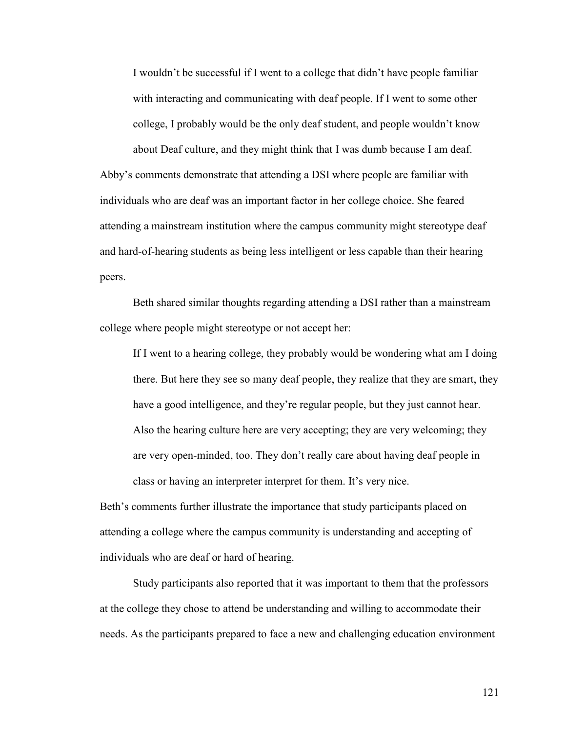> I wouldn't be successful if I went to a college that didn't have people familiar with interacting and communicating with deaf people. If I went to some other college, I probably would be the only deaf student, and people wouldn't know about Deaf culture, and they might think that I was dumb because I am deaf.

Abby's comments demonstrate that attending a DSI where people are familiar with individuals who are deaf was an important factor in her college choice. She feared attending a mainstream institution where the campus community might stereotype deaf and hard-of-hearing students as being less intelligent or less capable than their hearing peers.

Beth shared similar thoughts regarding attending a DSI rather than a mainstream college where people might stereotype or not accept her:

> If I went to a hearing college, they probably would be wondering what am I doing there. But here they see so many deaf people, they realize that they are smart, they have a good intelligence, and they're regular people, but they just cannot hear. Also the hearing culture here are very accepting; they are very welcoming; they are very open-minded, too. They don't really care about having deaf people in class or having an interpreter interpret for them. It's very nice.

Beth's comments further illustrate the importance that study participants placed on attending a college where the campus community is understanding and accepting of individuals who are deaf or hard of hearing.

Study participants also reported that it was important to them that the professors at the college they chose to attend be understanding and willing to accommodate their needs. As the participants prepared to face a new and challenging education environment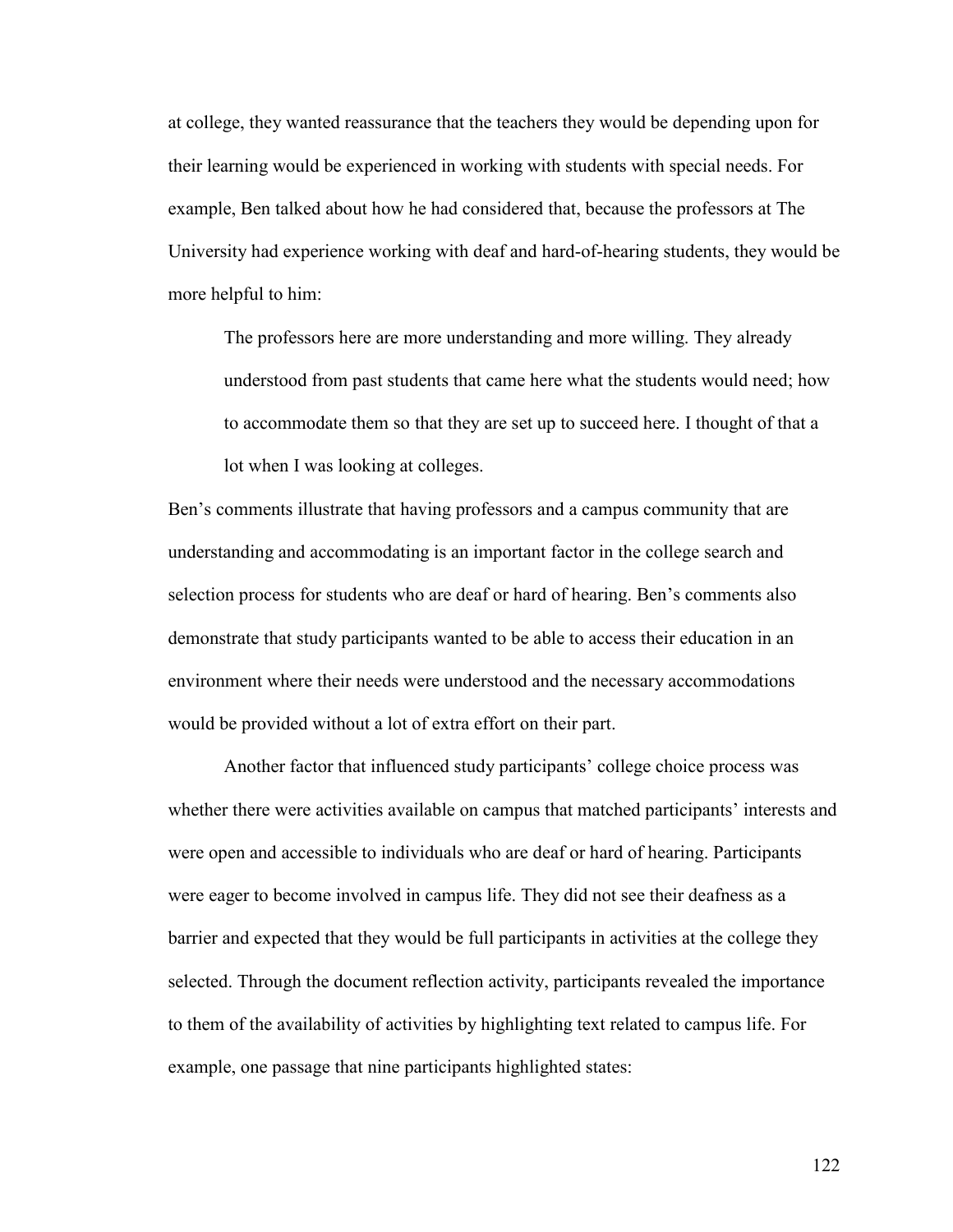at college, they wanted reassurance that the teachers they would be depending upon for their learning would be experienced in working with students with special needs. For example, Ben talked about how he had considered that, because the professors at The University had experience working with deaf and hard-of-hearing students, they would be more helpful to him:

> The professors here are more understanding and more willing. They already understood from past students that came here what the students would need; how to accommodate them so that they are set up to succeed here. I thought of that a lot when I was looking at colleges.

Ben's comments illustrate that having professors and a campus community that are understanding and accommodating is an important factor in the college search and selection process for students who are deaf or hard of hearing. Ben's comments also demonstrate that study participants wanted to be able to access their education in an environment where their needs were understood and the necessary accommodations would be provided without a lot of extra effort on their part.

Another factor that influenced study participants' college choice process was whether there were activities available on campus that matched participants' interests and were open and accessible to individuals who are deaf or hard of hearing. Participants were eager to become involved in campus life. They did not see their deafness as a barrier and expected that they would be full participants in activities at the college they selected. Through the document reflection activity, participants revealed the importance to them of the availability of activities by highlighting text related to campus life. For example, one passage that nine participants highlighted states: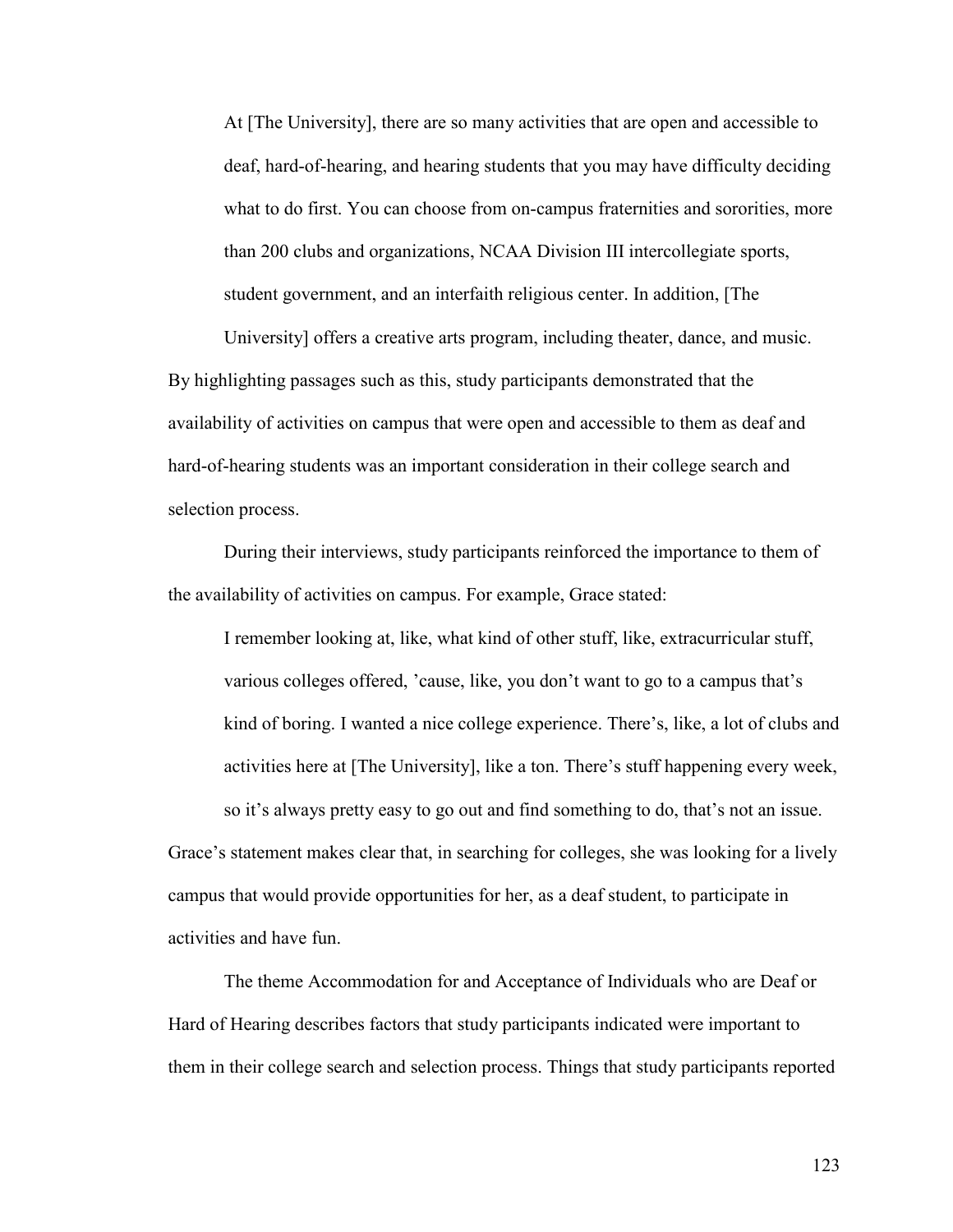> At [The University], there are so many activities that are open and accessible to deaf, hard-of-hearing, and hearing students that you may have difficulty deciding what to do first. You can choose from on-campus fraternities and sororities, more than 200 clubs and organizations, NCAA Division III intercollegiate sports, student government, and an interfaith religious center. In addition, [The University] offers a creative arts program, including theater, dance, and music.

By highlighting passages such as this, study participants demonstrated that the availability of activities on campus that were open and accessible to them as deaf and hard-of-hearing students was an important consideration in their college search and selection process.

During their interviews, study participants reinforced the importance to them of the availability of activities on campus. For example, Grace stated:

> I remember looking at, like, what kind of other stuff, like, extracurricular stuff, various colleges offered, 'cause, like, you don't want to go to a campus that's kind of boring. I wanted a nice college experience. There's, like, a lot of clubs and activities here at [The University], like a ton. There's stuff happening every week, so it's always pretty easy to go out and find something to do, that's not an issue.

Grace's statement makes clear that, in searching for colleges, she was looking for a lively campus that would provide opportunities for her, as a deaf student, to participate in activities and have fun.

The theme Accommodation for and Acceptance of Individuals who are Deaf or Hard of Hearing describes factors that study participants indicated were important to them in their college search and selection process. Things that study participants reported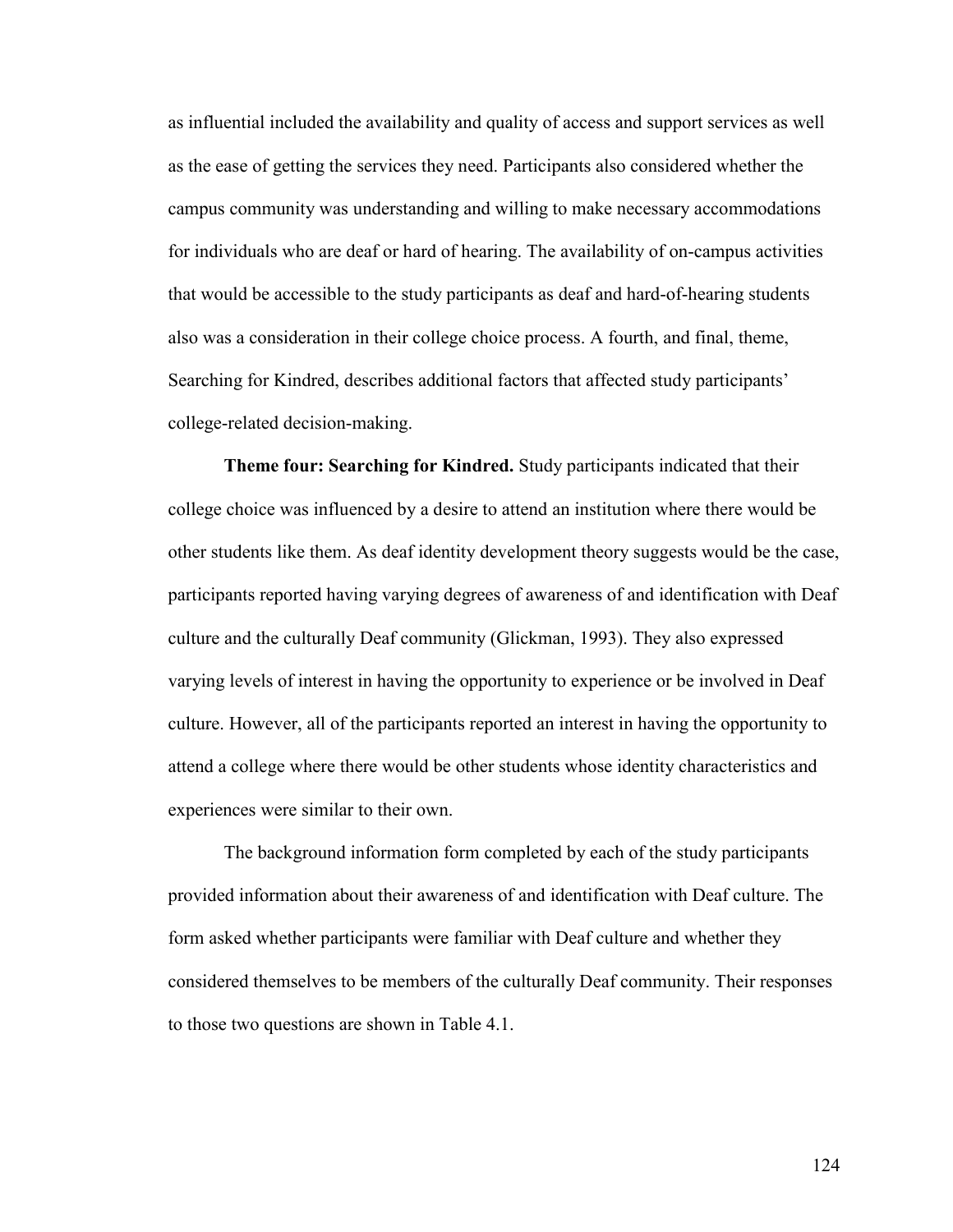as influential included the availability and quality of access and support services as well as the ease of getting the services they need. Participants also considered whether the campus community was understanding and willing to make necessary accommodations for individuals who are deaf or hard of hearing. The availability of on-campus activities that would be accessible to the study participants as deaf and hard-of-hearing students also was a consideration in their college choice process. A fourth, and final, theme, Searching for Kindred, describes additional factors that affected study participants' college-related decision-making.

**Theme four: Searching for Kindred.** Study participants indicated that their college choice was influenced by a desire to attend an institution where there would be other students like them. As deaf identity development theory suggests would be the case, participants reported having varying degrees of awareness of and identification with Deaf culture and the culturally Deaf community (Glickman, 1993). They also expressed varying levels of interest in having the opportunity to experience or be involved in Deaf culture. However, all of the participants reported an interest in having the opportunity to attend a college where there would be other students whose identity characteristics and experiences were similar to their own.

The background information form completed by each of the study participants provided information about their awareness of and identification with Deaf culture. The form asked whether participants were familiar with Deaf culture and whether they considered themselves to be members of the culturally Deaf community. Their responses to those two questions are shown in Table 4.1.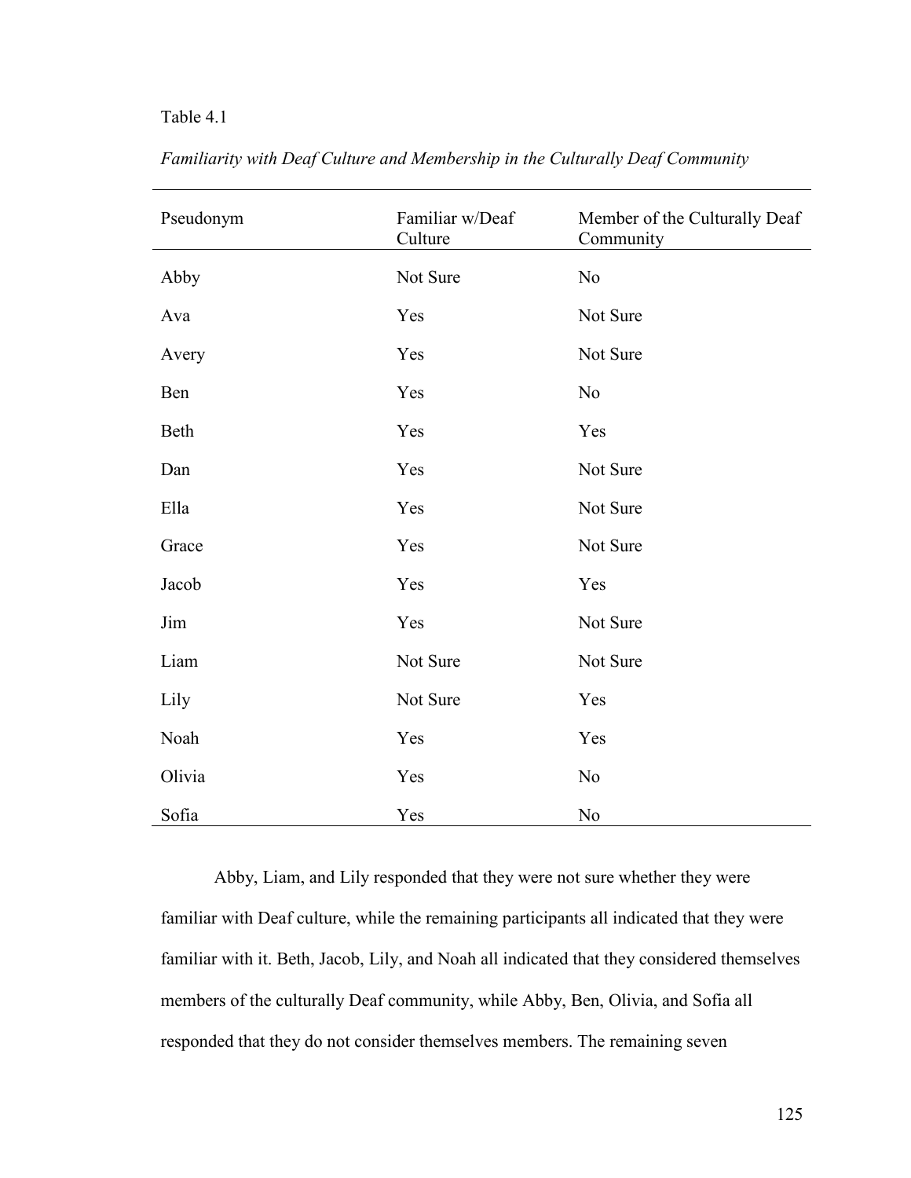Table 4.1

*Familiarity with Deaf Culture and Membership in the Culturally Deaf Community*

| Pseudonym | Familiar w/Deaf Culture | Member of the Culturally Deaf Community |
|---|---|---|
| Abby | Not Sure | No |
| Ava | Yes | Not Sure |
| Avery | Yes | Not Sure |
| Ben | Yes | No |
| Beth | Yes | Yes |
| Dan | Yes | Not Sure |
| Ella | Yes | Not Sure |
| Grace | Yes | Not Sure |
| Jacob | Yes | Yes |
| Jim | Yes | Not Sure |
| Liam | Not Sure | Not Sure |
| Lily | Not Sure | Yes |
| Noah | Yes | Yes |
| Olivia | Yes | No |
| Sofia | Yes | No |

Abby, Liam, and Lily responded that they were not sure whether they were familiar with Deaf culture, while the remaining participants all indicated that they were familiar with it. Beth, Jacob, Lily, and Noah all indicated that they considered themselves members of the culturally Deaf community, while Abby, Ben, Olivia, and Sofia all responded that they do not consider themselves members. The remaining seven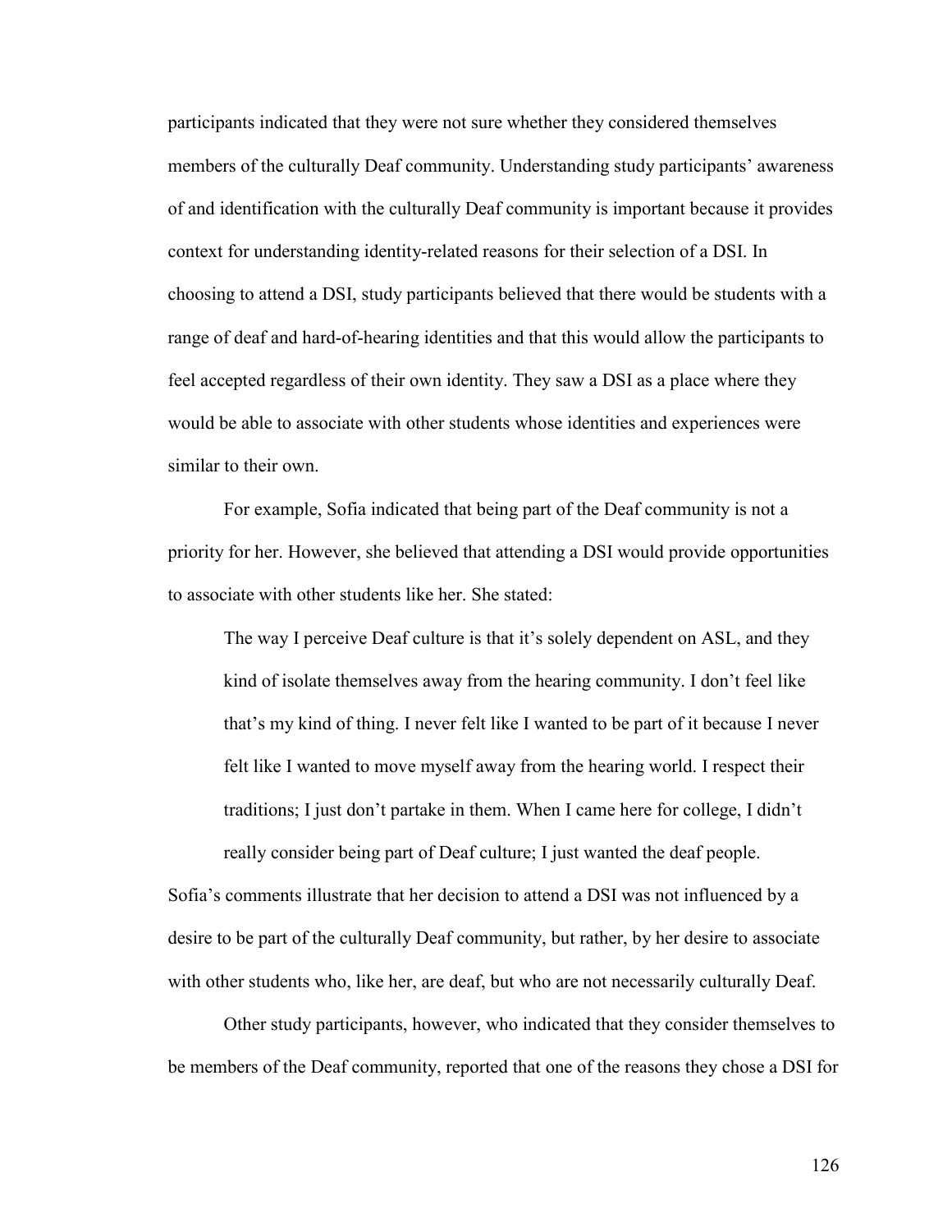participants indicated that they were not sure whether they considered themselves members of the culturally Deaf community. Understanding study participants' awareness of and identification with the culturally Deaf community is important because it provides context for understanding identity-related reasons for their selection of a DSI. In choosing to attend a DSI, study participants believed that there would be students with a range of deaf and hard-of-hearing identities and that this would allow the participants to feel accepted regardless of their own identity. They saw a DSI as a place where they would be able to associate with other students whose identities and experiences were similar to their own.

For example, Sofia indicated that being part of the Deaf community is not a priority for her. However, she believed that attending a DSI would provide opportunities to associate with other students like her. She stated:

> The way I perceive Deaf culture is that it's solely dependent on ASL, and they kind of isolate themselves away from the hearing community. I don't feel like that's my kind of thing. I never felt like I wanted to be part of it because I never felt like I wanted to move myself away from the hearing world. I respect their traditions; I just don't partake in them. When I came here for college, I didn't really consider being part of Deaf culture; I just wanted the deaf people.

Sofia's comments illustrate that her decision to attend a DSI was not influenced by a desire to be part of the culturally Deaf community, but rather, by her desire to associate with other students who, like her, are deaf, but who are not necessarily culturally Deaf.

Other study participants, however, who indicated that they consider themselves to be members of the Deaf community, reported that one of the reasons they chose a DSI for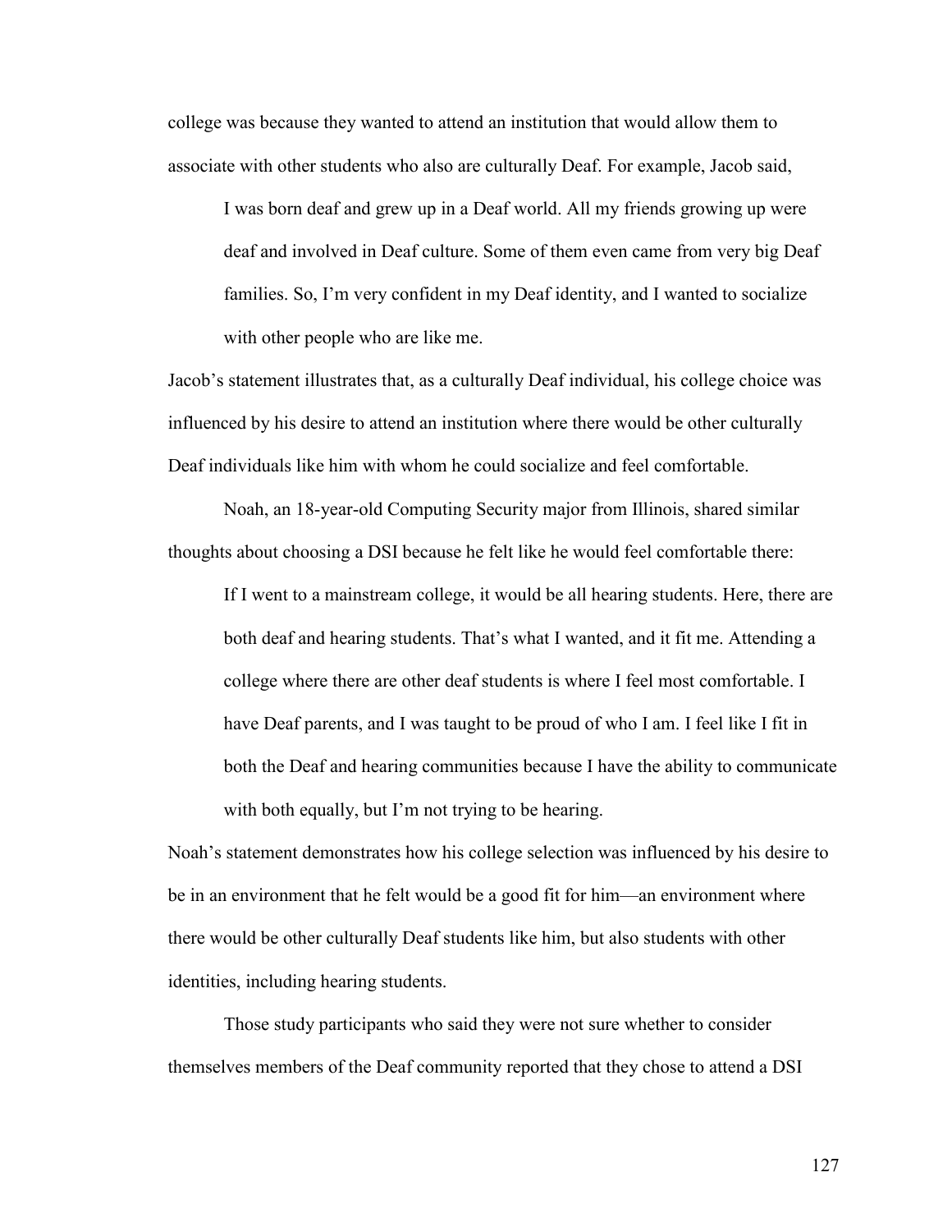college was because they wanted to attend an institution that would allow them to associate with other students who also are culturally Deaf. For example, Jacob said,

> I was born deaf and grew up in a Deaf world. All my friends growing up were deaf and involved in Deaf culture. Some of them even came from very big Deaf families. So, I'm very confident in my Deaf identity, and I wanted to socialize with other people who are like me.

Jacob's statement illustrates that, as a culturally Deaf individual, his college choice was influenced by his desire to attend an institution where there would be other culturally Deaf individuals like him with whom he could socialize and feel comfortable.

Noah, an 18-year-old Computing Security major from Illinois, shared similar thoughts about choosing a DSI because he felt like he would feel comfortable there:

> If I went to a mainstream college, it would be all hearing students. Here, there are both deaf and hearing students. That's what I wanted, and it fit me. Attending a college where there are other deaf students is where I feel most comfortable. I have Deaf parents, and I was taught to be proud of who I am. I feel like I fit in both the Deaf and hearing communities because I have the ability to communicate with both equally, but I'm not trying to be hearing.

Noah's statement demonstrates how his college selection was influenced by his desire to be in an environment that he felt would be a good fit for him—an environment where there would be other culturally Deaf students like him, but also students with other identities, including hearing students.

Those study participants who said they were not sure whether to consider themselves members of the Deaf community reported that they chose to attend a DSI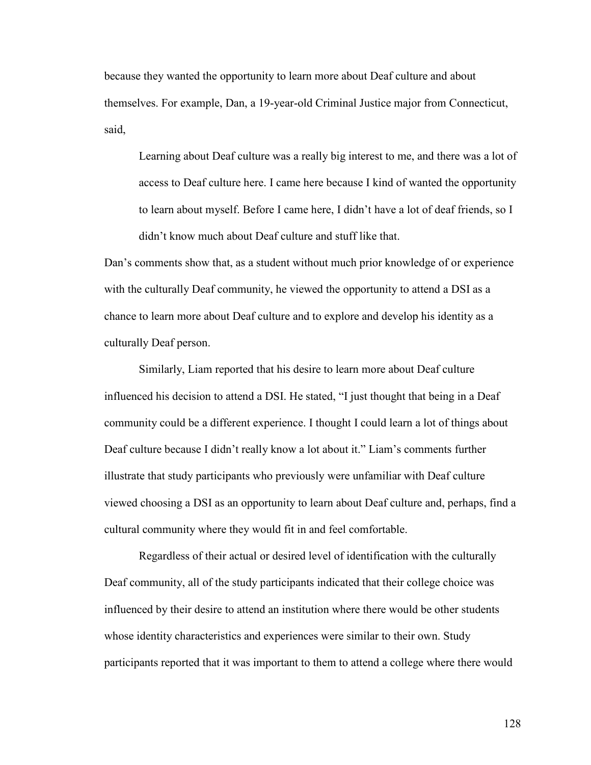because they wanted the opportunity to learn more about Deaf culture and about themselves. For example, Dan, a 19-year-old Criminal Justice major from Connecticut, said,

> Learning about Deaf culture was a really big interest to me, and there was a lot of access to Deaf culture here. I came here because I kind of wanted the opportunity to learn about myself. Before I came here, I didn't have a lot of deaf friends, so I didn't know much about Deaf culture and stuff like that.

Dan's comments show that, as a student without much prior knowledge of or experience with the culturally Deaf community, he viewed the opportunity to attend a DSI as a chance to learn more about Deaf culture and to explore and develop his identity as a culturally Deaf person.

Similarly, Liam reported that his desire to learn more about Deaf culture influenced his decision to attend a DSI. He stated, "I just thought that being in a Deaf community could be a different experience. I thought I could learn a lot of things about Deaf culture because I didn't really know a lot about it." Liam's comments further illustrate that study participants who previously were unfamiliar with Deaf culture viewed choosing a DSI as an opportunity to learn about Deaf culture and, perhaps, find a cultural community where they would fit in and feel comfortable.

Regardless of their actual or desired level of identification with the culturally Deaf community, all of the study participants indicated that their college choice was influenced by their desire to attend an institution where there would be other students whose identity characteristics and experiences were similar to their own. Study participants reported that it was important to them to attend a college where there would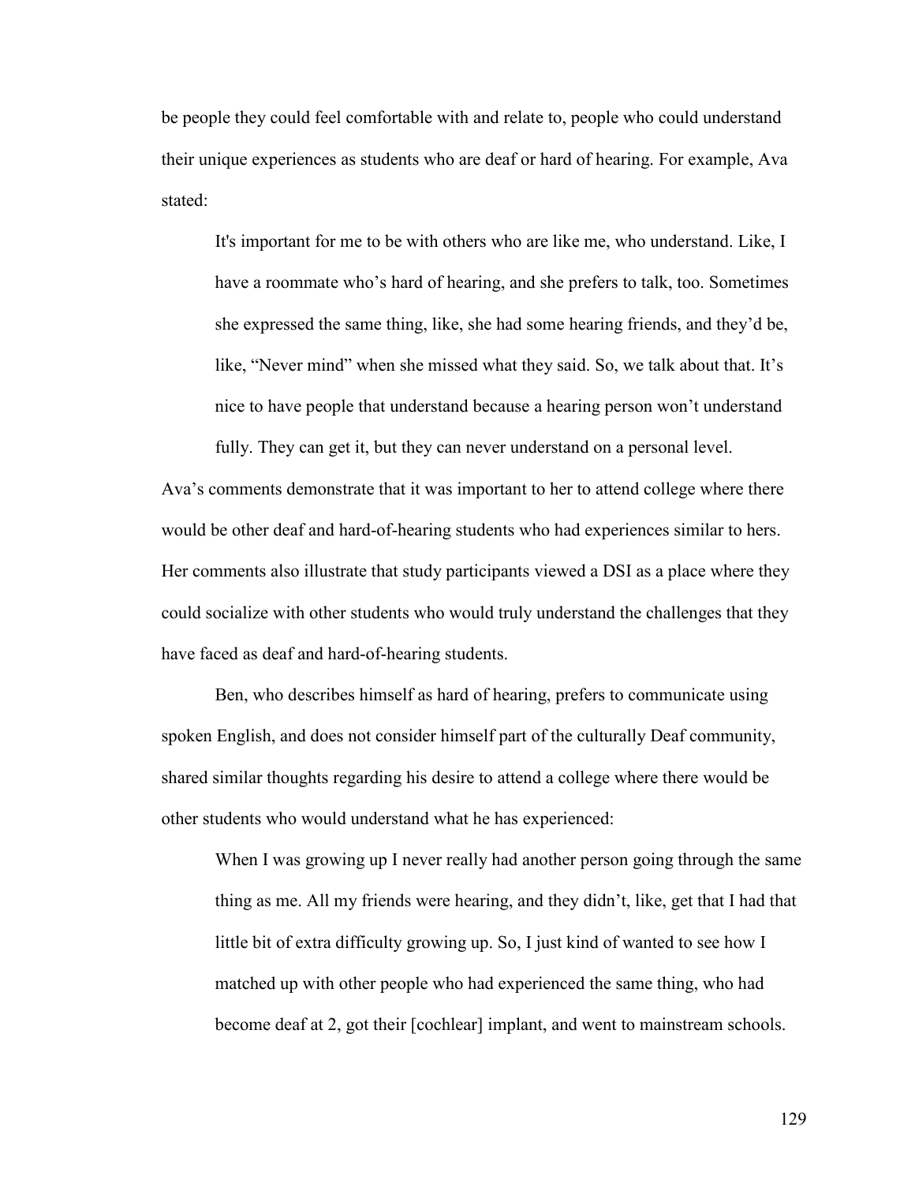be people they could feel comfortable with and relate to, people who could understand their unique experiences as students who are deaf or hard of hearing. For example, Ava stated:

> It's important for me to be with others who are like me, who understand. Like, I have a roommate who's hard of hearing, and she prefers to talk, too. Sometimes she expressed the same thing, like, she had some hearing friends, and they'd be, like, "Never mind" when she missed what they said. So, we talk about that. It's nice to have people that understand because a hearing person won't understand fully. They can get it, but they can never understand on a personal level.

Ava's comments demonstrate that it was important to her to attend college where there would be other deaf and hard-of-hearing students who had experiences similar to hers. Her comments also illustrate that study participants viewed a DSI as a place where they could socialize with other students who would truly understand the challenges that they have faced as deaf and hard-of-hearing students.

Ben, who describes himself as hard of hearing, prefers to communicate using spoken English, and does not consider himself part of the culturally Deaf community, shared similar thoughts regarding his desire to attend a college where there would be other students who would understand what he has experienced:

> When I was growing up I never really had another person going through the same thing as me. All my friends were hearing, and they didn't, like, get that I had that little bit of extra difficulty growing up. So, I just kind of wanted to see how I matched up with other people who had experienced the same thing, who had become deaf at 2, got their [cochlear] implant, and went to mainstream schools.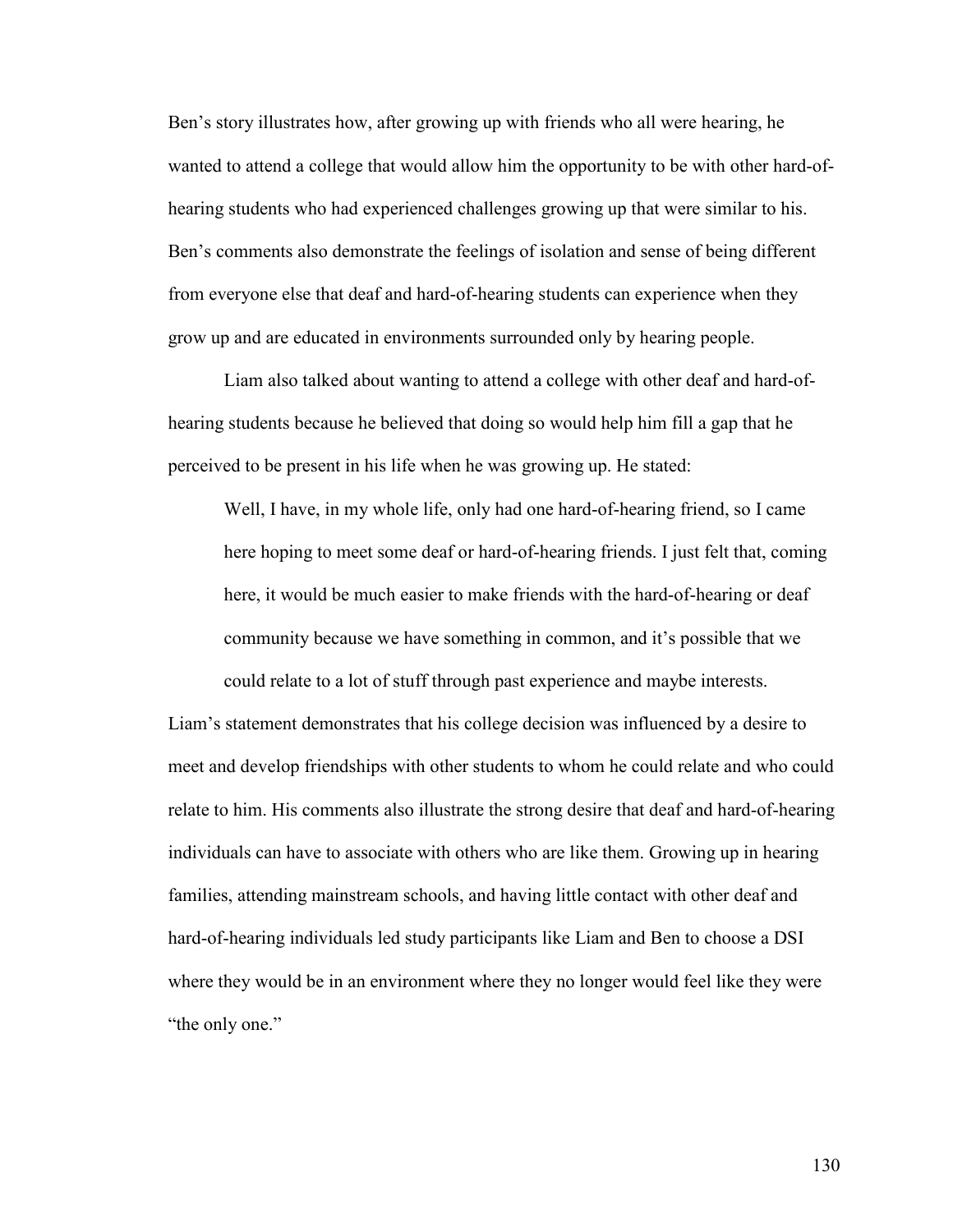Ben's story illustrates how, after growing up with friends who all were hearing, he wanted to attend a college that would allow him the opportunity to be with other hard-of-hearing students who had experienced challenges growing up that were similar to his. Ben's comments also demonstrate the feelings of isolation and sense of being different from everyone else that deaf and hard-of-hearing students can experience when they grow up and are educated in environments surrounded only by hearing people.

Liam also talked about wanting to attend a college with other deaf and hard-of-hearing students because he believed that doing so would help him fill a gap that he perceived to be present in his life when he was growing up. He stated:

> Well, I have, in my whole life, only had one hard-of-hearing friend, so I came here hoping to meet some deaf or hard-of-hearing friends. I just felt that, coming here, it would be much easier to make friends with the hard-of-hearing or deaf community because we have something in common, and it's possible that we could relate to a lot of stuff through past experience and maybe interests.

Liam's statement demonstrates that his college decision was influenced by a desire to meet and develop friendships with other students to whom he could relate and who could relate to him. His comments also illustrate the strong desire that deaf and hard-of-hearing individuals can have to associate with others who are like them. Growing up in hearing families, attending mainstream schools, and having little contact with other deaf and hard-of-hearing individuals led study participants like Liam and Ben to choose a DSI where they would be in an environment where they no longer would feel like they were "the only one."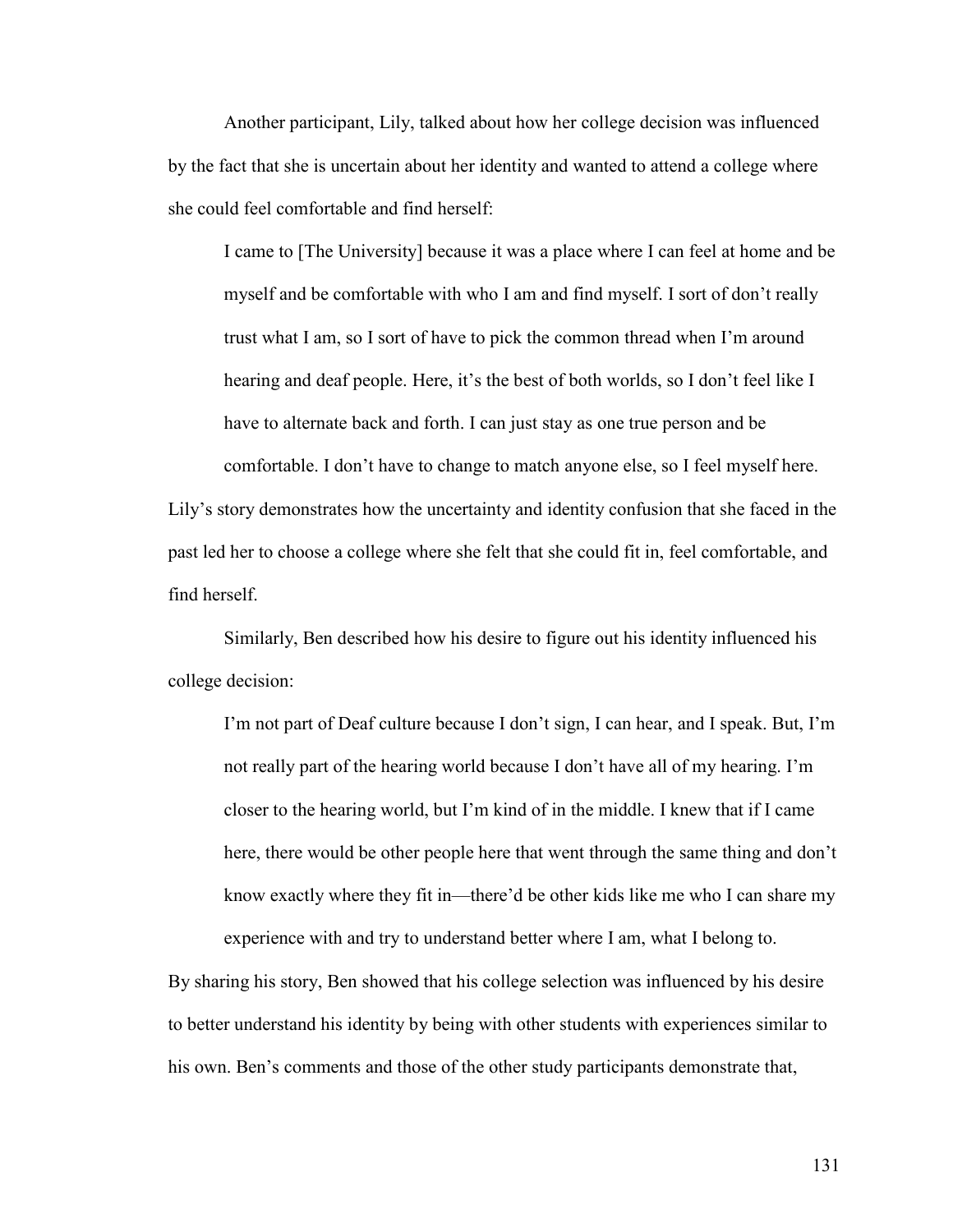Another participant, Lily, talked about how her college decision was influenced by the fact that she is uncertain about her identity and wanted to attend a college where she could feel comfortable and find herself:

> I came to [The University] because it was a place where I can feel at home and be myself and be comfortable with who I am and find myself. I sort of don't really trust what I am, so I sort of have to pick the common thread when I'm around hearing and deaf people. Here, it's the best of both worlds, so I don't feel like I have to alternate back and forth. I can just stay as one true person and be comfortable. I don't have to change to match anyone else, so I feel myself here.

Lily's story demonstrates how the uncertainty and identity confusion that she faced in the past led her to choose a college where she felt that she could fit in, feel comfortable, and find herself.

Similarly, Ben described how his desire to figure out his identity influenced his college decision:

> I'm not part of Deaf culture because I don't sign, I can hear, and I speak. But, I'm not really part of the hearing world because I don't have all of my hearing. I'm closer to the hearing world, but I'm kind of in the middle. I knew that if I came here, there would be other people here that went through the same thing and don't know exactly where they fit in—there'd be other kids like me who I can share my experience with and try to understand better where I am, what I belong to.

By sharing his story, Ben showed that his college selection was influenced by his desire to better understand his identity by being with other students with experiences similar to his own. Ben's comments and those of the other study participants demonstrate that,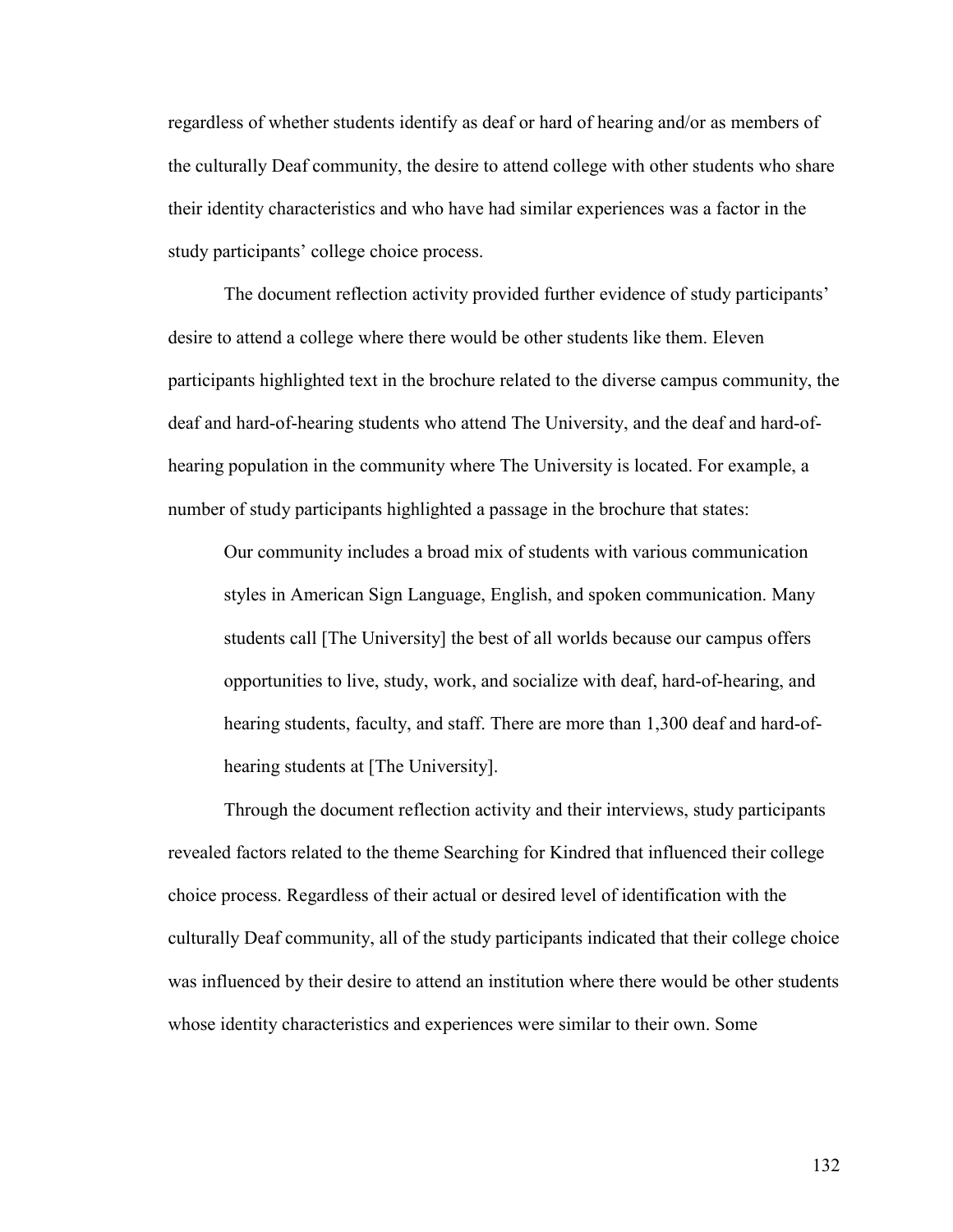regardless of whether students identify as deaf or hard of hearing and/or as members of the culturally Deaf community, the desire to attend college with other students who share their identity characteristics and who have had similar experiences was a factor in the study participants' college choice process.

The document reflection activity provided further evidence of study participants' desire to attend a college where there would be other students like them. Eleven participants highlighted text in the brochure related to the diverse campus community, the deaf and hard-of-hearing students who attend The University, and the deaf and hard-of-hearing population in the community where The University is located. For example, a number of study participants highlighted a passage in the brochure that states:

> Our community includes a broad mix of students with various communication styles in American Sign Language, English, and spoken communication. Many students call [The University] the best of all worlds because our campus offers opportunities to live, study, work, and socialize with deaf, hard-of-hearing, and hearing students, faculty, and staff. There are more than 1,300 deaf and hard-of-hearing students at [The University].

Through the document reflection activity and their interviews, study participants revealed factors related to the theme Searching for Kindred that influenced their college choice process. Regardless of their actual or desired level of identification with the culturally Deaf community, all of the study participants indicated that their college choice was influenced by their desire to attend an institution where there would be other students whose identity characteristics and experiences were similar to their own. Some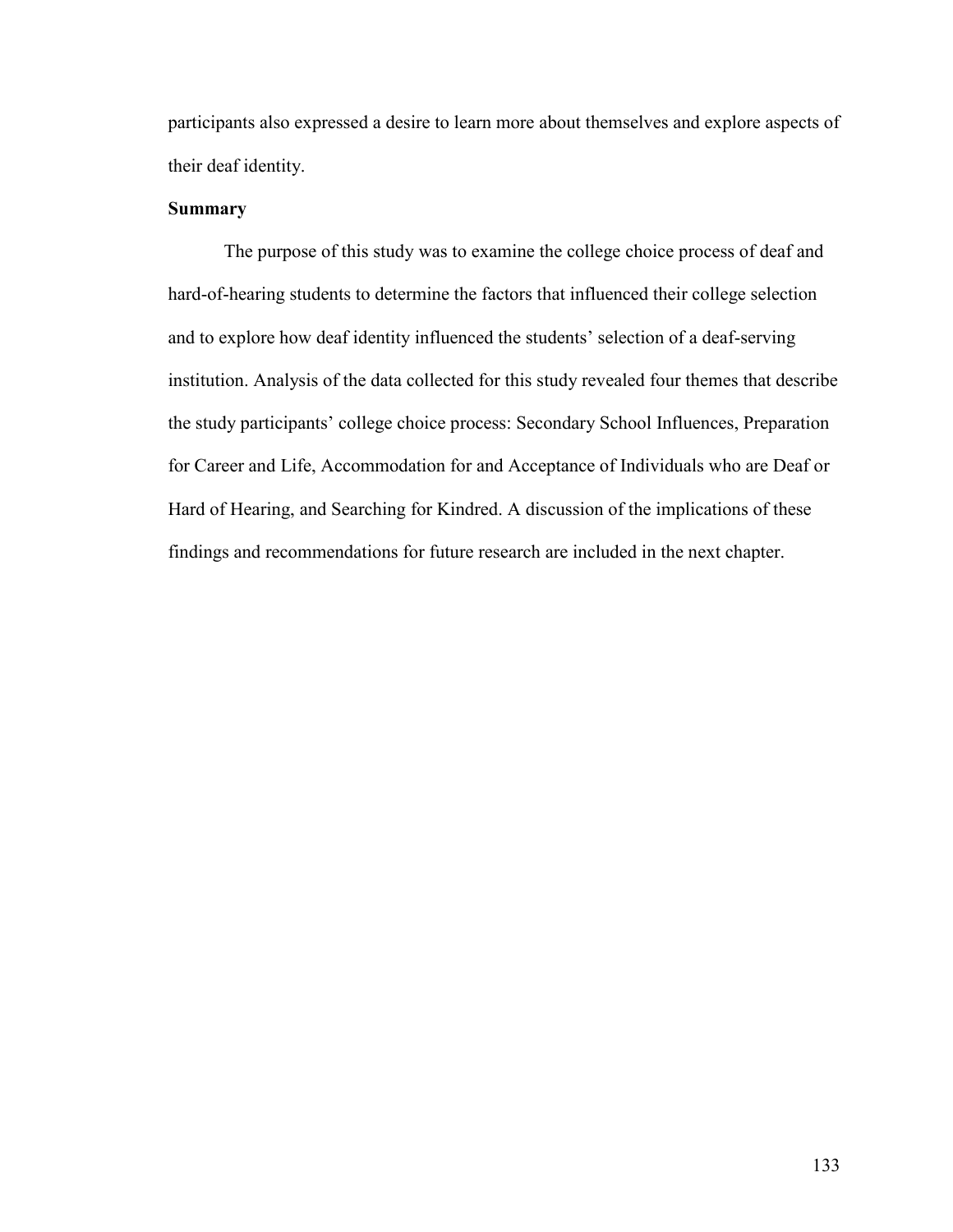participants also expressed a desire to learn more about themselves and explore aspects of their deaf identity.

**Summary**

The purpose of this study was to examine the college choice process of deaf and hard-of-hearing students to determine the factors that influenced their college selection and to explore how deaf identity influenced the students' selection of a deaf-serving institution. Analysis of the data collected for this study revealed four themes that describe the study participants' college choice process: Secondary School Influences, Preparation for Career and Life, Accommodation for and Acceptance of Individuals who are Deaf or Hard of Hearing, and Searching for Kindred. A discussion of the implications of these findings and recommendations for future research are included in the next chapter.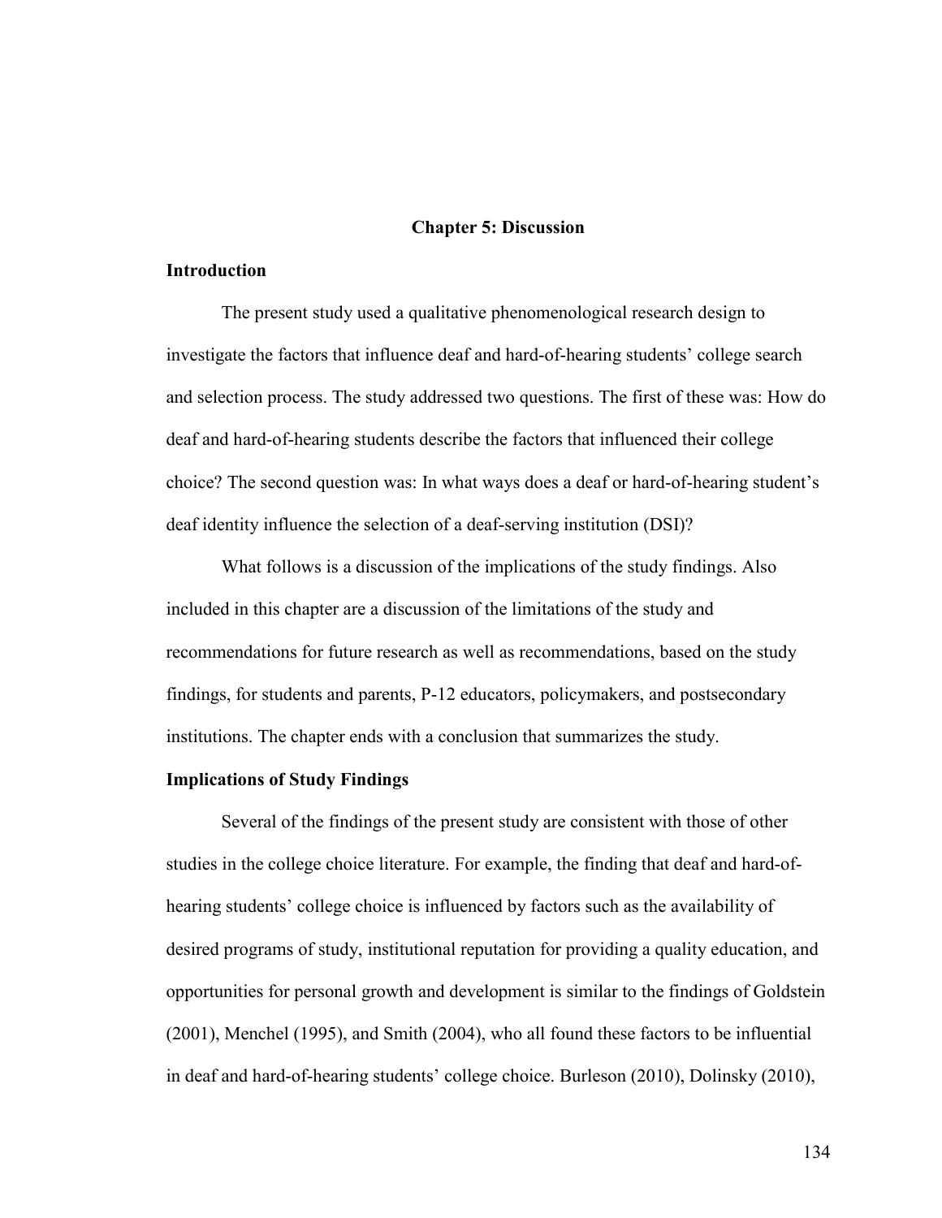# Chapter 5: Discussion

## Introduction

The present study used a qualitative phenomenological research design to investigate the factors that influence deaf and hard-of-hearing students' college search and selection process. The study addressed two questions. The first of these was: How do deaf and hard-of-hearing students describe the factors that influenced their college choice? The second question was: In what ways does a deaf or hard-of-hearing student's deaf identity influence the selection of a deaf-serving institution (DSI)?

What follows is a discussion of the implications of the study findings. Also included in this chapter are a discussion of the limitations of the study and recommendations for future research as well as recommendations, based on the study findings, for students and parents, P-12 educators, policymakers, and postsecondary institutions. The chapter ends with a conclusion that summarizes the study.

## Implications of Study Findings

Several of the findings of the present study are consistent with those of other studies in the college choice literature. For example, the finding that deaf and hard-of-hearing students' college choice is influenced by factors such as the availability of desired programs of study, institutional reputation for providing a quality education, and opportunities for personal growth and development is similar to the findings of Goldstein (2001), Menchel (1995), and Smith (2004), who all found these factors to be influential in deaf and hard-of-hearing students' college choice. Burleson (2010), Dolinsky (2010),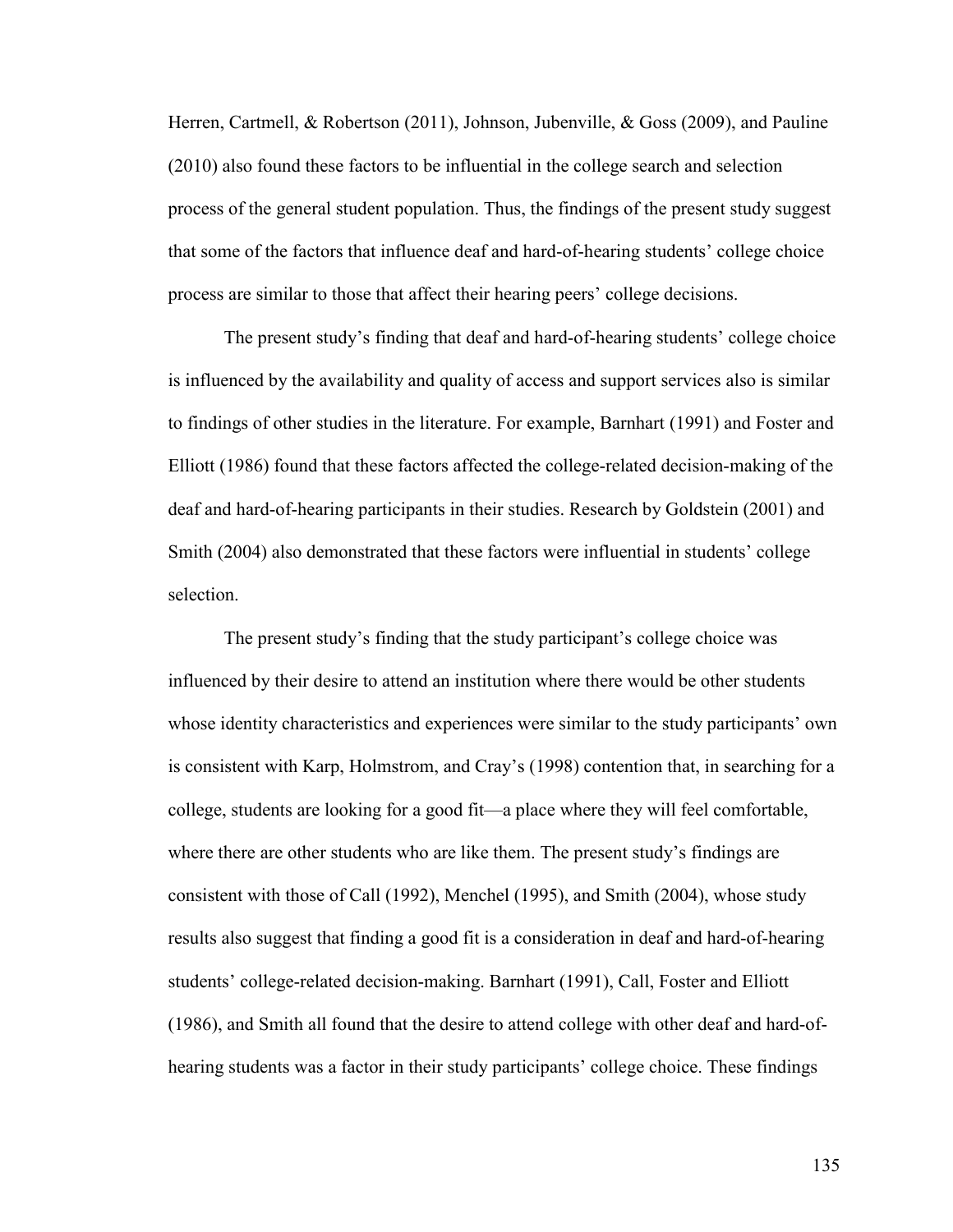Herren, Cartmell, & Robertson (2011), Johnson, Jubenville, & Goss (2009), and Pauline (2010) also found these factors to be influential in the college search and selection process of the general student population. Thus, the findings of the present study suggest that some of the factors that influence deaf and hard-of-hearing students' college choice process are similar to those that affect their hearing peers' college decisions.

The present study's finding that deaf and hard-of-hearing students' college choice is influenced by the availability and quality of access and support services also is similar to findings of other studies in the literature. For example, Barnhart (1991) and Foster and Elliott (1986) found that these factors affected the college-related decision-making of the deaf and hard-of-hearing participants in their studies. Research by Goldstein (2001) and Smith (2004) also demonstrated that these factors were influential in students' college selection.

The present study's finding that the study participant's college choice was influenced by their desire to attend an institution where there would be other students whose identity characteristics and experiences were similar to the study participants' own is consistent with Karp, Holmstrom, and Cray's (1998) contention that, in searching for a college, students are looking for a good fit—a place where they will feel comfortable, where there are other students who are like them. The present study's findings are consistent with those of Call (1992), Menchel (1995), and Smith (2004), whose study results also suggest that finding a good fit is a consideration in deaf and hard-of-hearing students' college-related decision-making. Barnhart (1991), Call, Foster and Elliott (1986), and Smith all found that the desire to attend college with other deaf and hard-of-hearing students was a factor in their study participants' college choice. These findings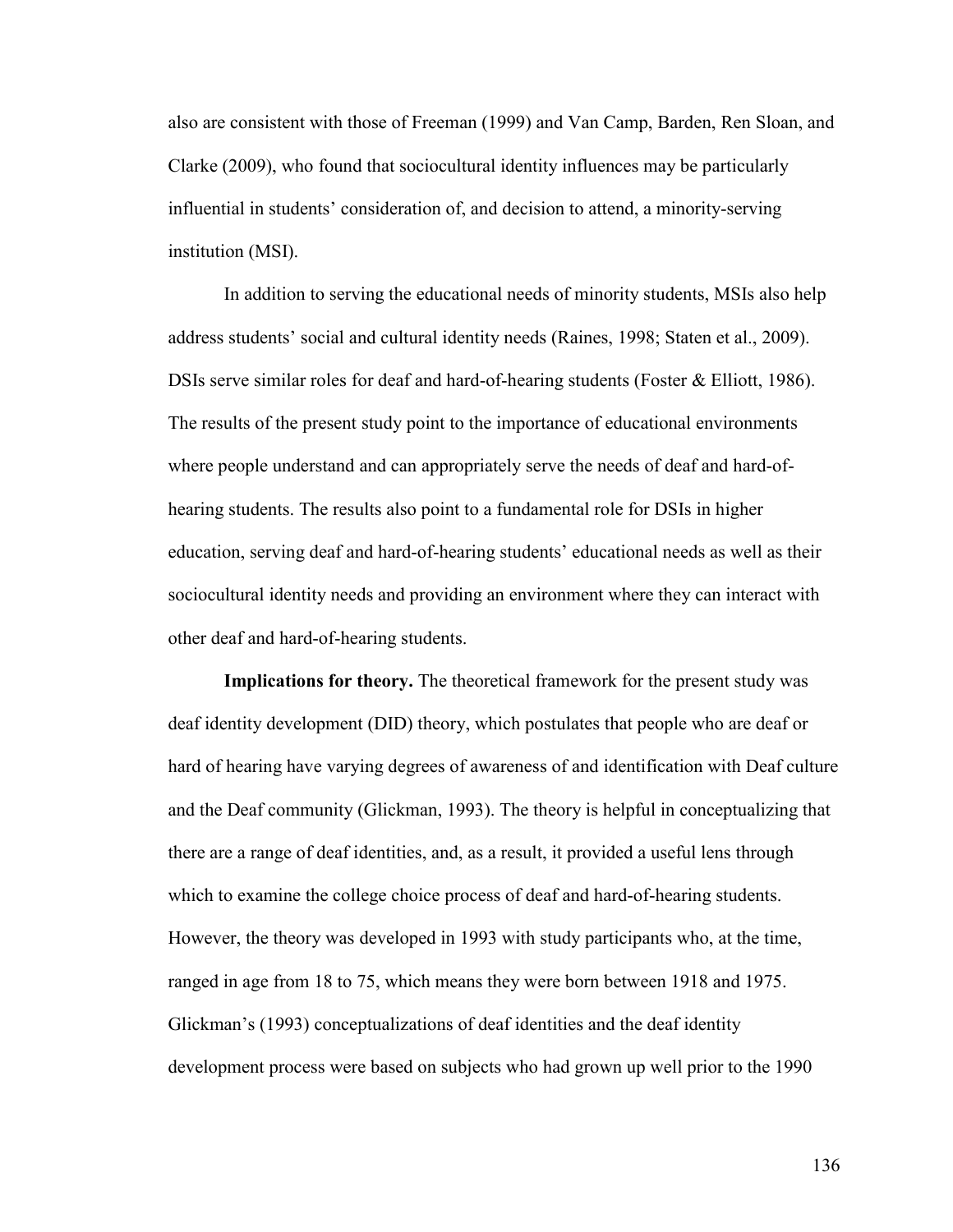also are consistent with those of Freeman (1999) and Van Camp, Barden, Ren Sloan, and Clarke (2009), who found that sociocultural identity influences may be particularly influential in students' consideration of, and decision to attend, a minority-serving institution (MSI).

In addition to serving the educational needs of minority students, MSIs also help address students' social and cultural identity needs (Raines, 1998; Staten et al., 2009). DSIs serve similar roles for deaf and hard-of-hearing students (Foster & Elliott, 1986). The results of the present study point to the importance of educational environments where people understand and can appropriately serve the needs of deaf and hard-of-hearing students. The results also point to a fundamental role for DSIs in higher education, serving deaf and hard-of-hearing students' educational needs as well as their sociocultural identity needs and providing an environment where they can interact with other deaf and hard-of-hearing students.

**Implications for theory.** The theoretical framework for the present study was deaf identity development (DID) theory, which postulates that people who are deaf or hard of hearing have varying degrees of awareness of and identification with Deaf culture and the Deaf community (Glickman, 1993). The theory is helpful in conceptualizing that there are a range of deaf identities, and, as a result, it provided a useful lens through which to examine the college choice process of deaf and hard-of-hearing students. However, the theory was developed in 1993 with study participants who, at the time, ranged in age from 18 to 75, which means they were born between 1918 and 1975. Glickman's (1993) conceptualizations of deaf identities and the deaf identity development process were based on subjects who had grown up well prior to the 1990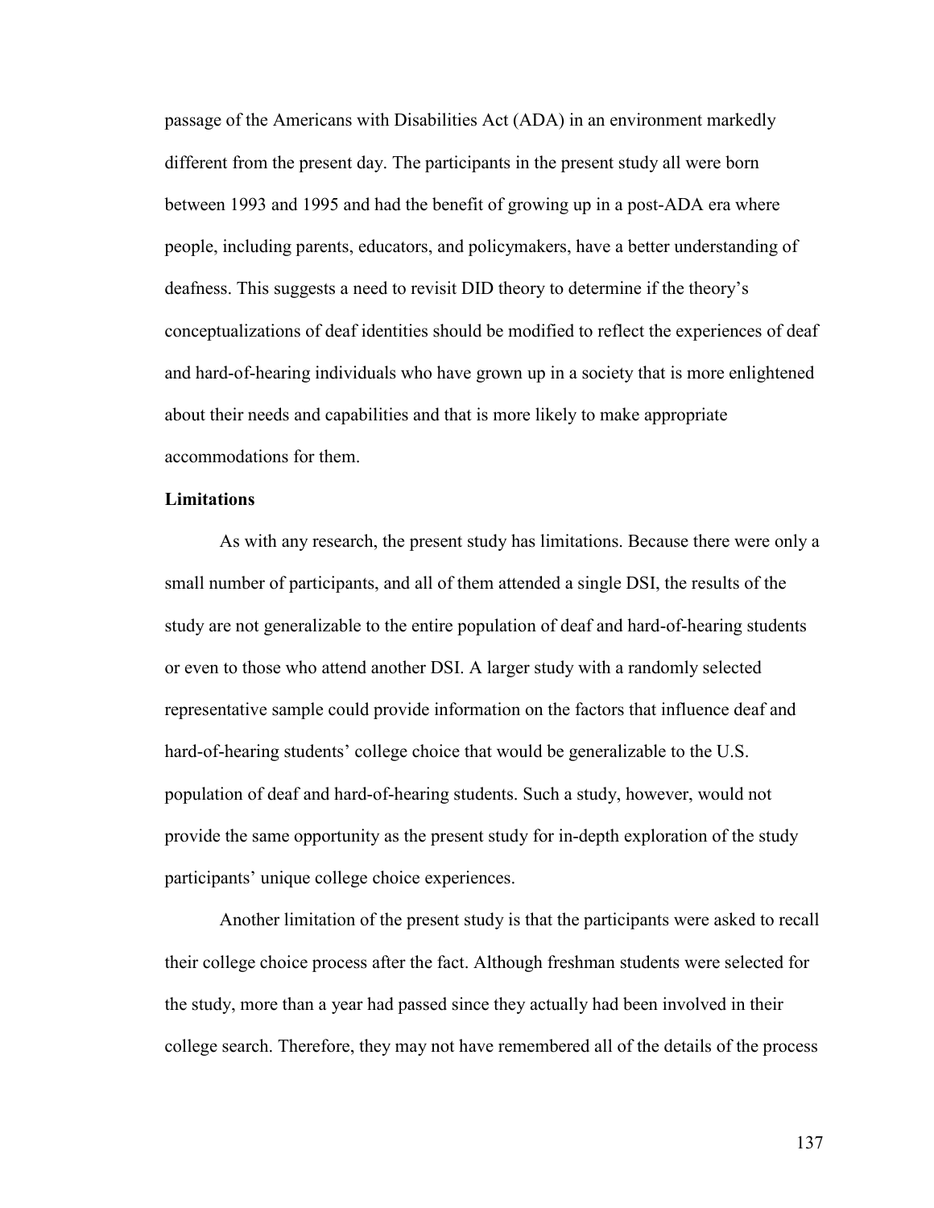passage of the Americans with Disabilities Act (ADA) in an environment markedly different from the present day. The participants in the present study all were born between 1993 and 1995 and had the benefit of growing up in a post-ADA era where people, including parents, educators, and policymakers, have a better understanding of deafness. This suggests a need to revisit DID theory to determine if the theory's conceptualizations of deaf identities should be modified to reflect the experiences of deaf and hard-of-hearing individuals who have grown up in a society that is more enlightened about their needs and capabilities and that is more likely to make appropriate accommodations for them.

**Limitations**

As with any research, the present study has limitations. Because there were only a small number of participants, and all of them attended a single DSI, the results of the study are not generalizable to the entire population of deaf and hard-of-hearing students or even to those who attend another DSI. A larger study with a randomly selected representative sample could provide information on the factors that influence deaf and hard-of-hearing students' college choice that would be generalizable to the U.S. population of deaf and hard-of-hearing students. Such a study, however, would not provide the same opportunity as the present study for in-depth exploration of the study participants' unique college choice experiences.

Another limitation of the present study is that the participants were asked to recall their college choice process after the fact. Although freshman students were selected for the study, more than a year had passed since they actually had been involved in their college search. Therefore, they may not have remembered all of the details of the process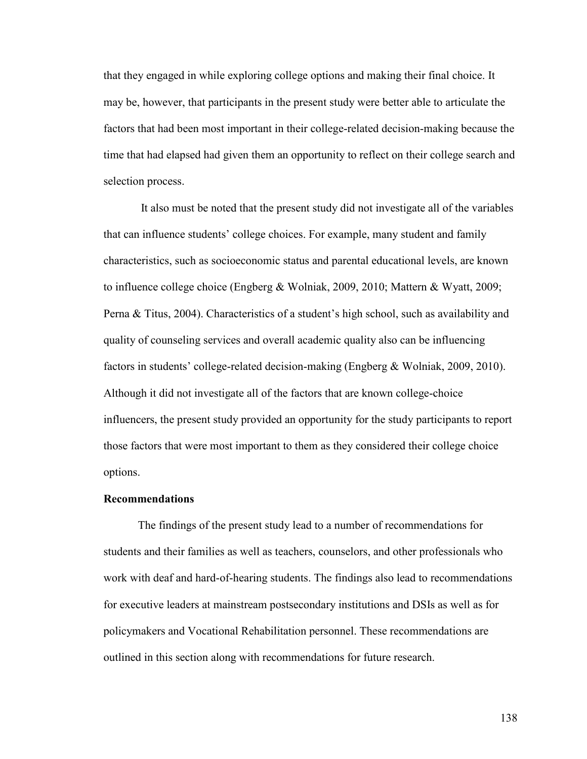that they engaged in while exploring college options and making their final choice. It may be, however, that participants in the present study were better able to articulate the factors that had been most important in their college-related decision-making because the time that had elapsed had given them an opportunity to reflect on their college search and selection process.

It also must be noted that the present study did not investigate all of the variables that can influence students' college choices. For example, many student and family characteristics, such as socioeconomic status and parental educational levels, are known to influence college choice (Engberg & Wolniak, 2009, 2010; Mattern & Wyatt, 2009; Perna & Titus, 2004). Characteristics of a student's high school, such as availability and quality of counseling services and overall academic quality also can be influencing factors in students' college-related decision-making (Engberg & Wolniak, 2009, 2010). Although it did not investigate all of the factors that are known college-choice influencers, the present study provided an opportunity for the study participants to report those factors that were most important to them as they considered their college choice options.

**Recommendations**

The findings of the present study lead to a number of recommendations for students and their families as well as teachers, counselors, and other professionals who work with deaf and hard-of-hearing students. The findings also lead to recommendations for executive leaders at mainstream postsecondary institutions and DSIs as well as for policymakers and Vocational Rehabilitation personnel. These recommendations are outlined in this section along with recommendations for future research.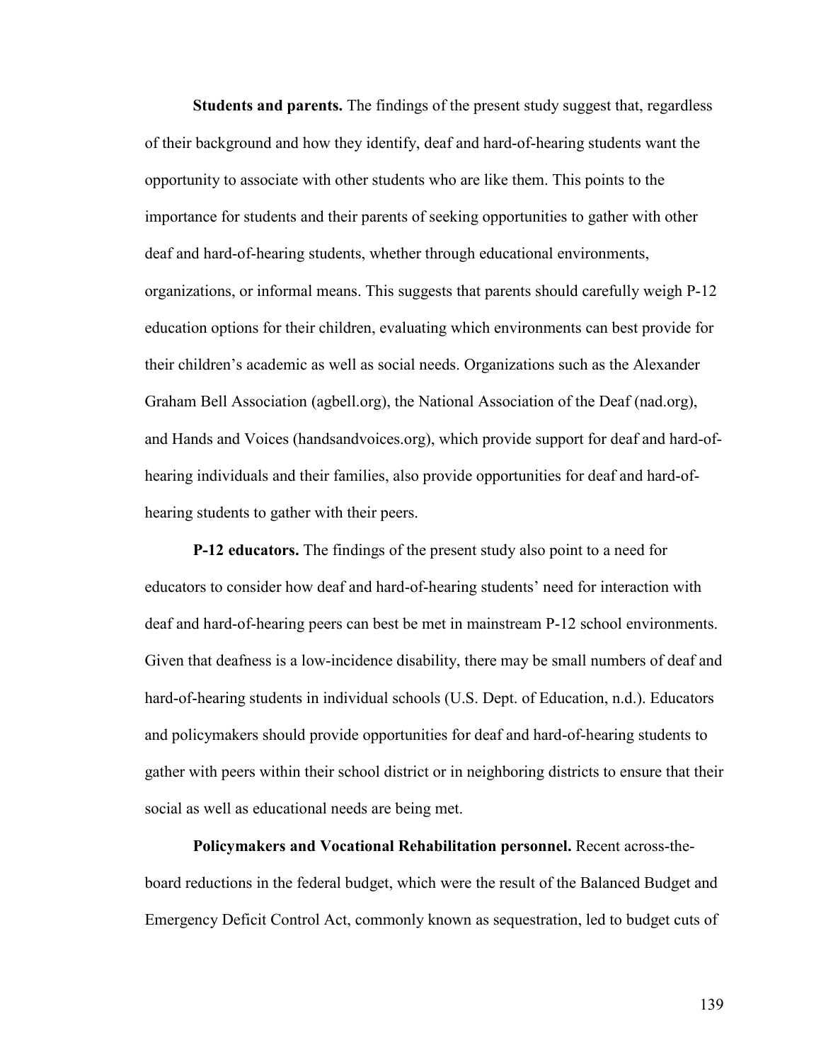**Students and parents.** The findings of the present study suggest that, regardless of their background and how they identify, deaf and hard-of-hearing students want the opportunity to associate with other students who are like them. This points to the importance for students and their parents of seeking opportunities to gather with other deaf and hard-of-hearing students, whether through educational environments, organizations, or informal means. This suggests that parents should carefully weigh P-12 education options for their children, evaluating which environments can best provide for their children's academic as well as social needs. Organizations such as the Alexander Graham Bell Association (agbell.org), the National Association of the Deaf (nad.org), and Hands and Voices (handsandvoices.org), which provide support for deaf and hard-of-hearing individuals and their families, also provide opportunities for deaf and hard-of-hearing students to gather with their peers.

**P-12 educators.** The findings of the present study also point to a need for educators to consider how deaf and hard-of-hearing students' need for interaction with deaf and hard-of-hearing peers can best be met in mainstream P-12 school environments. Given that deafness is a low-incidence disability, there may be small numbers of deaf and hard-of-hearing students in individual schools (U.S. Dept. of Education, n.d.). Educators and policymakers should provide opportunities for deaf and hard-of-hearing students to gather with peers within their school district or in neighboring districts to ensure that their social as well as educational needs are being met.

**Policymakers and Vocational Rehabilitation personnel.** Recent across-the-board reductions in the federal budget, which were the result of the Balanced Budget and Emergency Deficit Control Act, commonly known as sequestration, led to budget cuts of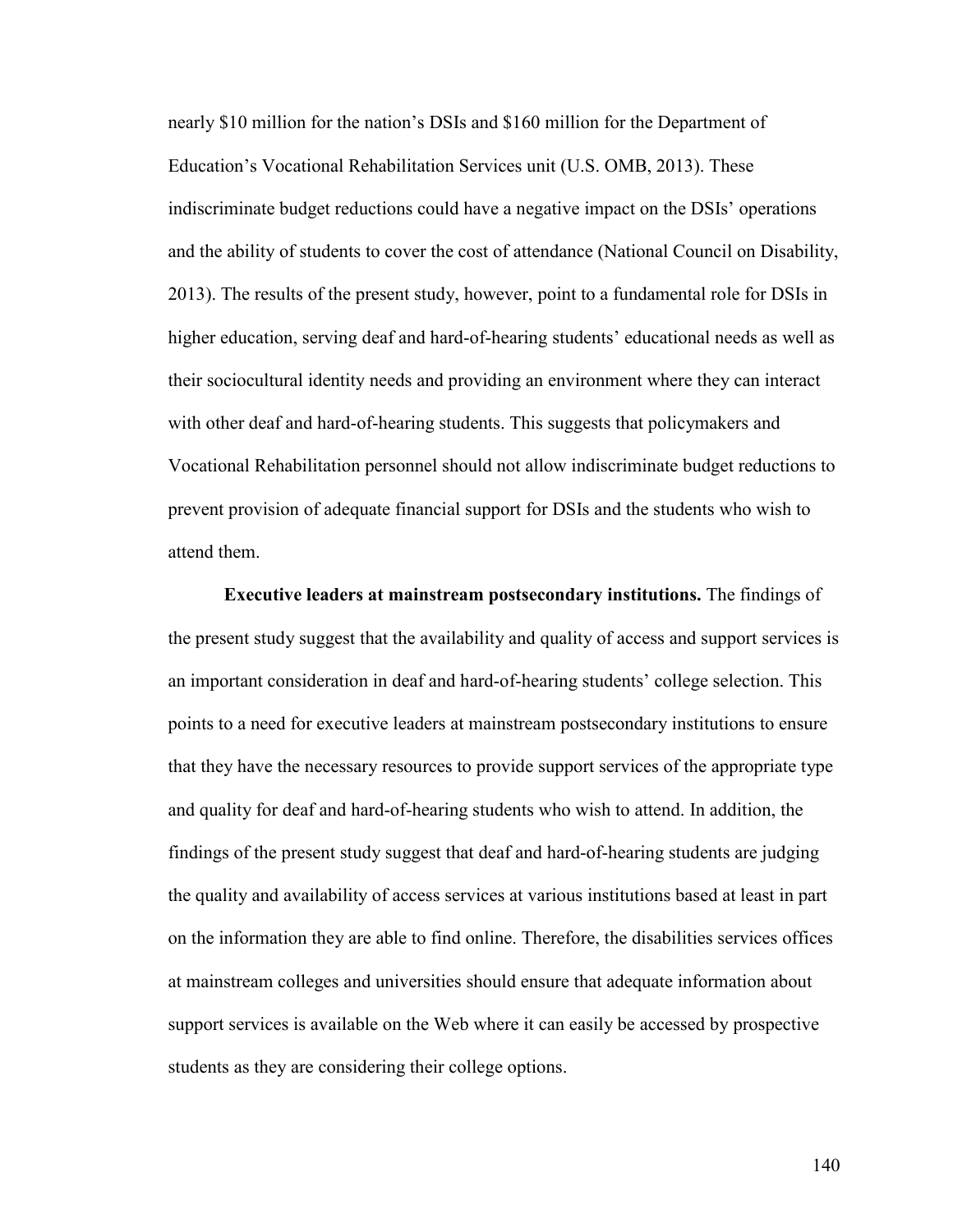nearly $10 million for the nation's DSIs and $160 million for the Department of Education's Vocational Rehabilitation Services unit (U.S. OMB, 2013). These indiscriminate budget reductions could have a negative impact on the DSIs' operations and the ability of students to cover the cost of attendance (National Council on Disability, 2013). The results of the present study, however, point to a fundamental role for DSIs in higher education, serving deaf and hard-of-hearing students' educational needs as well as their sociocultural identity needs and providing an environment where they can interact with other deaf and hard-of-hearing students. This suggests that policymakers and Vocational Rehabilitation personnel should not allow indiscriminate budget reductions to prevent provision of adequate financial support for DSIs and the students who wish to attend them.

**Executive leaders at mainstream postsecondary institutions.** The findings of the present study suggest that the availability and quality of access and support services is an important consideration in deaf and hard-of-hearing students' college selection. This points to a need for executive leaders at mainstream postsecondary institutions to ensure that they have the necessary resources to provide support services of the appropriate type and quality for deaf and hard-of-hearing students who wish to attend. In addition, the findings of the present study suggest that deaf and hard-of-hearing students are judging the quality and availability of access services at various institutions based at least in part on the information they are able to find online. Therefore, the disabilities services offices at mainstream colleges and universities should ensure that adequate information about support services is available on the Web where it can easily be accessed by prospective students as they are considering their college options.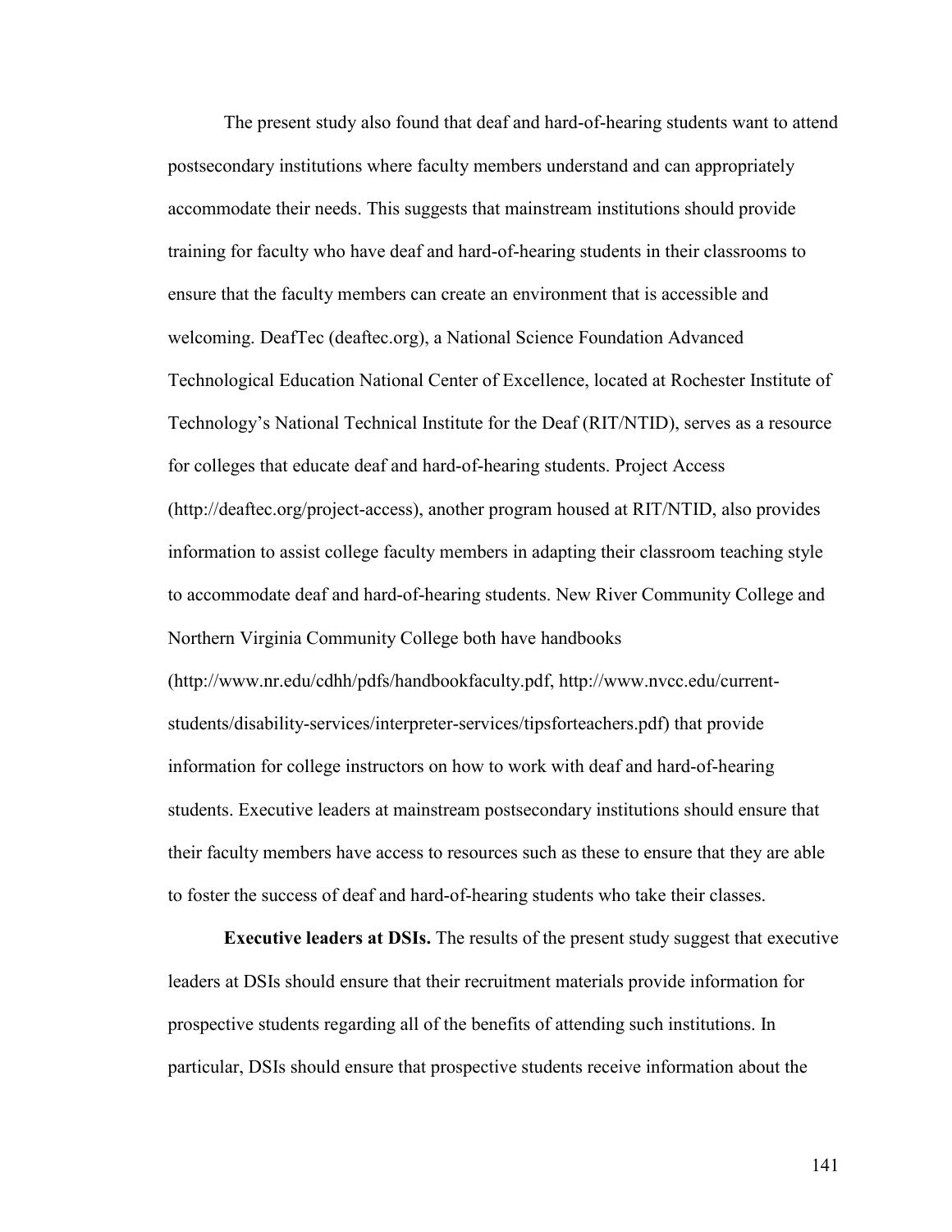The present study also found that deaf and hard-of-hearing students want to attend postsecondary institutions where faculty members understand and can appropriately accommodate their needs. This suggests that mainstream institutions should provide training for faculty who have deaf and hard-of-hearing students in their classrooms to ensure that the faculty members can create an environment that is accessible and welcoming. DeafTec (deaftec.org), a National Science Foundation Advanced Technological Education National Center of Excellence, located at Rochester Institute of Technology's National Technical Institute for the Deaf (RIT/NTID), serves as a resource for colleges that educate deaf and hard-of-hearing students. Project Access (http://deaftec.org/project-access), another program housed at RIT/NTID, also provides information to assist college faculty members in adapting their classroom teaching style to accommodate deaf and hard-of-hearing students. New River Community College and Northern Virginia Community College both have handbooks (http://www.nr.edu/cdhh/pdfs/handbookfaculty.pdf, http://www.nvcc.edu/current-students/disability-services/interpreter-services/tipsforteachers.pdf) that provide information for college instructors on how to work with deaf and hard-of-hearing students. Executive leaders at mainstream postsecondary institutions should ensure that their faculty members have access to resources such as these to ensure that they are able to foster the success of deaf and hard-of-hearing students who take their classes.

**Executive leaders at DSIs.** The results of the present study suggest that executive leaders at DSIs should ensure that their recruitment materials provide information for prospective students regarding all of the benefits of attending such institutions. In particular, DSIs should ensure that prospective students receive information about the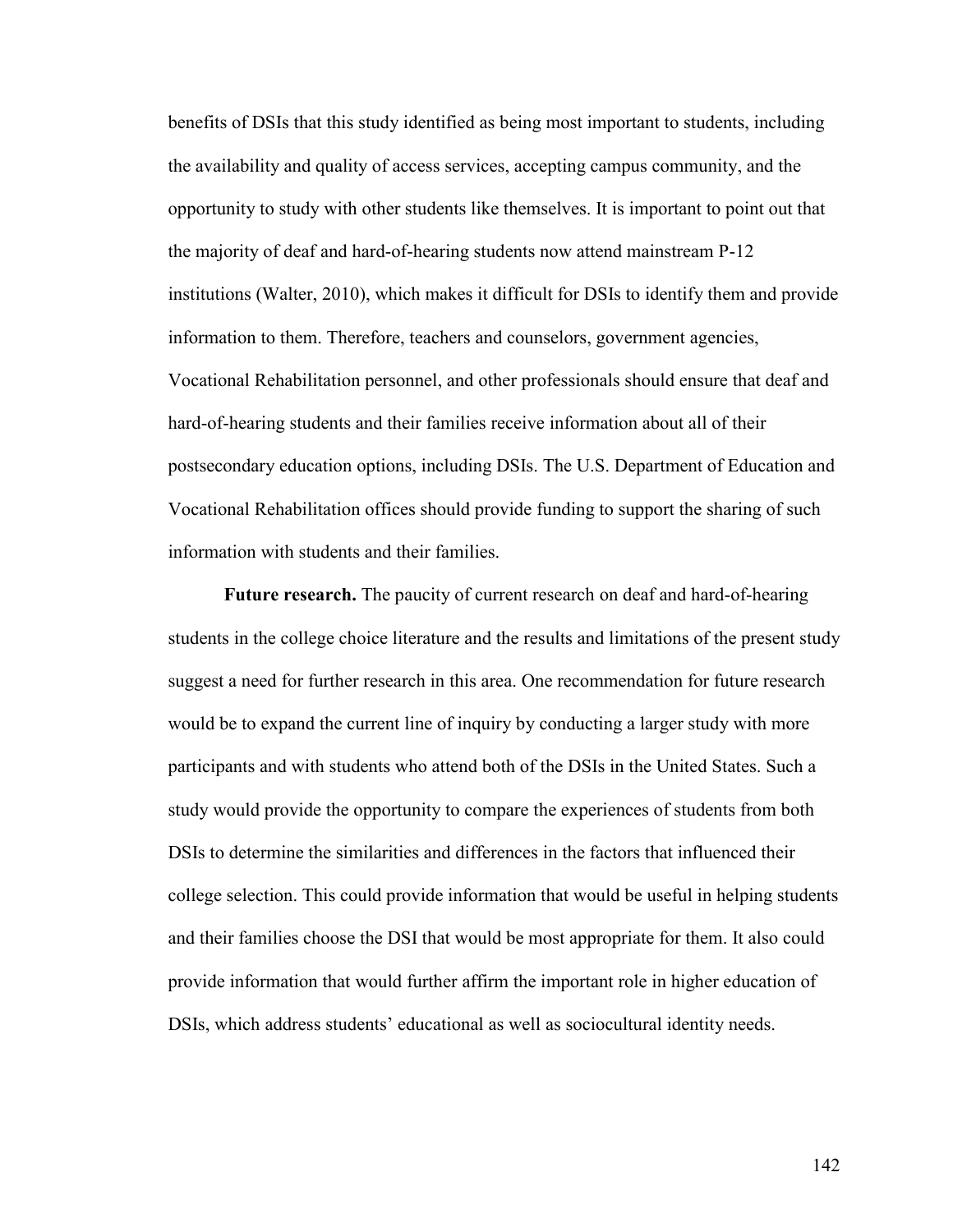benefits of DSIs that this study identified as being most important to students, including the availability and quality of access services, accepting campus community, and the opportunity to study with other students like themselves. It is important to point out that the majority of deaf and hard-of-hearing students now attend mainstream P-12 institutions (Walter, 2010), which makes it difficult for DSIs to identify them and provide information to them. Therefore, teachers and counselors, government agencies, Vocational Rehabilitation personnel, and other professionals should ensure that deaf and hard-of-hearing students and their families receive information about all of their postsecondary education options, including DSIs. The U.S. Department of Education and Vocational Rehabilitation offices should provide funding to support the sharing of such information with students and their families.

**Future research.** The paucity of current research on deaf and hard-of-hearing students in the college choice literature and the results and limitations of the present study suggest a need for further research in this area. One recommendation for future research would be to expand the current line of inquiry by conducting a larger study with more participants and with students who attend both of the DSIs in the United States. Such a study would provide the opportunity to compare the experiences of students from both DSIs to determine the similarities and differences in the factors that influenced their college selection. This could provide information that would be useful in helping students and their families choose the DSI that would be most appropriate for them. It also could provide information that would further affirm the important role in higher education of DSIs, which address students' educational as well as sociocultural identity needs.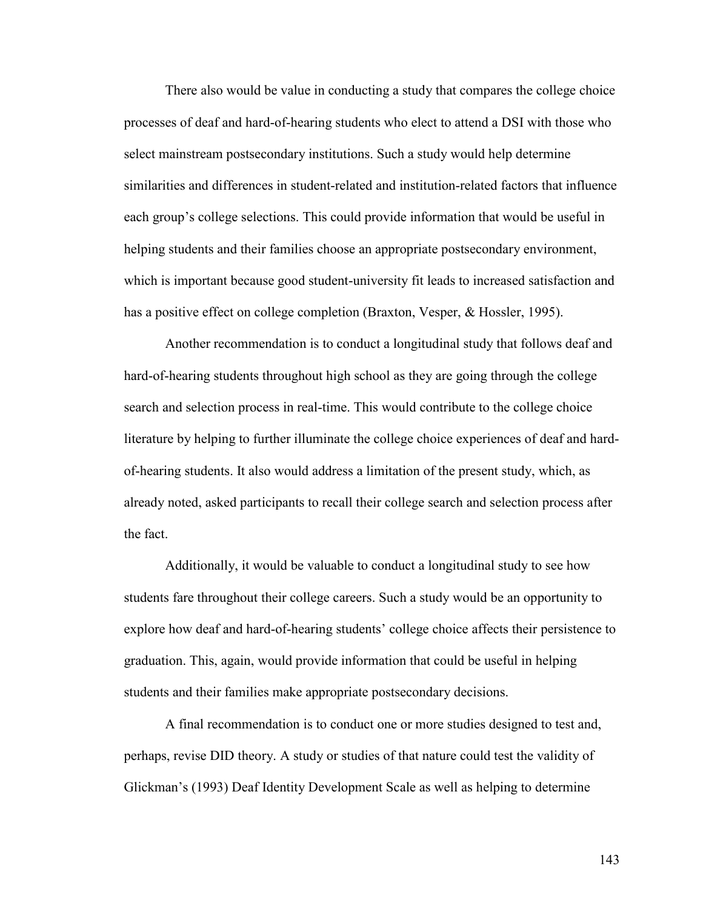There also would be value in conducting a study that compares the college choice processes of deaf and hard-of-hearing students who elect to attend a DSI with those who select mainstream postsecondary institutions. Such a study would help determine similarities and differences in student-related and institution-related factors that influence each group's college selections. This could provide information that would be useful in helping students and their families choose an appropriate postsecondary environment, which is important because good student-university fit leads to increased satisfaction and has a positive effect on college completion (Braxton, Vesper, & Hossler, 1995).

Another recommendation is to conduct a longitudinal study that follows deaf and hard-of-hearing students throughout high school as they are going through the college search and selection process in real-time. This would contribute to the college choice literature by helping to further illuminate the college choice experiences of deaf and hard-of-hearing students. It also would address a limitation of the present study, which, as already noted, asked participants to recall their college search and selection process after the fact.

Additionally, it would be valuable to conduct a longitudinal study to see how students fare throughout their college careers. Such a study would be an opportunity to explore how deaf and hard-of-hearing students' college choice affects their persistence to graduation. This, again, would provide information that could be useful in helping students and their families make appropriate postsecondary decisions.

A final recommendation is to conduct one or more studies designed to test and, perhaps, revise DID theory. A study or studies of that nature could test the validity of Glickman's (1993) Deaf Identity Development Scale as well as helping to determine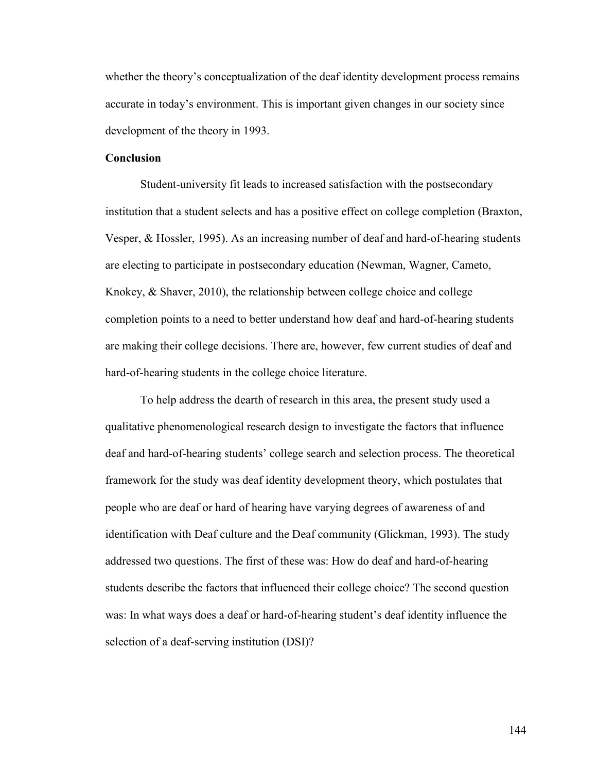whether the theory's conceptualization of the deaf identity development process remains accurate in today's environment. This is important given changes in our society since development of the theory in 1993.

**Conclusion**

Student-university fit leads to increased satisfaction with the postsecondary institution that a student selects and has a positive effect on college completion (Braxton, Vesper, & Hossler, 1995). As an increasing number of deaf and hard-of-hearing students are electing to participate in postsecondary education (Newman, Wagner, Cameto, Knokey, & Shaver, 2010), the relationship between college choice and college completion points to a need to better understand how deaf and hard-of-hearing students are making their college decisions. There are, however, few current studies of deaf and hard-of-hearing students in the college choice literature.

To help address the dearth of research in this area, the present study used a qualitative phenomenological research design to investigate the factors that influence deaf and hard-of-hearing students' college search and selection process. The theoretical framework for the study was deaf identity development theory, which postulates that people who are deaf or hard of hearing have varying degrees of awareness of and identification with Deaf culture and the Deaf community (Glickman, 1993). The study addressed two questions. The first of these was: How do deaf and hard-of-hearing students describe the factors that influenced their college choice? The second question was: In what ways does a deaf or hard-of-hearing student's deaf identity influence the selection of a deaf-serving institution (DSI)?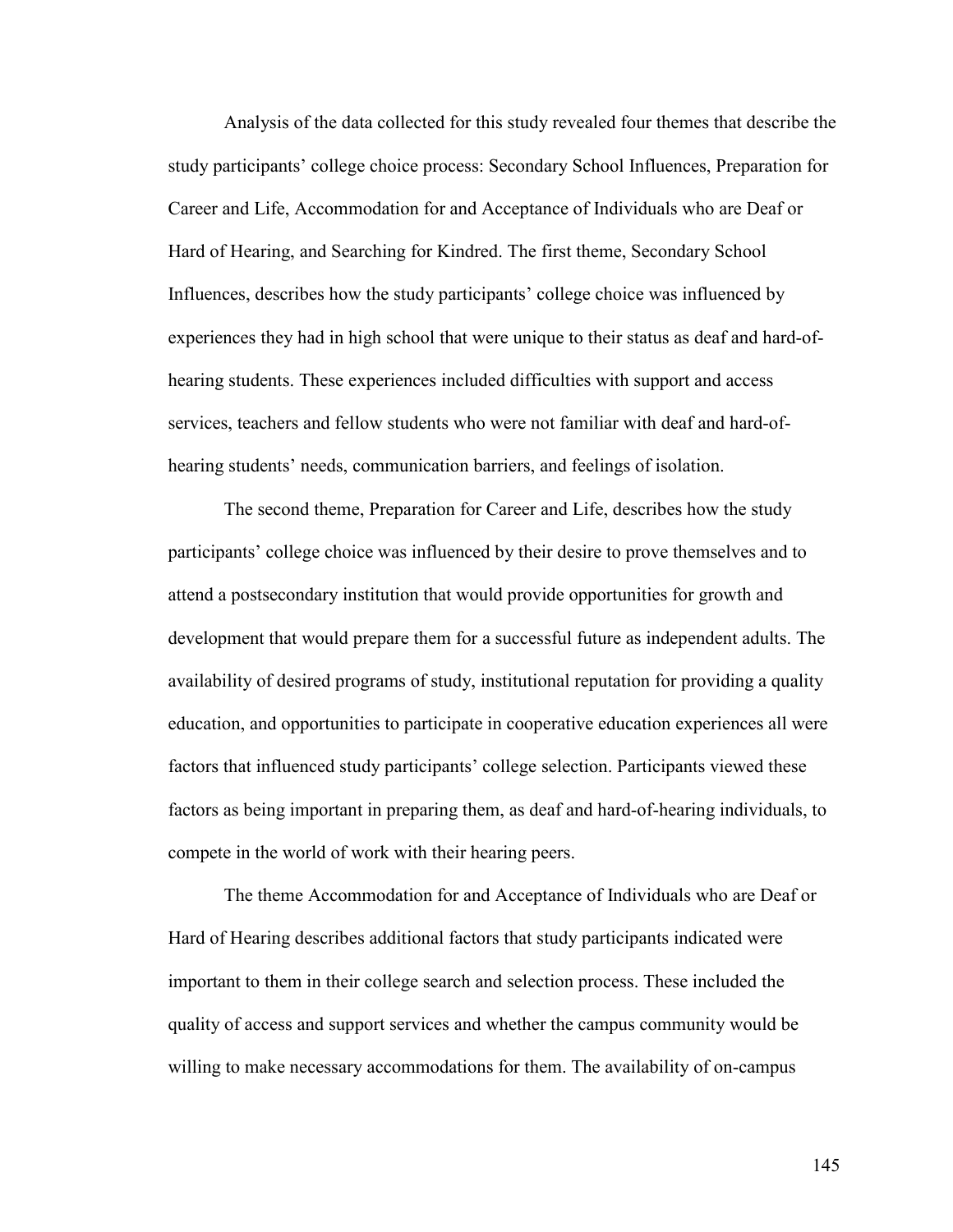Analysis of the data collected for this study revealed four themes that describe the study participants' college choice process: Secondary School Influences, Preparation for Career and Life, Accommodation for and Acceptance of Individuals who are Deaf or Hard of Hearing, and Searching for Kindred. The first theme, Secondary School Influences, describes how the study participants' college choice was influenced by experiences they had in high school that were unique to their status as deaf and hard-of-hearing students. These experiences included difficulties with support and access services, teachers and fellow students who were not familiar with deaf and hard-of-hearing students' needs, communication barriers, and feelings of isolation.

The second theme, Preparation for Career and Life, describes how the study participants' college choice was influenced by their desire to prove themselves and to attend a postsecondary institution that would provide opportunities for growth and development that would prepare them for a successful future as independent adults. The availability of desired programs of study, institutional reputation for providing a quality education, and opportunities to participate in cooperative education experiences all were factors that influenced study participants' college selection. Participants viewed these factors as being important in preparing them, as deaf and hard-of-hearing individuals, to compete in the world of work with their hearing peers.

The theme Accommodation for and Acceptance of Individuals who are Deaf or Hard of Hearing describes additional factors that study participants indicated were important to them in their college search and selection process. These included the quality of access and support services and whether the campus community would be willing to make necessary accommodations for them. The availability of on-campus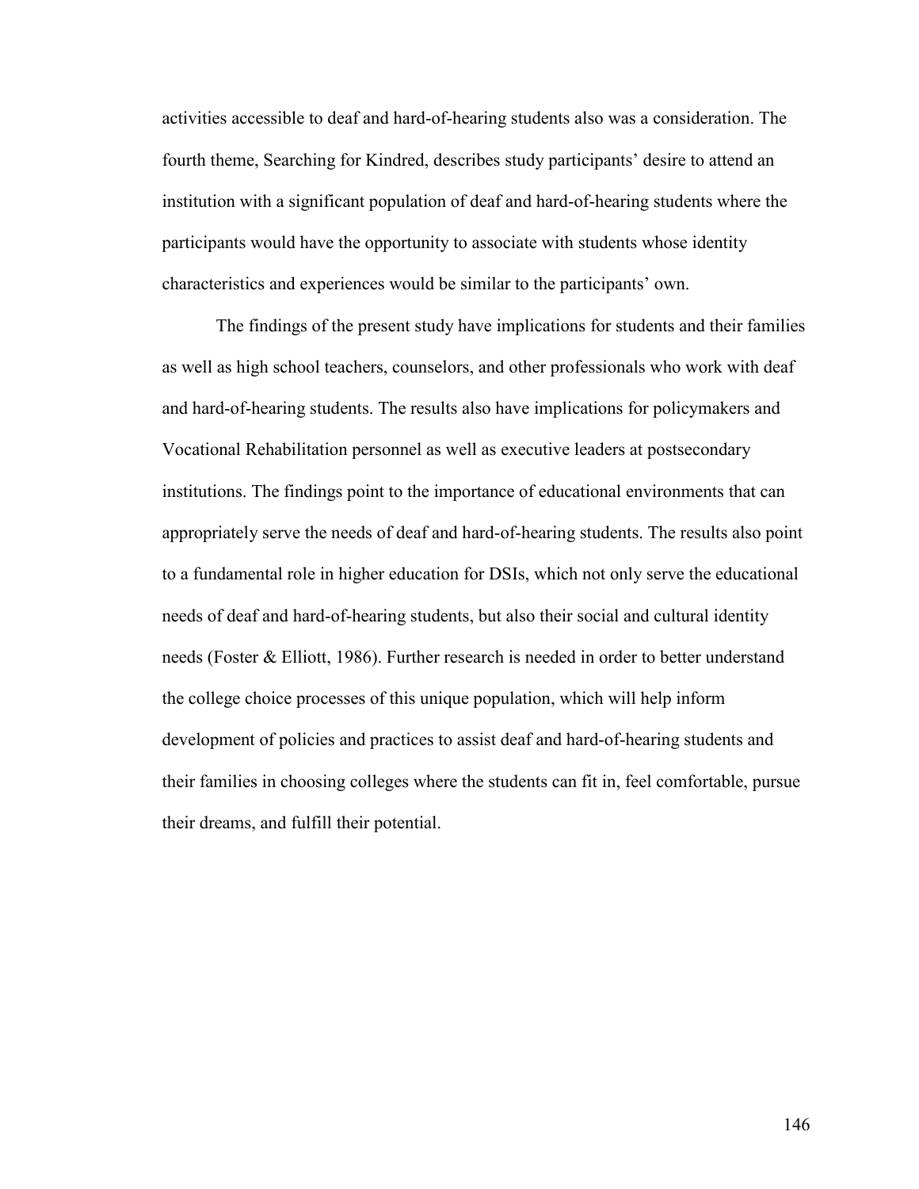activities accessible to deaf and hard-of-hearing students also was a consideration. The fourth theme, Searching for Kindred, describes study participants' desire to attend an institution with a significant population of deaf and hard-of-hearing students where the participants would have the opportunity to associate with students whose identity characteristics and experiences would be similar to the participants' own.

The findings of the present study have implications for students and their families as well as high school teachers, counselors, and other professionals who work with deaf and hard-of-hearing students. The results also have implications for policymakers and Vocational Rehabilitation personnel as well as executive leaders at postsecondary institutions. The findings point to the importance of educational environments that can appropriately serve the needs of deaf and hard-of-hearing students. The results also point to a fundamental role in higher education for DSIs, which not only serve the educational needs of deaf and hard-of-hearing students, but also their social and cultural identity needs (Foster & Elliott, 1986). Further research is needed in order to better understand the college choice processes of this unique population, which will help inform development of policies and practices to assist deaf and hard-of-hearing students and their families in choosing colleges where the students can fit in, feel comfortable, pursue their dreams, and fulfill their potential.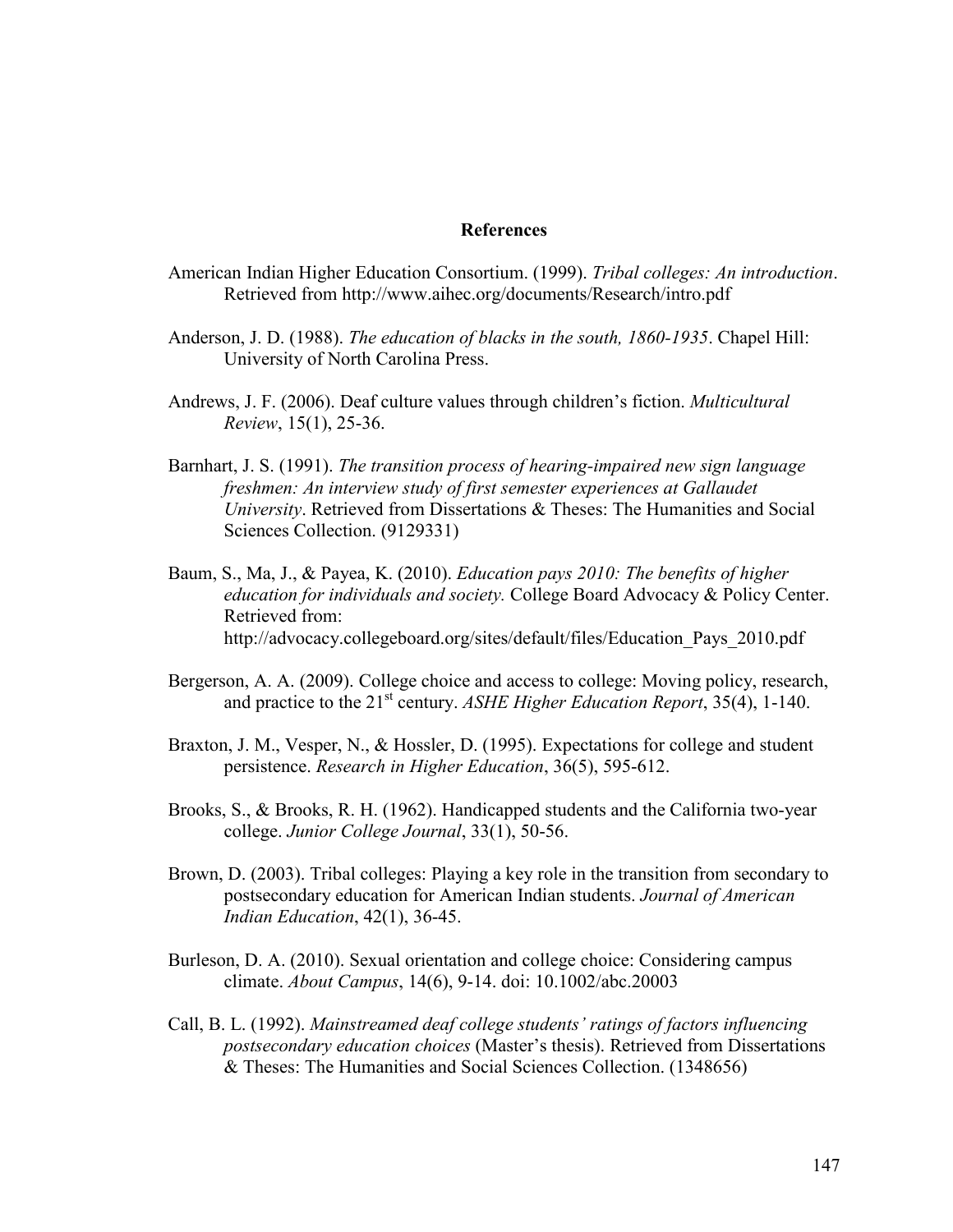## References

American Indian Higher Education Consortium. (1999). *Tribal colleges: An introduction*. Retrieved from http://www.aihec.org/documents/Research/intro.pdf

Anderson, J. D. (1988). *The education of blacks in the south, 1860-1935*. Chapel Hill: University of North Carolina Press.

Andrews, J. F. (2006). Deaf culture values through children's fiction. *Multicultural Review*, 15(1), 25-36.

Barnhart, J. S. (1991). *The transition process of hearing-impaired new sign language freshmen: An interview study of first semester experiences at Gallaudet University*. Retrieved from Dissertations & Theses: The Humanities and Social Sciences Collection. (9129331)

Baum, S., Ma, J., & Payea, K. (2010). *Education pays 2010: The benefits of higher education for individuals and society.* College Board Advocacy & Policy Center. Retrieved from: http://advocacy.collegeboard.org/sites/default/files/Education_Pays_2010.pdf

Bergerson, A. A. (2009). College choice and access to college: Moving policy, research, and practice to the 21st century. *ASHE Higher Education Report*, 35(4), 1-140.

Braxton, J. M., Vesper, N., & Hossler, D. (1995). Expectations for college and student persistence. *Research in Higher Education*, 36(5), 595-612.

Brooks, S., & Brooks, R. H. (1962). Handicapped students and the California two-year college. *Junior College Journal*, 33(1), 50-56.

Brown, D. (2003). Tribal colleges: Playing a key role in the transition from secondary to postsecondary education for American Indian students. *Journal of American Indian Education*, 42(1), 36-45.

Burleson, D. A. (2010). Sexual orientation and college choice: Considering campus climate. *About Campus*, 14(6), 9-14. doi: 10.1002/abc.20003

Call, B. L. (1992). *Mainstreamed deaf college students' ratings of factors influencing postsecondary education choices* (Master's thesis). Retrieved from Dissertations & Theses: The Humanities and Social Sciences Collection. (1348656)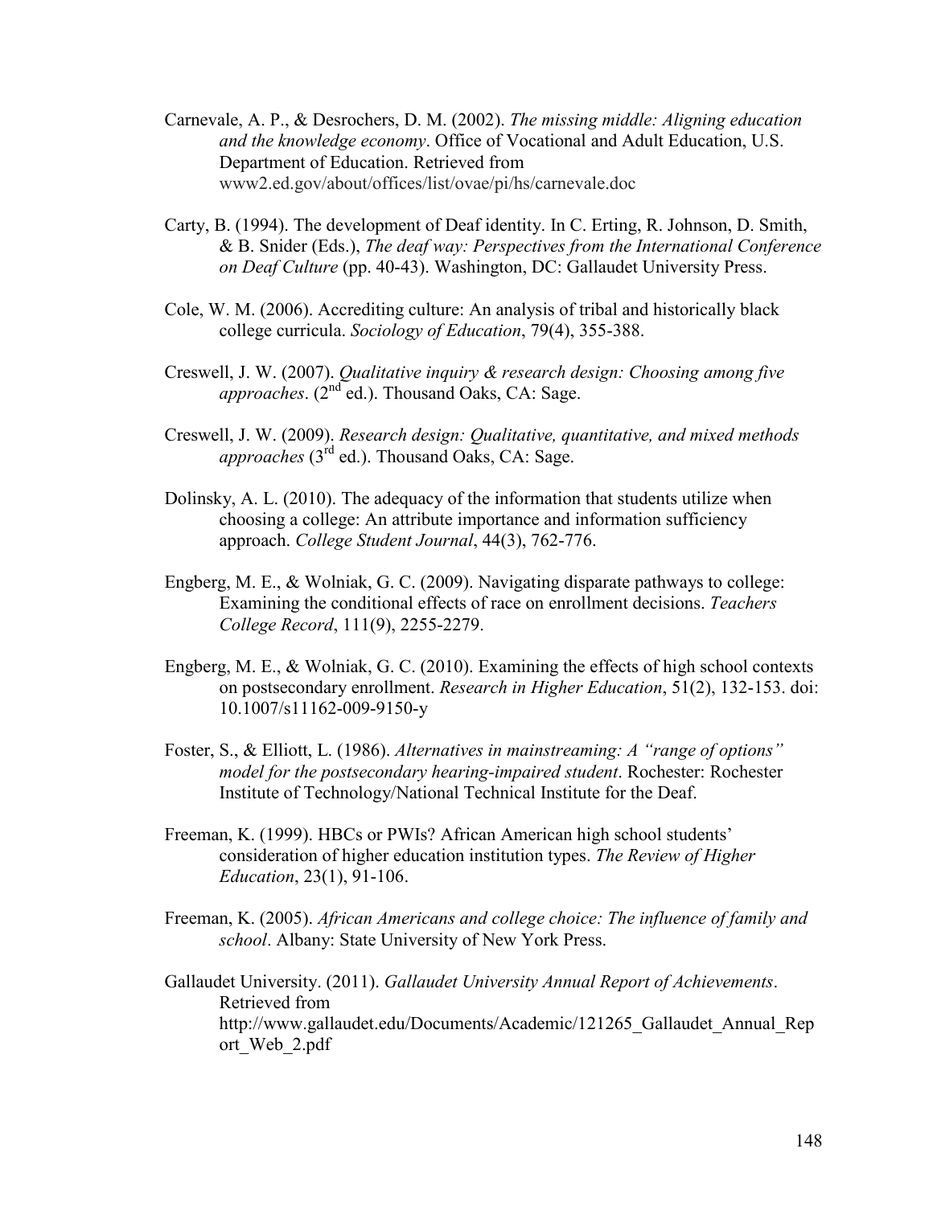Carnevale, A. P., & Desrochers, D. M. (2002). *The missing middle: Aligning education and the knowledge economy*. Office of Vocational and Adult Education, U.S. Department of Education. Retrieved from www2.ed.gov/about/offices/list/ovae/pi/hs/carnevale.doc

Carty, B. (1994). The development of Deaf identity. In C. Erting, R. Johnson, D. Smith, & B. Snider (Eds.), *The deaf way: Perspectives from the International Conference on Deaf Culture* (pp. 40-43). Washington, DC: Gallaudet University Press.

Cole, W. M. (2006). Accrediting culture: An analysis of tribal and historically black college curricula. *Sociology of Education*, 79(4), 355-388.

Creswell, J. W. (2007). *Qualitative inquiry & research design: Choosing among five approaches*. (2nd ed.). Thousand Oaks, CA: Sage.

Creswell, J. W. (2009). *Research design: Qualitative, quantitative, and mixed methods approaches* (3rd ed.). Thousand Oaks, CA: Sage.

Dolinsky, A. L. (2010). The adequacy of the information that students utilize when choosing a college: An attribute importance and information sufficiency approach. *College Student Journal*, 44(3), 762-776.

Engberg, M. E., & Wolniak, G. C. (2009). Navigating disparate pathways to college: Examining the conditional effects of race on enrollment decisions. *Teachers College Record*, 111(9), 2255-2279.

Engberg, M. E., & Wolniak, G. C. (2010). Examining the effects of high school contexts on postsecondary enrollment. *Research in Higher Education*, 51(2), 132-153. doi: 10.1007/s11162-009-9150-y

Foster, S., & Elliott, L. (1986). *Alternatives in mainstreaming: A "range of options" model for the postsecondary hearing-impaired student*. Rochester: Rochester Institute of Technology/National Technical Institute for the Deaf.

Freeman, K. (1999). HBCs or PWIs? African American high school students' consideration of higher education institution types. *The Review of Higher Education*, 23(1), 91-106.

Freeman, K. (2005). *African Americans and college choice: The influence of family and school*. Albany: State University of New York Press.

Gallaudet University. (2011). *Gallaudet University Annual Report of Achievements*. Retrieved from http://www.gallaudet.edu/Documents/Academic/121265_Gallaudet_Annual_Report_Web_2.pdf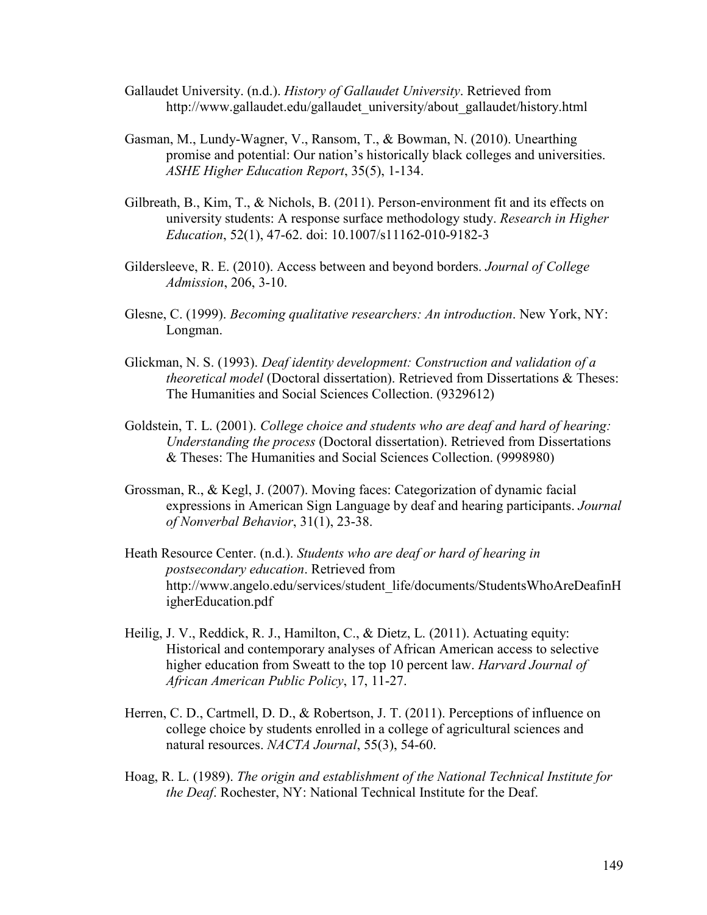Gallaudet University. (n.d.). *History of Gallaudet University*. Retrieved from http://www.gallaudet.edu/gallaudet_university/about_gallaudet/history.html

Gasman, M., Lundy-Wagner, V., Ransom, T., & Bowman, N. (2010). Unearthing promise and potential: Our nation's historically black colleges and universities. *ASHE Higher Education Report*, 35(5), 1-134.

Gilbreath, B., Kim, T., & Nichols, B. (2011). Person-environment fit and its effects on university students: A response surface methodology study. *Research in Higher Education*, 52(1), 47-62. doi: 10.1007/s11162-010-9182-3

Gildersleeve, R. E. (2010). Access between and beyond borders. *Journal of College Admission*, 206, 3-10.

Glesne, C. (1999). *Becoming qualitative researchers: An introduction*. New York, NY: Longman.

Glickman, N. S. (1993). *Deaf identity development: Construction and validation of a theoretical model* (Doctoral dissertation). Retrieved from Dissertations & Theses: The Humanities and Social Sciences Collection. (9329612)

Goldstein, T. L. (2001). *College choice and students who are deaf and hard of hearing: Understanding the process* (Doctoral dissertation). Retrieved from Dissertations & Theses: The Humanities and Social Sciences Collection. (9998980)

Grossman, R., & Kegl, J. (2007). Moving faces: Categorization of dynamic facial expressions in American Sign Language by deaf and hearing participants. *Journal of Nonverbal Behavior*, 31(1), 23-38.

Heath Resource Center. (n.d.). *Students who are deaf or hard of hearing in postsecondary education*. Retrieved from http://www.angelo.edu/services/student_life/documents/StudentsWhoAreDeafinHigherEducation.pdf

Heilig, J. V., Reddick, R. J., Hamilton, C., & Dietz, L. (2011). Actuating equity: Historical and contemporary analyses of African American access to selective higher education from Sweatt to the top 10 percent law. *Harvard Journal of African American Public Policy*, 17, 11-27.

Herren, C. D., Cartmell, D. D., & Robertson, J. T. (2011). Perceptions of influence on college choice by students enrolled in a college of agricultural sciences and natural resources. *NACTA Journal*, 55(3), 54-60.

Hoag, R. L. (1989). *The origin and establishment of the National Technical Institute for the Deaf*. Rochester, NY: National Technical Institute for the Deaf.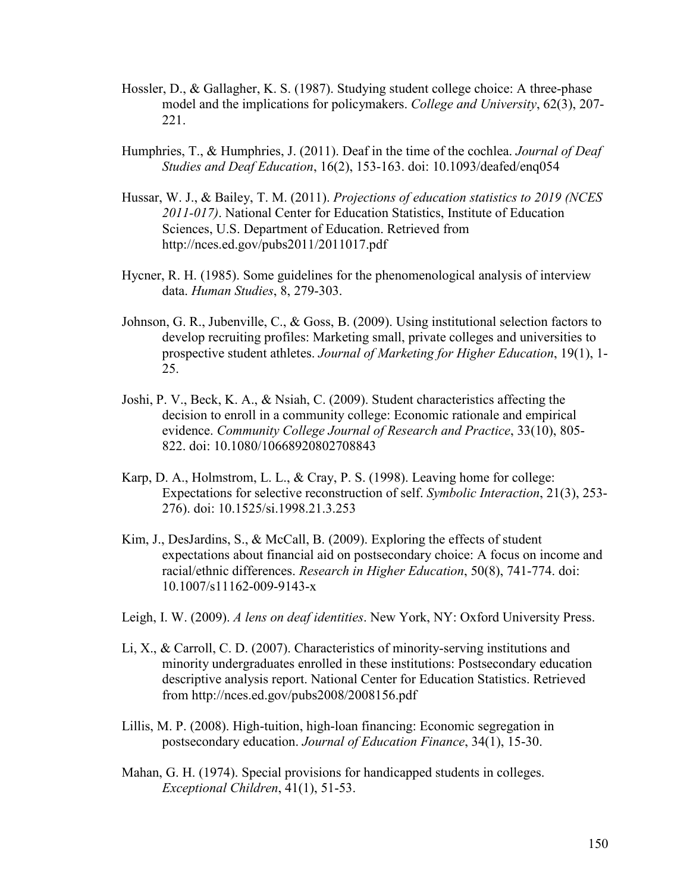Hossler, D., & Gallagher, K. S. (1987). Studying student college choice: A three-phase model and the implications for policymakers. *College and University*, 62(3), 207-221.

Humphries, T., & Humphries, J. (2011). Deaf in the time of the cochlea. *Journal of Deaf Studies and Deaf Education*, 16(2), 153-163. doi: 10.1093/deafed/enq054

Hussar, W. J., & Bailey, T. M. (2011). *Projections of education statistics to 2019 (NCES 2011-017)*. National Center for Education Statistics, Institute of Education Sciences, U.S. Department of Education. Retrieved from http://nces.ed.gov/pubs2011/2011017.pdf

Hycner, R. H. (1985). Some guidelines for the phenomenological analysis of interview data. *Human Studies*, 8, 279-303.

Johnson, G. R., Jubenville, C., & Goss, B. (2009). Using institutional selection factors to develop recruiting profiles: Marketing small, private colleges and universities to prospective student athletes. *Journal of Marketing for Higher Education*, 19(1), 1-25.

Joshi, P. V., Beck, K. A., & Nsiah, C. (2009). Student characteristics affecting the decision to enroll in a community college: Economic rationale and empirical evidence. *Community College Journal of Research and Practice*, 33(10), 805-822. doi: 10.1080/10668920802708843

Karp, D. A., Holmstrom, L. L., & Cray, P. S. (1998). Leaving home for college: Expectations for selective reconstruction of self. *Symbolic Interaction*, 21(3), 253-276). doi: 10.1525/si.1998.21.3.253

Kim, J., DesJardins, S., & McCall, B. (2009). Exploring the effects of student expectations about financial aid on postsecondary choice: A focus on income and racial/ethnic differences. *Research in Higher Education*, 50(8), 741-774. doi: 10.1007/s11162-009-9143-x

Leigh, I. W. (2009). *A lens on deaf identities*. New York, NY: Oxford University Press.

Li, X., & Carroll, C. D. (2007). Characteristics of minority-serving institutions and minority undergraduates enrolled in these institutions: Postsecondary education descriptive analysis report. National Center for Education Statistics. Retrieved from http://nces.ed.gov/pubs2008/2008156.pdf

Lillis, M. P. (2008). High-tuition, high-loan financing: Economic segregation in postsecondary education. *Journal of Education Finance*, 34(1), 15-30.

Mahan, G. H. (1974). Special provisions for handicapped students in colleges. *Exceptional Children*, 41(1), 51-53.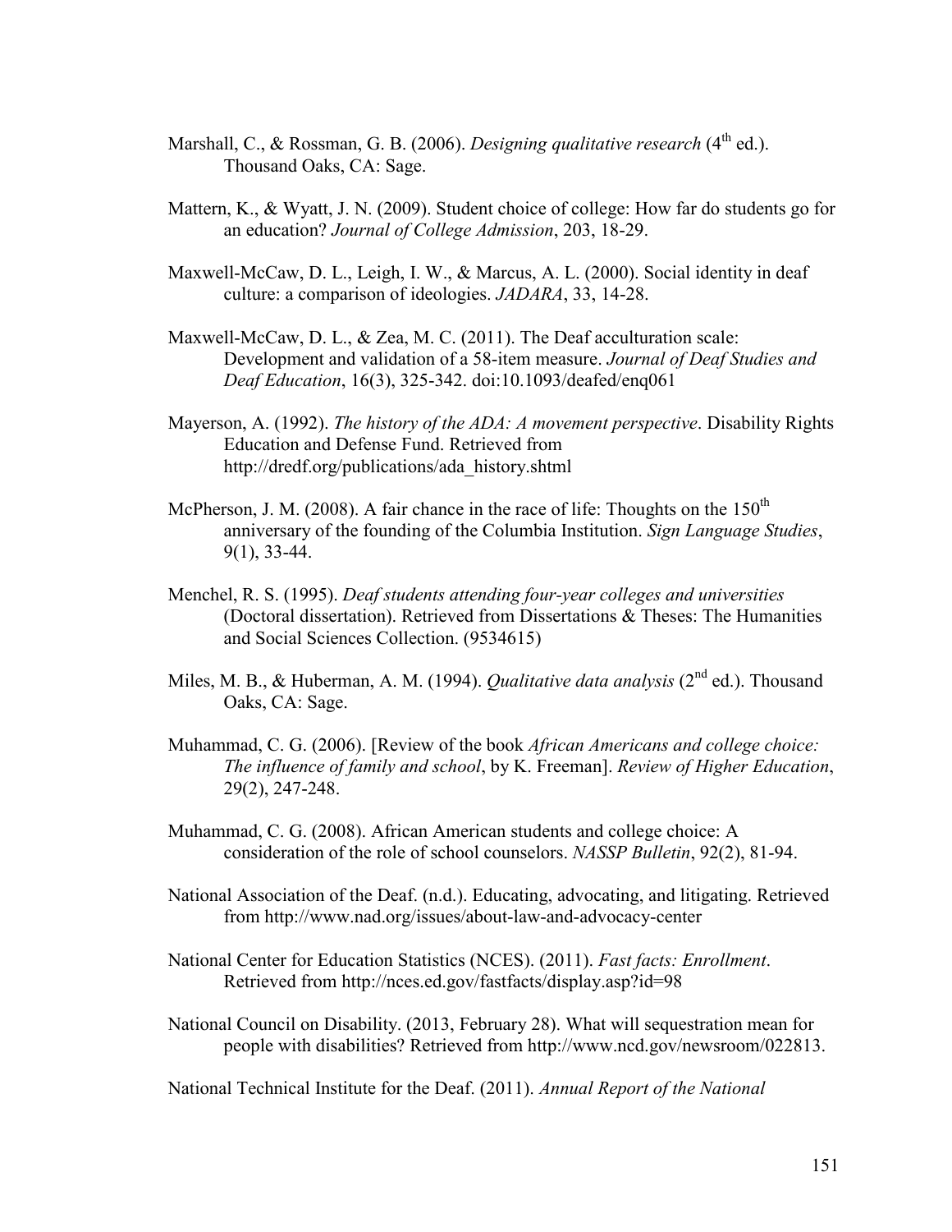Marshall, C., & Rossman, G. B. (2006). *Designing qualitative research* (4th ed.). Thousand Oaks, CA: Sage.

Mattern, K., & Wyatt, J. N. (2009). Student choice of college: How far do students go for an education? *Journal of College Admission*, 203, 18-29.

Maxwell-McCaw, D. L., Leigh, I. W., & Marcus, A. L. (2000). Social identity in deaf culture: a comparison of ideologies. *JADARA*, 33, 14-28.

Maxwell-McCaw, D. L., & Zea, M. C. (2011). The Deaf acculturation scale: Development and validation of a 58-item measure. *Journal of Deaf Studies and Deaf Education*, 16(3), 325-342. doi:10.1093/deafed/enq061

Mayerson, A. (1992). *The history of the ADA: A movement perspective*. Disability Rights Education and Defense Fund. Retrieved from http://dredf.org/publications/ada_history.shtml

McPherson, J. M. (2008). A fair chance in the race of life: Thoughts on the 150th anniversary of the founding of the Columbia Institution. *Sign Language Studies*, 9(1), 33-44.

Menchel, R. S. (1995). *Deaf students attending four-year colleges and universities* (Doctoral dissertation). Retrieved from Dissertations & Theses: The Humanities and Social Sciences Collection. (9534615)

Miles, M. B., & Huberman, A. M. (1994). *Qualitative data analysis* (2nd ed.). Thousand Oaks, CA: Sage.

Muhammad, C. G. (2006). [Review of the book *African Americans and college choice: The influence of family and school*, by K. Freeman]. *Review of Higher Education*, 29(2), 247-248.

Muhammad, C. G. (2008). African American students and college choice: A consideration of the role of school counselors. *NASSP Bulletin*, 92(2), 81-94.

National Association of the Deaf. (n.d.). Educating, advocating, and litigating. Retrieved from http://www.nad.org/issues/about-law-and-advocacy-center

National Center for Education Statistics (NCES). (2011). *Fast facts: Enrollment*. Retrieved from http://nces.ed.gov/fastfacts/display.asp?id=98

National Council on Disability. (2013, February 28). What will sequestration mean for people with disabilities? Retrieved from http://www.ncd.gov/newsroom/022813.

National Technical Institute for the Deaf. (2011). *Annual Report of the National*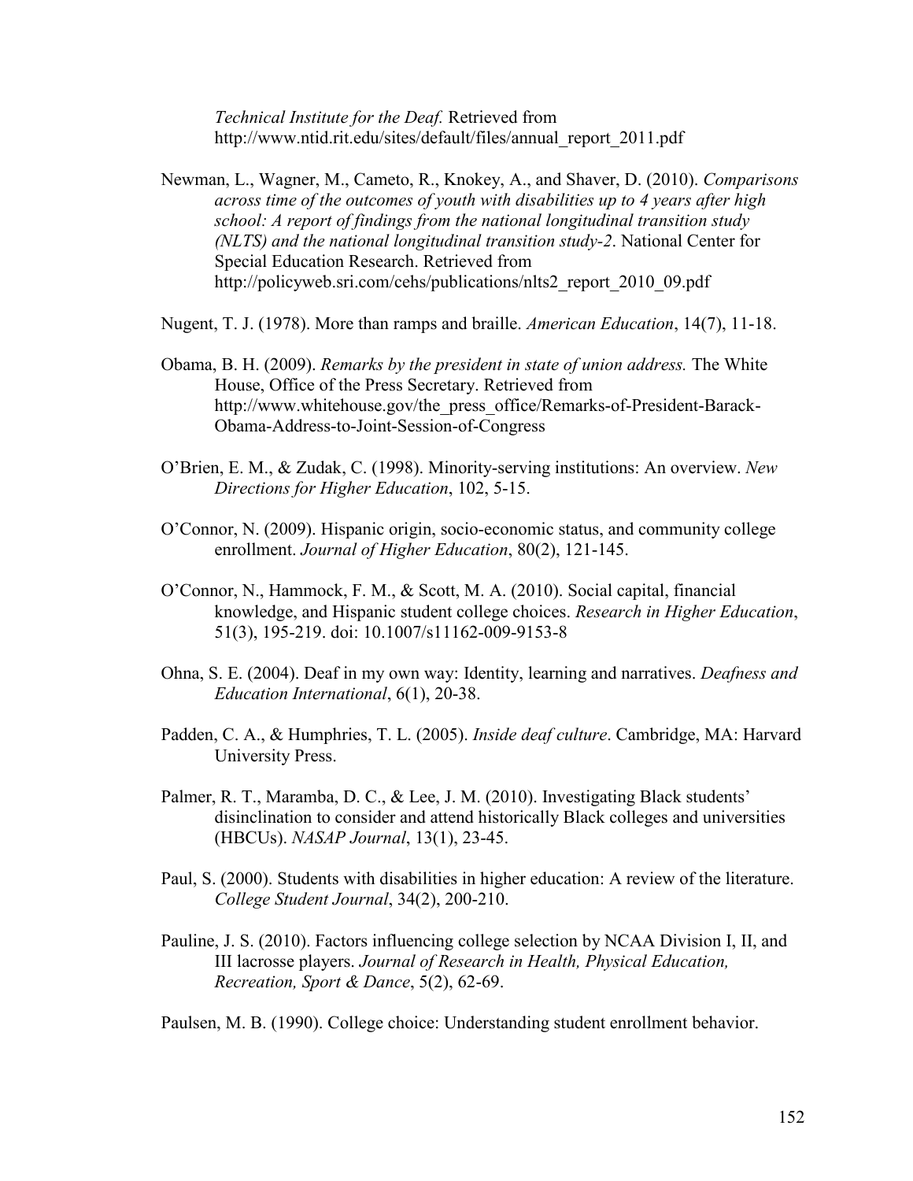*Technical Institute for the Deaf.* Retrieved from http://www.ntid.rit.edu/sites/default/files/annual_report_2011.pdf

Newman, L., Wagner, M., Cameto, R., Knokey, A., and Shaver, D. (2010). *Comparisons across time of the outcomes of youth with disabilities up to 4 years after high school: A report of findings from the national longitudinal transition study (NLTS) and the national longitudinal transition study-2*. National Center for Special Education Research. Retrieved from http://policyweb.sri.com/cehs/publications/nlts2_report_2010_09.pdf

Nugent, T. J. (1978). More than ramps and braille. *American Education*, 14(7), 11-18.

Obama, B. H. (2009). *Remarks by the president in state of union address.* The White House, Office of the Press Secretary. Retrieved from http://www.whitehouse.gov/the_press_office/Remarks-of-President-Barack-Obama-Address-to-Joint-Session-of-Congress

O'Brien, E. M., & Zudak, C. (1998). Minority-serving institutions: An overview. *New Directions for Higher Education*, 102, 5-15.

O'Connor, N. (2009). Hispanic origin, socio-economic status, and community college enrollment. *Journal of Higher Education*, 80(2), 121-145.

O'Connor, N., Hammock, F. M., & Scott, M. A. (2010). Social capital, financial knowledge, and Hispanic student college choices. *Research in Higher Education*, 51(3), 195-219. doi: 10.1007/s11162-009-9153-8

Ohna, S. E. (2004). Deaf in my own way: Identity, learning and narratives. *Deafness and Education International*, 6(1), 20-38.

Padden, C. A., & Humphries, T. L. (2005). *Inside deaf culture*. Cambridge, MA: Harvard University Press.

Palmer, R. T., Maramba, D. C., & Lee, J. M. (2010). Investigating Black students' disinclination to consider and attend historically Black colleges and universities (HBCUs). *NASAP Journal*, 13(1), 23-45.

Paul, S. (2000). Students with disabilities in higher education: A review of the literature. *College Student Journal*, 34(2), 200-210.

Pauline, J. S. (2010). Factors influencing college selection by NCAA Division I, II, and III lacrosse players. *Journal of Research in Health, Physical Education, Recreation, Sport & Dance*, 5(2), 62-69.

Paulsen, M. B. (1990). College choice: Understanding student enrollment behavior.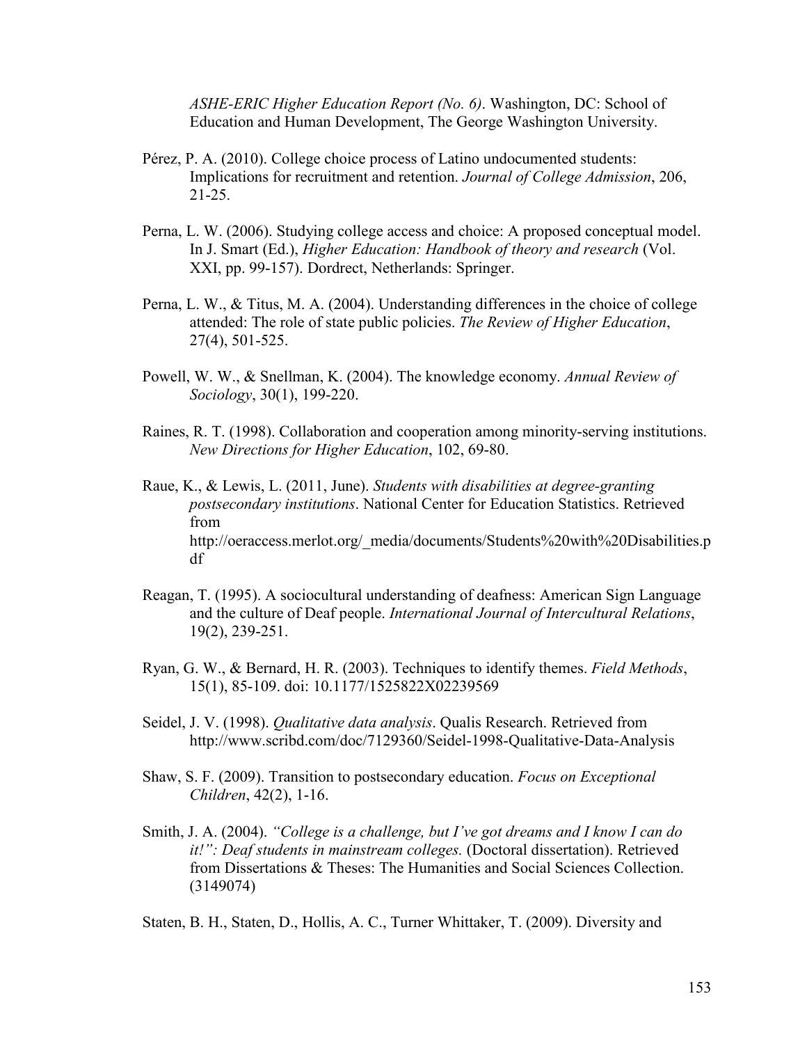*ASHE-ERIC Higher Education Report (No. 6)*. Washington, DC: School of Education and Human Development, The George Washington University.

Pérez, P. A. (2010). College choice process of Latino undocumented students: Implications for recruitment and retention. *Journal of College Admission*, 206, 21-25.

Perna, L. W. (2006). Studying college access and choice: A proposed conceptual model. In J. Smart (Ed.), *Higher Education: Handbook of theory and research* (Vol. XXI, pp. 99-157). Dordrect, Netherlands: Springer.

Perna, L. W., & Titus, M. A. (2004). Understanding differences in the choice of college attended: The role of state public policies. *The Review of Higher Education*, 27(4), 501-525.

Powell, W. W., & Snellman, K. (2004). The knowledge economy. *Annual Review of Sociology*, 30(1), 199-220.

Raines, R. T. (1998). Collaboration and cooperation among minority-serving institutions. *New Directions for Higher Education*, 102, 69-80.

Raue, K., & Lewis, L. (2011, June). *Students with disabilities at degree-granting postsecondary institutions*. National Center for Education Statistics. Retrieved from http://oeraccess.merlot.org/_media/documents/Students%20with%20Disabilities.pdf

Reagan, T. (1995). A sociocultural understanding of deafness: American Sign Language and the culture of Deaf people. *International Journal of Intercultural Relations*, 19(2), 239-251.

Ryan, G. W., & Bernard, H. R. (2003). Techniques to identify themes. *Field Methods*, 15(1), 85-109. doi: 10.1177/1525822X02239569

Seidel, J. V. (1998). *Qualitative data analysis*. Qualis Research. Retrieved from http://www.scribd.com/doc/7129360/Seidel-1998-Qualitative-Data-Analysis

Shaw, S. F. (2009). Transition to postsecondary education. *Focus on Exceptional Children*, 42(2), 1-16.

Smith, J. A. (2004). *"College is a challenge, but I've got dreams and I know I can do it!": Deaf students in mainstream colleges.* (Doctoral dissertation). Retrieved from Dissertations & Theses: The Humanities and Social Sciences Collection. (3149074)

Staten, B. H., Staten, D., Hollis, A. C., Turner Whittaker, T. (2009). Diversity and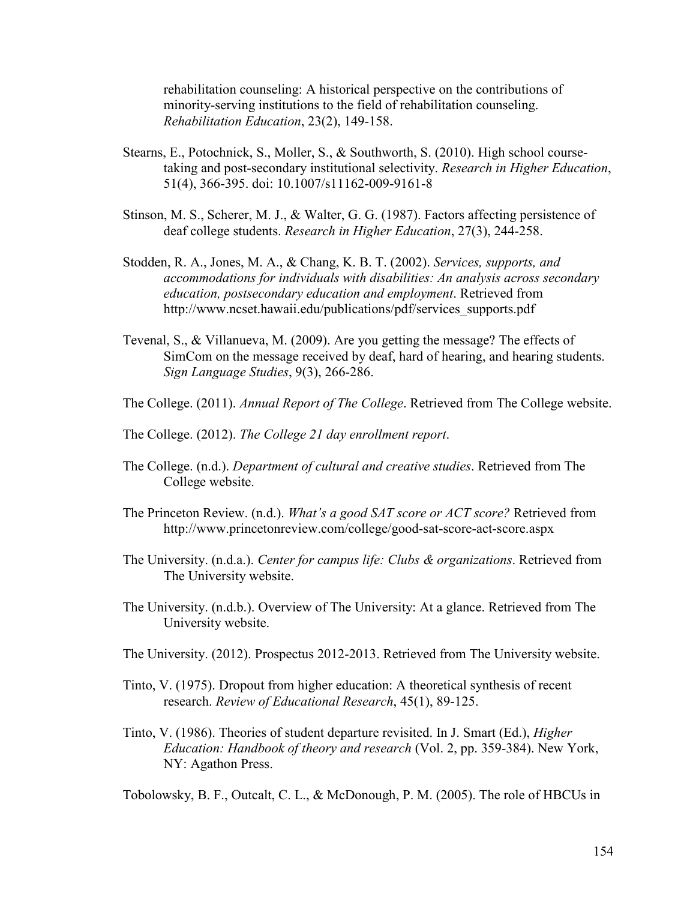rehabilitation counseling: A historical perspective on the contributions of minority-serving institutions to the field of rehabilitation counseling. *Rehabilitation Education*, 23(2), 149-158.

Stearns, E., Potochnick, S., Moller, S., & Southworth, S. (2010). High school course-taking and post-secondary institutional selectivity. *Research in Higher Education*, 51(4), 366-395. doi: 10.1007/s11162-009-9161-8

Stinson, M. S., Scherer, M. J., & Walter, G. G. (1987). Factors affecting persistence of deaf college students. *Research in Higher Education*, 27(3), 244-258.

Stodden, R. A., Jones, M. A., & Chang, K. B. T. (2002). *Services, supports, and accommodations for individuals with disabilities: An analysis across secondary education, postsecondary education and employment*. Retrieved from http://www.ncset.hawaii.edu/publications/pdf/services_supports.pdf

Tevenal, S., & Villanueva, M. (2009). Are you getting the message? The effects of SimCom on the message received by deaf, hard of hearing, and hearing students. *Sign Language Studies*, 9(3), 266-286.

The College. (2011). *Annual Report of The College*. Retrieved from The College website.

The College. (2012). *The College 21 day enrollment report*.

The College. (n.d.). *Department of cultural and creative studies*. Retrieved from The College website.

The Princeton Review. (n.d.). *What's a good SAT score or ACT score?* Retrieved from http://www.princetonreview.com/college/good-sat-score-act-score.aspx

The University. (n.d.a.). *Center for campus life: Clubs & organizations*. Retrieved from The University website.

The University. (n.d.b.). Overview of The University: At a glance. Retrieved from The University website.

The University. (2012). Prospectus 2012-2013. Retrieved from The University website.

Tinto, V. (1975). Dropout from higher education: A theoretical synthesis of recent research. *Review of Educational Research*, 45(1), 89-125.

Tinto, V. (1986). Theories of student departure revisited. In J. Smart (Ed.), *Higher Education: Handbook of theory and research* (Vol. 2, pp. 359-384). New York, NY: Agathon Press.

Tobolowsky, B. F., Outcalt, C. L., & McDonough, P. M. (2005). The role of HBCUs in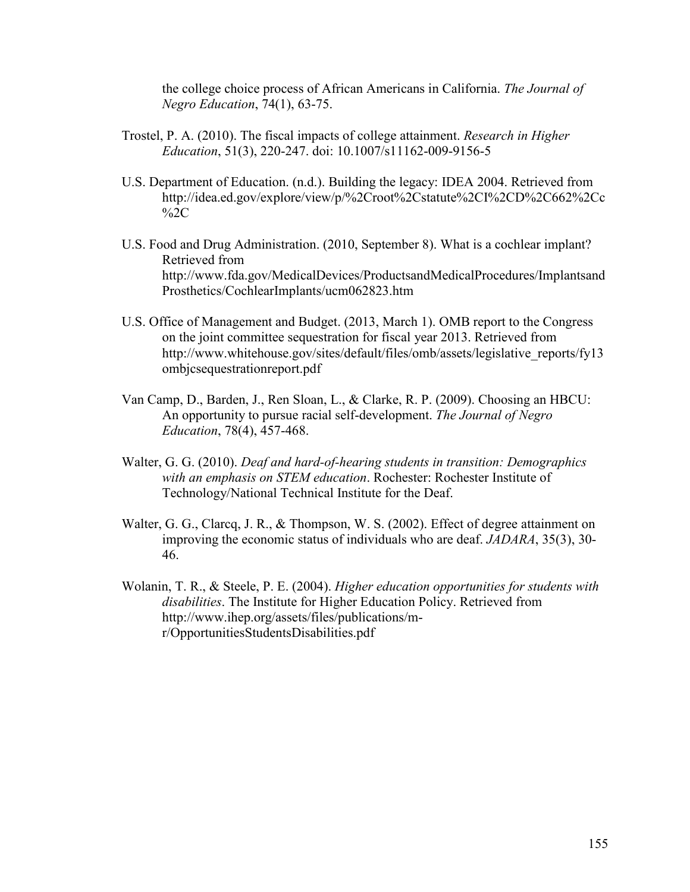the college choice process of African Americans in California. *The Journal of Negro Education*, 74(1), 63-75.

Trostel, P. A. (2010). The fiscal impacts of college attainment. *Research in Higher Education*, 51(3), 220-247. doi: 10.1007/s11162-009-9156-5

U.S. Department of Education. (n.d.). Building the legacy: IDEA 2004. Retrieved from http://idea.ed.gov/explore/view/p/%2Croot%2Cstatute%2CI%2CD%2C662%2Cc%2C

U.S. Food and Drug Administration. (2010, September 8). What is a cochlear implant? Retrieved from http://www.fda.gov/MedicalDevices/ProductsandMedicalProcedures/ImplantsandProsthetics/CochlearImplants/ucm062823.htm

U.S. Office of Management and Budget. (2013, March 1). OMB report to the Congress on the joint committee sequestration for fiscal year 2013. Retrieved from http://www.whitehouse.gov/sites/default/files/omb/assets/legislative_reports/fy13ombjcsequestrationreport.pdf

Van Camp, D., Barden, J., Ren Sloan, L., & Clarke, R. P. (2009). Choosing an HBCU: An opportunity to pursue racial self-development. *The Journal of Negro Education*, 78(4), 457-468.

Walter, G. G. (2010). *Deaf and hard-of-hearing students in transition: Demographics with an emphasis on STEM education*. Rochester: Rochester Institute of Technology/National Technical Institute for the Deaf.

Walter, G. G., Clarcq, J. R., & Thompson, W. S. (2002). Effect of degree attainment on improving the economic status of individuals who are deaf. *JADARA*, 35(3), 30-46.

Wolanin, T. R., & Steele, P. E. (2004). *Higher education opportunities for students with disabilities*. The Institute for Higher Education Policy. Retrieved from http://www.ihep.org/assets/files/publications/m-r/OpportunitiesStudentsDisabilities.pdf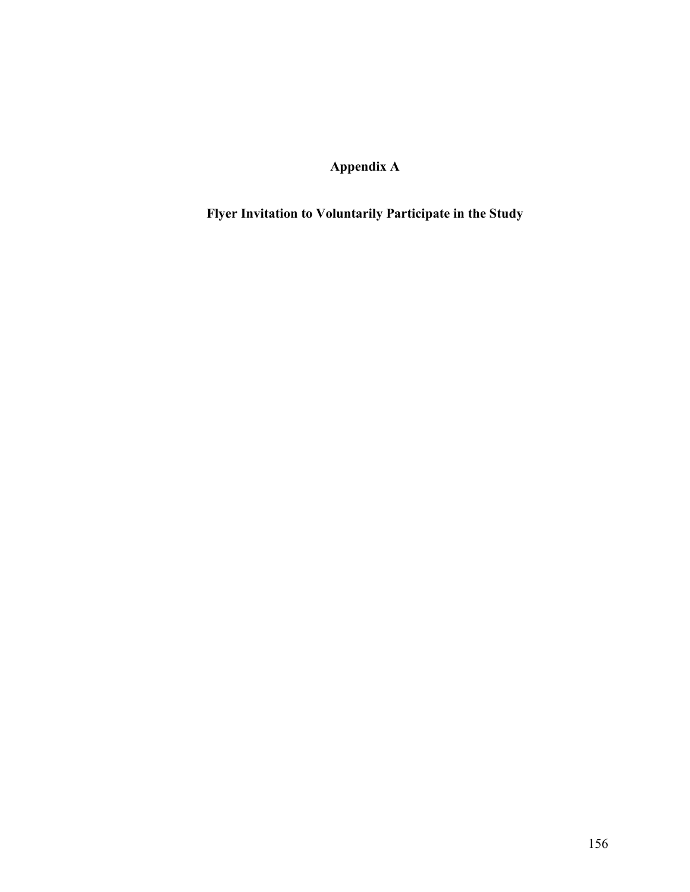# Appendix A

## Flyer Invitation to Voluntarily Participate in the Study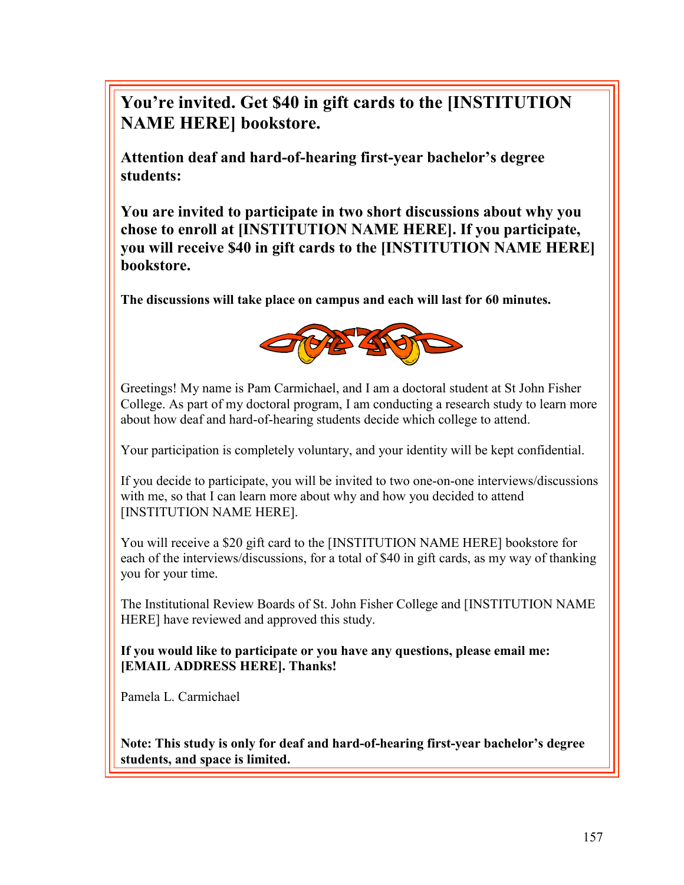# You're invited. Get $40 in gift cards to the [INSTITUTION NAME HERE] bookstore.

**Attention deaf and hard-of-hearing first-year bachelor's degree students:**

**You are invited to participate in two short discussions about why you chose to enroll at [INSTITUTION NAME HERE]. If you participate, you will receive $40 in gift cards to the [INSTITUTION NAME HERE] bookstore.**

**The discussions will take place on campus and each will last for 60 minutes.**

Greetings! My name is Pam Carmichael, and I am a doctoral student at St John Fisher College. As part of my doctoral program, I am conducting a research study to learn more about how deaf and hard-of-hearing students decide which college to attend.

Your participation is completely voluntary, and your identity will be kept confidential.

If you decide to participate, you will be invited to two one-on-one interviews/discussions with me, so that I can learn more about why and how you decided to attend [INSTITUTION NAME HERE].

You will receive a $20 gift card to the [INSTITUTION NAME HERE] bookstore for each of the interviews/discussions, for a total of $40 in gift cards, as my way of thanking you for your time.

The Institutional Review Boards of St. John Fisher College and [INSTITUTION NAME HERE] have reviewed and approved this study.

**If you would like to participate or you have any questions, please email me: [EMAIL ADDRESS HERE]. Thanks!**

Pamela L. Carmichael

**Note: This study is only for deaf and hard-of-hearing first-year bachelor's degree students, and space is limited.**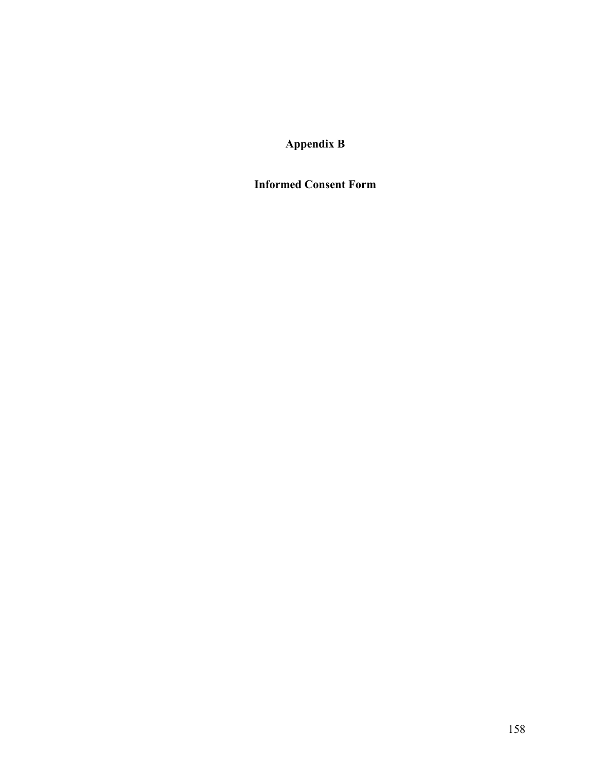# Appendix B

## Informed Consent Form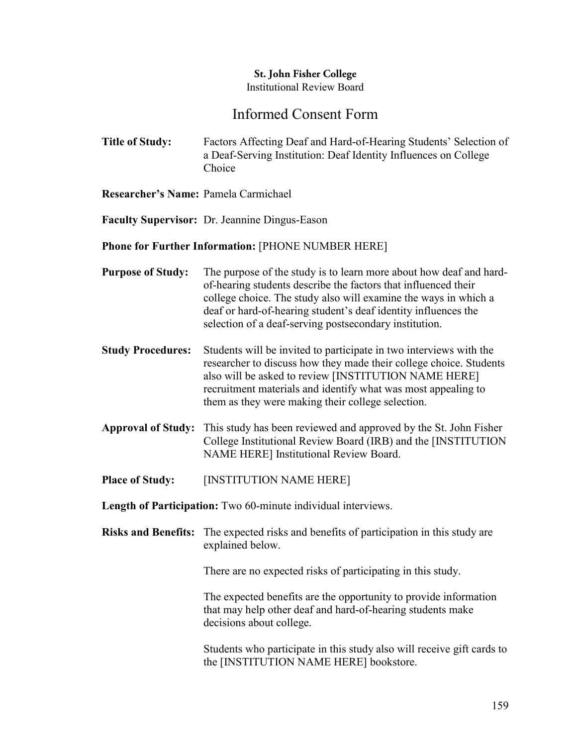**St. John Fisher College**
Institutional Review Board

# Informed Consent Form

**Title of Study:** Factors Affecting Deaf and Hard-of-Hearing Students' Selection of a Deaf-Serving Institution: Deaf Identity Influences on College Choice

**Researcher's Name:** Pamela Carmichael

**Faculty Supervisor:** Dr. Jeannine Dingus-Eason

**Phone for Further Information:** [PHONE NUMBER HERE]

**Purpose of Study:** The purpose of the study is to learn more about how deaf and hard-of-hearing students describe the factors that influenced their college choice. The study also will examine the ways in which a deaf or hard-of-hearing student's deaf identity influences the selection of a deaf-serving postsecondary institution.

**Study Procedures:** Students will be invited to participate in two interviews with the researcher to discuss how they made their college choice. Students also will be asked to review [INSTITUTION NAME HERE] recruitment materials and identify what was most appealing to them as they were making their college selection.

**Approval of Study:** This study has been reviewed and approved by the St. John Fisher College Institutional Review Board (IRB) and the [INSTITUTION NAME HERE] Institutional Review Board.

**Place of Study:** [INSTITUTION NAME HERE]

**Length of Participation:** Two 60-minute individual interviews.

**Risks and Benefits:** The expected risks and benefits of participation in this study are explained below.

There are no expected risks of participating in this study.

The expected benefits are the opportunity to provide information that may help other deaf and hard-of-hearing students make decisions about college.

Students who participate in this study also will receive gift cards to the [INSTITUTION NAME HERE] bookstore.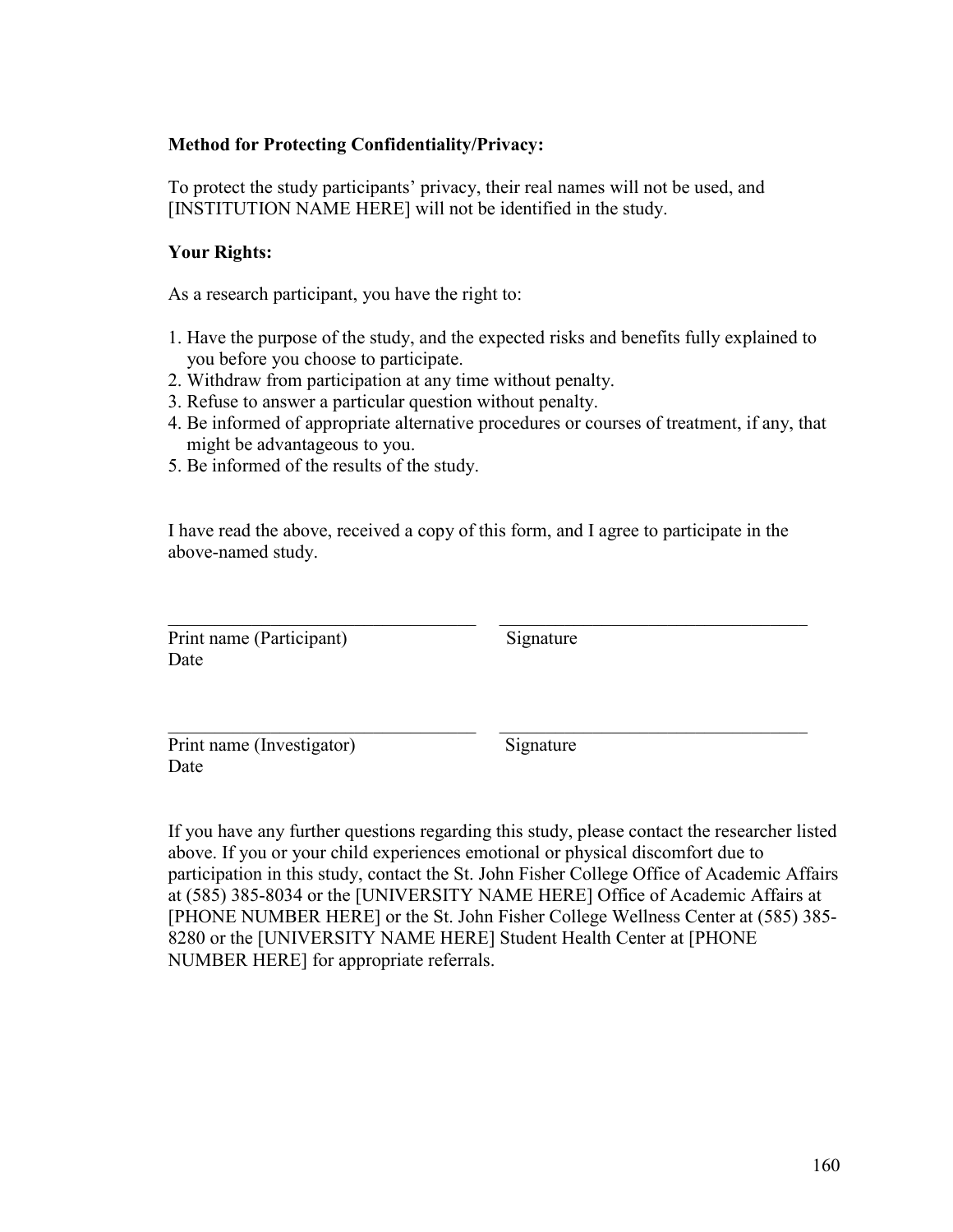**Method for Protecting Confidentiality/Privacy:**

To protect the study participants' privacy, their real names will not be used, and [INSTITUTION NAME HERE] will not be identified in the study.

**Your Rights:**

As a research participant, you have the right to:

1. Have the purpose of the study, and the expected risks and benefits fully explained to you before you choose to participate.
2. Withdraw from participation at any time without penalty.
3. Refuse to answer a particular question without penalty.
4. Be informed of appropriate alternative procedures or courses of treatment, if any, that might be advantageous to you.
5. Be informed of the results of the study.

I have read the above, received a copy of this form, and I agree to participate in the above-named study.

\_\_\_\_\_\_\_\_\_\_\_\_\_\_\_\_\_\_\_\_\_\_\_\_\_\_\_\_\_\_\_\_\_\_ \_\_\_\_\_\_\_\_\_\_\_\_\_\_\_\_\_\_\_\_\_\_\_\_\_\_\_\_\_\_\_\_\_\_

Print name (Participant) Signature
Date

\_\_\_\_\_\_\_\_\_\_\_\_\_\_\_\_\_\_\_\_\_\_\_\_\_\_\_\_\_\_\_\_\_\_ \_\_\_\_\_\_\_\_\_\_\_\_\_\_\_\_\_\_\_\_\_\_\_\_\_\_\_\_\_\_\_\_\_\_

Print name (Investigator) Signature
Date

If you have any further questions regarding this study, please contact the researcher listed above. If you or your child experiences emotional or physical discomfort due to participation in this study, contact the St. John Fisher College Office of Academic Affairs at (585) 385-8034 or the [UNIVERSITY NAME HERE] Office of Academic Affairs at [PHONE NUMBER HERE] or the St. John Fisher College Wellness Center at (585) 385-8280 or the [UNIVERSITY NAME HERE] Student Health Center at [PHONE NUMBER HERE] for appropriate referrals.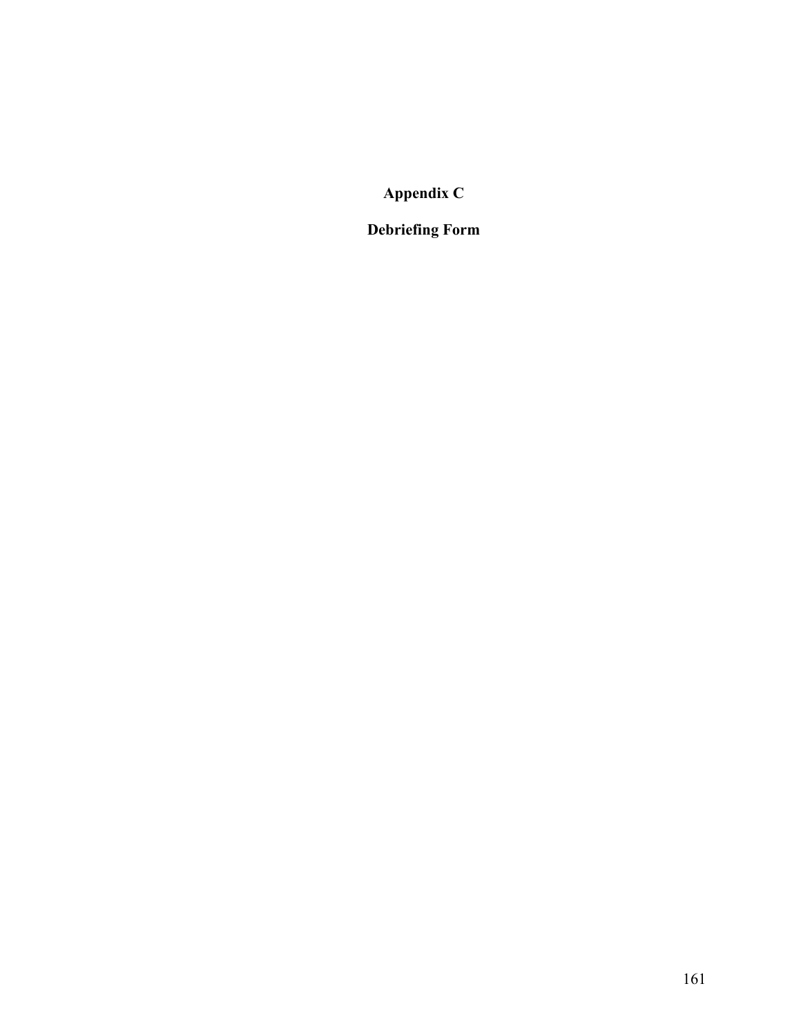# Appendix C

## Debriefing Form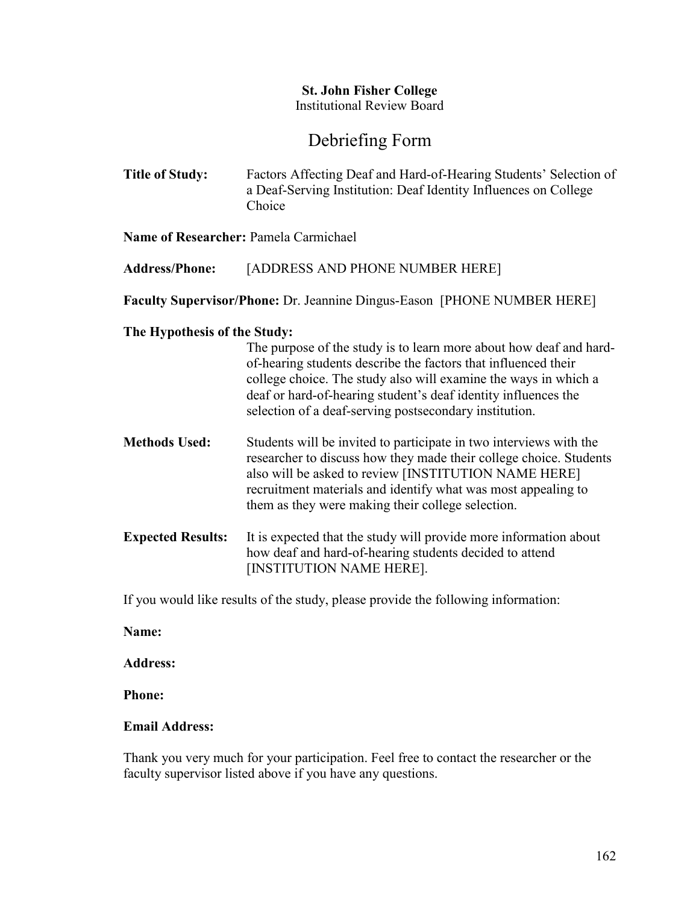**St. John Fisher College**
Institutional Review Board

# Debriefing Form

**Title of Study:** Factors Affecting Deaf and Hard-of-Hearing Students' Selection of a Deaf-Serving Institution: Deaf Identity Influences on College Choice

**Name of Researcher:** Pamela Carmichael

**Address/Phone:** [ADDRESS AND PHONE NUMBER HERE]

**Faculty Supervisor/Phone:** Dr. Jeannine Dingus-Eason [PHONE NUMBER HERE]

**The Hypothesis of the Study:**

The purpose of the study is to learn more about how deaf and hard-of-hearing students describe the factors that influenced their college choice. The study also will examine the ways in which a deaf or hard-of-hearing student's deaf identity influences the selection of a deaf-serving postsecondary institution.

**Methods Used:** Students will be invited to participate in two interviews with the researcher to discuss how they made their college choice. Students also will be asked to review [INSTITUTION NAME HERE] recruitment materials and identify what was most appealing to them as they were making their college selection.

**Expected Results:** It is expected that the study will provide more information about how deaf and hard-of-hearing students decided to attend [INSTITUTION NAME HERE].

If you would like results of the study, please provide the following information:

**Name:**

**Address:**

**Phone:**

**Email Address:**

Thank you very much for your participation. Feel free to contact the researcher or the faculty supervisor listed above if you have any questions.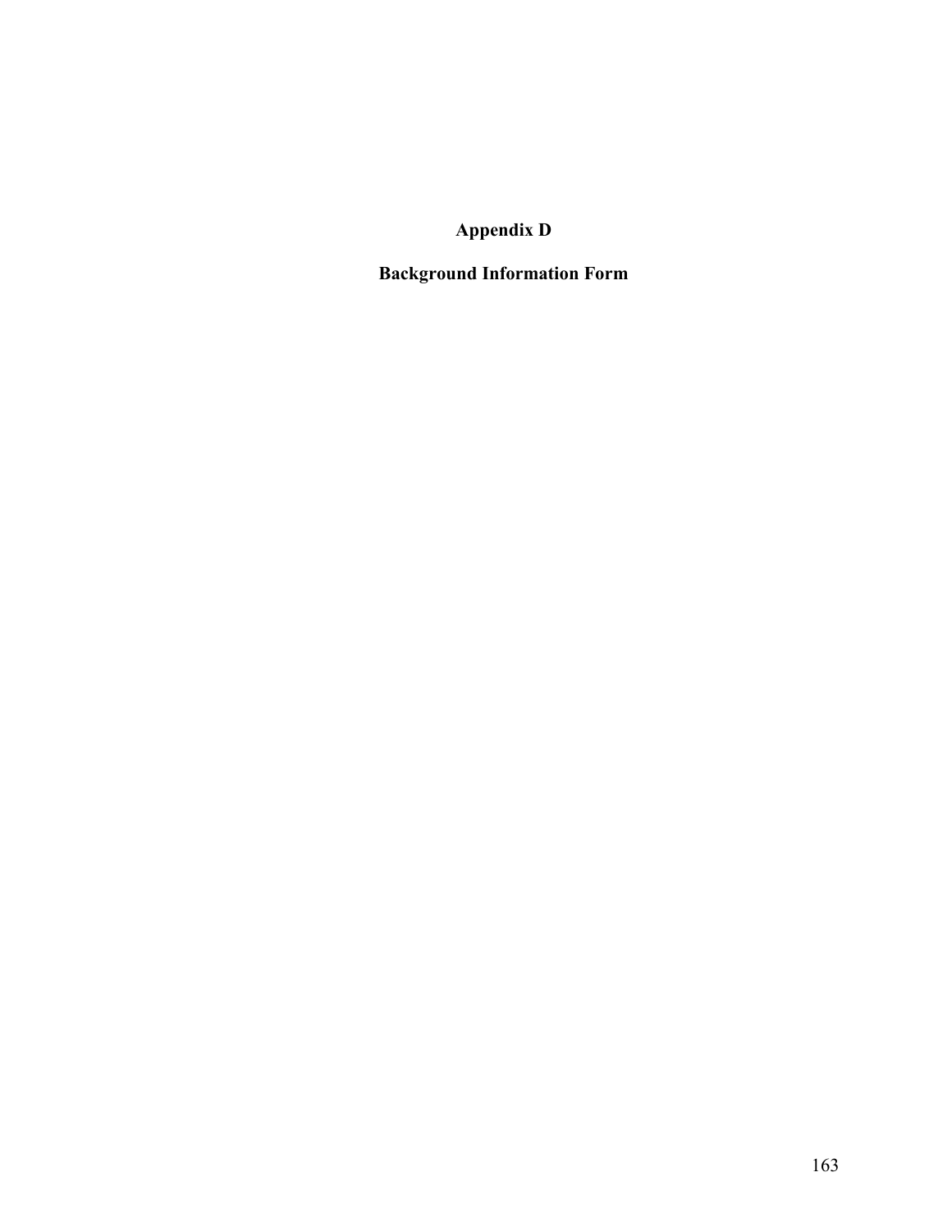# Appendix D

## Background Information Form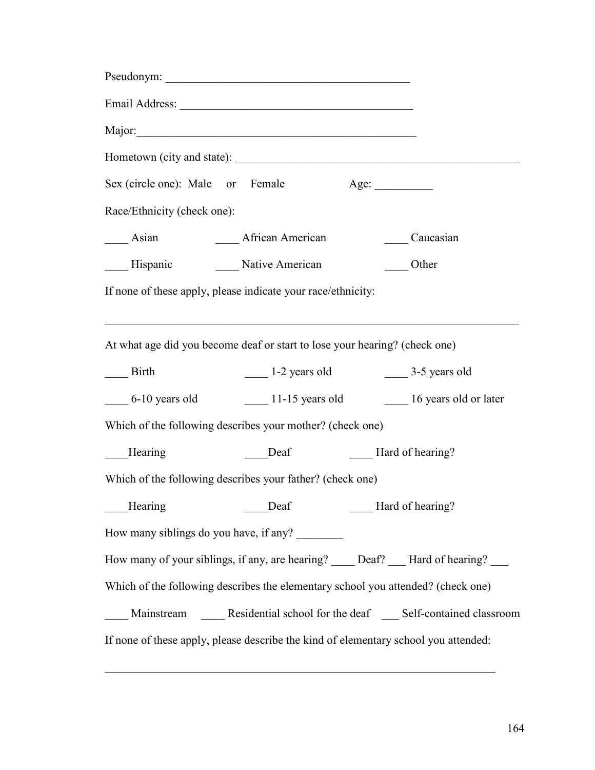Pseudonym: ___________________________________________

Email Address: _________________________________________

Major:_________________________________________________

Hometown (city and state): __________________________________________________

Sex (circle one): Male or Female Age: __________

Race/Ethnicity (check one):

____ Asian ____ African American ____ Caucasian

____ Hispanic ____ Native American ____ Other

If none of these apply, please indicate your race/ethnicity:

__________________________________________________________________________

At what age did you become deaf or start to lose your hearing? (check one)

____ Birth ____ 1-2 years old ____ 3-5 years old

____ 6-10 years old ____ 11-15 years old ____ 16 years old or later

Which of the following describes your mother? (check one)

____Hearing ____Deaf ____ Hard of hearing?

Which of the following describes your father? (check one)

____Hearing ____Deaf ____ Hard of hearing?

How many siblings do you have, if any? ________

How many of your siblings, if any, are hearing? ____ Deaf? ___ Hard of hearing? ___

Which of the following describes the elementary school you attended? (check one)

____ Mainstream ____ Residential school for the deaf ___ Self-contained classroom

If none of these apply, please describe the kind of elementary school you attended:

______________________________________________________________________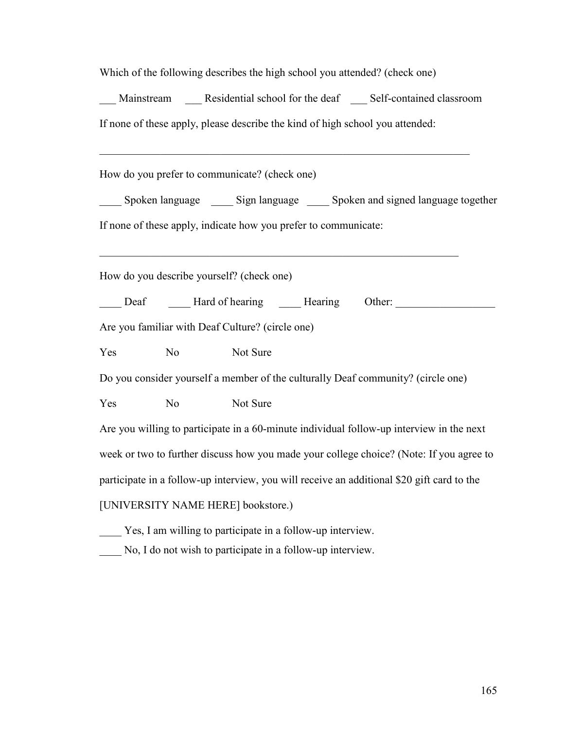Which of the following describes the high school you attended? (check one)

___ Mainstream ___ Residential school for the deaf ___ Self-contained classroom

If none of these apply, please describe the kind of high school you attended:

_______________________________________________________________________

How do you prefer to communicate? (check one)

____ Spoken language ____ Sign language ____ Spoken and signed language together

If none of these apply, indicate how you prefer to communicate:

_____________________________________________________________________

How do you describe yourself? (check one)

____ Deaf ____ Hard of hearing ____ Hearing Other: __________________

Are you familiar with Deaf Culture? (circle one)

Yes No Not Sure

Do you consider yourself a member of the culturally Deaf community? (circle one)

Yes No Not Sure

Are you willing to participate in a 60-minute individual follow-up interview in the next week or two to further discuss how you made your college choice? (Note: If you agree to participate in a follow-up interview, you will receive an additional $20 gift card to the [UNIVERSITY NAME HERE] bookstore.)

____ Yes, I am willing to participate in a follow-up interview.

____ No, I do not wish to participate in a follow-up interview.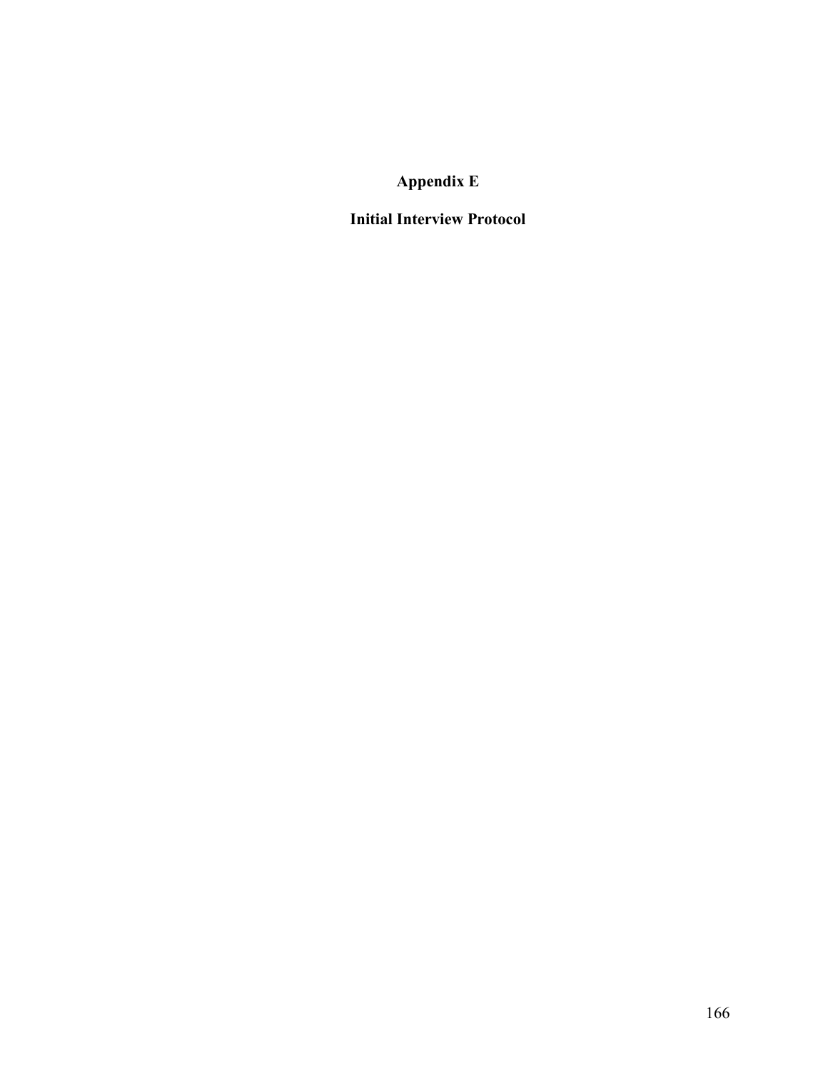# Appendix E

## Initial Interview Protocol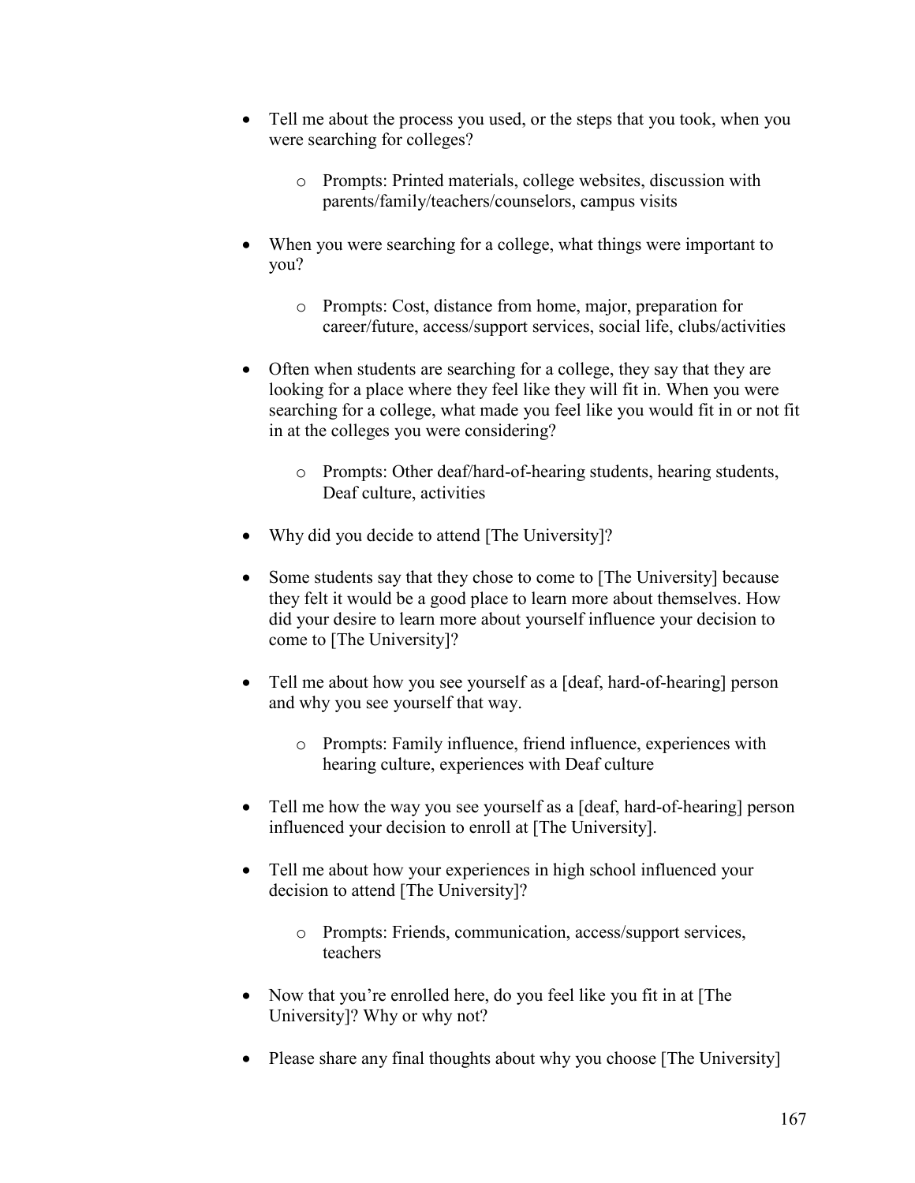- Tell me about the process you used, or the steps that you took, when you were searching for colleges?
    - Prompts: Printed materials, college websites, discussion with parents/family/teachers/counselors, campus visits
- When you were searching for a college, what things were important to you?
    - Prompts: Cost, distance from home, major, preparation for career/future, access/support services, social life, clubs/activities
- Often when students are searching for a college, they say that they are looking for a place where they feel like they will fit in. When you were searching for a college, what made you feel like you would fit in or not fit in at the colleges you were considering?
    - Prompts: Other deaf/hard-of-hearing students, hearing students, Deaf culture, activities
- Why did you decide to attend [The University]?
- Some students say that they chose to come to [The University] because they felt it would be a good place to learn more about themselves. How did your desire to learn more about yourself influence your decision to come to [The University]?
- Tell me about how you see yourself as a [deaf, hard-of-hearing] person and why you see yourself that way.
    - Prompts: Family influence, friend influence, experiences with hearing culture, experiences with Deaf culture
- Tell me how the way you see yourself as a [deaf, hard-of-hearing] person influenced your decision to enroll at [The University].
- Tell me about how your experiences in high school influenced your decision to attend [The University]?
    - Prompts: Friends, communication, access/support services, teachers
- Now that you're enrolled here, do you feel like you fit in at [The University]? Why or why not?
- Please share any final thoughts about why you choose [The University]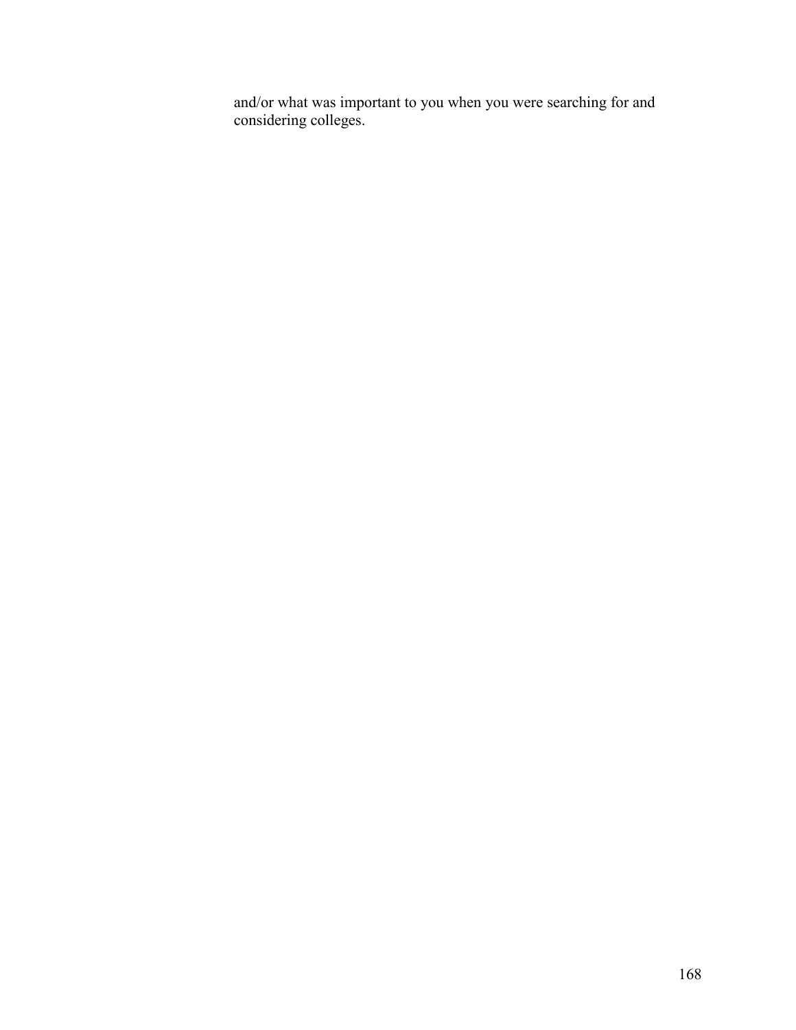and/or what was important to you when you were searching for and considering colleges.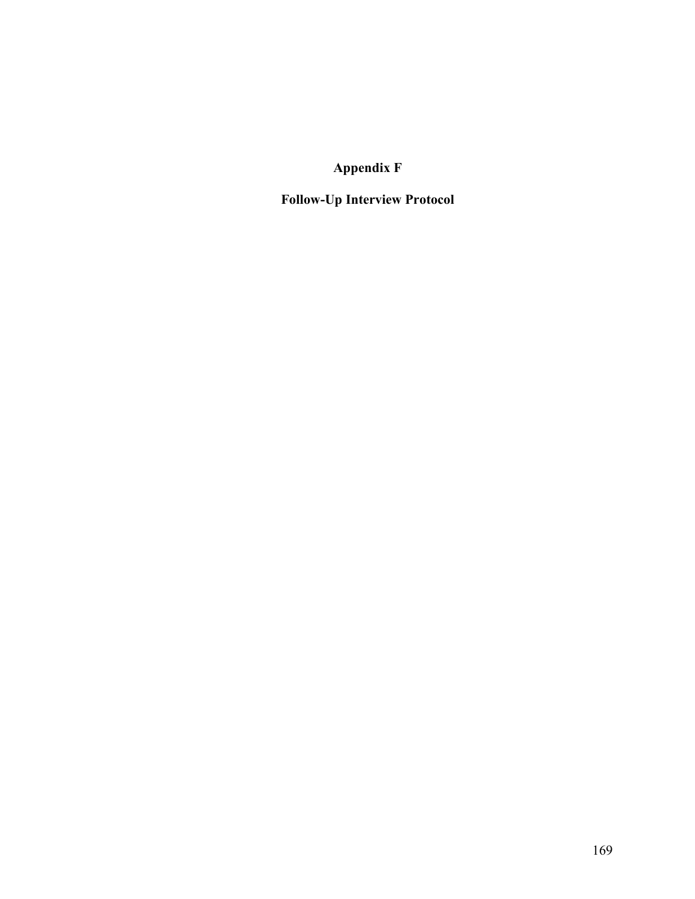# Appendix F

## Follow-Up Interview Protocol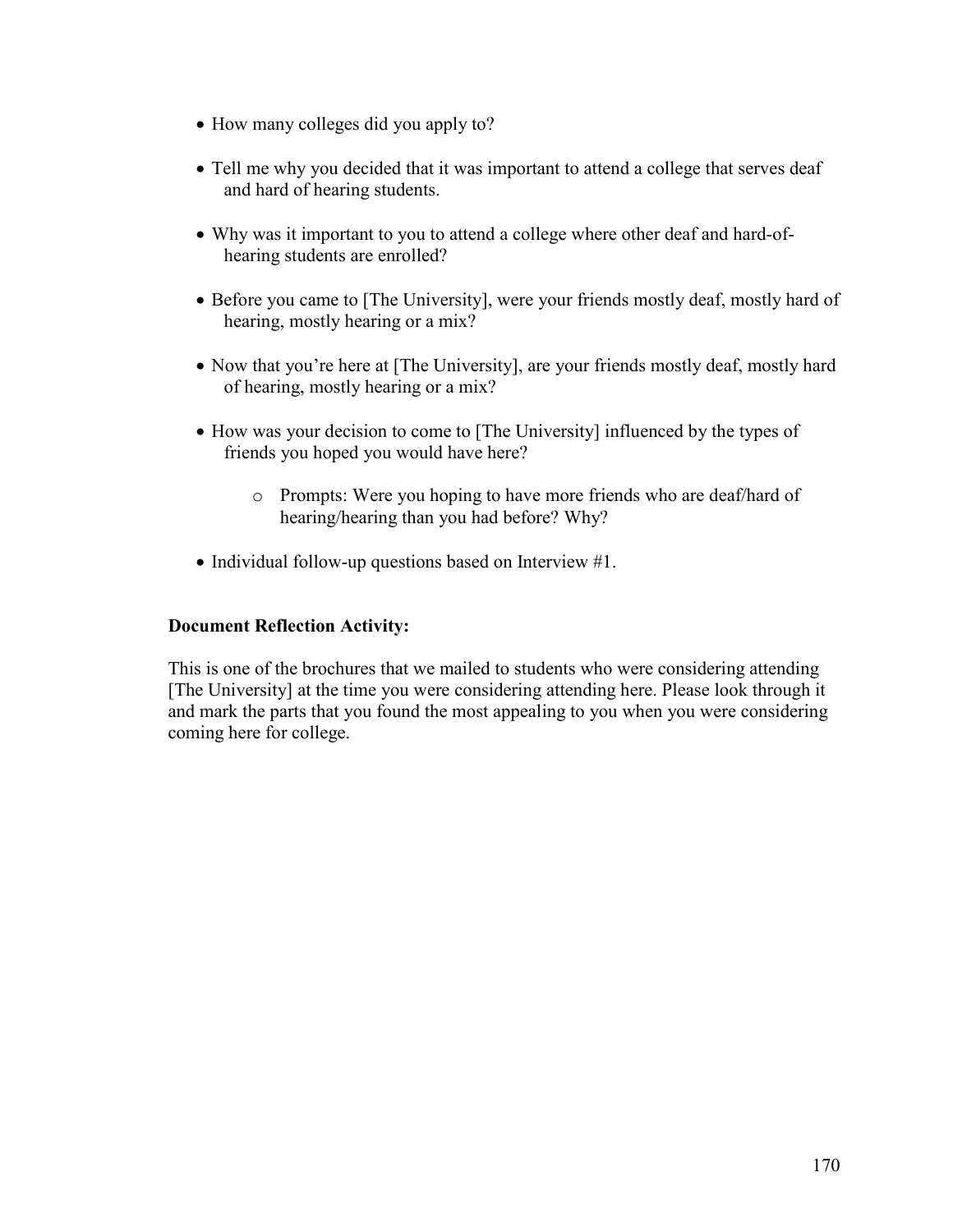- How many colleges did you apply to?
- Tell me why you decided that it was important to attend a college that serves deaf and hard of hearing students.
- Why was it important to you to attend a college where other deaf and hard-of-hearing students are enrolled?
- Before you came to [The University], were your friends mostly deaf, mostly hard of hearing, mostly hearing or a mix?
- Now that you're here at [The University], are your friends mostly deaf, mostly hard of hearing, mostly hearing or a mix?
- How was your decision to come to [The University] influenced by the types of friends you hoped you would have here?
    - Prompts: Were you hoping to have more friends who are deaf/hard of hearing/hearing than you had before? Why?
- Individual follow-up questions based on Interview #1.

**Document Reflection Activity:**

This is one of the brochures that we mailed to students who were considering attending [The University] at the time you were considering attending here. Please look through it and mark the parts that you found the most appealing to you when you were considering coming here for college.